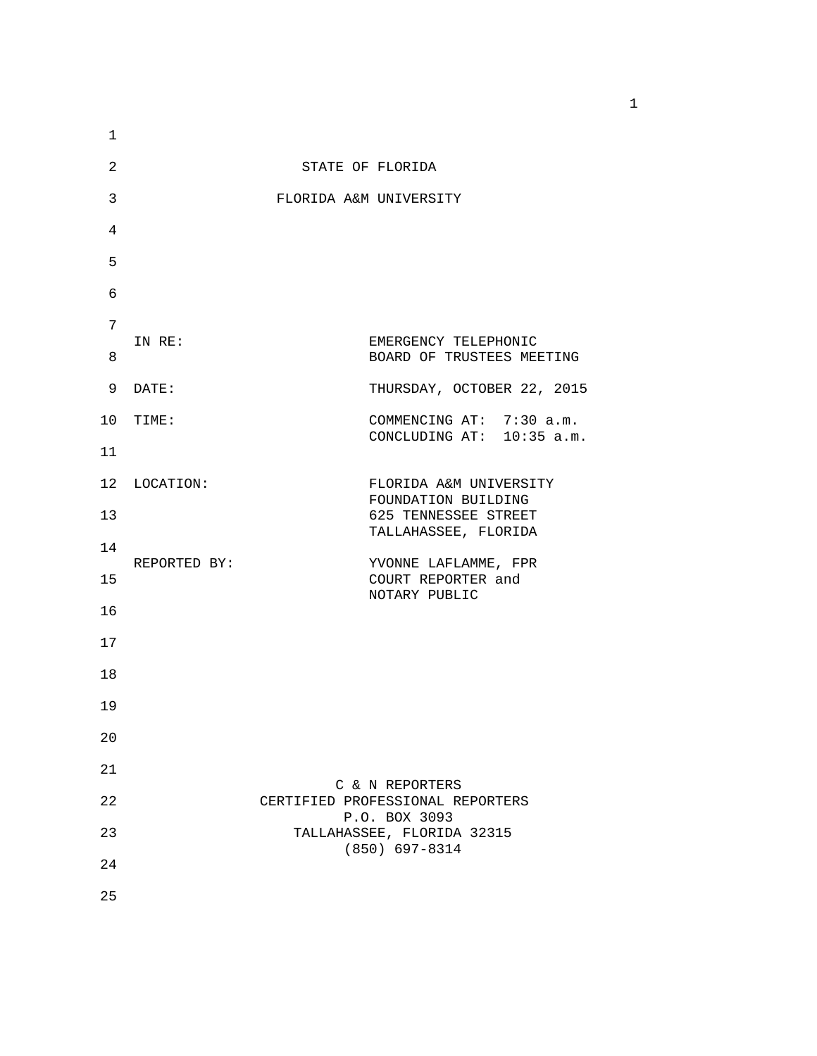STATE OF FLORIDA

FLORIDA A&M UNIVERSITY

| | |
|---|---|
| IN RE: | EMERGENCY TELEPHONIC BOARD OF TRUSTEES MEETING |
| DATE: | THURSDAY, OCTOBER 22, 2015 |
| TIME: | COMMENCING AT: 7:30 a.m.<br>CONCLUDING AT: 10:35 a.m. |
| LOCATION: | FLORIDA A&M UNIVERSITY<br>FOUNDATION BUILDING<br>625 TENNESSEE STREET<br>TALLAHASSEE, FLORIDA |
| REPORTED BY: | YVONNE LAFLAMME, FPR<br>COURT REPORTER and<br>NOTARY PUBLIC |

C & N REPORTERS
CERTIFIED PROFESSIONAL REPORTERS
P.O. BOX 3093
TALLAHASSEE, FLORIDA 32315
(850) 697-8314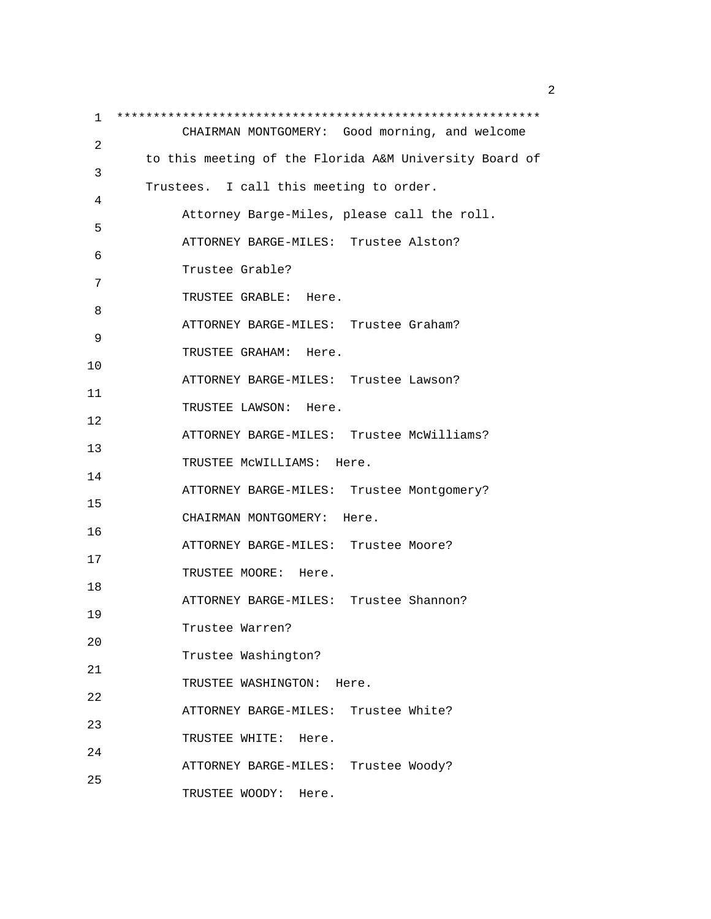*********************************************************

CHAIRMAN MONTGOMERY: Good morning, and welcome to this meeting of the Florida A&M University Board of Trustees. I call this meeting to order.

Attorney Barge-Miles, please call the roll.

ATTORNEY BARGE-MILES: Trustee Alston?

Trustee Grable?

TRUSTEE GRABLE: Here.

ATTORNEY BARGE-MILES: Trustee Graham?

TRUSTEE GRAHAM: Here.

ATTORNEY BARGE-MILES: Trustee Lawson?

TRUSTEE LAWSON: Here.

ATTORNEY BARGE-MILES: Trustee McWilliams?

TRUSTEE McWILLIAMS: Here.

ATTORNEY BARGE-MILES: Trustee Montgomery?

CHAIRMAN MONTGOMERY: Here.

ATTORNEY BARGE-MILES: Trustee Moore?

TRUSTEE MOORE: Here.

ATTORNEY BARGE-MILES: Trustee Shannon?

Trustee Warren?

Trustee Washington?

TRUSTEE WASHINGTON: Here.

ATTORNEY BARGE-MILES: Trustee White?

TRUSTEE WHITE: Here.

ATTORNEY BARGE-MILES: Trustee Woody?

TRUSTEE WOODY: Here.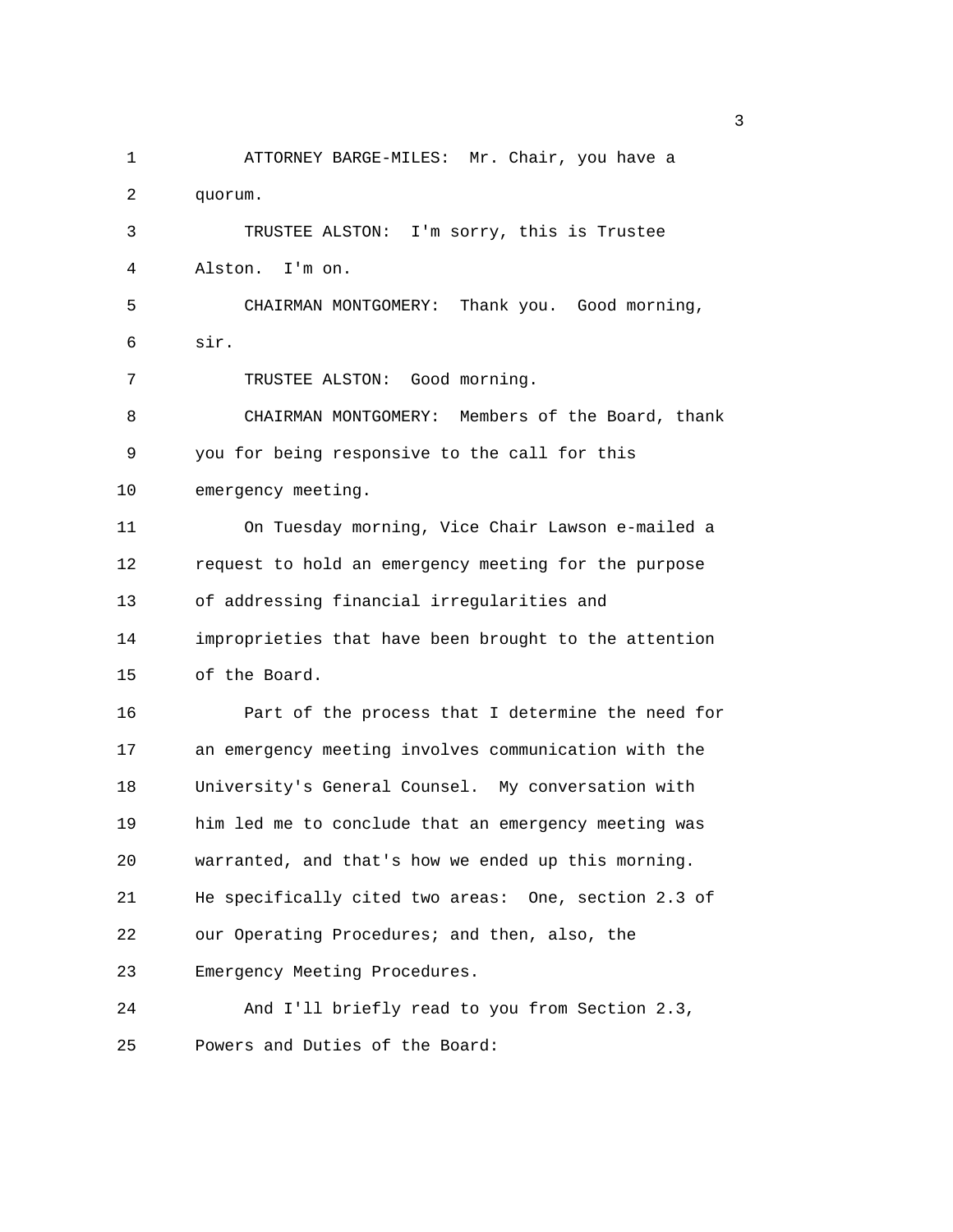ATTORNEY BARGE-MILES: Mr. Chair, you have a quorum.

TRUSTEE ALSTON: I'm sorry, this is Trustee Alston. I'm on.

CHAIRMAN MONTGOMERY: Thank you. Good morning, sir.

TRUSTEE ALSTON: Good morning.

CHAIRMAN MONTGOMERY: Members of the Board, thank you for being responsive to the call for this emergency meeting.

On Tuesday morning, Vice Chair Lawson e-mailed a request to hold an emergency meeting for the purpose of addressing financial irregularities and improprieties that have been brought to the attention of the Board.

Part of the process that I determine the need for an emergency meeting involves communication with the University's General Counsel. My conversation with him led me to conclude that an emergency meeting was warranted, and that's how we ended up this morning. He specifically cited two areas: One, section 2.3 of our Operating Procedures; and then, also, the Emergency Meeting Procedures.

And I'll briefly read to you from Section 2.3, Powers and Duties of the Board: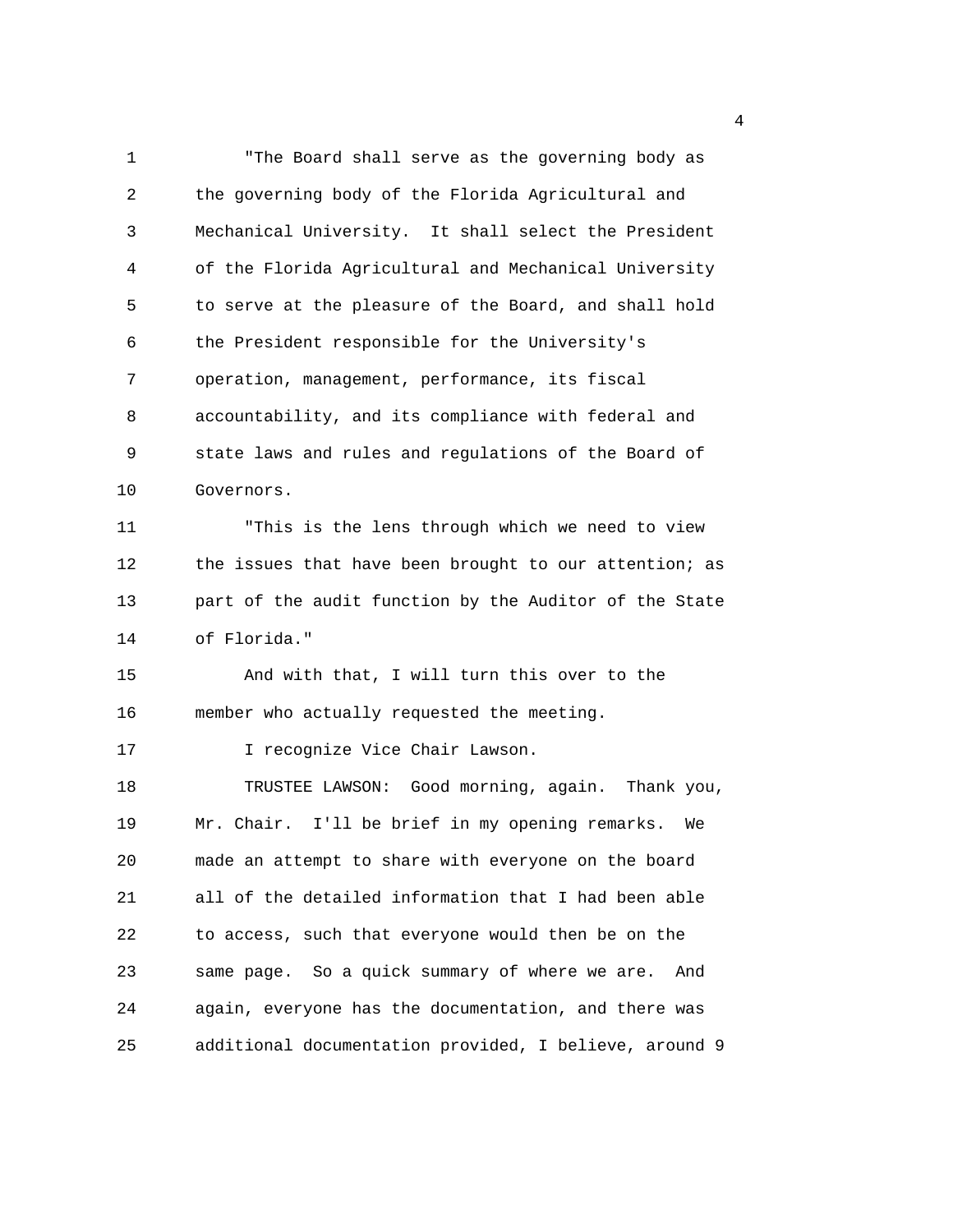"The Board shall serve as the governing body as the governing body of the Florida Agricultural and Mechanical University. It shall select the President of the Florida Agricultural and Mechanical University to serve at the pleasure of the Board, and shall hold the President responsible for the University's operation, management, performance, its fiscal accountability, and its compliance with federal and state laws and rules and regulations of the Board of Governors.

"This is the lens through which we need to view the issues that have been brought to our attention; as part of the audit function by the Auditor of the State of Florida."

And with that, I will turn this over to the member who actually requested the meeting.

I recognize Vice Chair Lawson.

TRUSTEE LAWSON: Good morning, again. Thank you, Mr. Chair. I'll be brief in my opening remarks. We made an attempt to share with everyone on the board all of the detailed information that I had been able to access, such that everyone would then be on the same page. So a quick summary of where we are. And again, everyone has the documentation, and there was additional documentation provided, I believe, around 9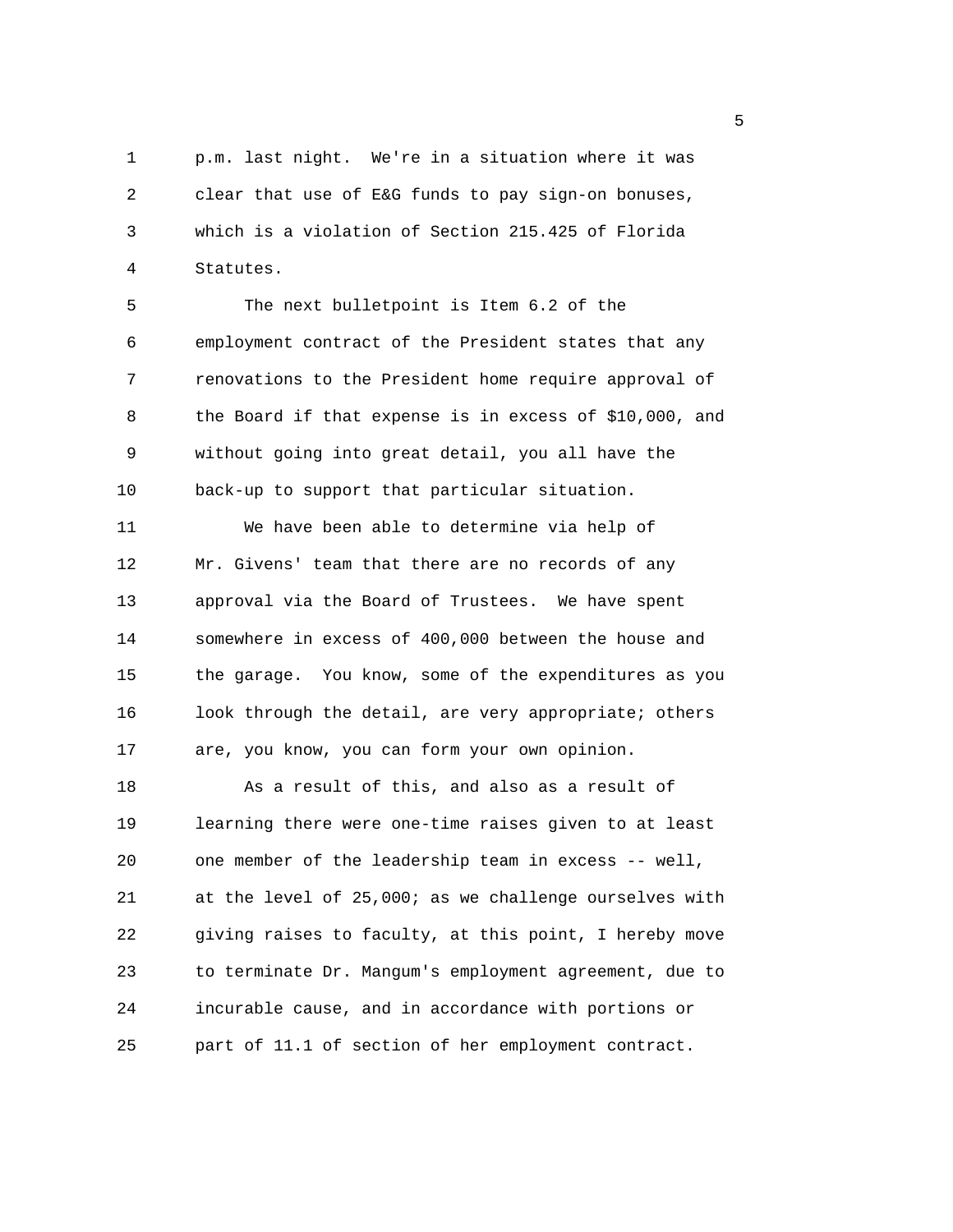p.m. last night. We're in a situation where it was clear that use of E&G funds to pay sign-on bonuses, which is a violation of Section 215.425 of Florida Statutes.

The next bulletpoint is Item 6.2 of the employment contract of the President states that any renovations to the President home require approval of the Board if that expense is in excess of $10,000, and without going into great detail, you all have the back-up to support that particular situation.

We have been able to determine via help of Mr. Givens' team that there are no records of any approval via the Board of Trustees. We have spent somewhere in excess of 400,000 between the house and the garage. You know, some of the expenditures as you look through the detail, are very appropriate; others are, you know, you can form your own opinion.

As a result of this, and also as a result of learning there were one-time raises given to at least one member of the leadership team in excess -- well, at the level of 25,000; as we challenge ourselves with giving raises to faculty, at this point, I hereby move to terminate Dr. Mangum's employment agreement, due to incurable cause, and in accordance with portions or part of 11.1 of section of her employment contract.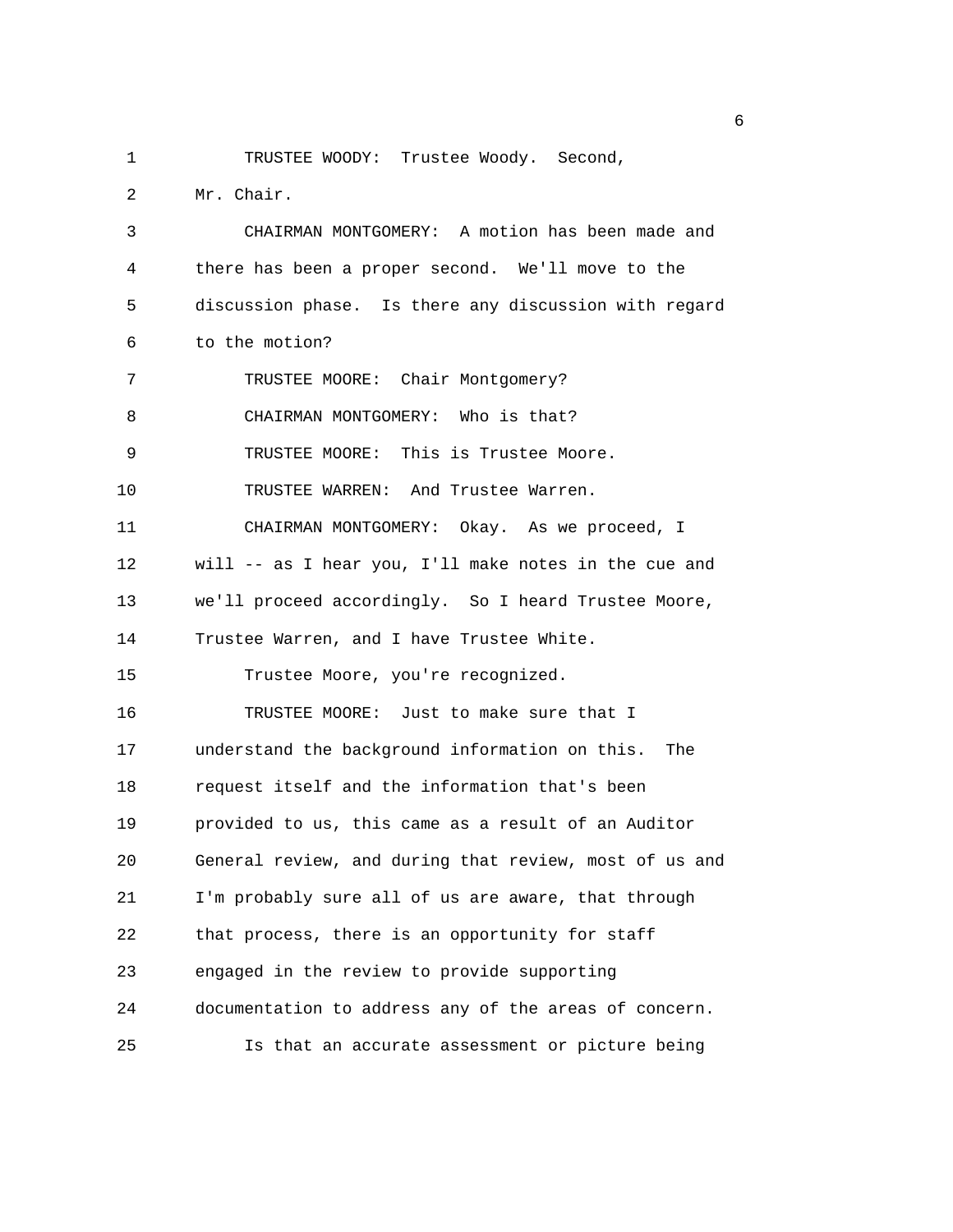TRUSTEE WOODY: Trustee Woody. Second, Mr. Chair.

CHAIRMAN MONTGOMERY: A motion has been made and there has been a proper second. We'll move to the discussion phase. Is there any discussion with regard to the motion?

TRUSTEE MOORE: Chair Montgomery?

CHAIRMAN MONTGOMERY: Who is that?

TRUSTEE MOORE: This is Trustee Moore.

TRUSTEE WARREN: And Trustee Warren.

CHAIRMAN MONTGOMERY: Okay. As we proceed, I will -- as I hear you, I'll make notes in the cue and we'll proceed accordingly. So I heard Trustee Moore, Trustee Warren, and I have Trustee White.

Trustee Moore, you're recognized.

TRUSTEE MOORE: Just to make sure that I understand the background information on this. The request itself and the information that's been provided to us, this came as a result of an Auditor General review, and during that review, most of us and I'm probably sure all of us are aware, that through that process, there is an opportunity for staff engaged in the review to provide supporting documentation to address any of the areas of concern.

Is that an accurate assessment or picture being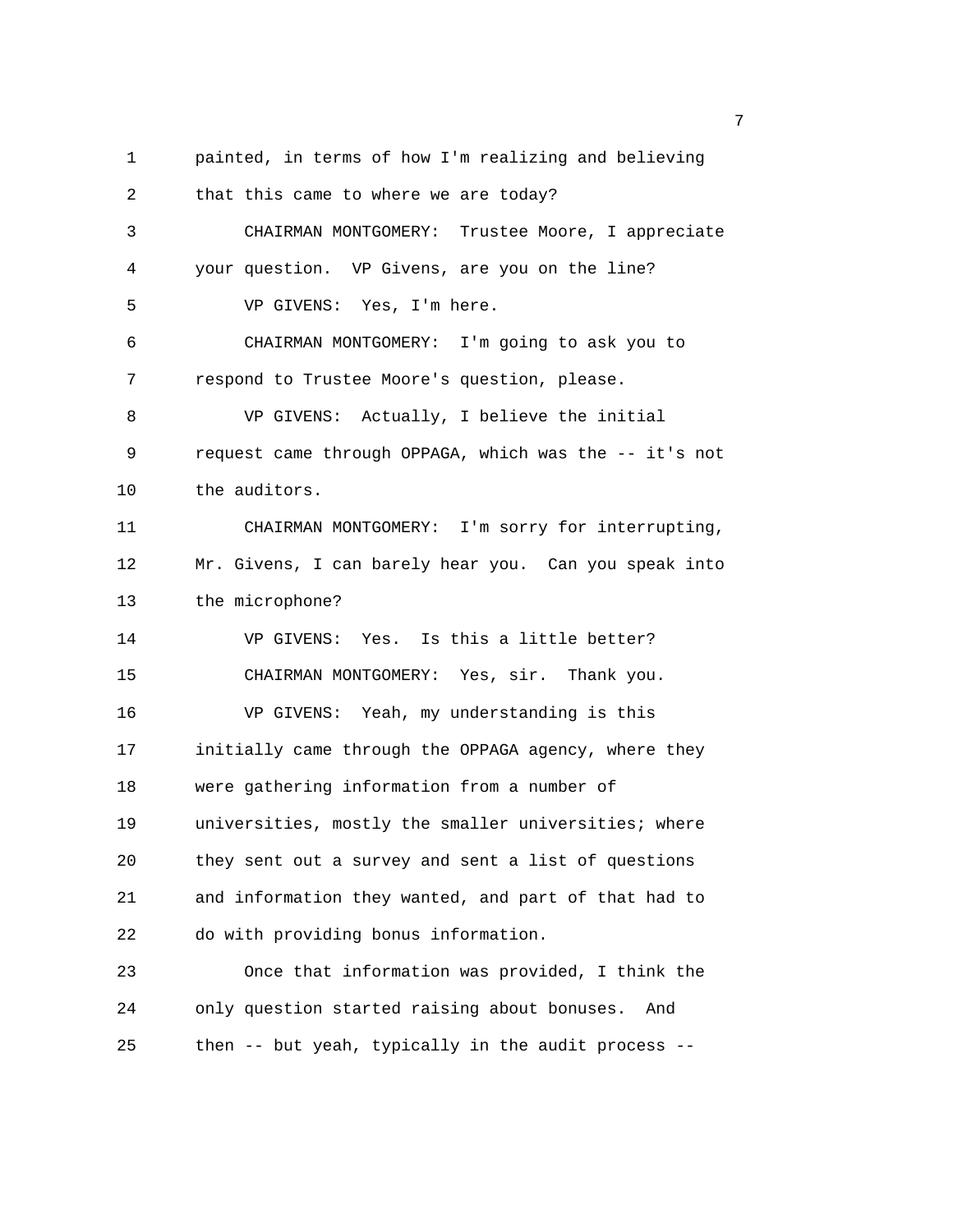painted, in terms of how I'm realizing and believing that this came to where we are today?

CHAIRMAN MONTGOMERY: Trustee Moore, I appreciate your question. VP Givens, are you on the line?

VP GIVENS: Yes, I'm here.

CHAIRMAN MONTGOMERY: I'm going to ask you to respond to Trustee Moore's question, please.

VP GIVENS: Actually, I believe the initial request came through OPPAGA, which was the -- it's not the auditors.

CHAIRMAN MONTGOMERY: I'm sorry for interrupting, Mr. Givens, I can barely hear you. Can you speak into the microphone?

VP GIVENS: Yes. Is this a little better?

CHAIRMAN MONTGOMERY: Yes, sir. Thank you.

VP GIVENS: Yeah, my understanding is this initially came through the OPPAGA agency, where they were gathering information from a number of universities, mostly the smaller universities; where they sent out a survey and sent a list of questions and information they wanted, and part of that had to do with providing bonus information.

Once that information was provided, I think the only question started raising about bonuses. And then -- but yeah, typically in the audit process --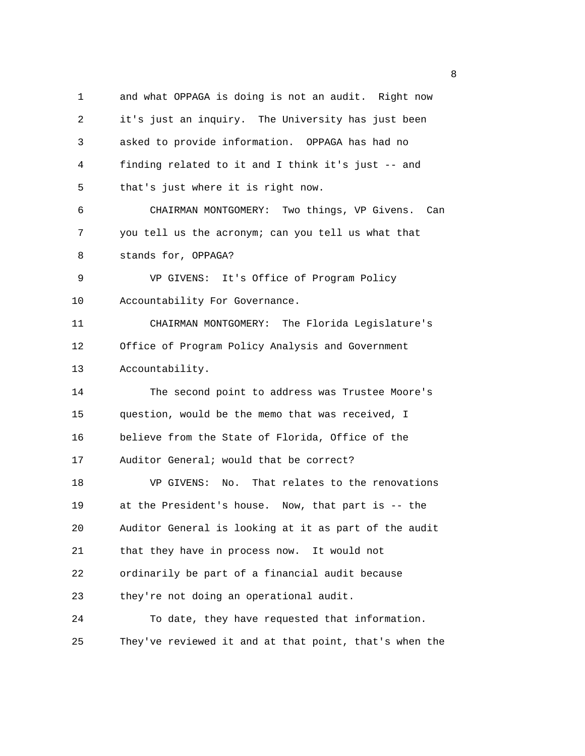and what OPPAGA is doing is not an audit. Right now it's just an inquiry. The University has just been asked to provide information. OPPAGA has had no finding related to it and I think it's just -- and that's just where it is right now.

CHAIRMAN MONTGOMERY: Two things, VP Givens. Can you tell us the acronym; can you tell us what that stands for, OPPAGA?

VP GIVENS: It's Office of Program Policy Accountability For Governance.

CHAIRMAN MONTGOMERY: The Florida Legislature's Office of Program Policy Analysis and Government Accountability.

The second point to address was Trustee Moore's question, would be the memo that was received, I believe from the State of Florida, Office of the Auditor General; would that be correct?

VP GIVENS: No. That relates to the renovations at the President's house. Now, that part is -- the Auditor General is looking at it as part of the audit that they have in process now. It would not ordinarily be part of a financial audit because they're not doing an operational audit.

To date, they have requested that information. They've reviewed it and at that point, that's when the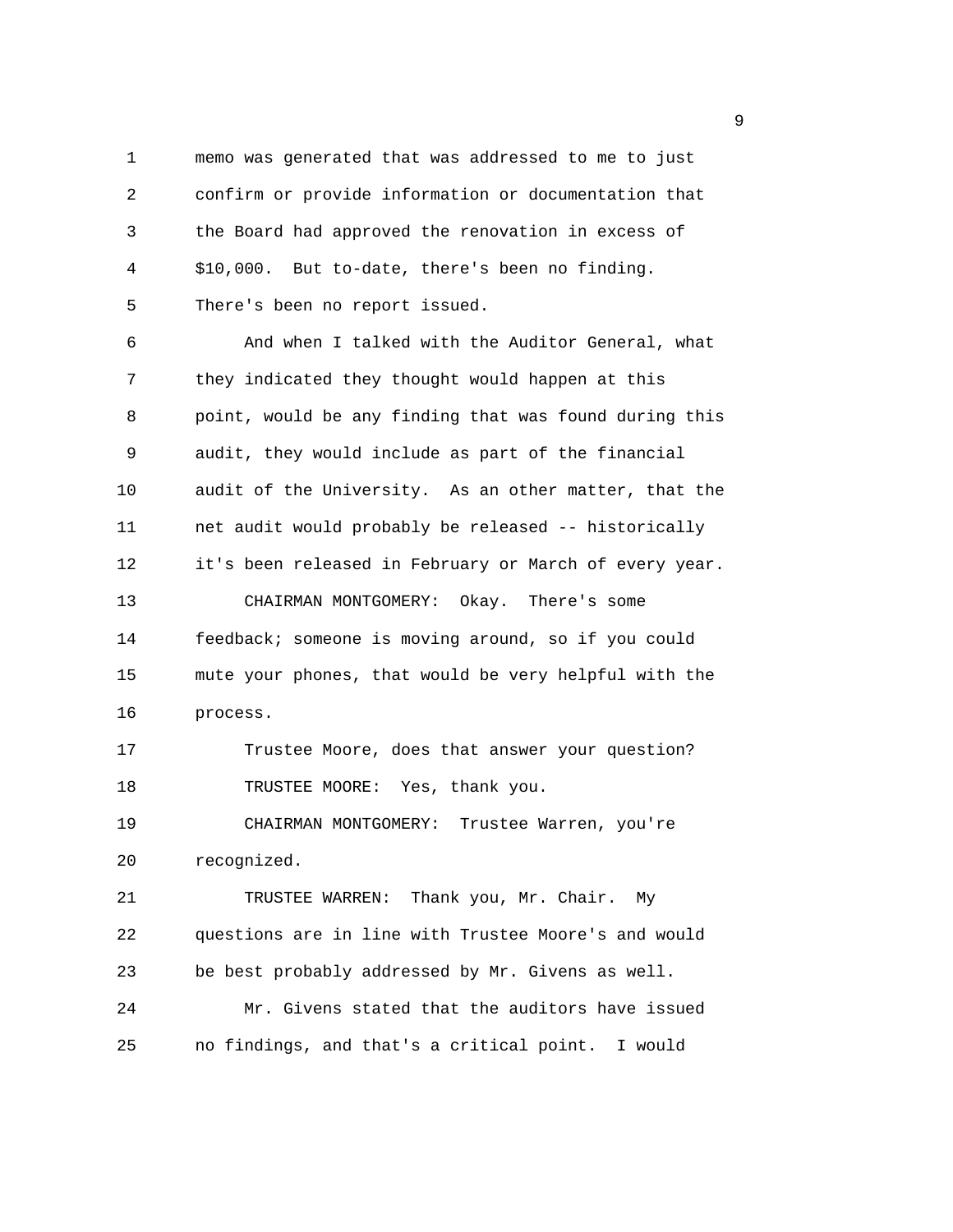memo was generated that was addressed to me to just confirm or provide information or documentation that the Board had approved the renovation in excess of $10,000. But to-date, there's been no finding. There's been no report issued.

And when I talked with the Auditor General, what they indicated they thought would happen at this point, would be any finding that was found during this audit, they would include as part of the financial audit of the University. As an other matter, that the net audit would probably be released -- historically it's been released in February or March of every year.

CHAIRMAN MONTGOMERY: Okay. There's some feedback; someone is moving around, so if you could mute your phones, that would be very helpful with the process.

Trustee Moore, does that answer your question?

TRUSTEE MOORE: Yes, thank you.

CHAIRMAN MONTGOMERY: Trustee Warren, you're recognized.

TRUSTEE WARREN: Thank you, Mr. Chair. My questions are in line with Trustee Moore's and would be best probably addressed by Mr. Givens as well.

Mr. Givens stated that the auditors have issued no findings, and that's a critical point. I would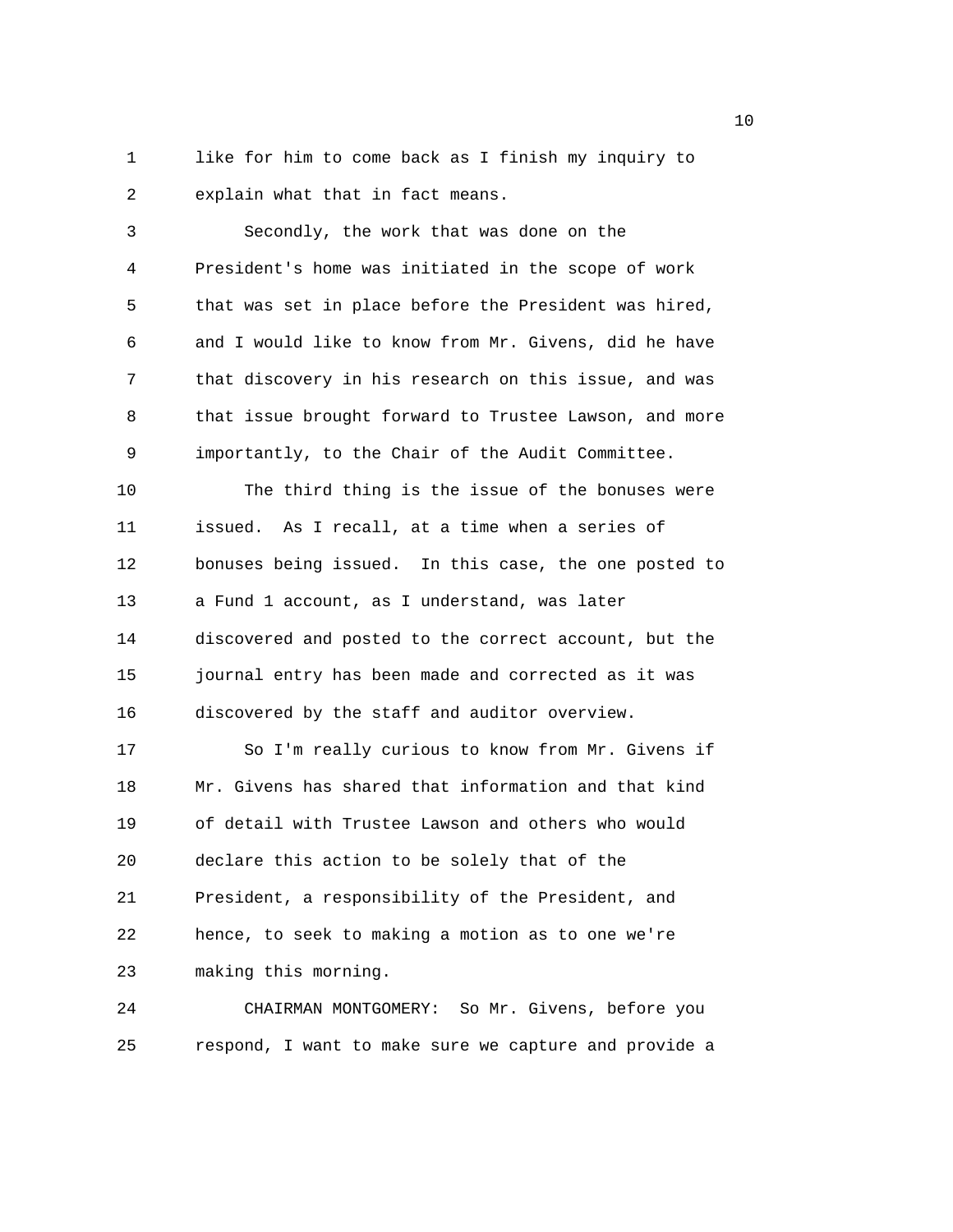like for him to come back as I finish my inquiry to explain what that in fact means.

Secondly, the work that was done on the President's home was initiated in the scope of work that was set in place before the President was hired, and I would like to know from Mr. Givens, did he have that discovery in his research on this issue, and was that issue brought forward to Trustee Lawson, and more importantly, to the Chair of the Audit Committee.

The third thing is the issue of the bonuses were issued. As I recall, at a time when a series of bonuses being issued. In this case, the one posted to a Fund 1 account, as I understand, was later discovered and posted to the correct account, but the journal entry has been made and corrected as it was discovered by the staff and auditor overview.

So I'm really curious to know from Mr. Givens if Mr. Givens has shared that information and that kind of detail with Trustee Lawson and others who would declare this action to be solely that of the President, a responsibility of the President, and hence, to seek to making a motion as to one we're making this morning.

CHAIRMAN MONTGOMERY: So Mr. Givens, before you respond, I want to make sure we capture and provide a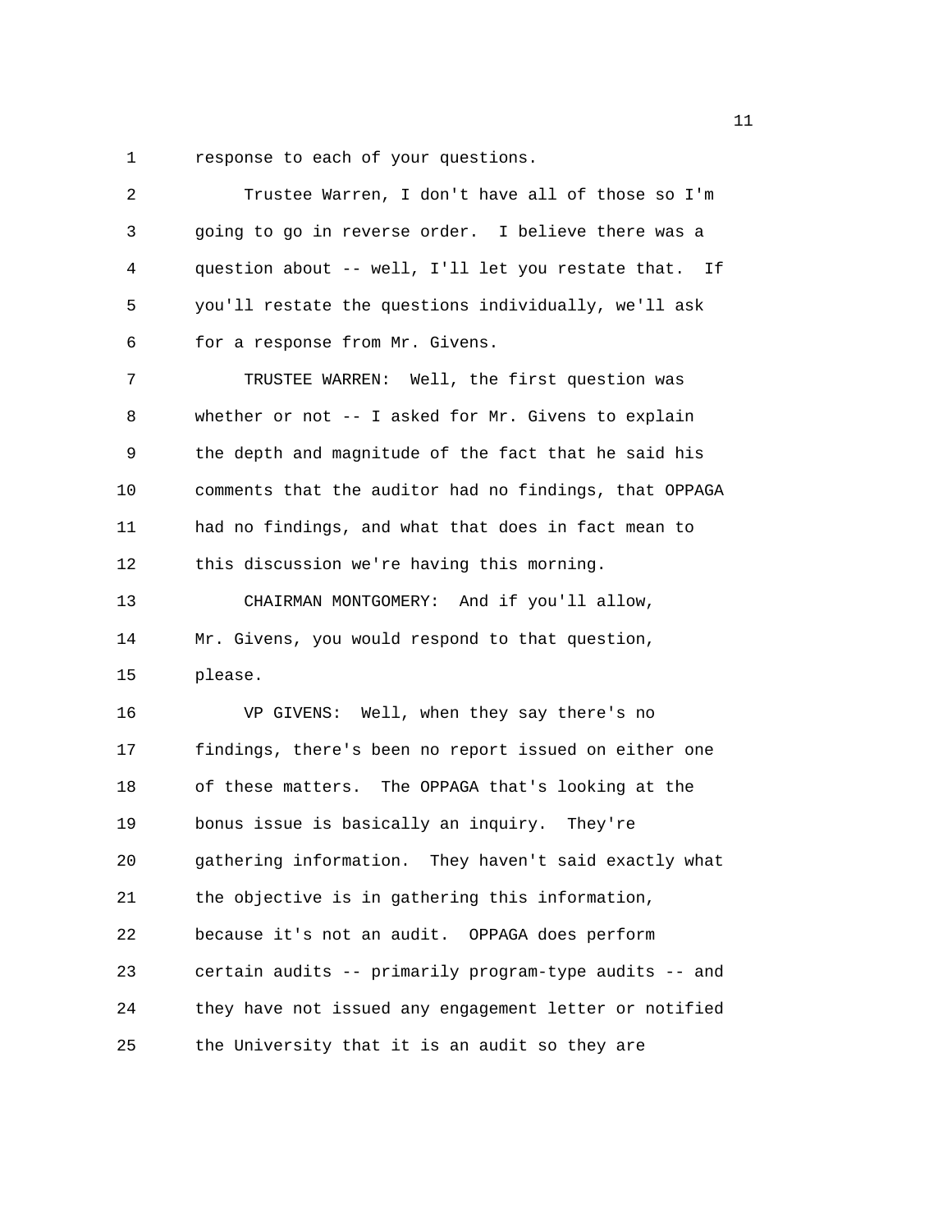response to each of your questions.

Trustee Warren, I don't have all of those so I'm going to go in reverse order. I believe there was a question about -- well, I'll let you restate that. If you'll restate the questions individually, we'll ask for a response from Mr. Givens.

TRUSTEE WARREN: Well, the first question was whether or not -- I asked for Mr. Givens to explain the depth and magnitude of the fact that he said his comments that the auditor had no findings, that OPPAGA had no findings, and what that does in fact mean to this discussion we're having this morning.

CHAIRMAN MONTGOMERY: And if you'll allow, Mr. Givens, you would respond to that question, please.

VP GIVENS: Well, when they say there's no findings, there's been no report issued on either one of these matters. The OPPAGA that's looking at the bonus issue is basically an inquiry. They're gathering information. They haven't said exactly what the objective is in gathering this information, because it's not an audit. OPPAGA does perform certain audits -- primarily program-type audits -- and they have not issued any engagement letter or notified the University that it is an audit so they are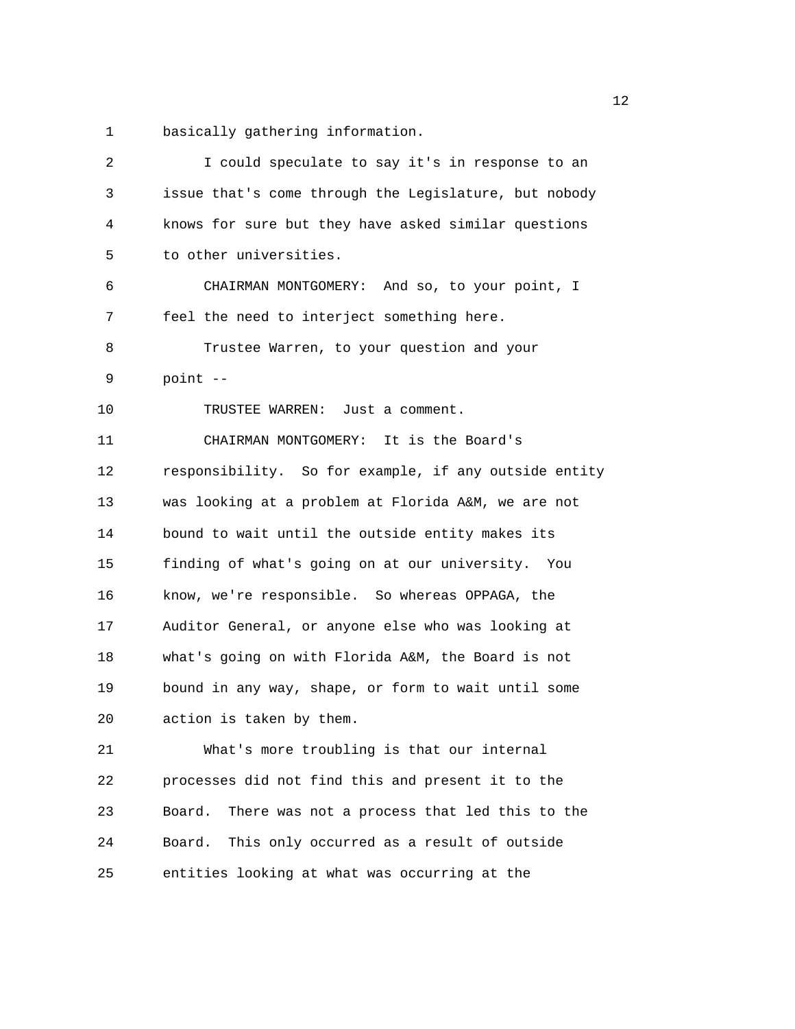basically gathering information.

I could speculate to say it's in response to an issue that's come through the Legislature, but nobody knows for sure but they have asked similar questions to other universities.

CHAIRMAN MONTGOMERY: And so, to your point, I feel the need to interject something here.

Trustee Warren, to your question and your point --

TRUSTEE WARREN: Just a comment.

CHAIRMAN MONTGOMERY: It is the Board's responsibility. So for example, if any outside entity was looking at a problem at Florida A&M, we are not bound to wait until the outside entity makes its finding of what's going on at our university. You know, we're responsible. So whereas OPPAGA, the Auditor General, or anyone else who was looking at what's going on with Florida A&M, the Board is not bound in any way, shape, or form to wait until some action is taken by them.

What's more troubling is that our internal processes did not find this and present it to the Board. There was not a process that led this to the Board. This only occurred as a result of outside entities looking at what was occurring at the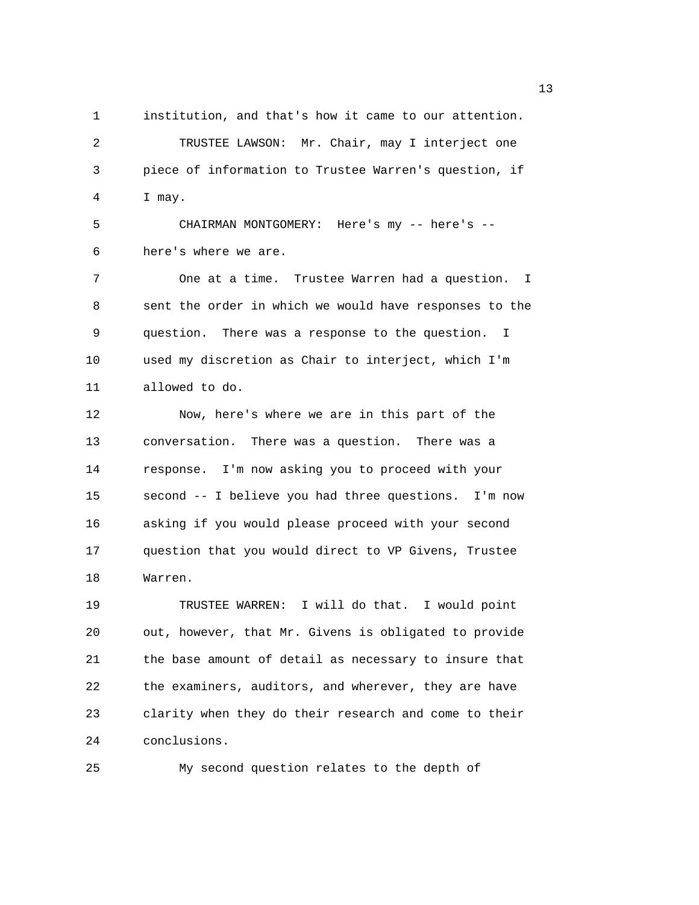institution, and that's how it came to our attention.

TRUSTEE LAWSON: Mr. Chair, may I interject one piece of information to Trustee Warren's question, if I may.

CHAIRMAN MONTGOMERY: Here's my -- here's -- here's where we are.

One at a time. Trustee Warren had a question. I sent the order in which we would have responses to the question. There was a response to the question. I used my discretion as Chair to interject, which I'm allowed to do.

Now, here's where we are in this part of the conversation. There was a question. There was a response. I'm now asking you to proceed with your second -- I believe you had three questions. I'm now asking if you would please proceed with your second question that you would direct to VP Givens, Trustee Warren.

TRUSTEE WARREN: I will do that. I would point out, however, that Mr. Givens is obligated to provide the base amount of detail as necessary to insure that the examiners, auditors, and wherever, they are have clarity when they do their research and come to their conclusions.

My second question relates to the depth of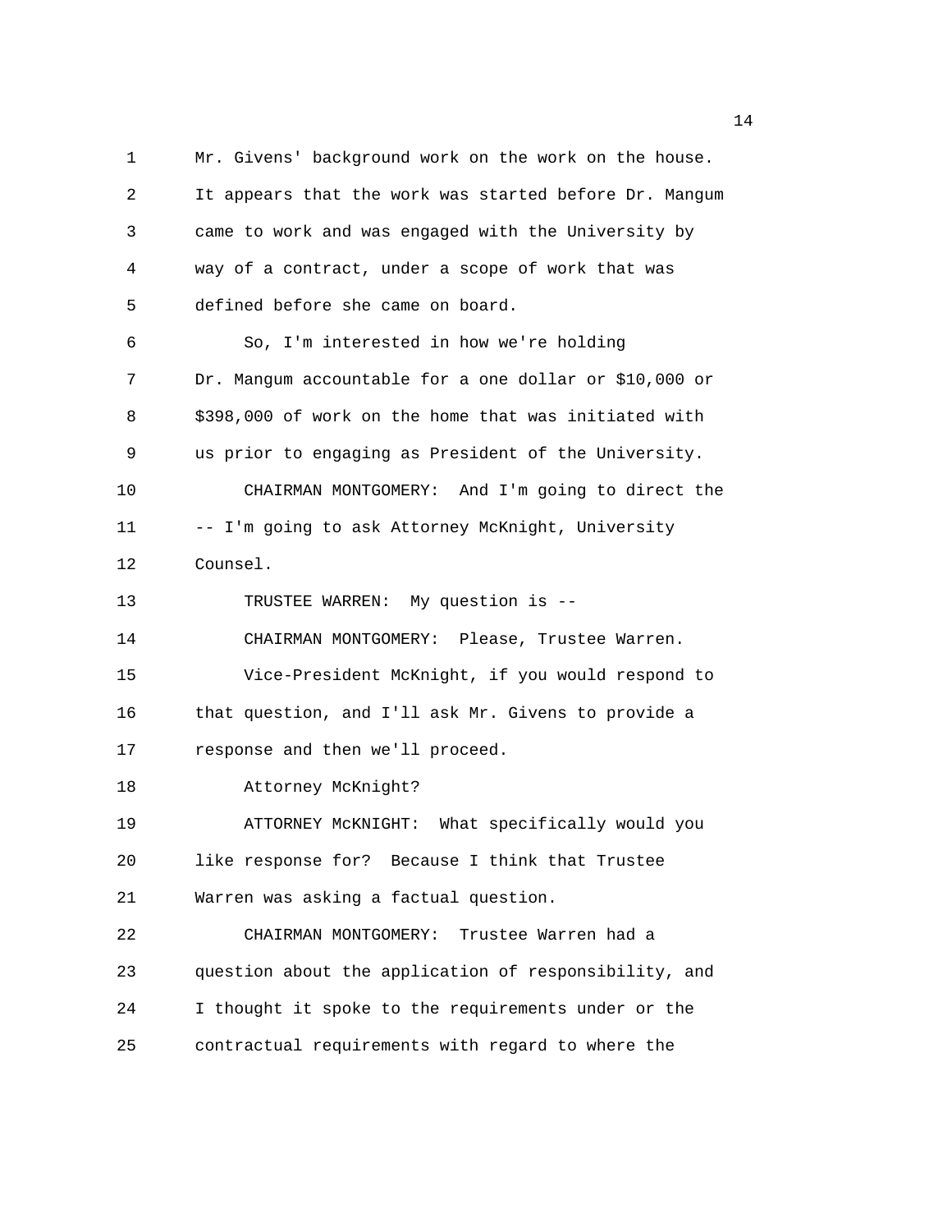Mr. Givens' background work on the work on the house. It appears that the work was started before Dr. Mangum came to work and was engaged with the University by way of a contract, under a scope of work that was defined before she came on board.

So, I'm interested in how we're holding Dr. Mangum accountable for a one dollar or $10,000 or $398,000 of work on the home that was initiated with us prior to engaging as President of the University.

CHAIRMAN MONTGOMERY: And I'm going to direct the -- I'm going to ask Attorney McKnight, University Counsel.

TRUSTEE WARREN: My question is --

CHAIRMAN MONTGOMERY: Please, Trustee Warren.

Vice-President McKnight, if you would respond to that question, and I'll ask Mr. Givens to provide a response and then we'll proceed.

Attorney McKnight?

ATTORNEY McKNIGHT: What specifically would you like response for? Because I think that Trustee Warren was asking a factual question.

CHAIRMAN MONTGOMERY: Trustee Warren had a question about the application of responsibility, and I thought it spoke to the requirements under or the contractual requirements with regard to where the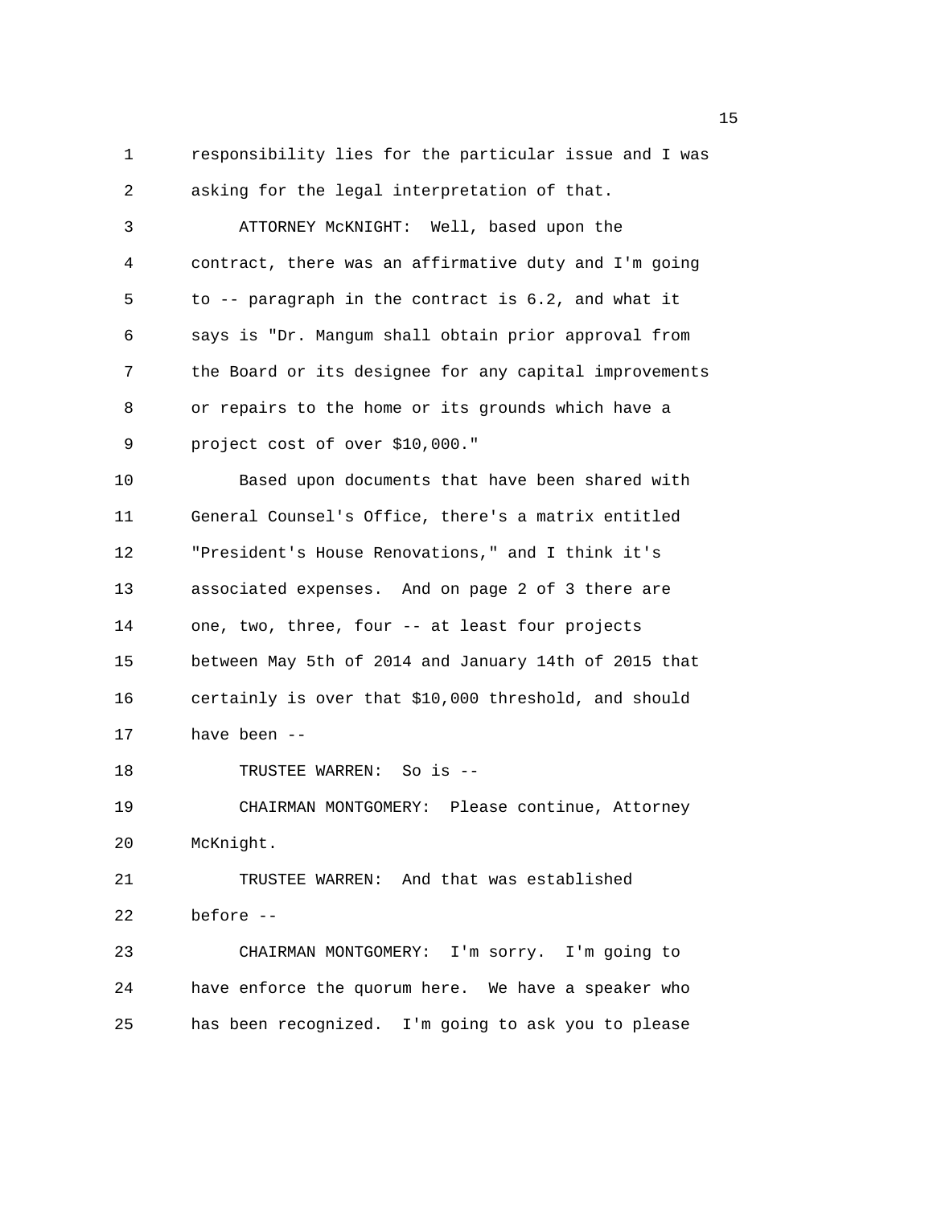responsibility lies for the particular issue and I was asking for the legal interpretation of that.

ATTORNEY McKNIGHT: Well, based upon the contract, there was an affirmative duty and I'm going to -- paragraph in the contract is 6.2, and what it says is "Dr. Mangum shall obtain prior approval from the Board or its designee for any capital improvements or repairs to the home or its grounds which have a project cost of over $10,000."

Based upon documents that have been shared with General Counsel's Office, there's a matrix entitled "President's House Renovations," and I think it's associated expenses. And on page 2 of 3 there are one, two, three, four -- at least four projects between May 5th of 2014 and January 14th of 2015 that certainly is over that $10,000 threshold, and should have been --

TRUSTEE WARREN: So is --

CHAIRMAN MONTGOMERY: Please continue, Attorney McKnight.

TRUSTEE WARREN: And that was established before --

CHAIRMAN MONTGOMERY: I'm sorry. I'm going to have enforce the quorum here. We have a speaker who has been recognized. I'm going to ask you to please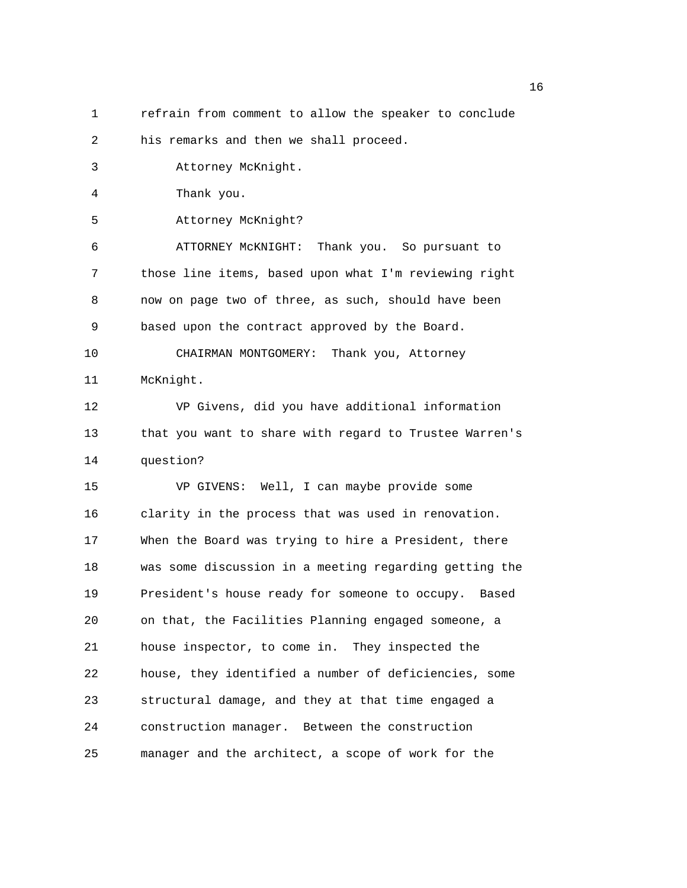refrain from comment to allow the speaker to conclude his remarks and then we shall proceed.

Attorney McKnight.

Thank you.

Attorney McKnight?

ATTORNEY McKNIGHT: Thank you. So pursuant to those line items, based upon what I'm reviewing right now on page two of three, as such, should have been based upon the contract approved by the Board.

CHAIRMAN MONTGOMERY: Thank you, Attorney McKnight.

VP Givens, did you have additional information that you want to share with regard to Trustee Warren's question?

VP GIVENS: Well, I can maybe provide some clarity in the process that was used in renovation. When the Board was trying to hire a President, there was some discussion in a meeting regarding getting the President's house ready for someone to occupy. Based on that, the Facilities Planning engaged someone, a house inspector, to come in. They inspected the house, they identified a number of deficiencies, some structural damage, and they at that time engaged a construction manager. Between the construction manager and the architect, a scope of work for the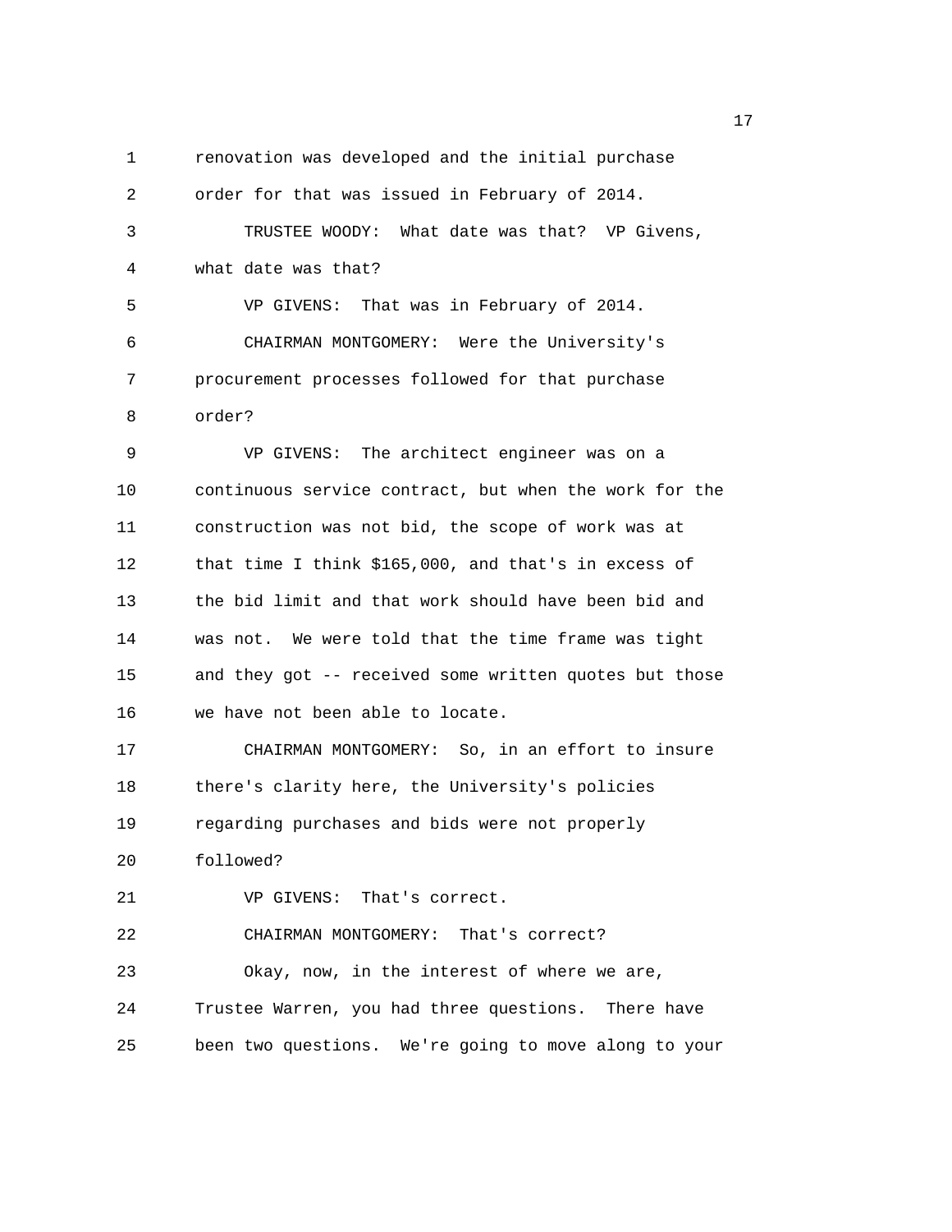renovation was developed and the initial purchase order for that was issued in February of 2014.

TRUSTEE WOODY: What date was that? VP Givens, what date was that?

VP GIVENS: That was in February of 2014.

CHAIRMAN MONTGOMERY: Were the University's procurement processes followed for that purchase order?

VP GIVENS: The architect engineer was on a continuous service contract, but when the work for the construction was not bid, the scope of work was at that time I think $165,000, and that's in excess of the bid limit and that work should have been bid and was not. We were told that the time frame was tight and they got -- received some written quotes but those we have not been able to locate.

CHAIRMAN MONTGOMERY: So, in an effort to insure there's clarity here, the University's policies regarding purchases and bids were not properly followed?

VP GIVENS: That's correct.

CHAIRMAN MONTGOMERY: That's correct?

Okay, now, in the interest of where we are, Trustee Warren, you had three questions. There have been two questions. We're going to move along to your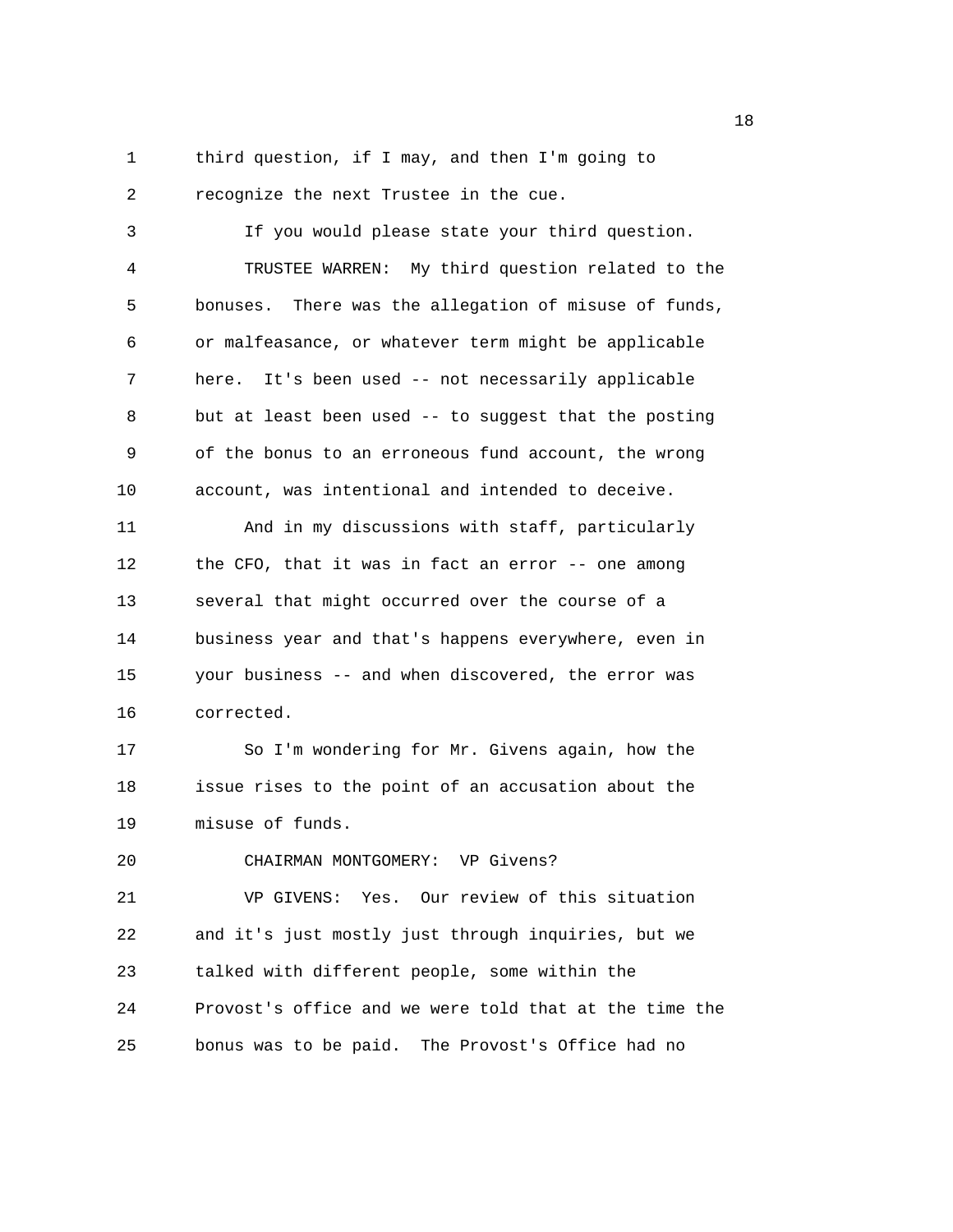third question, if I may, and then I'm going to recognize the next Trustee in the cue.

If you would please state your third question.

TRUSTEE WARREN: My third question related to the bonuses. There was the allegation of misuse of funds, or malfeasance, or whatever term might be applicable here. It's been used -- not necessarily applicable but at least been used -- to suggest that the posting of the bonus to an erroneous fund account, the wrong account, was intentional and intended to deceive.

And in my discussions with staff, particularly the CFO, that it was in fact an error -- one among several that might occurred over the course of a business year and that's happens everywhere, even in your business -- and when discovered, the error was corrected.

So I'm wondering for Mr. Givens again, how the issue rises to the point of an accusation about the misuse of funds.

CHAIRMAN MONTGOMERY: VP Givens?

VP GIVENS: Yes. Our review of this situation and it's just mostly just through inquiries, but we talked with different people, some within the Provost's office and we were told that at the time the bonus was to be paid. The Provost's Office had no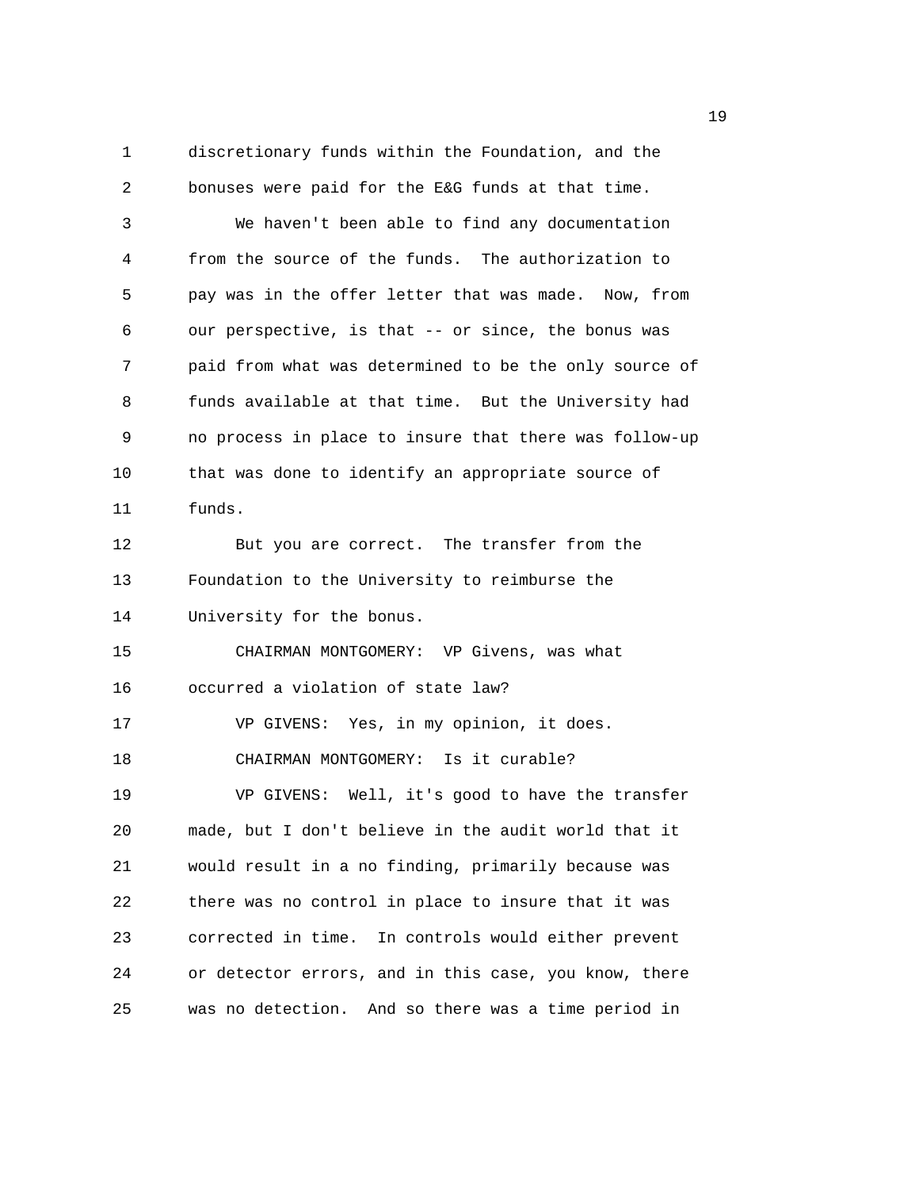discretionary funds within the Foundation, and the bonuses were paid for the E&G funds at that time.

We haven't been able to find any documentation from the source of the funds. The authorization to pay was in the offer letter that was made. Now, from our perspective, is that -- or since, the bonus was paid from what was determined to be the only source of funds available at that time. But the University had no process in place to insure that there was follow-up that was done to identify an appropriate source of funds.

But you are correct. The transfer from the Foundation to the University to reimburse the University for the bonus.

CHAIRMAN MONTGOMERY: VP Givens, was what occurred a violation of state law?

VP GIVENS: Yes, in my opinion, it does.

CHAIRMAN MONTGOMERY: Is it curable?

VP GIVENS: Well, it's good to have the transfer made, but I don't believe in the audit world that it would result in a no finding, primarily because was there was no control in place to insure that it was corrected in time. In controls would either prevent or detector errors, and in this case, you know, there was no detection. And so there was a time period in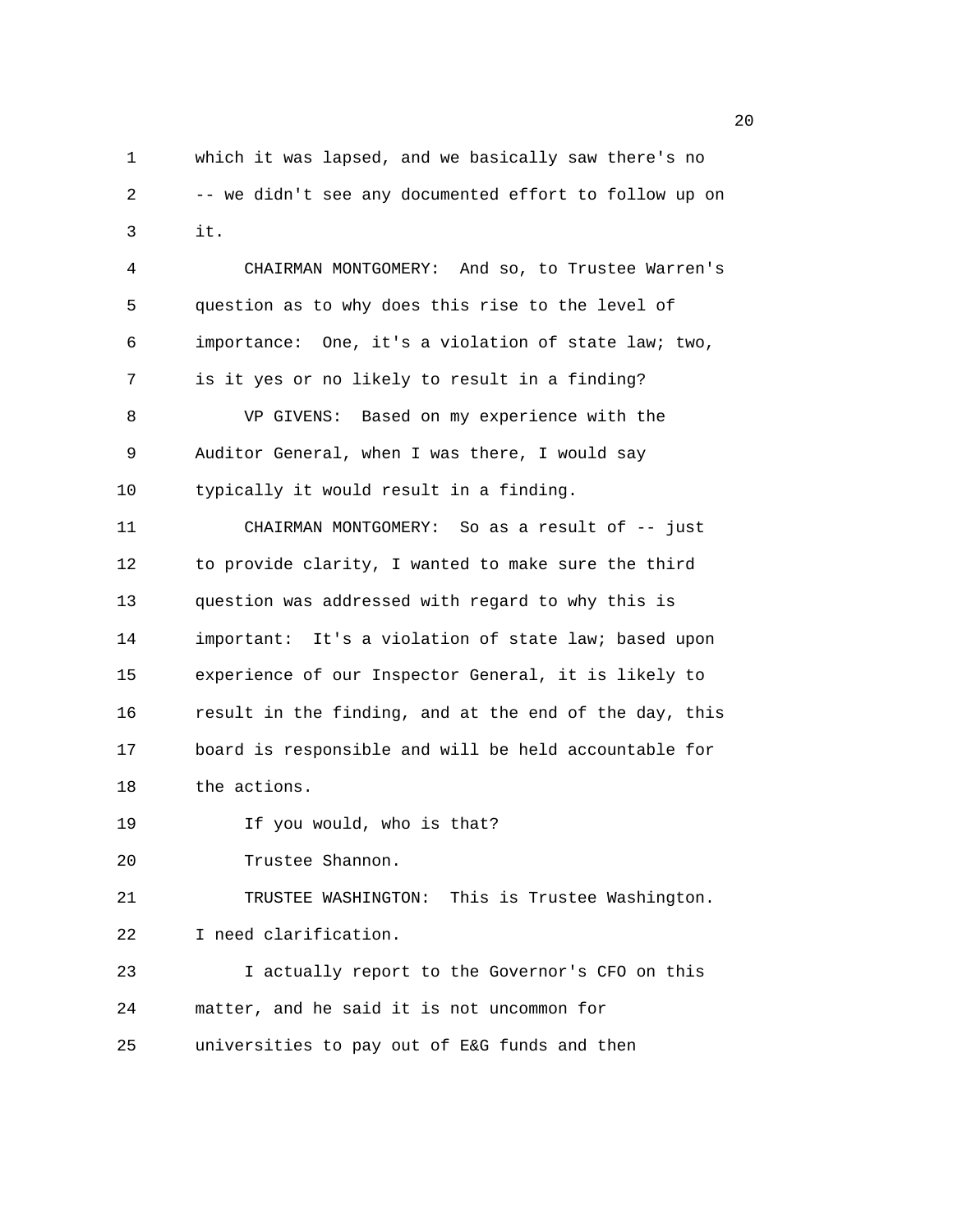which it was lapsed, and we basically saw there's no -- we didn't see any documented effort to follow up on it.

CHAIRMAN MONTGOMERY: And so, to Trustee Warren's question as to why does this rise to the level of importance: One, it's a violation of state law; two, is it yes or no likely to result in a finding?

VP GIVENS: Based on my experience with the Auditor General, when I was there, I would say typically it would result in a finding.

CHAIRMAN MONTGOMERY: So as a result of -- just to provide clarity, I wanted to make sure the third question was addressed with regard to why this is important: It's a violation of state law; based upon experience of our Inspector General, it is likely to result in the finding, and at the end of the day, this board is responsible and will be held accountable for the actions.

If you would, who is that?

Trustee Shannon.

TRUSTEE WASHINGTON: This is Trustee Washington. I need clarification.

I actually report to the Governor's CFO on this matter, and he said it is not uncommon for universities to pay out of E&G funds and then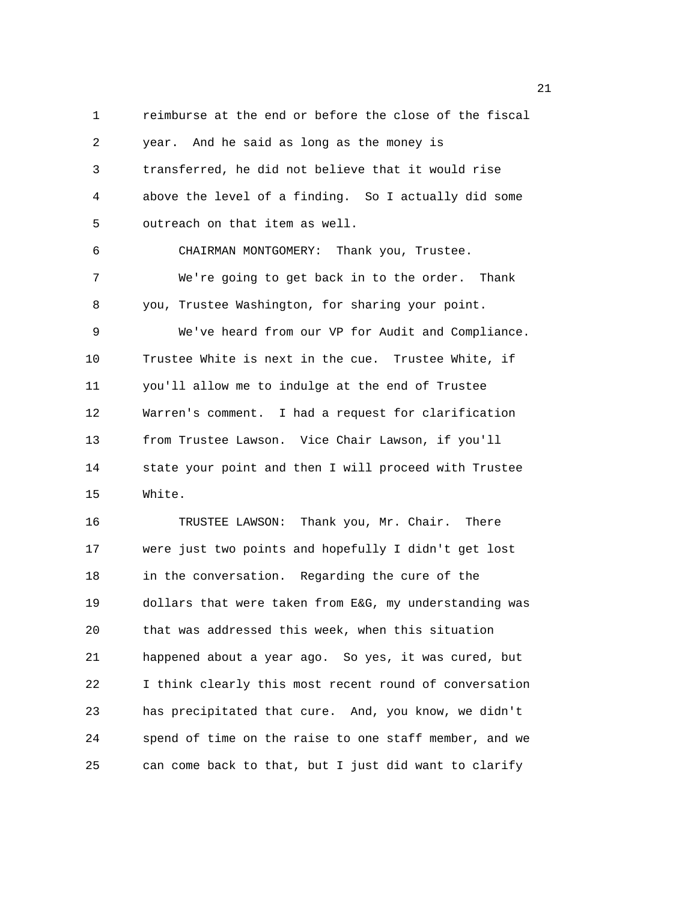reimburse at the end or before the close of the fiscal year. And he said as long as the money is transferred, he did not believe that it would rise above the level of a finding. So I actually did some outreach on that item as well.

CHAIRMAN MONTGOMERY: Thank you, Trustee.

We're going to get back in to the order. Thank you, Trustee Washington, for sharing your point.

We've heard from our VP for Audit and Compliance. Trustee White is next in the cue. Trustee White, if you'll allow me to indulge at the end of Trustee Warren's comment. I had a request for clarification from Trustee Lawson. Vice Chair Lawson, if you'll state your point and then I will proceed with Trustee White.

TRUSTEE LAWSON: Thank you, Mr. Chair. There were just two points and hopefully I didn't get lost in the conversation. Regarding the cure of the dollars that were taken from E&G, my understanding was that was addressed this week, when this situation happened about a year ago. So yes, it was cured, but I think clearly this most recent round of conversation has precipitated that cure. And, you know, we didn't spend of time on the raise to one staff member, and we can come back to that, but I just did want to clarify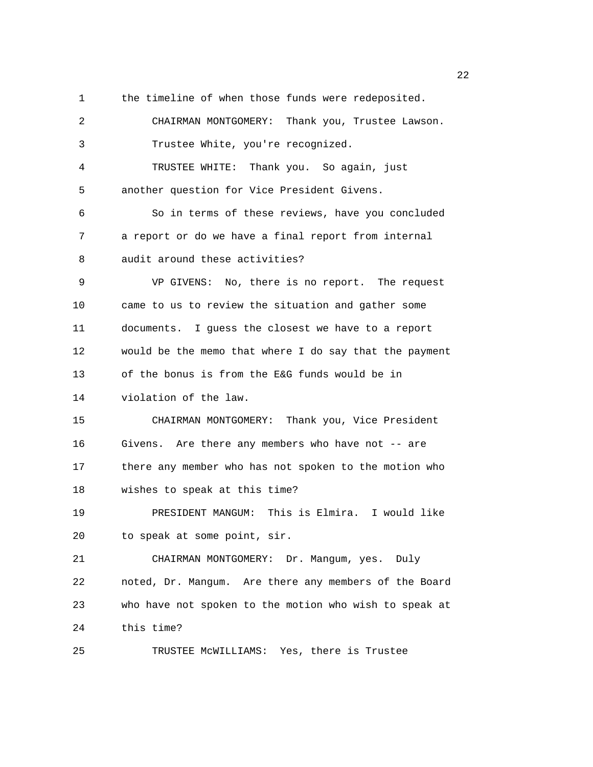the timeline of when those funds were redeposited.

CHAIRMAN MONTGOMERY: Thank you, Trustee Lawson. Trustee White, you're recognized.

TRUSTEE WHITE: Thank you. So again, just another question for Vice President Givens.

So in terms of these reviews, have you concluded a report or do we have a final report from internal audit around these activities?

VP GIVENS: No, there is no report. The request came to us to review the situation and gather some documents. I guess the closest we have to a report would be the memo that where I do say that the payment of the bonus is from the E&G funds would be in violation of the law.

CHAIRMAN MONTGOMERY: Thank you, Vice President Givens. Are there any members who have not -- are there any member who has not spoken to the motion who wishes to speak at this time?

PRESIDENT MANGUM: This is Elmira. I would like to speak at some point, sir.

CHAIRMAN MONTGOMERY: Dr. Mangum, yes. Duly noted, Dr. Mangum. Are there any members of the Board who have not spoken to the motion who wish to speak at this time?

TRUSTEE McWILLIAMS: Yes, there is Trustee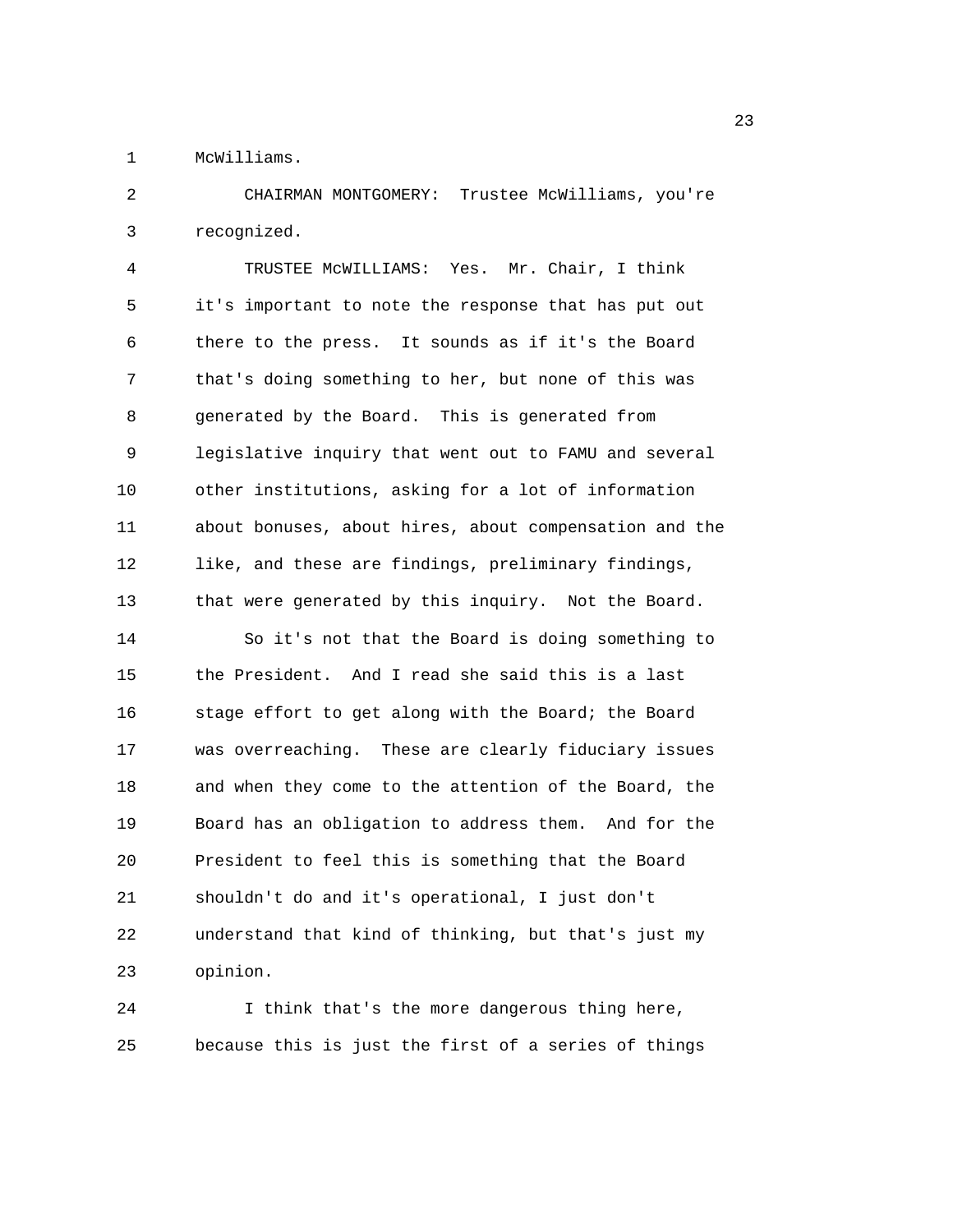McWilliams.

CHAIRMAN MONTGOMERY: Trustee McWilliams, you're recognized.

TRUSTEE McWILLIAMS: Yes. Mr. Chair, I think it's important to note the response that has put out there to the press. It sounds as if it's the Board that's doing something to her, but none of this was generated by the Board. This is generated from legislative inquiry that went out to FAMU and several other institutions, asking for a lot of information about bonuses, about hires, about compensation and the like, and these are findings, preliminary findings, that were generated by this inquiry. Not the Board.

So it's not that the Board is doing something to the President. And I read she said this is a last stage effort to get along with the Board; the Board was overreaching. These are clearly fiduciary issues and when they come to the attention of the Board, the Board has an obligation to address them. And for the President to feel this is something that the Board shouldn't do and it's operational, I just don't understand that kind of thinking, but that's just my opinion.

I think that's the more dangerous thing here, because this is just the first of a series of things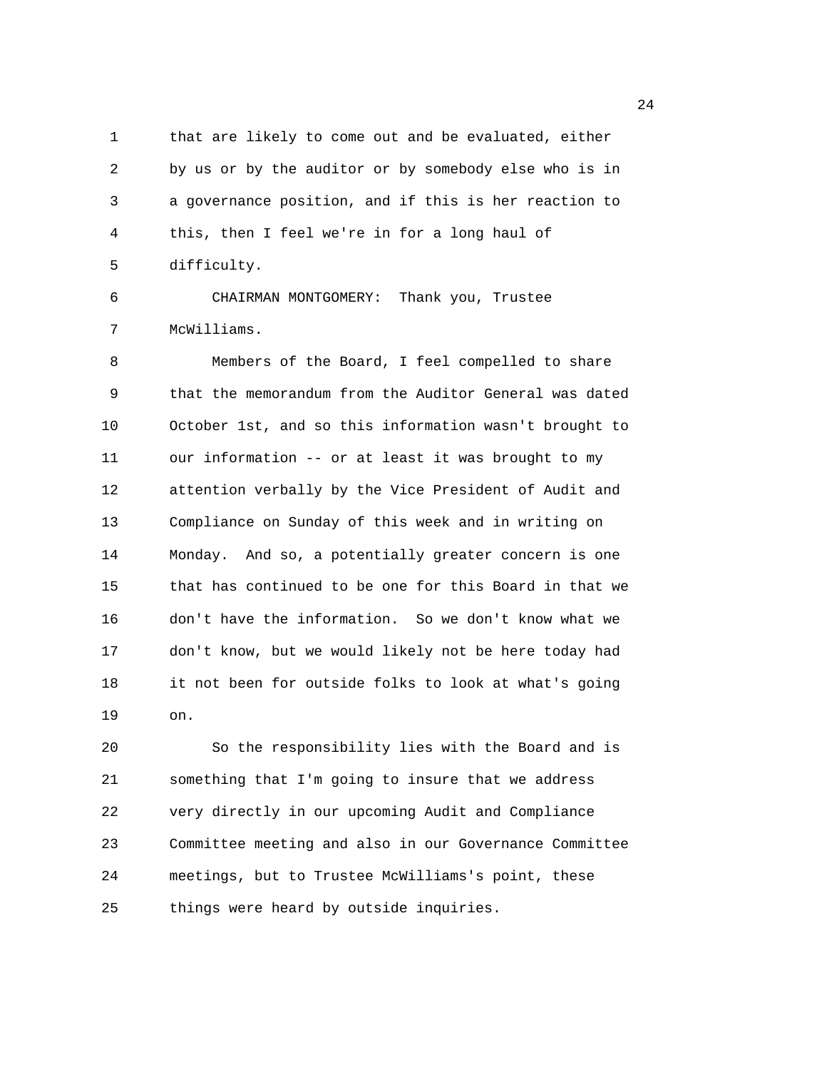that are likely to come out and be evaluated, either by us or by the auditor or by somebody else who is in a governance position, and if this is her reaction to this, then I feel we're in for a long haul of difficulty.

CHAIRMAN MONTGOMERY: Thank you, Trustee McWilliams.

Members of the Board, I feel compelled to share that the memorandum from the Auditor General was dated October 1st, and so this information wasn't brought to our information -- or at least it was brought to my attention verbally by the Vice President of Audit and Compliance on Sunday of this week and in writing on Monday. And so, a potentially greater concern is one that has continued to be one for this Board in that we don't have the information. So we don't know what we don't know, but we would likely not be here today had it not been for outside folks to look at what's going on.

So the responsibility lies with the Board and is something that I'm going to insure that we address very directly in our upcoming Audit and Compliance Committee meeting and also in our Governance Committee meetings, but to Trustee McWilliams's point, these things were heard by outside inquiries.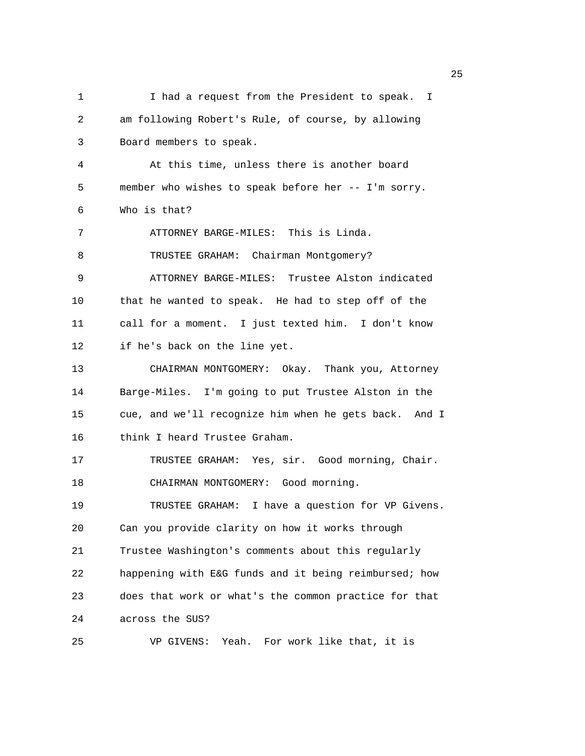I had a request from the President to speak. I am following Robert's Rule, of course, by allowing Board members to speak.

At this time, unless there is another board member who wishes to speak before her -- I'm sorry. Who is that?

ATTORNEY BARGE-MILES: This is Linda.

TRUSTEE GRAHAM: Chairman Montgomery?

ATTORNEY BARGE-MILES: Trustee Alston indicated that he wanted to speak. He had to step off of the call for a moment. I just texted him. I don't know if he's back on the line yet.

CHAIRMAN MONTGOMERY: Okay. Thank you, Attorney Barge-Miles. I'm going to put Trustee Alston in the cue, and we'll recognize him when he gets back. And I think I heard Trustee Graham.

TRUSTEE GRAHAM: Yes, sir. Good morning, Chair.

CHAIRMAN MONTGOMERY: Good morning.

TRUSTEE GRAHAM: I have a question for VP Givens. Can you provide clarity on how it works through Trustee Washington's comments about this regularly happening with E&G funds and it being reimbursed; how does that work or what's the common practice for that across the SUS?

VP GIVENS: Yeah. For work like that, it is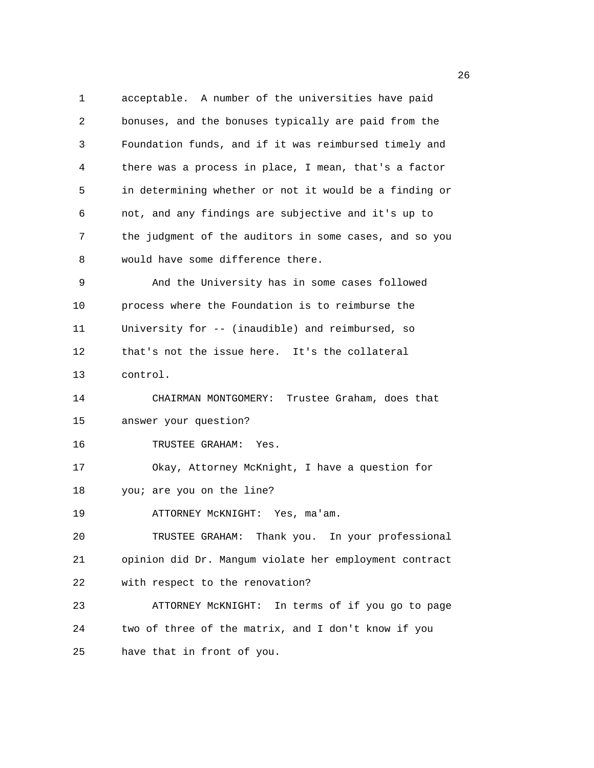acceptable. A number of the universities have paid bonuses, and the bonuses typically are paid from the Foundation funds, and if it was reimbursed timely and there was a process in place, I mean, that's a factor in determining whether or not it would be a finding or not, and any findings are subjective and it's up to the judgment of the auditors in some cases, and so you would have some difference there.

And the University has in some cases followed process where the Foundation is to reimburse the University for -- (inaudible) and reimbursed, so that's not the issue here. It's the collateral control.

CHAIRMAN MONTGOMERY: Trustee Graham, does that answer your question?

TRUSTEE GRAHAM: Yes.

Okay, Attorney McKnight, I have a question for you; are you on the line?

ATTORNEY McKNIGHT: Yes, ma'am.

TRUSTEE GRAHAM: Thank you. In your professional opinion did Dr. Mangum violate her employment contract with respect to the renovation?

ATTORNEY McKNIGHT: In terms of if you go to page two of three of the matrix, and I don't know if you have that in front of you.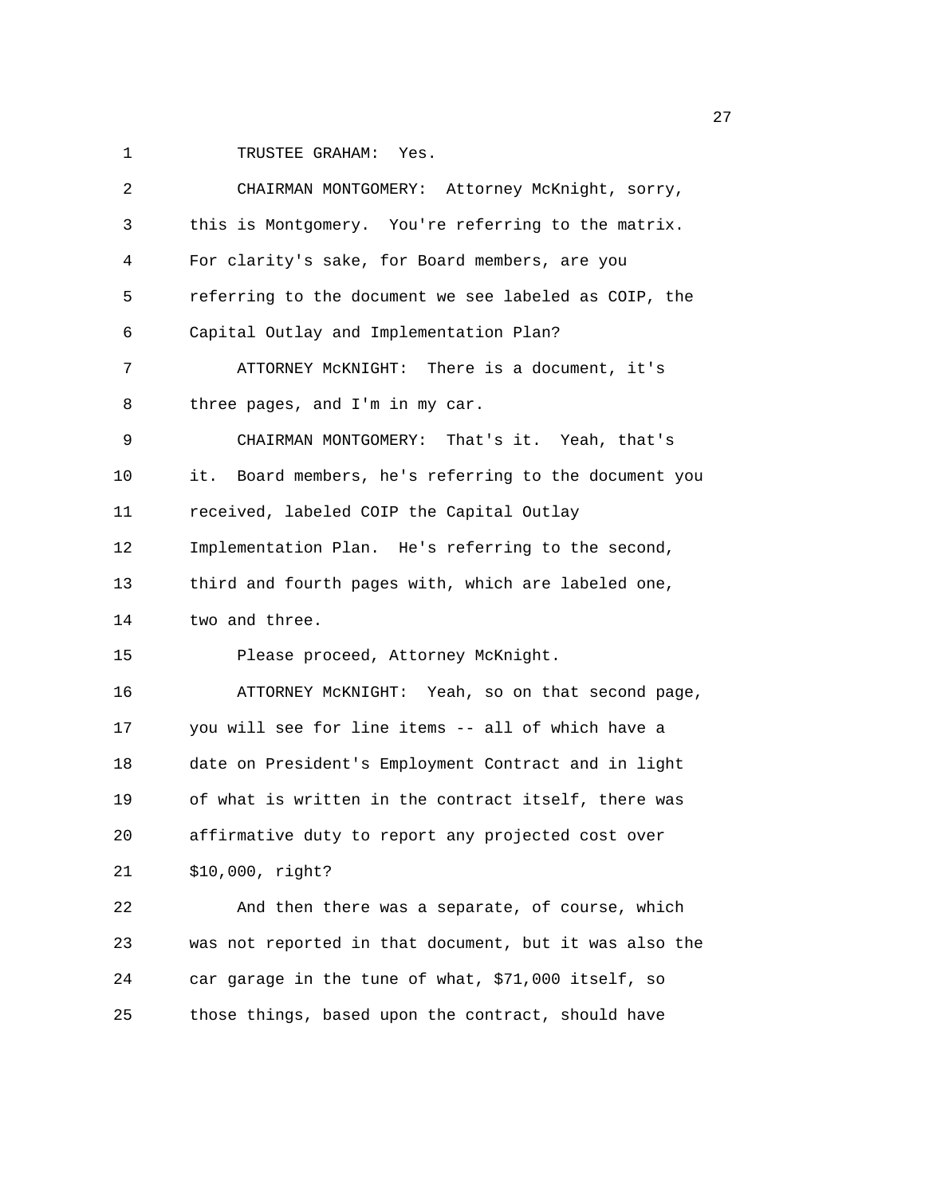1 TRUSTEE GRAHAM: Yes.

2 CHAIRMAN MONTGOMERY: Attorney McKnight, sorry,
3 this is Montgomery. You're referring to the matrix.
4 For clarity's sake, for Board members, are you
5 referring to the document we see labeled as COIP, the
6 Capital Outlay and Implementation Plan?

7 ATTORNEY McKNIGHT: There is a document, it's
8 three pages, and I'm in my car.

9 CHAIRMAN MONTGOMERY: That's it. Yeah, that's
10 it. Board members, he's referring to the document you
11 received, labeled COIP the Capital Outlay
12 Implementation Plan. He's referring to the second,
13 third and fourth pages with, which are labeled one,
14 two and three.

15 Please proceed, Attorney McKnight.

16 ATTORNEY McKNIGHT: Yeah, so on that second page,
17 you will see for line items -- all of which have a
18 date on President's Employment Contract and in light
19 of what is written in the contract itself, there was
20 affirmative duty to report any projected cost over
21 $10,000, right?

22 And then there was a separate, of course, which
23 was not reported in that document, but it was also the
24 car garage in the tune of what, $71,000 itself, so
25 those things, based upon the contract, should have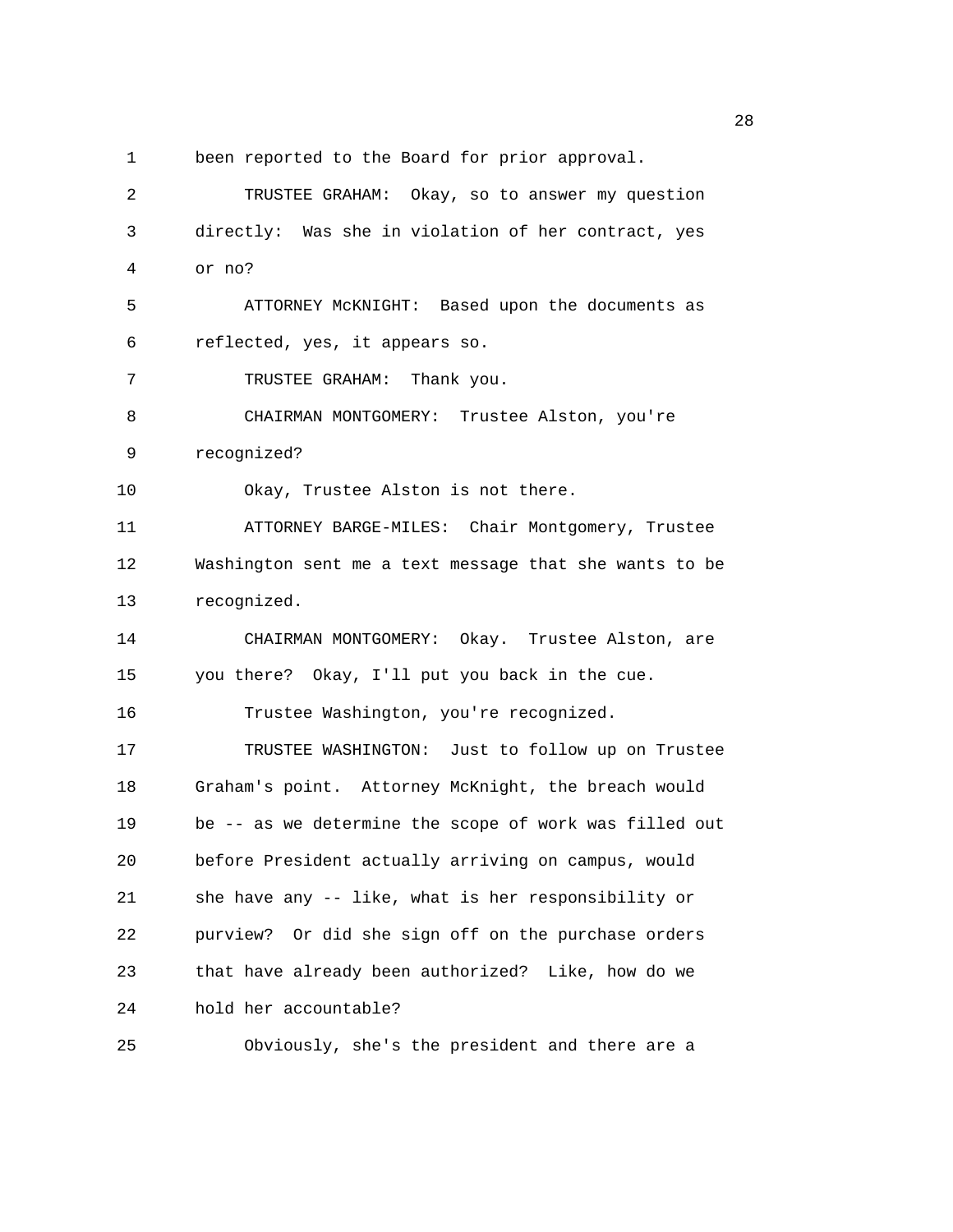1 been reported to the Board for prior approval.

2 TRUSTEE GRAHAM: Okay, so to answer my question

3 directly: Was she in violation of her contract, yes

4 or no?

5 ATTORNEY McKNIGHT: Based upon the documents as

6 reflected, yes, it appears so.

7 TRUSTEE GRAHAM: Thank you.

8 CHAIRMAN MONTGOMERY: Trustee Alston, you're

9 recognized?

10 Okay, Trustee Alston is not there.

11 ATTORNEY BARGE-MILES: Chair Montgomery, Trustee

12 Washington sent me a text message that she wants to be

13 recognized.

14 CHAIRMAN MONTGOMERY: Okay. Trustee Alston, are

15 you there? Okay, I'll put you back in the cue.

16 Trustee Washington, you're recognized.

17 TRUSTEE WASHINGTON: Just to follow up on Trustee

18 Graham's point. Attorney McKnight, the breach would

19 be -- as we determine the scope of work was filled out

20 before President actually arriving on campus, would

21 she have any -- like, what is her responsibility or

22 purview? Or did she sign off on the purchase orders

23 that have already been authorized? Like, how do we

24 hold her accountable?

25 Obviously, she's the president and there are a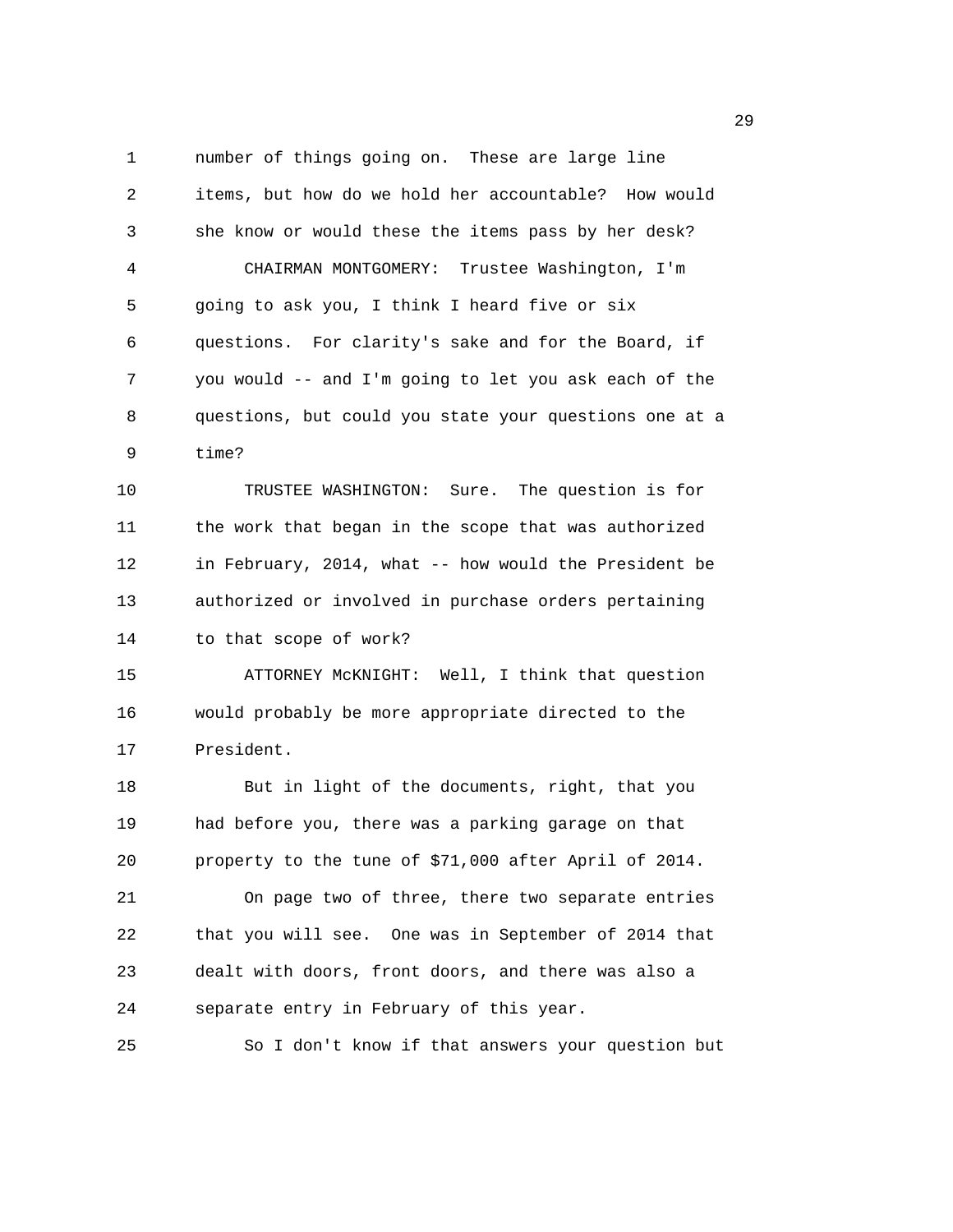number of things going on. These are large line items, but how do we hold her accountable? How would she know or would these the items pass by her desk?

CHAIRMAN MONTGOMERY: Trustee Washington, I'm going to ask you, I think I heard five or six questions. For clarity's sake and for the Board, if you would -- and I'm going to let you ask each of the questions, but could you state your questions one at a time?

TRUSTEE WASHINGTON: Sure. The question is for the work that began in the scope that was authorized in February, 2014, what -- how would the President be authorized or involved in purchase orders pertaining to that scope of work?

ATTORNEY McKNIGHT: Well, I think that question would probably be more appropriate directed to the President.

But in light of the documents, right, that you had before you, there was a parking garage on that property to the tune of $71,000 after April of 2014.

On page two of three, there two separate entries that you will see. One was in September of 2014 that dealt with doors, front doors, and there was also a separate entry in February of this year.

So I don't know if that answers your question but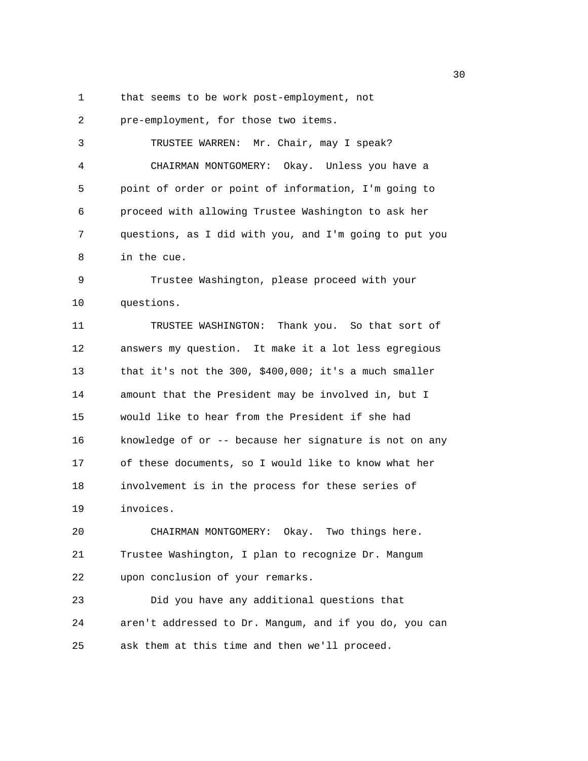that seems to be work post-employment, not pre-employment, for those two items.

TRUSTEE WARREN: Mr. Chair, may I speak?

CHAIRMAN MONTGOMERY: Okay. Unless you have a point of order or point of information, I'm going to proceed with allowing Trustee Washington to ask her questions, as I did with you, and I'm going to put you in the cue.

Trustee Washington, please proceed with your questions.

TRUSTEE WASHINGTON: Thank you. So that sort of answers my question. It make it a lot less egregious that it's not the 300, $400,000; it's a much smaller amount that the President may be involved in, but I would like to hear from the President if she had knowledge of or -- because her signature is not on any of these documents, so I would like to know what her involvement is in the process for these series of invoices.

CHAIRMAN MONTGOMERY: Okay. Two things here. Trustee Washington, I plan to recognize Dr. Mangum upon conclusion of your remarks.

Did you have any additional questions that aren't addressed to Dr. Mangum, and if you do, you can ask them at this time and then we'll proceed.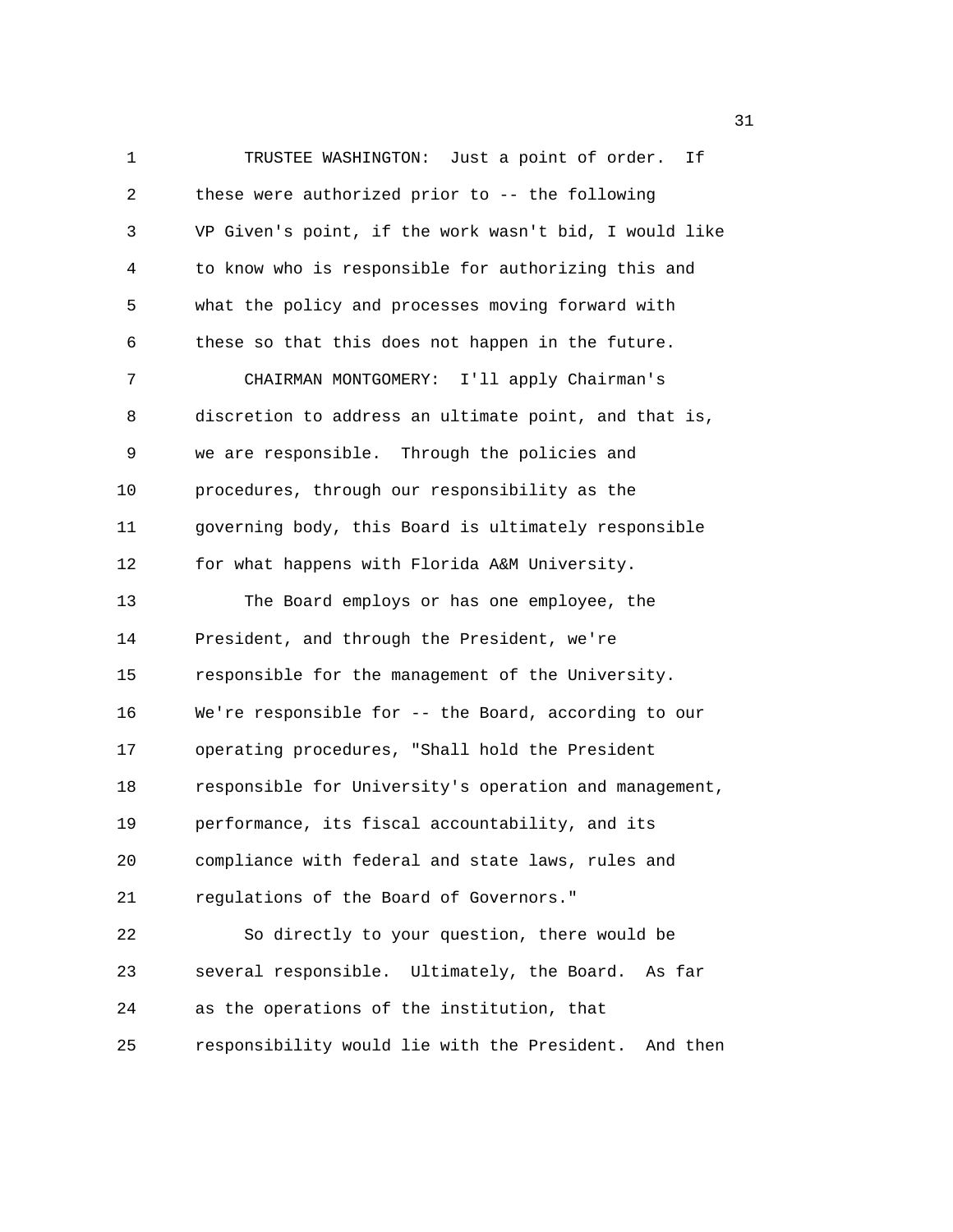TRUSTEE WASHINGTON: Just a point of order. If these were authorized prior to -- the following VP Given's point, if the work wasn't bid, I would like to know who is responsible for authorizing this and what the policy and processes moving forward with these so that this does not happen in the future.

CHAIRMAN MONTGOMERY: I'll apply Chairman's discretion to address an ultimate point, and that is, we are responsible. Through the policies and procedures, through our responsibility as the governing body, this Board is ultimately responsible for what happens with Florida A&M University.

The Board employs or has one employee, the President, and through the President, we're responsible for the management of the University. We're responsible for -- the Board, according to our operating procedures, "Shall hold the President responsible for University's operation and management, performance, its fiscal accountability, and its compliance with federal and state laws, rules and regulations of the Board of Governors."

So directly to your question, there would be several responsible. Ultimately, the Board. As far as the operations of the institution, that responsibility would lie with the President. And then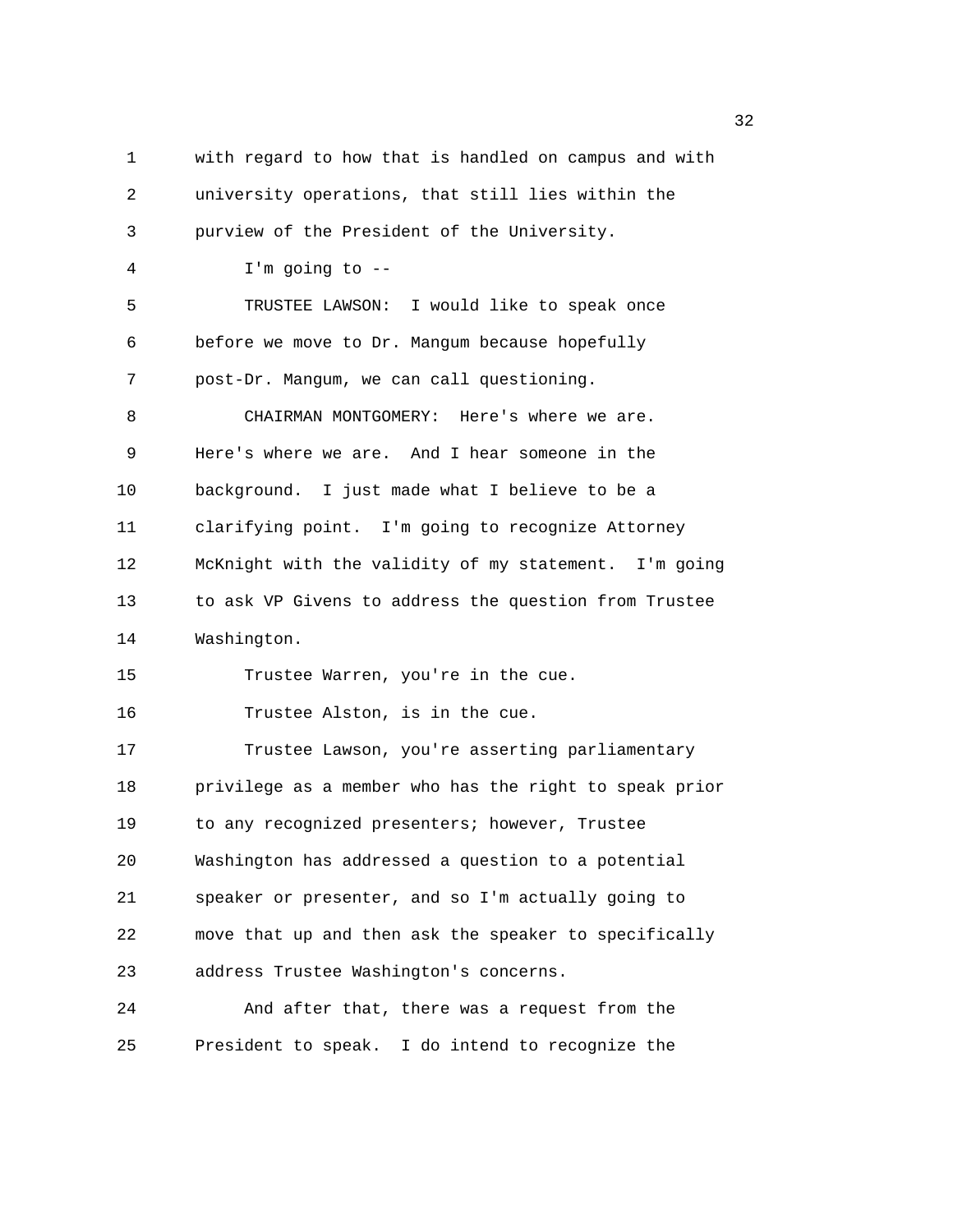with regard to how that is handled on campus and with university operations, that still lies within the purview of the President of the University.

I'm going to --

TRUSTEE LAWSON: I would like to speak once before we move to Dr. Mangum because hopefully post-Dr. Mangum, we can call questioning.

CHAIRMAN MONTGOMERY: Here's where we are. Here's where we are. And I hear someone in the background. I just made what I believe to be a clarifying point. I'm going to recognize Attorney McKnight with the validity of my statement. I'm going to ask VP Givens to address the question from Trustee Washington.

Trustee Warren, you're in the cue.

Trustee Alston, is in the cue.

Trustee Lawson, you're asserting parliamentary privilege as a member who has the right to speak prior to any recognized presenters; however, Trustee Washington has addressed a question to a potential speaker or presenter, and so I'm actually going to move that up and then ask the speaker to specifically address Trustee Washington's concerns.

And after that, there was a request from the President to speak. I do intend to recognize the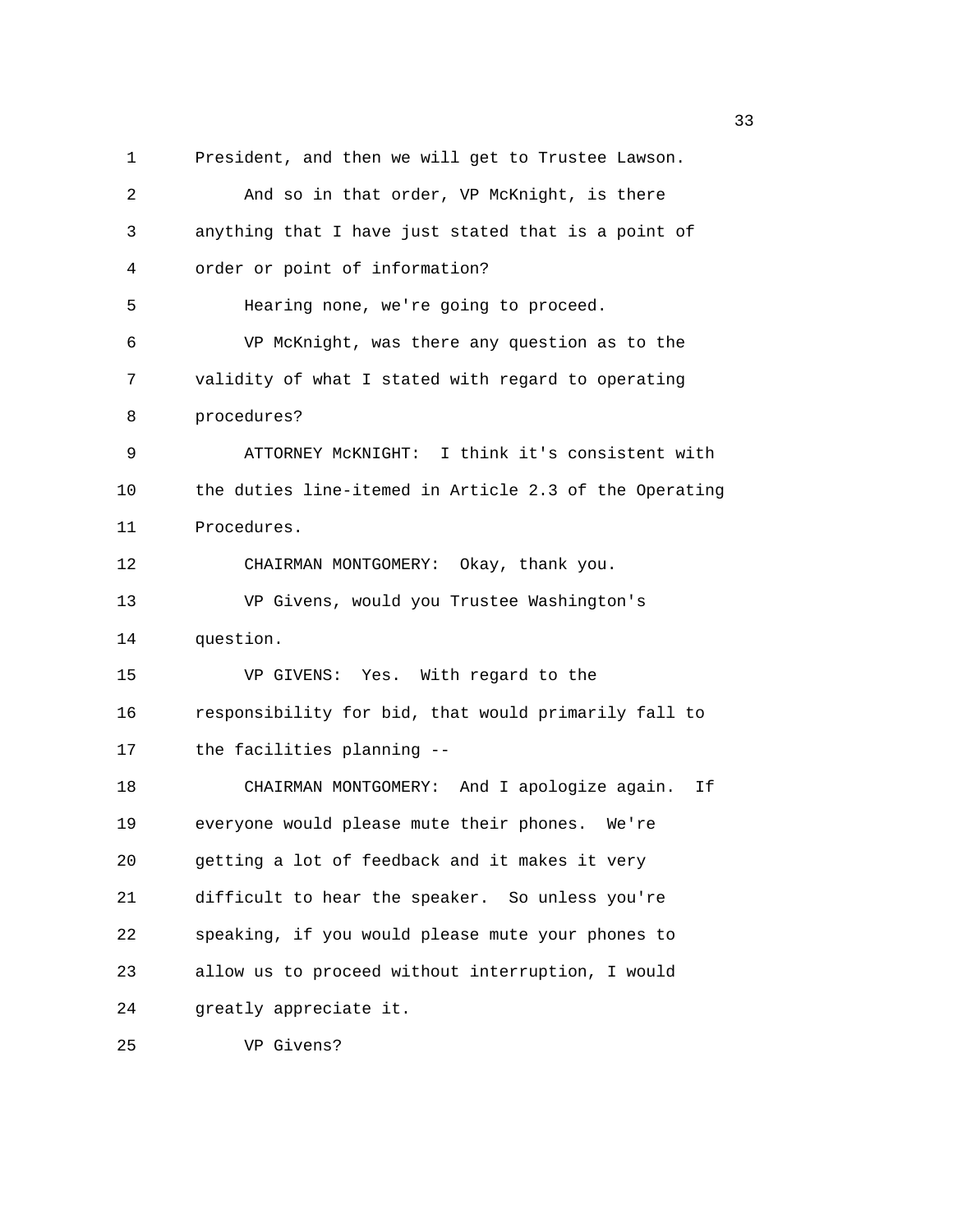1 President, and then we will get to Trustee Lawson.

2 And so in that order, VP McKnight, is there

3 anything that I have just stated that is a point of

4 order or point of information?

5 Hearing none, we're going to proceed.

6 VP McKnight, was there any question as to the

7 validity of what I stated with regard to operating

8 procedures?

9 ATTORNEY McKNIGHT: I think it's consistent with

10 the duties line-itemed in Article 2.3 of the Operating

11 Procedures.

12 CHAIRMAN MONTGOMERY: Okay, thank you.

13 VP Givens, would you Trustee Washington's

14 question.

15 VP GIVENS: Yes. With regard to the

16 responsibility for bid, that would primarily fall to

17 the facilities planning --

18 CHAIRMAN MONTGOMERY: And I apologize again. If

19 everyone would please mute their phones. We're

20 getting a lot of feedback and it makes it very

21 difficult to hear the speaker. So unless you're

22 speaking, if you would please mute your phones to

23 allow us to proceed without interruption, I would

24 greatly appreciate it.

25 VP Givens?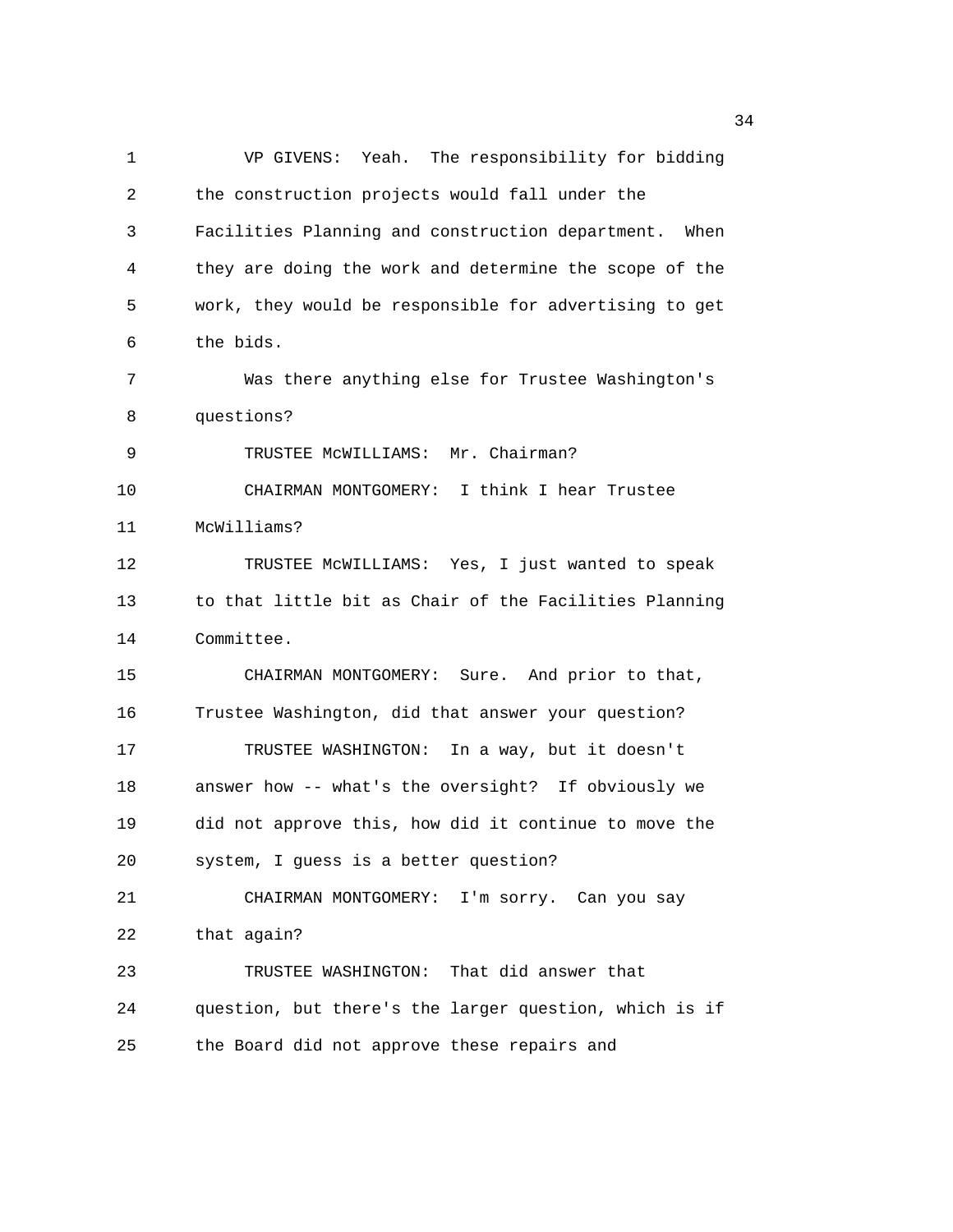VP GIVENS: Yeah. The responsibility for bidding the construction projects would fall under the Facilities Planning and construction department. When they are doing the work and determine the scope of the work, they would be responsible for advertising to get the bids.

Was there anything else for Trustee Washington's questions?

TRUSTEE McWILLIAMS: Mr. Chairman?

CHAIRMAN MONTGOMERY: I think I hear Trustee McWilliams?

TRUSTEE McWILLIAMS: Yes, I just wanted to speak to that little bit as Chair of the Facilities Planning Committee.

CHAIRMAN MONTGOMERY: Sure. And prior to that, Trustee Washington, did that answer your question?

TRUSTEE WASHINGTON: In a way, but it doesn't answer how -- what's the oversight? If obviously we did not approve this, how did it continue to move the system, I guess is a better question?

CHAIRMAN MONTGOMERY: I'm sorry. Can you say that again?

TRUSTEE WASHINGTON: That did answer that question, but there's the larger question, which is if the Board did not approve these repairs and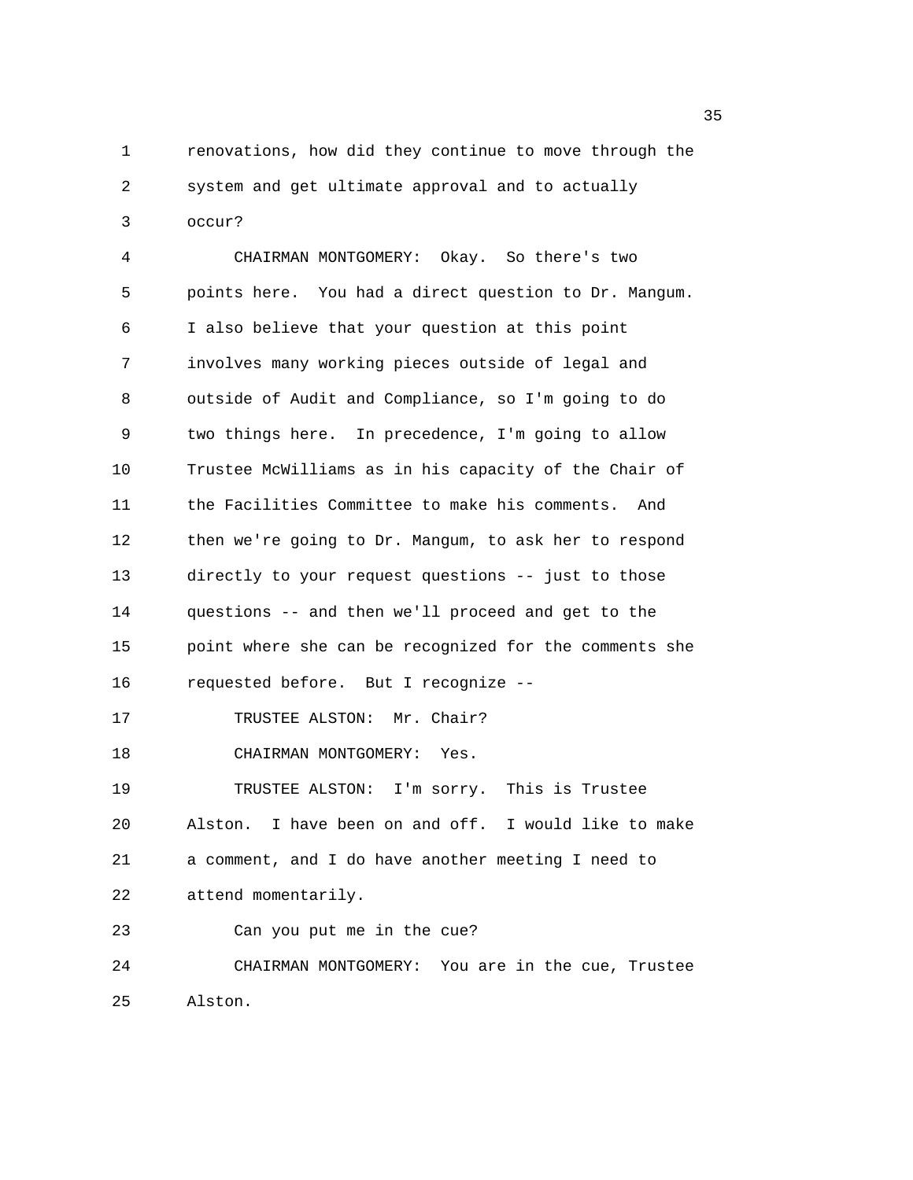renovations, how did they continue to move through the system and get ultimate approval and to actually occur?

CHAIRMAN MONTGOMERY: Okay. So there's two points here. You had a direct question to Dr. Mangum. I also believe that your question at this point involves many working pieces outside of legal and outside of Audit and Compliance, so I'm going to do two things here. In precedence, I'm going to allow Trustee McWilliams as in his capacity of the Chair of the Facilities Committee to make his comments. And then we're going to Dr. Mangum, to ask her to respond directly to your request questions -- just to those questions -- and then we'll proceed and get to the point where she can be recognized for the comments she requested before. But I recognize --

TRUSTEE ALSTON: Mr. Chair?

CHAIRMAN MONTGOMERY: Yes.

TRUSTEE ALSTON: I'm sorry. This is Trustee Alston. I have been on and off. I would like to make a comment, and I do have another meeting I need to attend momentarily.

Can you put me in the cue?

CHAIRMAN MONTGOMERY: You are in the cue, Trustee Alston.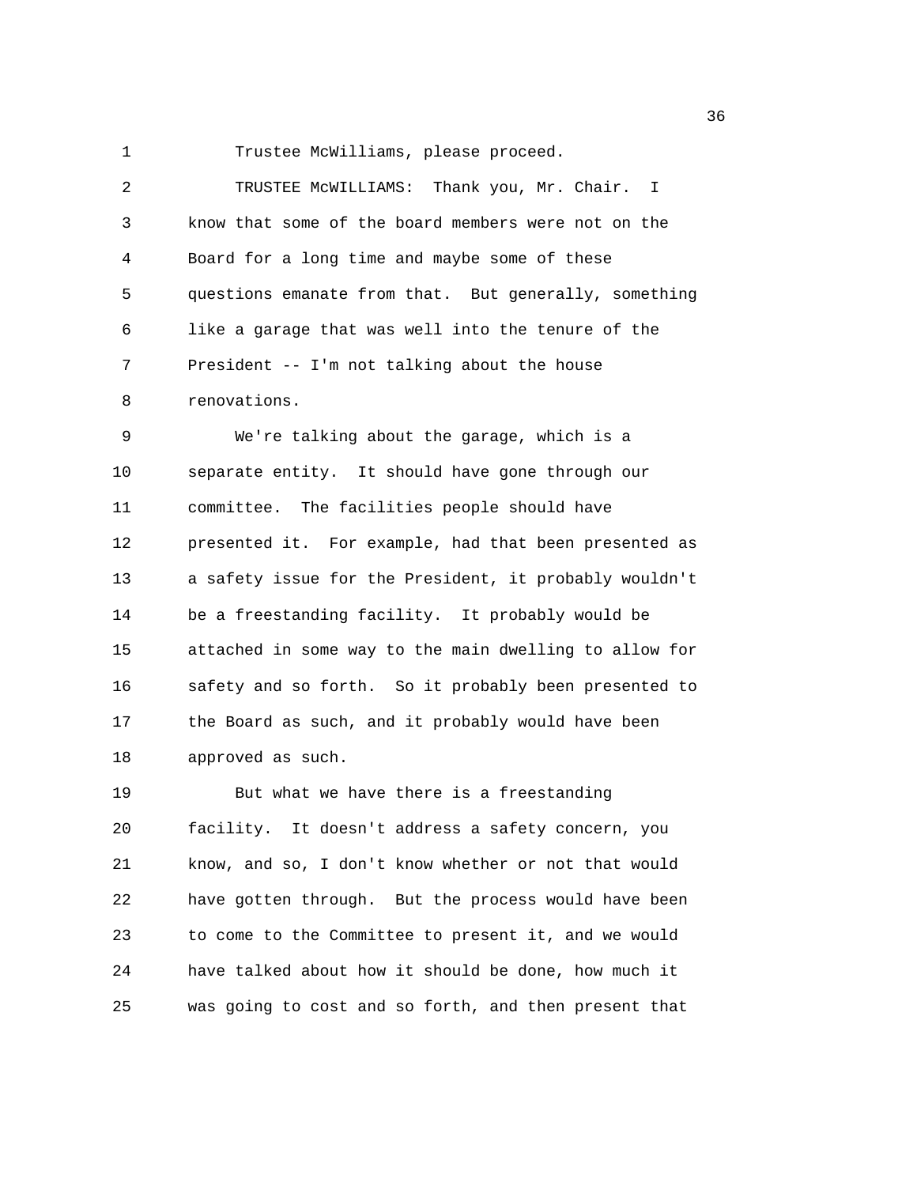Trustee McWilliams, please proceed.

TRUSTEE McWILLIAMS: Thank you, Mr. Chair. I know that some of the board members were not on the Board for a long time and maybe some of these questions emanate from that. But generally, something like a garage that was well into the tenure of the President -- I'm not talking about the house renovations.

We're talking about the garage, which is a separate entity. It should have gone through our committee. The facilities people should have presented it. For example, had that been presented as a safety issue for the President, it probably wouldn't be a freestanding facility. It probably would be attached in some way to the main dwelling to allow for safety and so forth. So it probably been presented to the Board as such, and it probably would have been approved as such.

But what we have there is a freestanding facility. It doesn't address a safety concern, you know, and so, I don't know whether or not that would have gotten through. But the process would have been to come to the Committee to present it, and we would have talked about how it should be done, how much it was going to cost and so forth, and then present that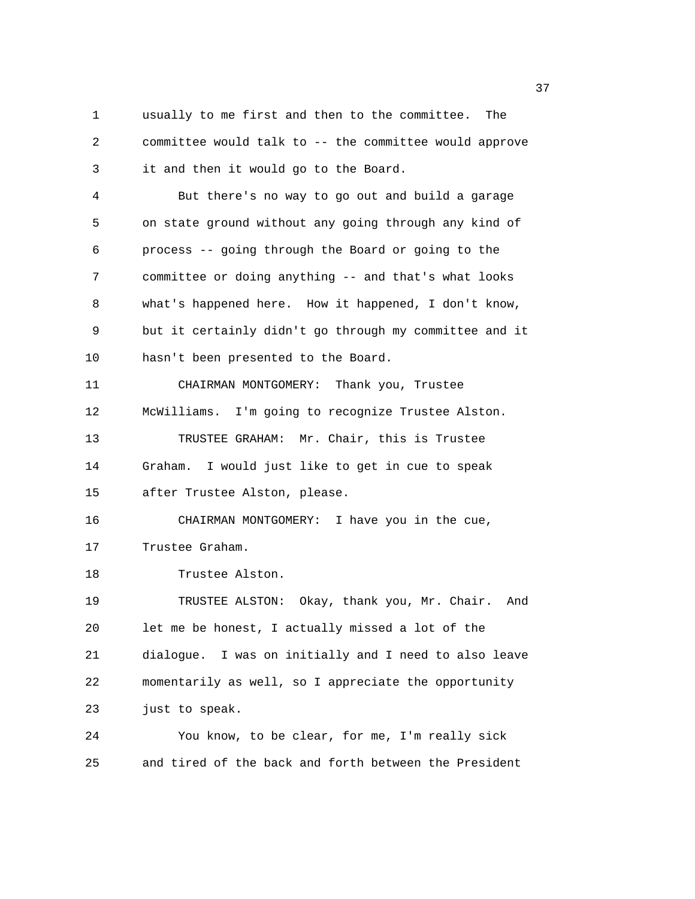usually to me first and then to the committee. The committee would talk to -- the committee would approve it and then it would go to the Board.

But there's no way to go out and build a garage on state ground without any going through any kind of process -- going through the Board or going to the committee or doing anything -- and that's what looks what's happened here. How it happened, I don't know, but it certainly didn't go through my committee and it hasn't been presented to the Board.

CHAIRMAN MONTGOMERY: Thank you, Trustee McWilliams. I'm going to recognize Trustee Alston.

TRUSTEE GRAHAM: Mr. Chair, this is Trustee Graham. I would just like to get in cue to speak after Trustee Alston, please.

CHAIRMAN MONTGOMERY: I have you in the cue, Trustee Graham.

Trustee Alston.

TRUSTEE ALSTON: Okay, thank you, Mr. Chair. And let me be honest, I actually missed a lot of the dialogue. I was on initially and I need to also leave momentarily as well, so I appreciate the opportunity just to speak.

You know, to be clear, for me, I'm really sick and tired of the back and forth between the President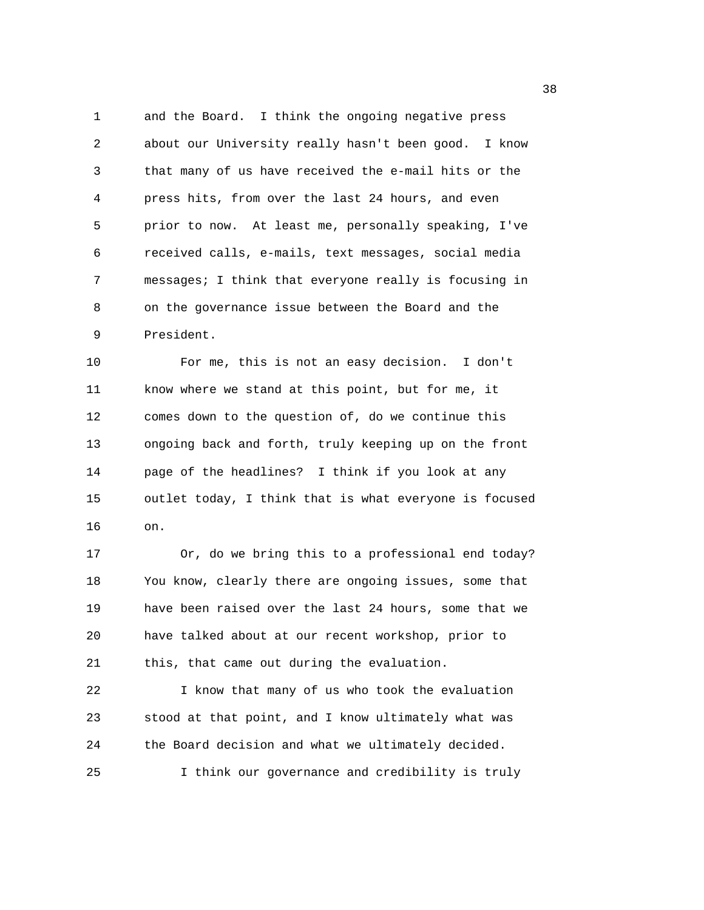and the Board. I think the ongoing negative press about our University really hasn't been good. I know that many of us have received the e-mail hits or the press hits, from over the last 24 hours, and even prior to now. At least me, personally speaking, I've received calls, e-mails, text messages, social media messages; I think that everyone really is focusing in on the governance issue between the Board and the President.

For me, this is not an easy decision. I don't know where we stand at this point, but for me, it comes down to the question of, do we continue this ongoing back and forth, truly keeping up on the front page of the headlines? I think if you look at any outlet today, I think that is what everyone is focused on.

Or, do we bring this to a professional end today? You know, clearly there are ongoing issues, some that have been raised over the last 24 hours, some that we have talked about at our recent workshop, prior to this, that came out during the evaluation.

I know that many of us who took the evaluation stood at that point, and I know ultimately what was the Board decision and what we ultimately decided.

I think our governance and credibility is truly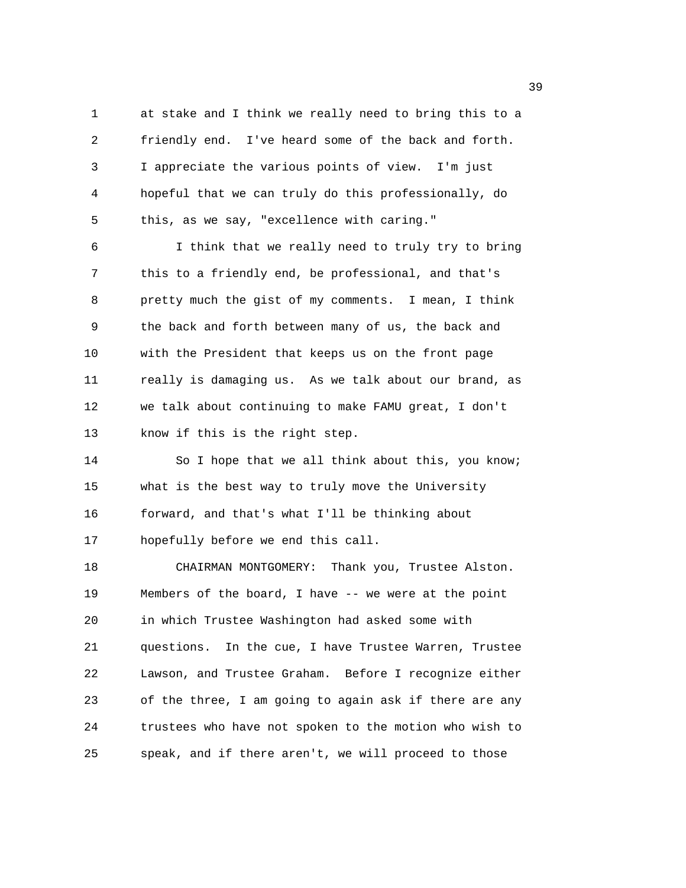at stake and I think we really need to bring this to a friendly end. I've heard some of the back and forth. I appreciate the various points of view. I'm just hopeful that we can truly do this professionally, do this, as we say, "excellence with caring."

I think that we really need to truly try to bring this to a friendly end, be professional, and that's pretty much the gist of my comments. I mean, I think the back and forth between many of us, the back and with the President that keeps us on the front page really is damaging us. As we talk about our brand, as we talk about continuing to make FAMU great, I don't know if this is the right step.

So I hope that we all think about this, you know; what is the best way to truly move the University forward, and that's what I'll be thinking about hopefully before we end this call.

CHAIRMAN MONTGOMERY: Thank you, Trustee Alston. Members of the board, I have -- we were at the point in which Trustee Washington had asked some with questions. In the cue, I have Trustee Warren, Trustee Lawson, and Trustee Graham. Before I recognize either of the three, I am going to again ask if there are any trustees who have not spoken to the motion who wish to speak, and if there aren't, we will proceed to those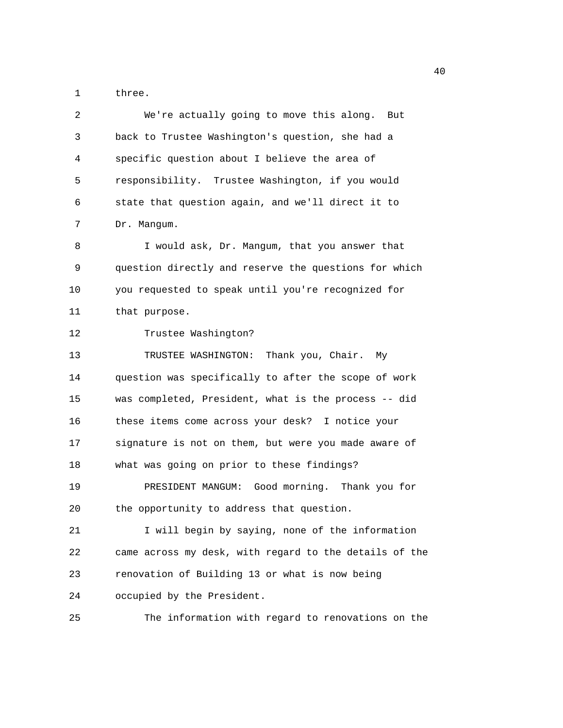three.

We're actually going to move this along. But back to Trustee Washington's question, she had a specific question about I believe the area of responsibility. Trustee Washington, if you would state that question again, and we'll direct it to Dr. Mangum.

I would ask, Dr. Mangum, that you answer that question directly and reserve the questions for which you requested to speak until you're recognized for that purpose.

Trustee Washington?

TRUSTEE WASHINGTON: Thank you, Chair. My question was specifically to after the scope of work was completed, President, what is the process -- did these items come across your desk? I notice your signature is not on them, but were you made aware of what was going on prior to these findings?

PRESIDENT MANGUM: Good morning. Thank you for the opportunity to address that question.

I will begin by saying, none of the information came across my desk, with regard to the details of the renovation of Building 13 or what is now being occupied by the President.

The information with regard to renovations on the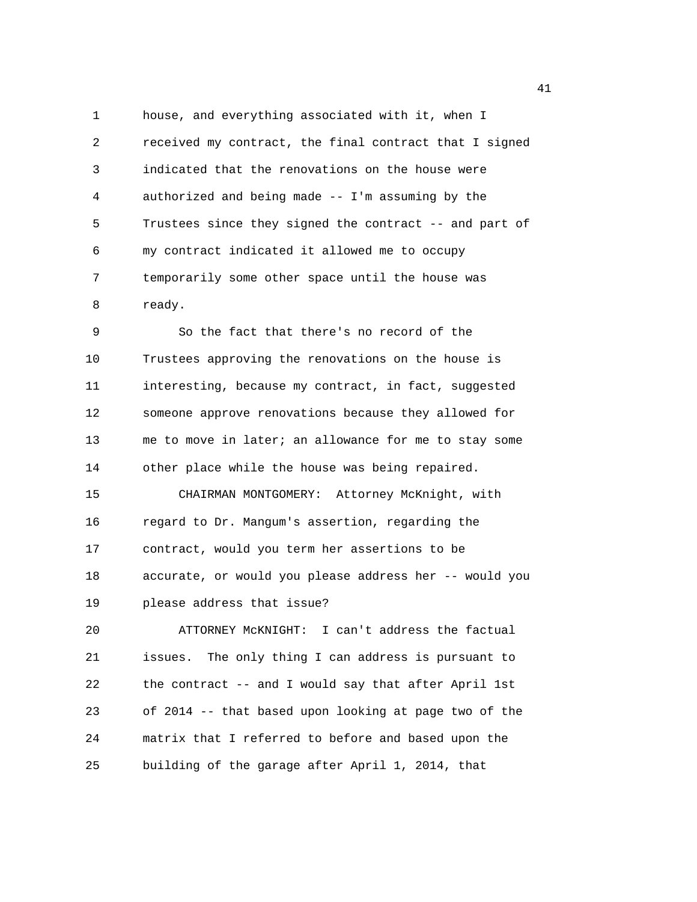house, and everything associated with it, when I received my contract, the final contract that I signed indicated that the renovations on the house were authorized and being made -- I'm assuming by the Trustees since they signed the contract -- and part of my contract indicated it allowed me to occupy temporarily some other space until the house was ready.

So the fact that there's no record of the Trustees approving the renovations on the house is interesting, because my contract, in fact, suggested someone approve renovations because they allowed for me to move in later; an allowance for me to stay some other place while the house was being repaired.

CHAIRMAN MONTGOMERY: Attorney McKnight, with regard to Dr. Mangum's assertion, regarding the contract, would you term her assertions to be accurate, or would you please address her -- would you please address that issue?

ATTORNEY McKNIGHT: I can't address the factual issues. The only thing I can address is pursuant to the contract -- and I would say that after April 1st of 2014 -- that based upon looking at page two of the matrix that I referred to before and based upon the building of the garage after April 1, 2014, that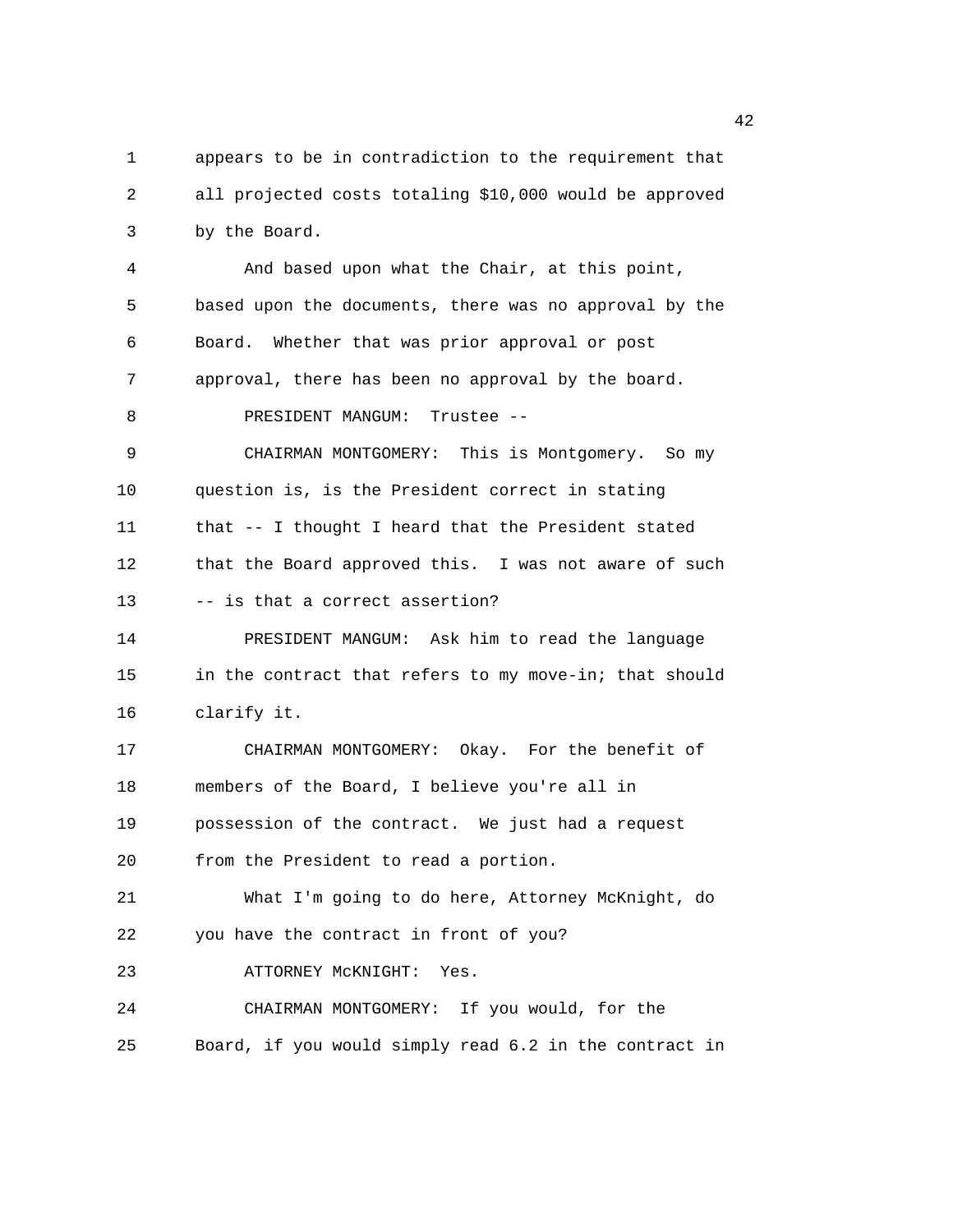appears to be in contradiction to the requirement that all projected costs totaling $10,000 would be approved by the Board.

And based upon what the Chair, at this point, based upon the documents, there was no approval by the Board. Whether that was prior approval or post approval, there has been no approval by the board.

PRESIDENT MANGUM: Trustee --

CHAIRMAN MONTGOMERY: This is Montgomery. So my question is, is the President correct in stating that -- I thought I heard that the President stated that the Board approved this. I was not aware of such -- is that a correct assertion?

PRESIDENT MANGUM: Ask him to read the language in the contract that refers to my move-in; that should clarify it.

CHAIRMAN MONTGOMERY: Okay. For the benefit of members of the Board, I believe you're all in possession of the contract. We just had a request from the President to read a portion.

What I'm going to do here, Attorney McKnight, do you have the contract in front of you?

ATTORNEY McKNIGHT: Yes.

CHAIRMAN MONTGOMERY: If you would, for the Board, if you would simply read 6.2 in the contract in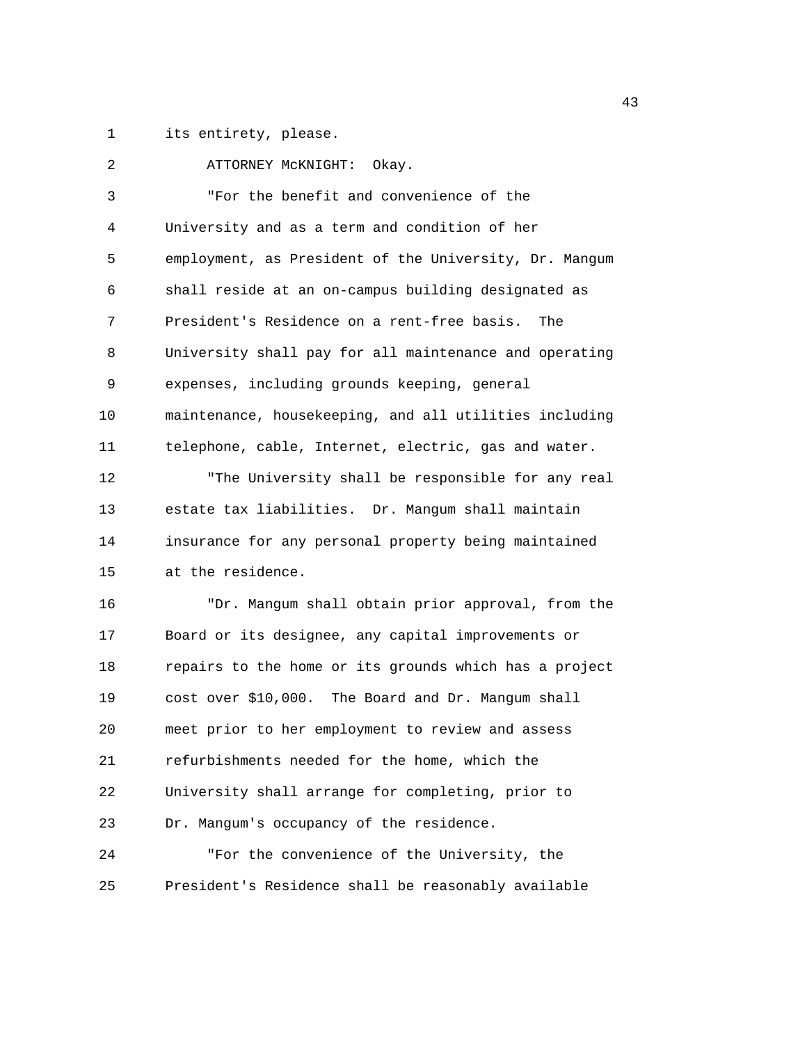its entirety, please.

ATTORNEY McKNIGHT: Okay.

"For the benefit and convenience of the University and as a term and condition of her employment, as President of the University, Dr. Mangum shall reside at an on-campus building designated as President's Residence on a rent-free basis. The University shall pay for all maintenance and operating expenses, including grounds keeping, general maintenance, housekeeping, and all utilities including telephone, cable, Internet, electric, gas and water.

"The University shall be responsible for any real estate tax liabilities. Dr. Mangum shall maintain insurance for any personal property being maintained at the residence.

"Dr. Mangum shall obtain prior approval, from the Board or its designee, any capital improvements or repairs to the home or its grounds which has a project cost over $10,000. The Board and Dr. Mangum shall meet prior to her employment to review and assess refurbishments needed for the home, which the University shall arrange for completing, prior to Dr. Mangum's occupancy of the residence.

"For the convenience of the University, the President's Residence shall be reasonably available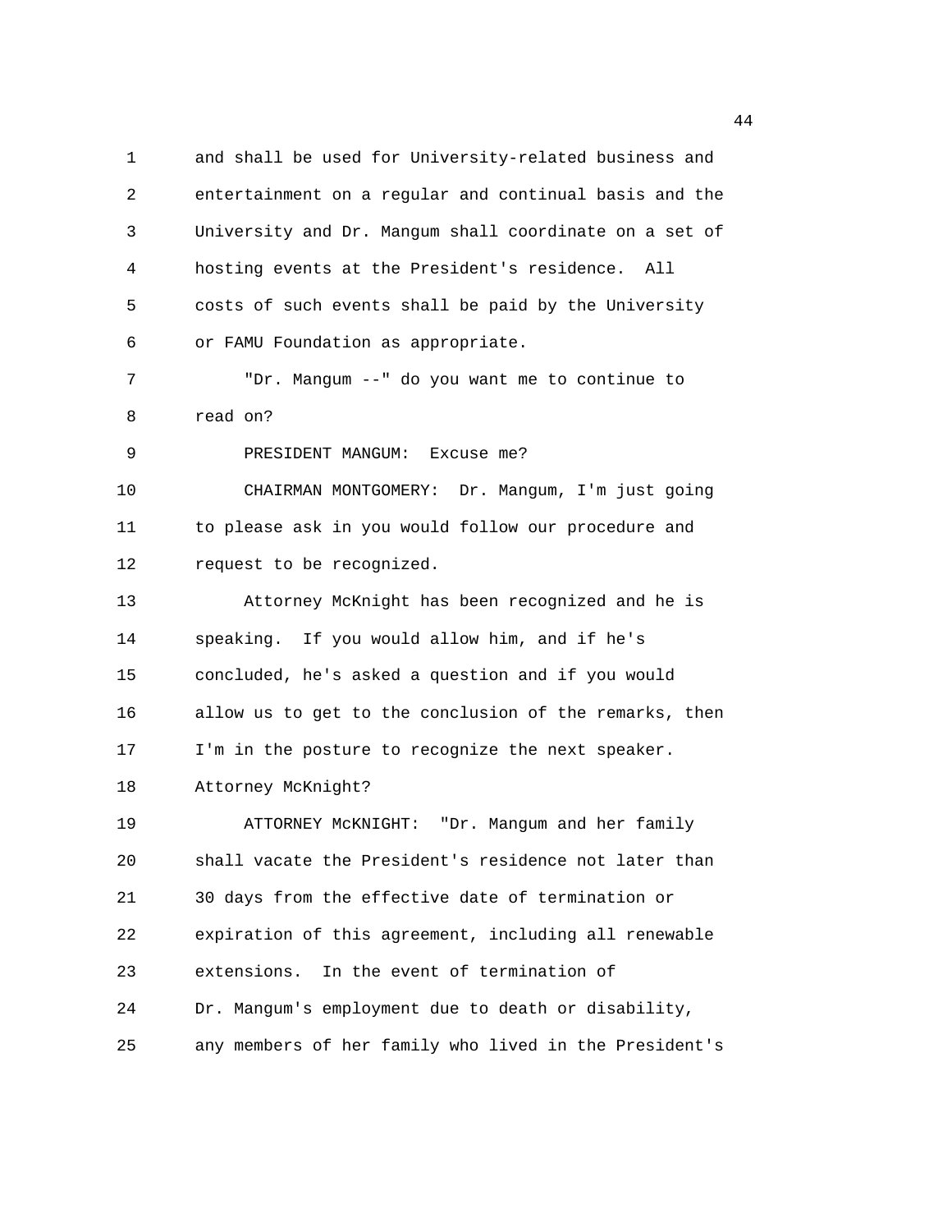and shall be used for University-related business and entertainment on a regular and continual basis and the University and Dr. Mangum shall coordinate on a set of hosting events at the President's residence. All costs of such events shall be paid by the University or FAMU Foundation as appropriate.

"Dr. Mangum --" do you want me to continue to read on?

PRESIDENT MANGUM: Excuse me?

CHAIRMAN MONTGOMERY: Dr. Mangum, I'm just going to please ask in you would follow our procedure and request to be recognized.

Attorney McKnight has been recognized and he is speaking. If you would allow him, and if he's concluded, he's asked a question and if you would allow us to get to the conclusion of the remarks, then I'm in the posture to recognize the next speaker. Attorney McKnight?

ATTORNEY McKNIGHT: "Dr. Mangum and her family shall vacate the President's residence not later than 30 days from the effective date of termination or expiration of this agreement, including all renewable extensions. In the event of termination of Dr. Mangum's employment due to death or disability, any members of her family who lived in the President's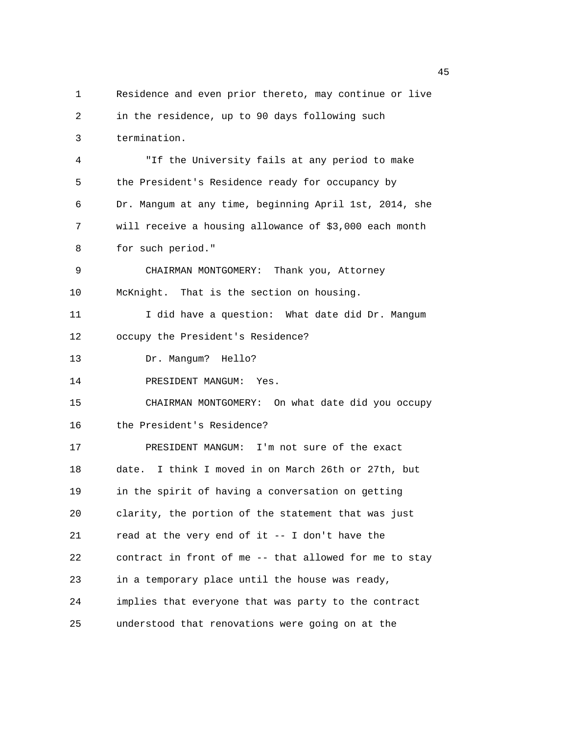Residence and even prior thereto, may continue or live in the residence, up to 90 days following such termination.

"If the University fails at any period to make the President's Residence ready for occupancy by Dr. Mangum at any time, beginning April 1st, 2014, she will receive a housing allowance of $3,000 each month for such period."

CHAIRMAN MONTGOMERY: Thank you, Attorney McKnight. That is the section on housing.

I did have a question: What date did Dr. Mangum occupy the President's Residence?

Dr. Mangum? Hello?

PRESIDENT MANGUM: Yes.

CHAIRMAN MONTGOMERY: On what date did you occupy the President's Residence?

PRESIDENT MANGUM: I'm not sure of the exact date. I think I moved in on March 26th or 27th, but in the spirit of having a conversation on getting clarity, the portion of the statement that was just read at the very end of it -- I don't have the contract in front of me -- that allowed for me to stay in a temporary place until the house was ready, implies that everyone that was party to the contract understood that renovations were going on at the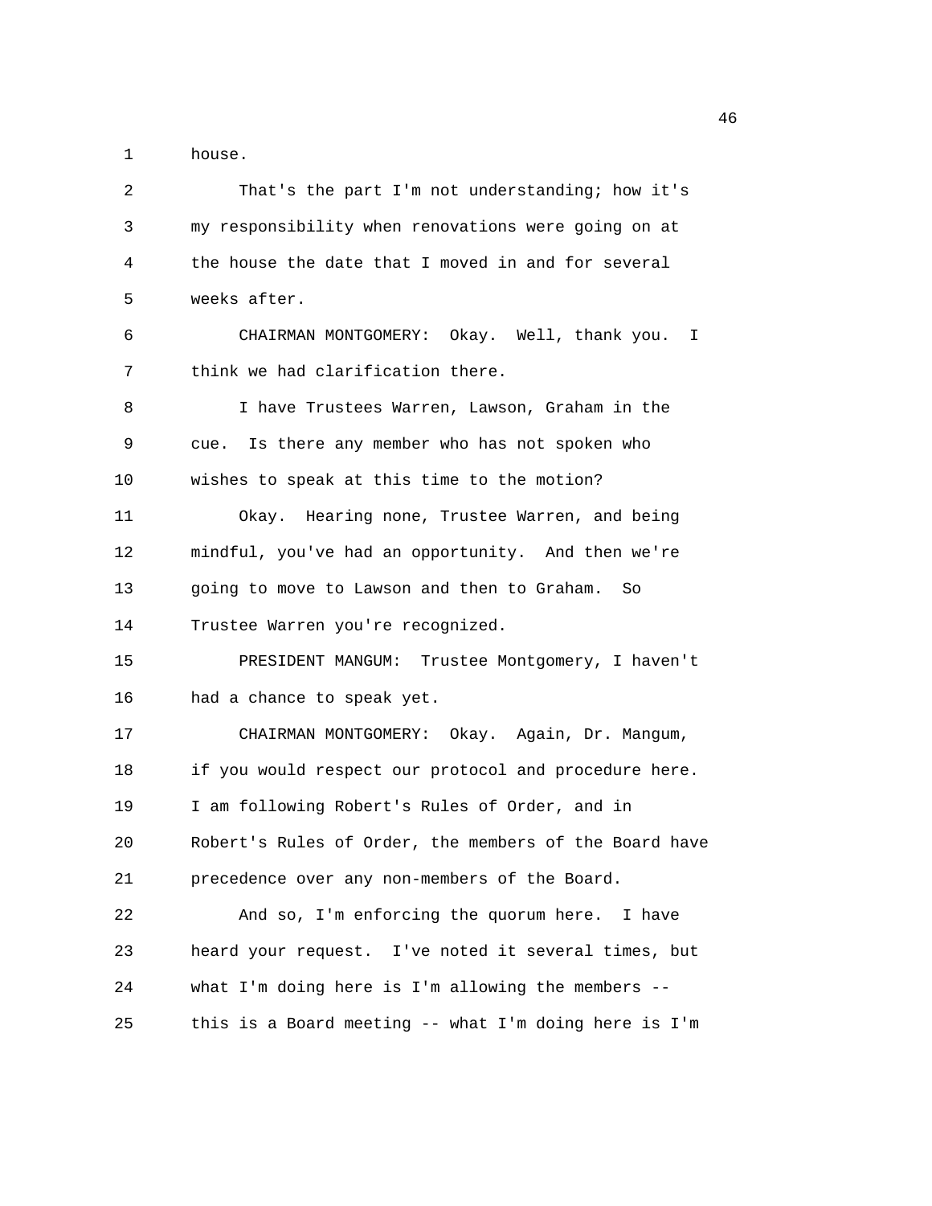house.

That's the part I'm not understanding; how it's my responsibility when renovations were going on at the house the date that I moved in and for several weeks after.

CHAIRMAN MONTGOMERY: Okay. Well, thank you. I think we had clarification there.

I have Trustees Warren, Lawson, Graham in the cue. Is there any member who has not spoken who wishes to speak at this time to the motion?

Okay. Hearing none, Trustee Warren, and being mindful, you've had an opportunity. And then we're going to move to Lawson and then to Graham. So Trustee Warren you're recognized.

PRESIDENT MANGUM: Trustee Montgomery, I haven't had a chance to speak yet.

CHAIRMAN MONTGOMERY: Okay. Again, Dr. Mangum, if you would respect our protocol and procedure here. I am following Robert's Rules of Order, and in Robert's Rules of Order, the members of the Board have precedence over any non-members of the Board.

And so, I'm enforcing the quorum here. I have heard your request. I've noted it several times, but what I'm doing here is I'm allowing the members -- this is a Board meeting -- what I'm doing here is I'm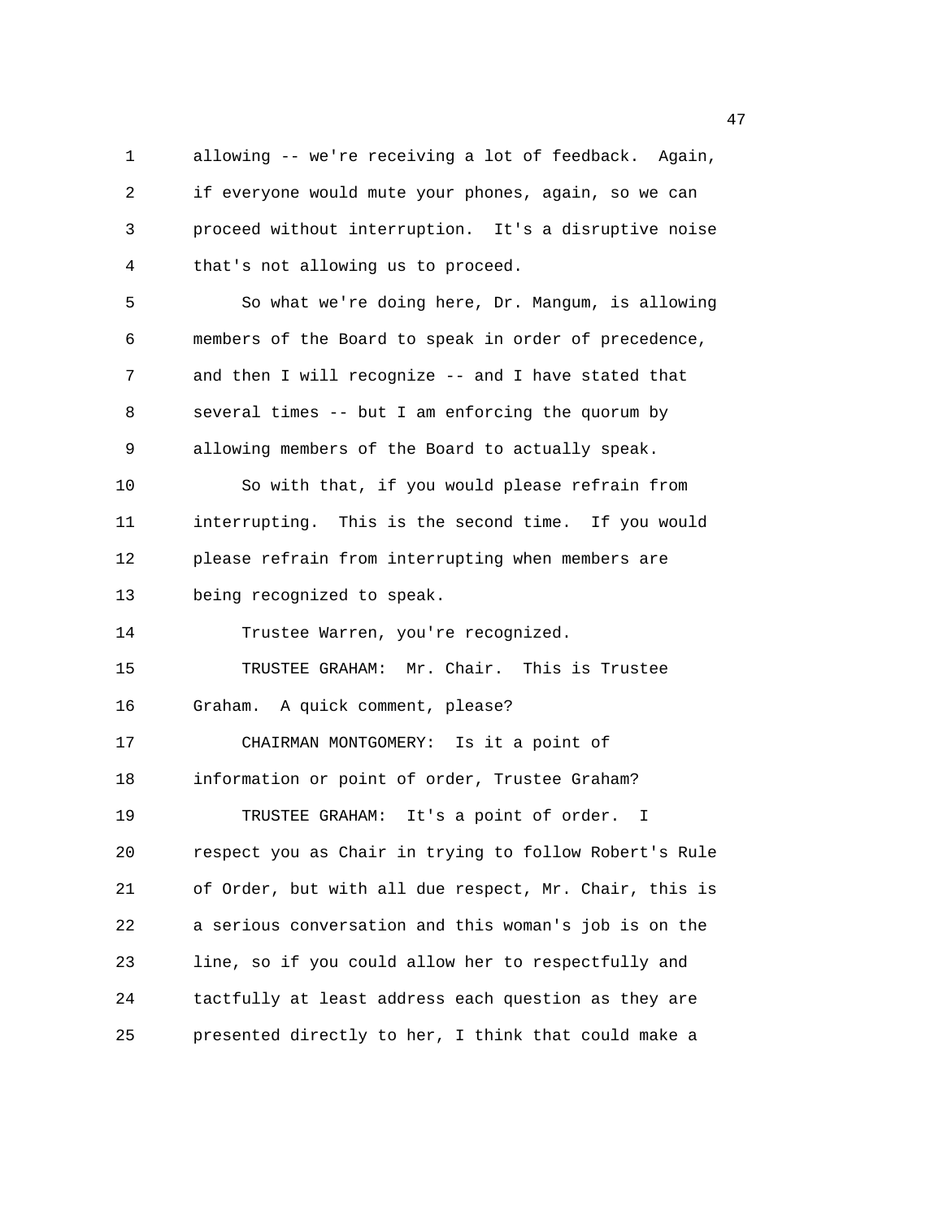allowing -- we're receiving a lot of feedback. Again, if everyone would mute your phones, again, so we can proceed without interruption. It's a disruptive noise that's not allowing us to proceed.

So what we're doing here, Dr. Mangum, is allowing members of the Board to speak in order of precedence, and then I will recognize -- and I have stated that several times -- but I am enforcing the quorum by allowing members of the Board to actually speak.

So with that, if you would please refrain from interrupting. This is the second time. If you would please refrain from interrupting when members are being recognized to speak.

Trustee Warren, you're recognized.

TRUSTEE GRAHAM: Mr. Chair. This is Trustee Graham. A quick comment, please?

CHAIRMAN MONTGOMERY: Is it a point of information or point of order, Trustee Graham?

TRUSTEE GRAHAM: It's a point of order. I respect you as Chair in trying to follow Robert's Rule of Order, but with all due respect, Mr. Chair, this is a serious conversation and this woman's job is on the line, so if you could allow her to respectfully and tactfully at least address each question as they are presented directly to her, I think that could make a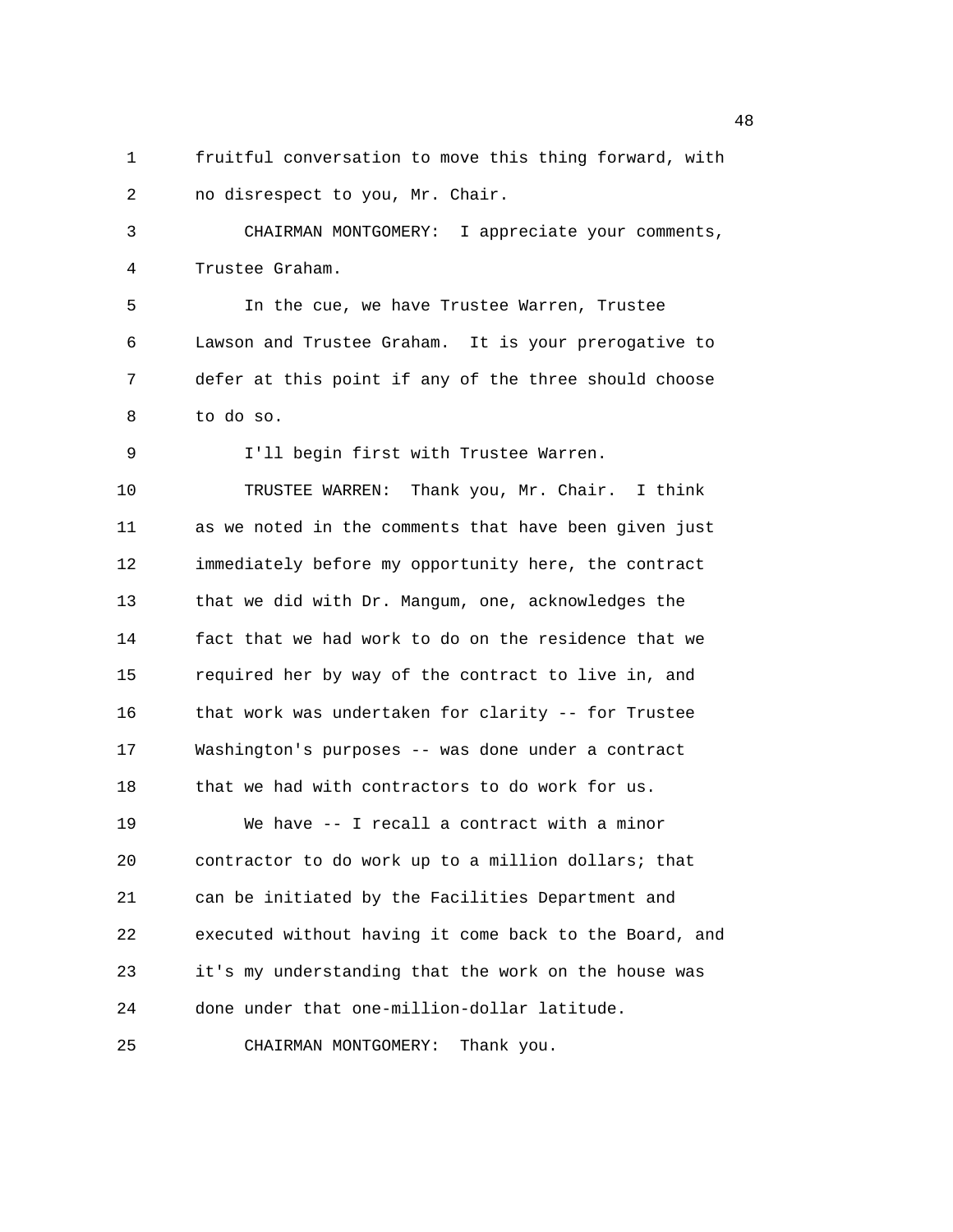fruitful conversation to move this thing forward, with no disrespect to you, Mr. Chair.

CHAIRMAN MONTGOMERY: I appreciate your comments, Trustee Graham.

In the cue, we have Trustee Warren, Trustee Lawson and Trustee Graham. It is your prerogative to defer at this point if any of the three should choose to do so.

I'll begin first with Trustee Warren.

TRUSTEE WARREN: Thank you, Mr. Chair. I think as we noted in the comments that have been given just immediately before my opportunity here, the contract that we did with Dr. Mangum, one, acknowledges the fact that we had work to do on the residence that we required her by way of the contract to live in, and that work was undertaken for clarity -- for Trustee Washington's purposes -- was done under a contract that we had with contractors to do work for us.

We have -- I recall a contract with a minor contractor to do work up to a million dollars; that can be initiated by the Facilities Department and executed without having it come back to the Board, and it's my understanding that the work on the house was done under that one-million-dollar latitude.

CHAIRMAN MONTGOMERY: Thank you.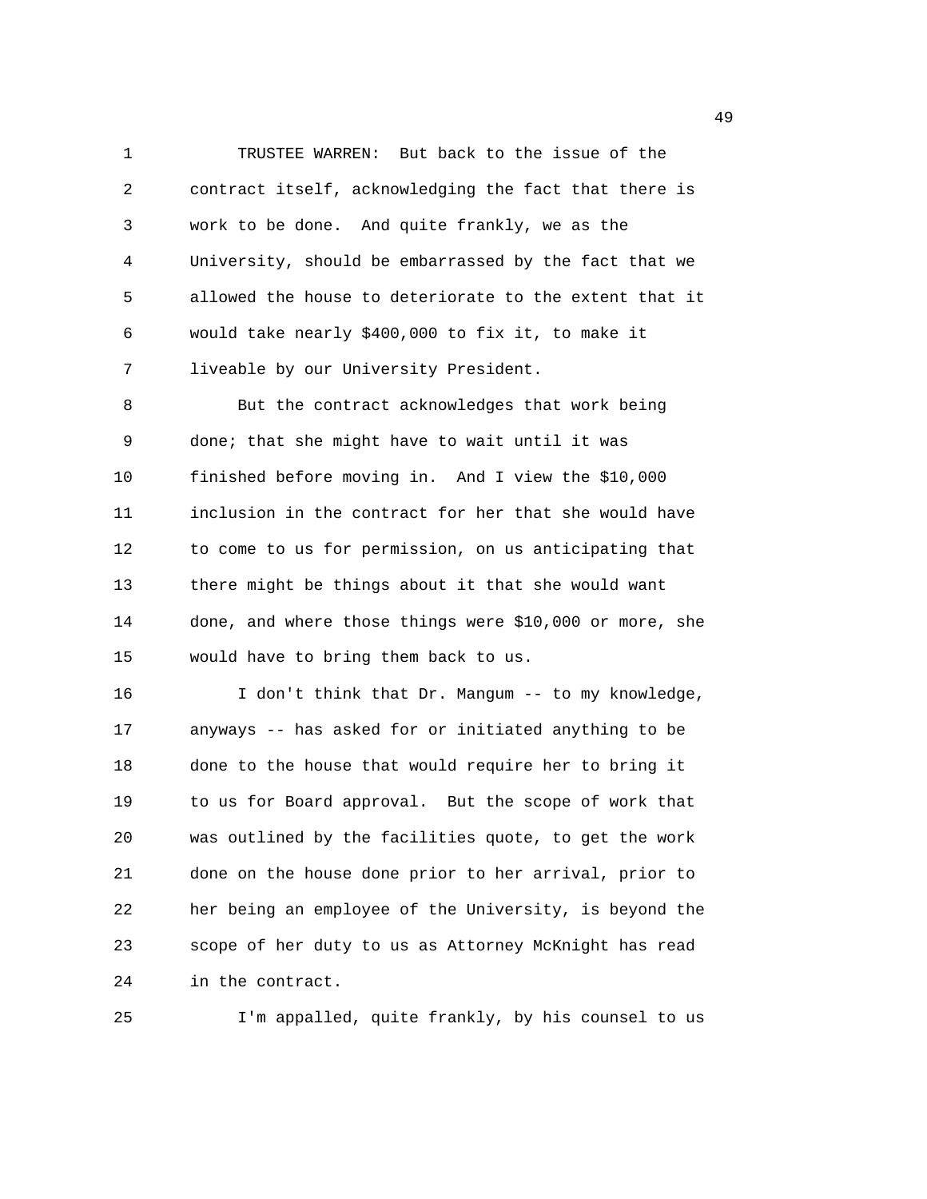TRUSTEE WARREN: But back to the issue of the contract itself, acknowledging the fact that there is work to be done. And quite frankly, we as the University, should be embarrassed by the fact that we allowed the house to deteriorate to the extent that it would take nearly $400,000 to fix it, to make it liveable by our University President.

But the contract acknowledges that work being done; that she might have to wait until it was finished before moving in. And I view the $10,000 inclusion in the contract for her that she would have to come to us for permission, on us anticipating that there might be things about it that she would want done, and where those things were $10,000 or more, she would have to bring them back to us.

I don't think that Dr. Mangum -- to my knowledge, anyways -- has asked for or initiated anything to be done to the house that would require her to bring it to us for Board approval. But the scope of work that was outlined by the facilities quote, to get the work done on the house done prior to her arrival, prior to her being an employee of the University, is beyond the scope of her duty to us as Attorney McKnight has read in the contract.

I'm appalled, quite frankly, by his counsel to us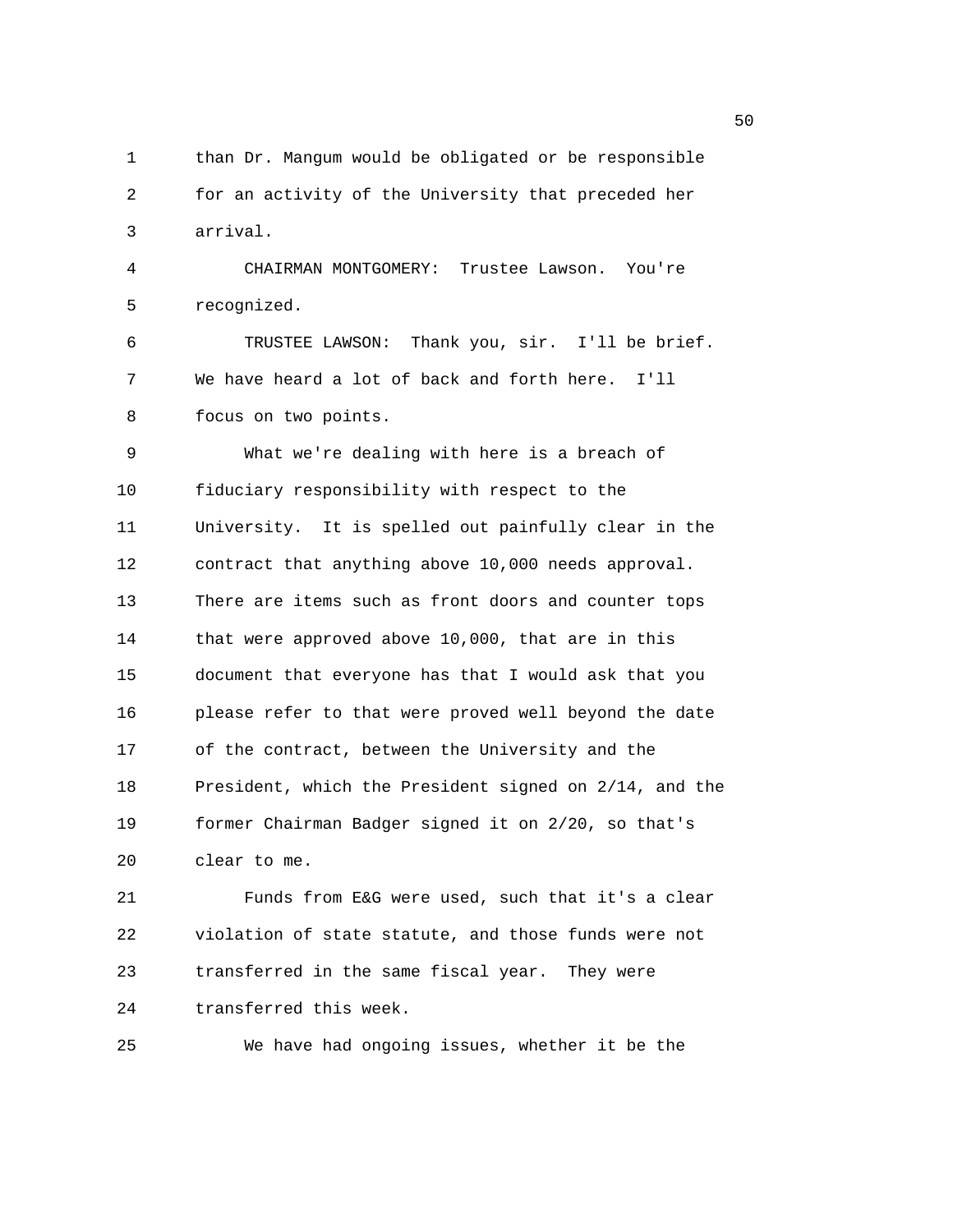than Dr. Mangum would be obligated or be responsible for an activity of the University that preceded her arrival.

CHAIRMAN MONTGOMERY: Trustee Lawson. You're recognized.

TRUSTEE LAWSON: Thank you, sir. I'll be brief. We have heard a lot of back and forth here. I'll focus on two points.

What we're dealing with here is a breach of fiduciary responsibility with respect to the University. It is spelled out painfully clear in the contract that anything above 10,000 needs approval. There are items such as front doors and counter tops that were approved above 10,000, that are in this document that everyone has that I would ask that you please refer to that were proved well beyond the date of the contract, between the University and the President, which the President signed on 2/14, and the former Chairman Badger signed it on 2/20, so that's clear to me.

Funds from E&G were used, such that it's a clear violation of state statute, and those funds were not transferred in the same fiscal year. They were transferred this week.

We have had ongoing issues, whether it be the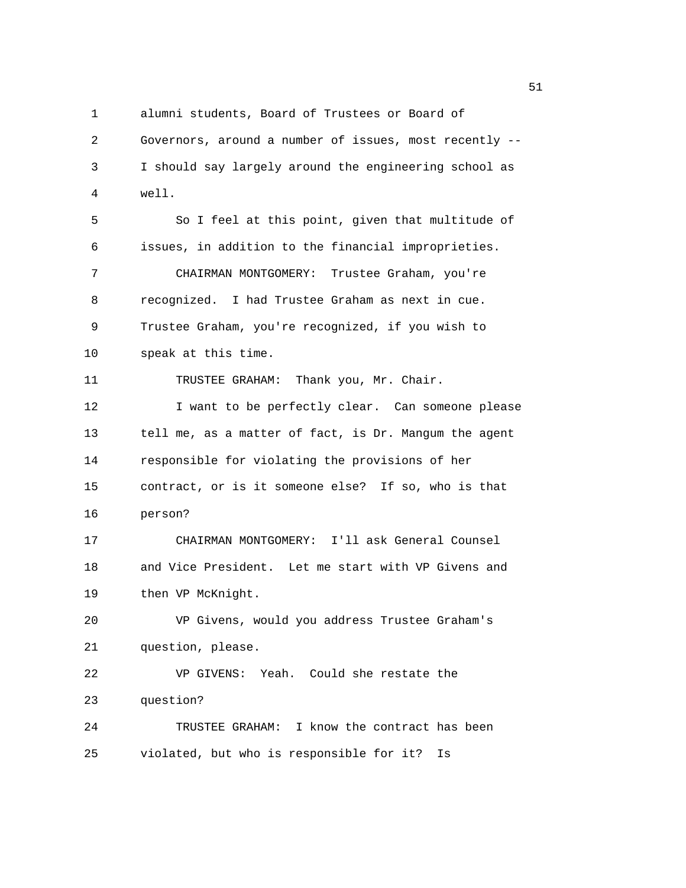alumni students, Board of Trustees or Board of Governors, around a number of issues, most recently -- I should say largely around the engineering school as well.

So I feel at this point, given that multitude of issues, in addition to the financial improprieties.

CHAIRMAN MONTGOMERY: Trustee Graham, you're recognized. I had Trustee Graham as next in cue. Trustee Graham, you're recognized, if you wish to speak at this time.

TRUSTEE GRAHAM: Thank you, Mr. Chair.

I want to be perfectly clear. Can someone please tell me, as a matter of fact, is Dr. Mangum the agent responsible for violating the provisions of her contract, or is it someone else? If so, who is that person?

CHAIRMAN MONTGOMERY: I'll ask General Counsel and Vice President. Let me start with VP Givens and then VP McKnight.

VP Givens, would you address Trustee Graham's question, please.

VP GIVENS: Yeah. Could she restate the question?

TRUSTEE GRAHAM: I know the contract has been violated, but who is responsible for it? Is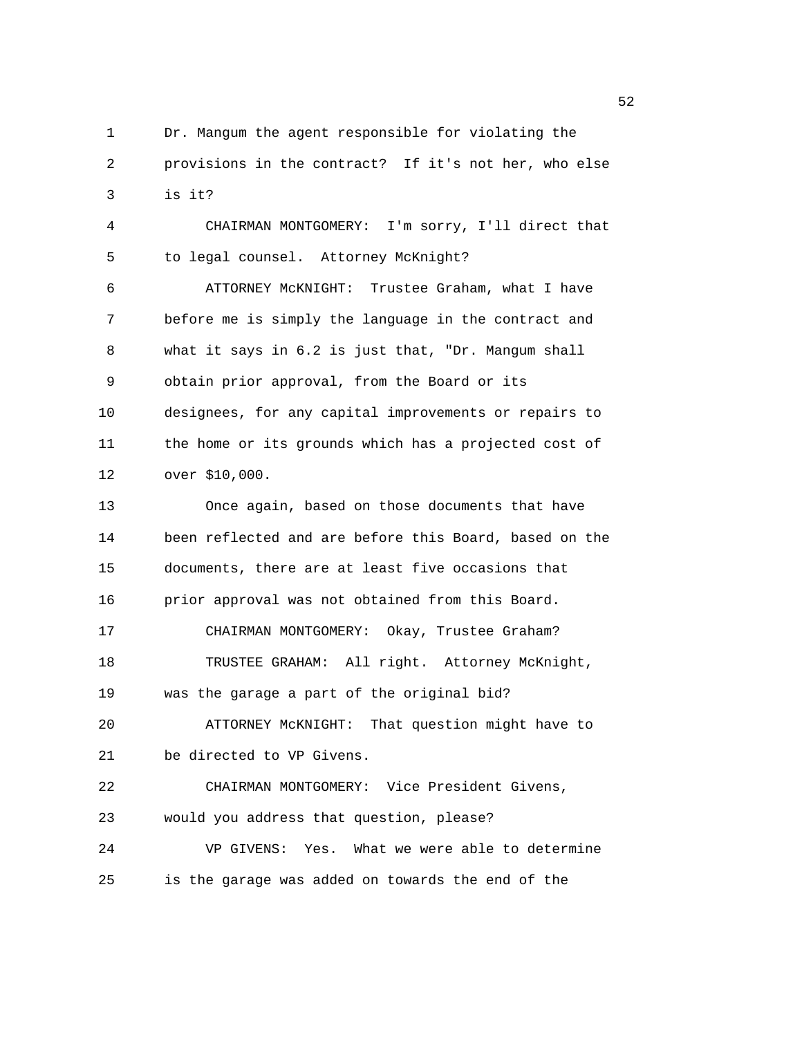Dr. Mangum the agent responsible for violating the provisions in the contract? If it's not her, who else is it?

CHAIRMAN MONTGOMERY: I'm sorry, I'll direct that to legal counsel. Attorney McKnight?

ATTORNEY McKNIGHT: Trustee Graham, what I have before me is simply the language in the contract and what it says in 6.2 is just that, "Dr. Mangum shall obtain prior approval, from the Board or its designees, for any capital improvements or repairs to the home or its grounds which has a projected cost of over $10,000.

Once again, based on those documents that have been reflected and are before this Board, based on the documents, there are at least five occasions that prior approval was not obtained from this Board.

CHAIRMAN MONTGOMERY: Okay, Trustee Graham?

TRUSTEE GRAHAM: All right. Attorney McKnight, was the garage a part of the original bid?

ATTORNEY McKNIGHT: That question might have to be directed to VP Givens.

CHAIRMAN MONTGOMERY: Vice President Givens, would you address that question, please?

VP GIVENS: Yes. What we were able to determine is the garage was added on towards the end of the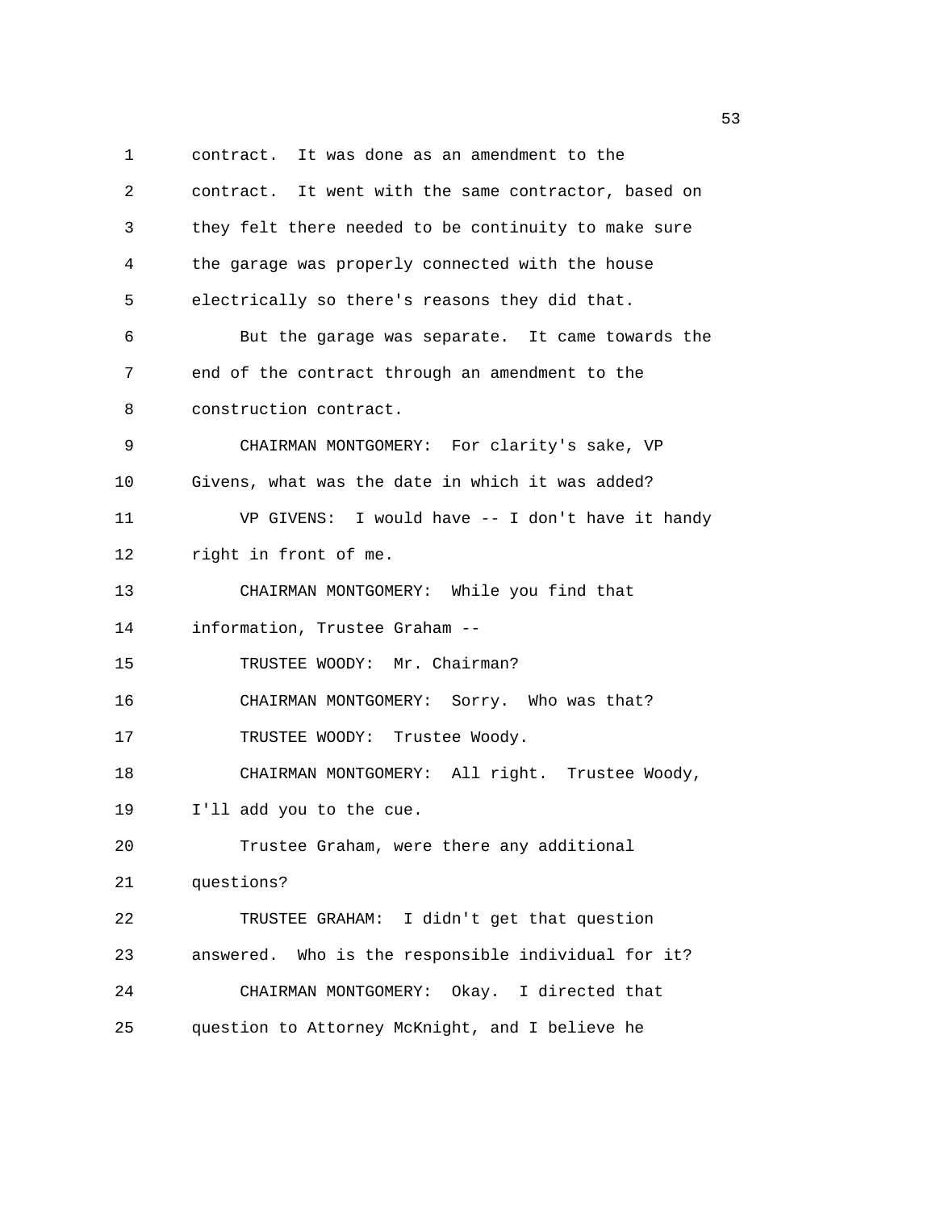contract. It was done as an amendment to the contract. It went with the same contractor, based on they felt there needed to be continuity to make sure the garage was properly connected with the house electrically so there's reasons they did that.

But the garage was separate. It came towards the end of the contract through an amendment to the construction contract.

CHAIRMAN MONTGOMERY: For clarity's sake, VP Givens, what was the date in which it was added?

VP GIVENS: I would have -- I don't have it handy right in front of me.

CHAIRMAN MONTGOMERY: While you find that information, Trustee Graham --

TRUSTEE WOODY: Mr. Chairman?

CHAIRMAN MONTGOMERY: Sorry. Who was that?

TRUSTEE WOODY: Trustee Woody.

CHAIRMAN MONTGOMERY: All right. Trustee Woody, I'll add you to the cue.

Trustee Graham, were there any additional questions?

TRUSTEE GRAHAM: I didn't get that question answered. Who is the responsible individual for it?

CHAIRMAN MONTGOMERY: Okay. I directed that question to Attorney McKnight, and I believe he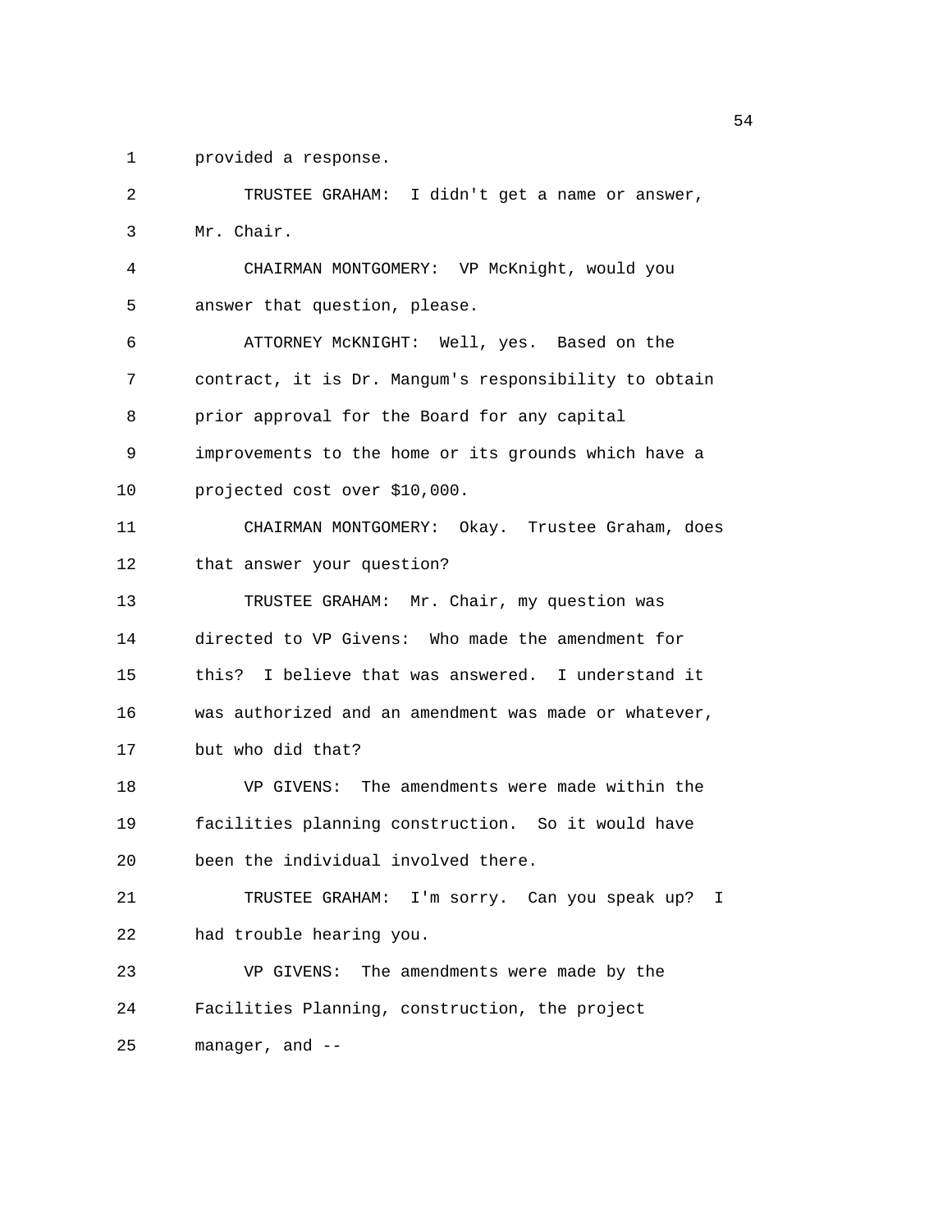provided a response.

TRUSTEE GRAHAM: I didn't get a name or answer, Mr. Chair.

CHAIRMAN MONTGOMERY: VP McKnight, would you answer that question, please.

ATTORNEY McKNIGHT: Well, yes. Based on the contract, it is Dr. Mangum's responsibility to obtain prior approval for the Board for any capital improvements to the home or its grounds which have a projected cost over $10,000.

CHAIRMAN MONTGOMERY: Okay. Trustee Graham, does that answer your question?

TRUSTEE GRAHAM: Mr. Chair, my question was directed to VP Givens: Who made the amendment for this? I believe that was answered. I understand it was authorized and an amendment was made or whatever, but who did that?

VP GIVENS: The amendments were made within the facilities planning construction. So it would have been the individual involved there.

TRUSTEE GRAHAM: I'm sorry. Can you speak up? I had trouble hearing you.

VP GIVENS: The amendments were made by the Facilities Planning, construction, the project manager, and --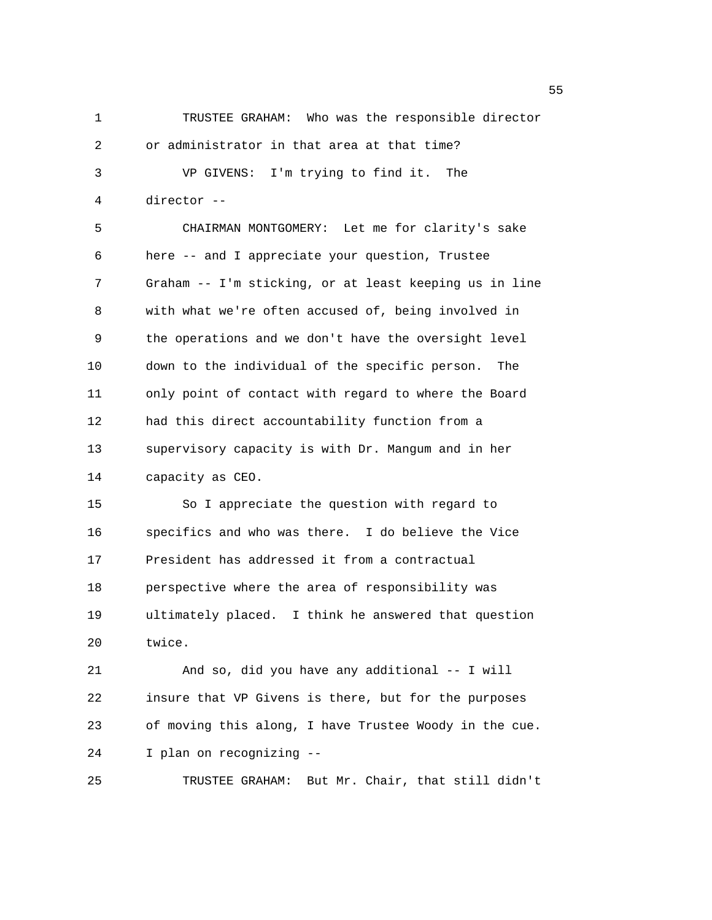TRUSTEE GRAHAM: Who was the responsible director or administrator in that area at that time?

VP GIVENS: I'm trying to find it. The director --

CHAIRMAN MONTGOMERY: Let me for clarity's sake here -- and I appreciate your question, Trustee Graham -- I'm sticking, or at least keeping us in line with what we're often accused of, being involved in the operations and we don't have the oversight level down to the individual of the specific person. The only point of contact with regard to where the Board had this direct accountability function from a supervisory capacity is with Dr. Mangum and in her capacity as CEO.

So I appreciate the question with regard to specifics and who was there. I do believe the Vice President has addressed it from a contractual perspective where the area of responsibility was ultimately placed. I think he answered that question twice.

And so, did you have any additional -- I will insure that VP Givens is there, but for the purposes of moving this along, I have Trustee Woody in the cue. I plan on recognizing --

TRUSTEE GRAHAM: But Mr. Chair, that still didn't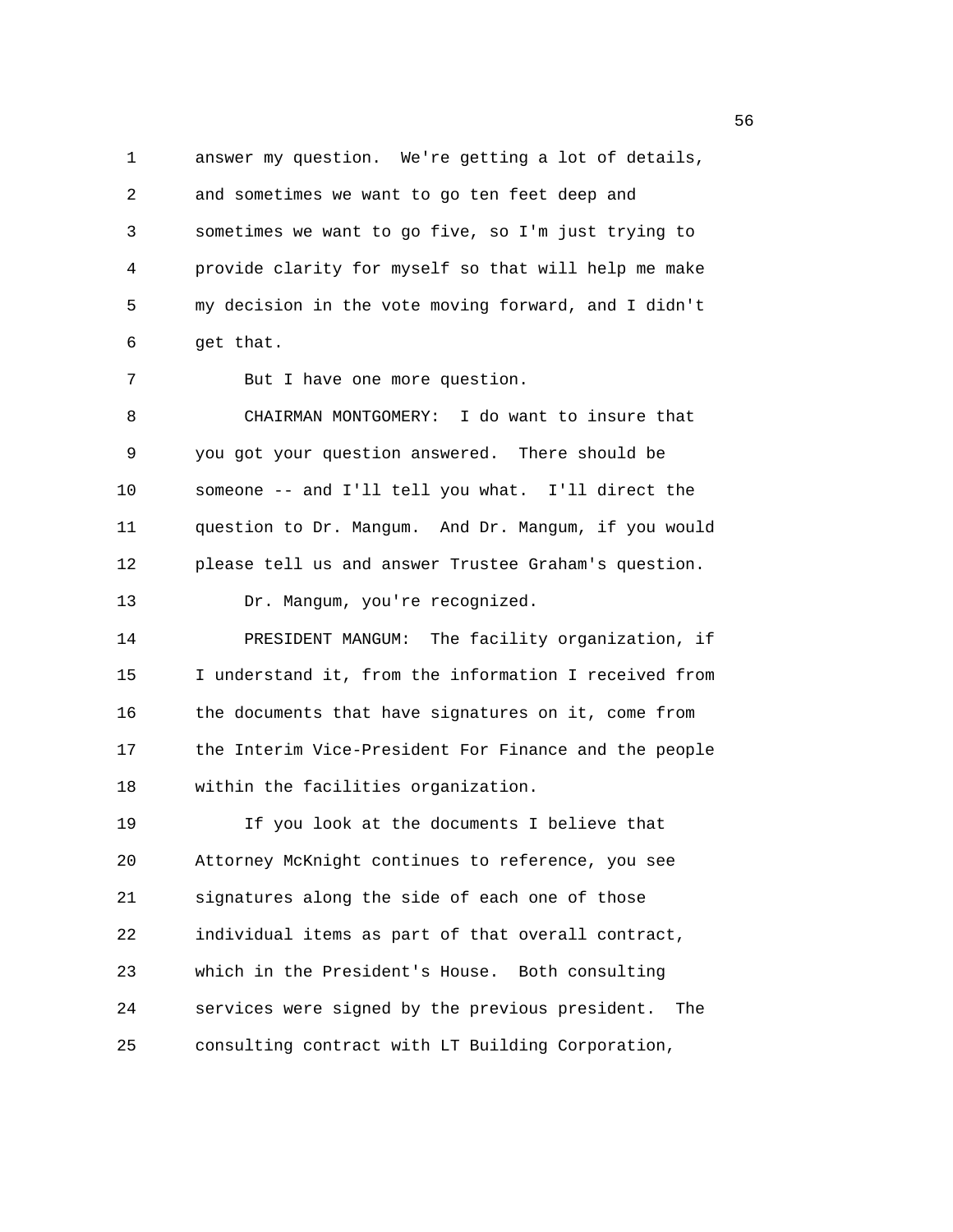answer my question. We're getting a lot of details, and sometimes we want to go ten feet deep and sometimes we want to go five, so I'm just trying to provide clarity for myself so that will help me make my decision in the vote moving forward, and I didn't get that.

But I have one more question.

CHAIRMAN MONTGOMERY: I do want to insure that you got your question answered. There should be someone -- and I'll tell you what. I'll direct the question to Dr. Mangum. And Dr. Mangum, if you would please tell us and answer Trustee Graham's question.

Dr. Mangum, you're recognized.

PRESIDENT MANGUM: The facility organization, if I understand it, from the information I received from the documents that have signatures on it, come from the Interim Vice-President For Finance and the people within the facilities organization.

If you look at the documents I believe that Attorney McKnight continues to reference, you see signatures along the side of each one of those individual items as part of that overall contract, which in the President's House. Both consulting services were signed by the previous president. The consulting contract with LT Building Corporation,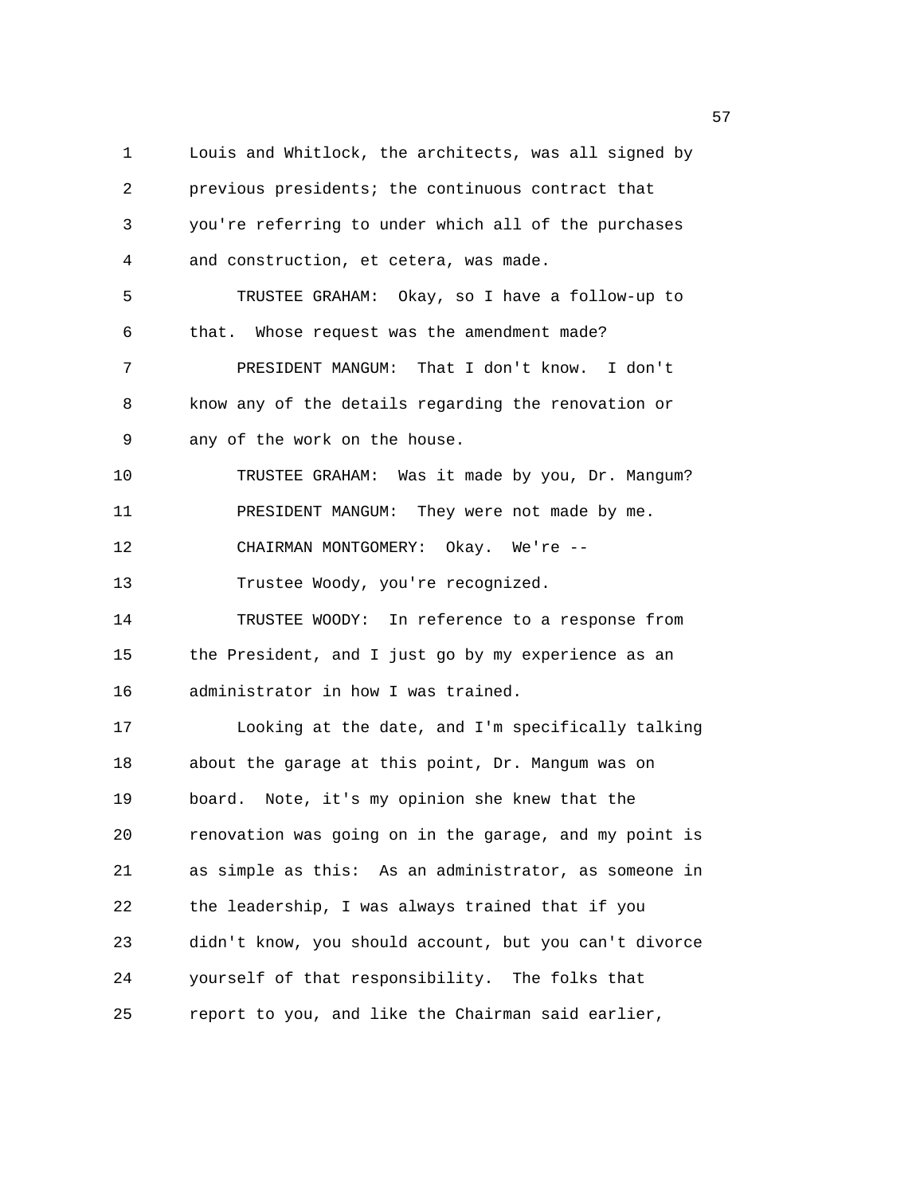Louis and Whitlock, the architects, was all signed by previous presidents; the continuous contract that you're referring to under which all of the purchases and construction, et cetera, was made.

TRUSTEE GRAHAM: Okay, so I have a follow-up to that. Whose request was the amendment made?

PRESIDENT MANGUM: That I don't know. I don't know any of the details regarding the renovation or any of the work on the house.

TRUSTEE GRAHAM: Was it made by you, Dr. Mangum?

PRESIDENT MANGUM: They were not made by me.

CHAIRMAN MONTGOMERY: Okay. We're --

Trustee Woody, you're recognized.

TRUSTEE WOODY: In reference to a response from the President, and I just go by my experience as an administrator in how I was trained.

Looking at the date, and I'm specifically talking about the garage at this point, Dr. Mangum was on board. Note, it's my opinion she knew that the renovation was going on in the garage, and my point is as simple as this: As an administrator, as someone in the leadership, I was always trained that if you didn't know, you should account, but you can't divorce yourself of that responsibility. The folks that report to you, and like the Chairman said earlier,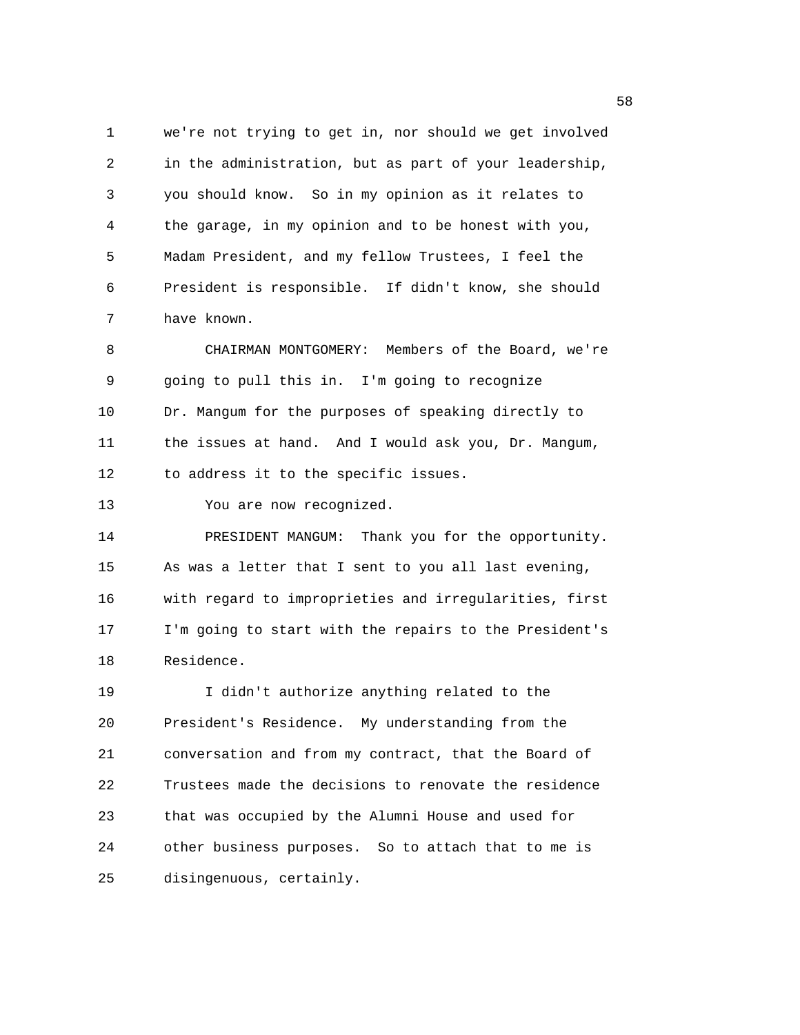we're not trying to get in, nor should we get involved in the administration, but as part of your leadership, you should know. So in my opinion as it relates to the garage, in my opinion and to be honest with you, Madam President, and my fellow Trustees, I feel the President is responsible. If didn't know, she should have known.

CHAIRMAN MONTGOMERY: Members of the Board, we're going to pull this in. I'm going to recognize Dr. Mangum for the purposes of speaking directly to the issues at hand. And I would ask you, Dr. Mangum, to address it to the specific issues.

You are now recognized.

PRESIDENT MANGUM: Thank you for the opportunity. As was a letter that I sent to you all last evening, with regard to improprieties and irregularities, first I'm going to start with the repairs to the President's Residence.

I didn't authorize anything related to the President's Residence. My understanding from the conversation and from my contract, that the Board of Trustees made the decisions to renovate the residence that was occupied by the Alumni House and used for other business purposes. So to attach that to me is disingenuous, certainly.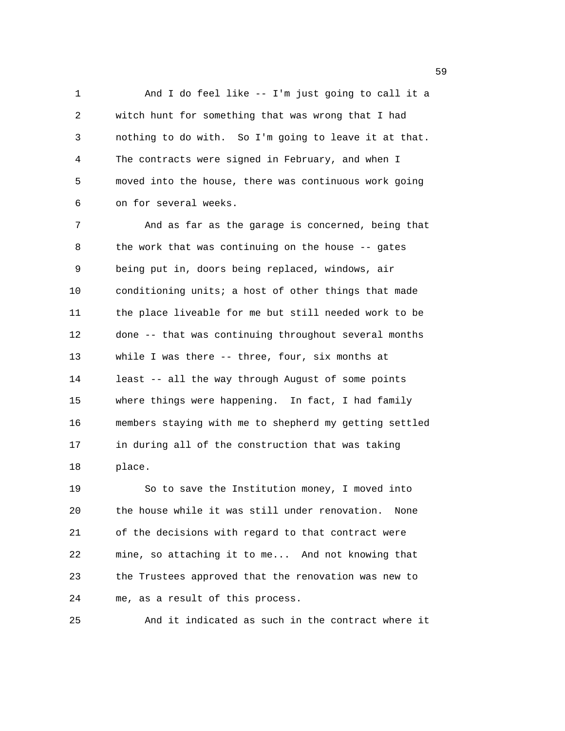And I do feel like -- I'm just going to call it a witch hunt for something that was wrong that I had nothing to do with. So I'm going to leave it at that. The contracts were signed in February, and when I moved into the house, there was continuous work going on for several weeks.

And as far as the garage is concerned, being that the work that was continuing on the house -- gates being put in, doors being replaced, windows, air conditioning units; a host of other things that made the place liveable for me but still needed work to be done -- that was continuing throughout several months while I was there -- three, four, six months at least -- all the way through August of some points where things were happening. In fact, I had family members staying with me to shepherd my getting settled in during all of the construction that was taking place.

So to save the Institution money, I moved into the house while it was still under renovation. None of the decisions with regard to that contract were mine, so attaching it to me... And not knowing that the Trustees approved that the renovation was new to me, as a result of this process.

And it indicated as such in the contract where it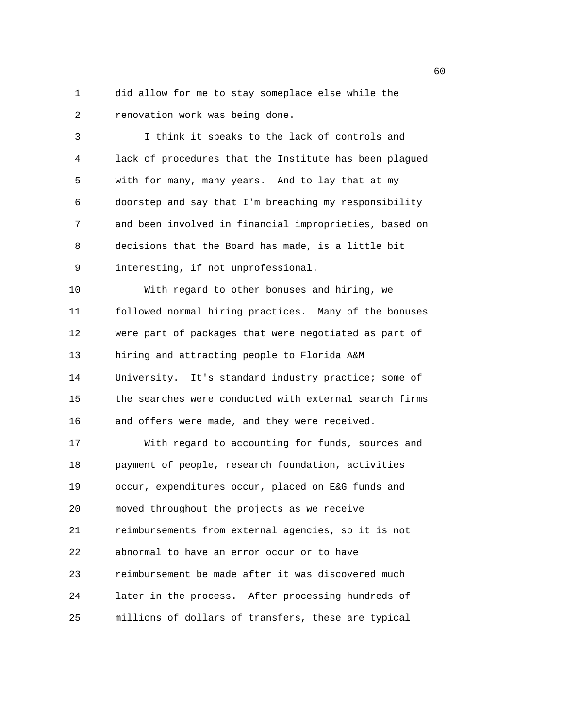did allow for me to stay someplace else while the renovation work was being done.

I think it speaks to the lack of controls and lack of procedures that the Institute has been plagued with for many, many years. And to lay that at my doorstep and say that I'm breaching my responsibility and been involved in financial improprieties, based on decisions that the Board has made, is a little bit interesting, if not unprofessional.

With regard to other bonuses and hiring, we followed normal hiring practices. Many of the bonuses were part of packages that were negotiated as part of hiring and attracting people to Florida A&M University. It's standard industry practice; some of the searches were conducted with external search firms and offers were made, and they were received.

With regard to accounting for funds, sources and payment of people, research foundation, activities occur, expenditures occur, placed on E&G funds and moved throughout the projects as we receive reimbursements from external agencies, so it is not abnormal to have an error occur or to have reimbursement be made after it was discovered much later in the process. After processing hundreds of millions of dollars of transfers, these are typical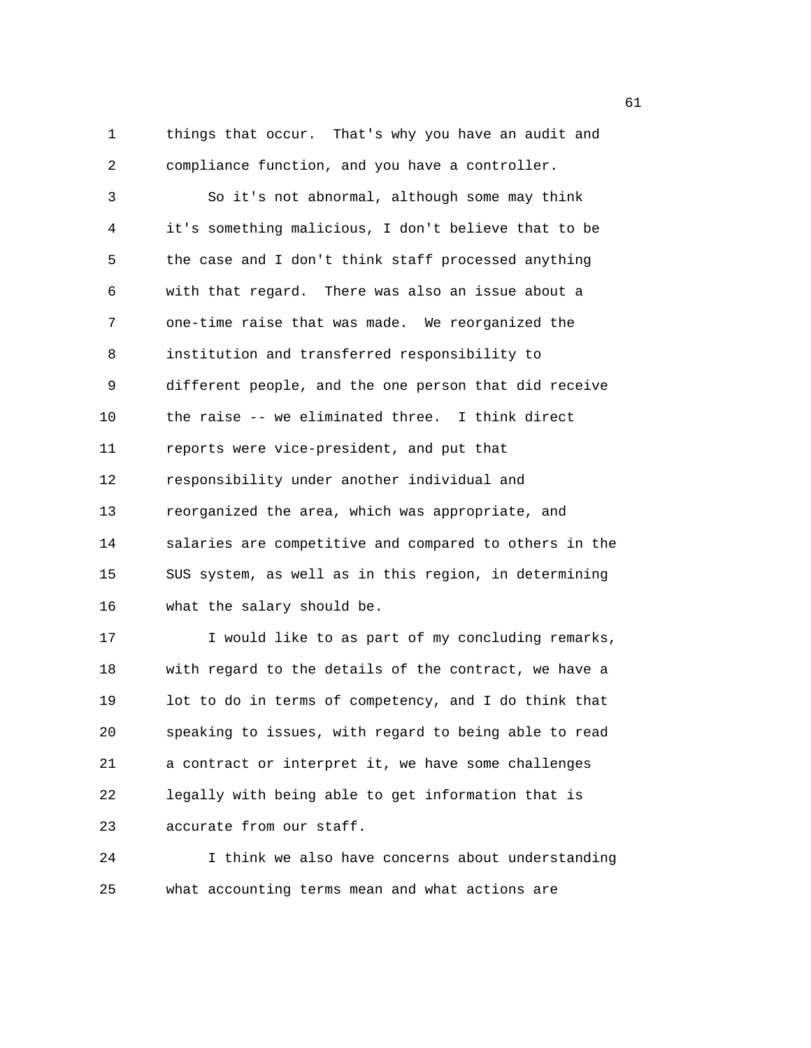things that occur. That's why you have an audit and compliance function, and you have a controller.

So it's not abnormal, although some may think it's something malicious, I don't believe that to be the case and I don't think staff processed anything with that regard. There was also an issue about a one-time raise that was made. We reorganized the institution and transferred responsibility to different people, and the one person that did receive the raise -- we eliminated three. I think direct reports were vice-president, and put that responsibility under another individual and reorganized the area, which was appropriate, and salaries are competitive and compared to others in the SUS system, as well as in this region, in determining what the salary should be.

I would like to as part of my concluding remarks, with regard to the details of the contract, we have a lot to do in terms of competency, and I do think that speaking to issues, with regard to being able to read a contract or interpret it, we have some challenges legally with being able to get information that is accurate from our staff.

I think we also have concerns about understanding what accounting terms mean and what actions are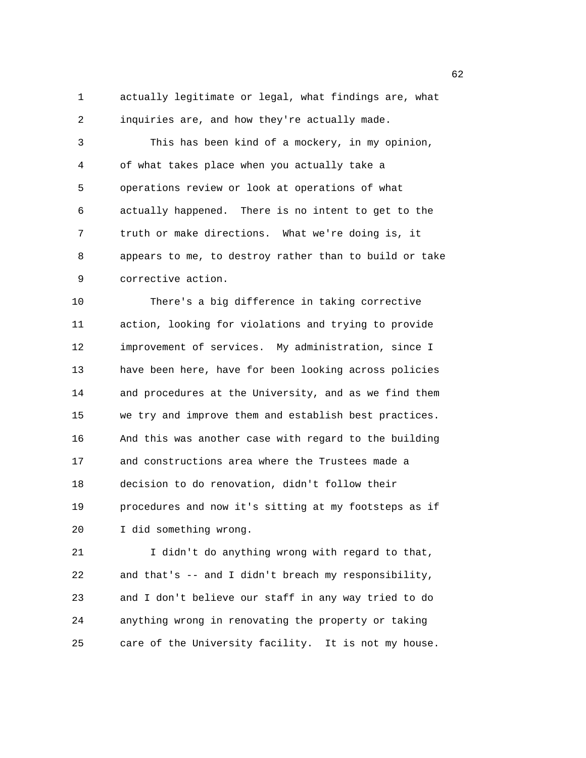actually legitimate or legal, what findings are, what inquiries are, and how they're actually made.

This has been kind of a mockery, in my opinion, of what takes place when you actually take a operations review or look at operations of what actually happened. There is no intent to get to the truth or make directions. What we're doing is, it appears to me, to destroy rather than to build or take corrective action.

There's a big difference in taking corrective action, looking for violations and trying to provide improvement of services. My administration, since I have been here, have for been looking across policies and procedures at the University, and as we find them we try and improve them and establish best practices. And this was another case with regard to the building and constructions area where the Trustees made a decision to do renovation, didn't follow their procedures and now it's sitting at my footsteps as if I did something wrong.

I didn't do anything wrong with regard to that, and that's -- and I didn't breach my responsibility, and I don't believe our staff in any way tried to do anything wrong in renovating the property or taking care of the University facility. It is not my house.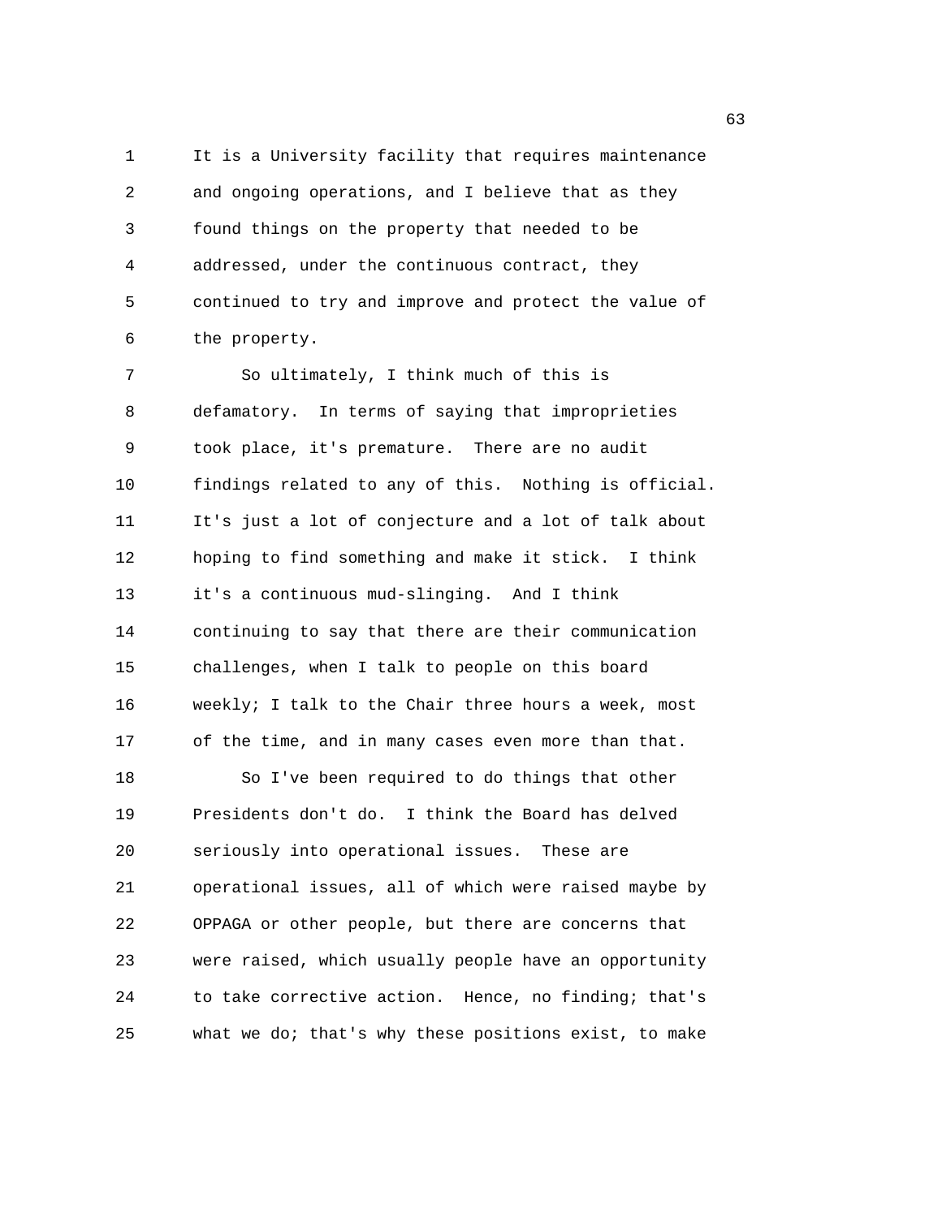It is a University facility that requires maintenance and ongoing operations, and I believe that as they found things on the property that needed to be addressed, under the continuous contract, they continued to try and improve and protect the value of the property.

So ultimately, I think much of this is defamatory. In terms of saying that improprieties took place, it's premature. There are no audit findings related to any of this. Nothing is official. It's just a lot of conjecture and a lot of talk about hoping to find something and make it stick. I think it's a continuous mud-slinging. And I think continuing to say that there are their communication challenges, when I talk to people on this board weekly; I talk to the Chair three hours a week, most of the time, and in many cases even more than that.

So I've been required to do things that other Presidents don't do. I think the Board has delved seriously into operational issues. These are operational issues, all of which were raised maybe by OPPAGA or other people, but there are concerns that were raised, which usually people have an opportunity to take corrective action. Hence, no finding; that's what we do; that's why these positions exist, to make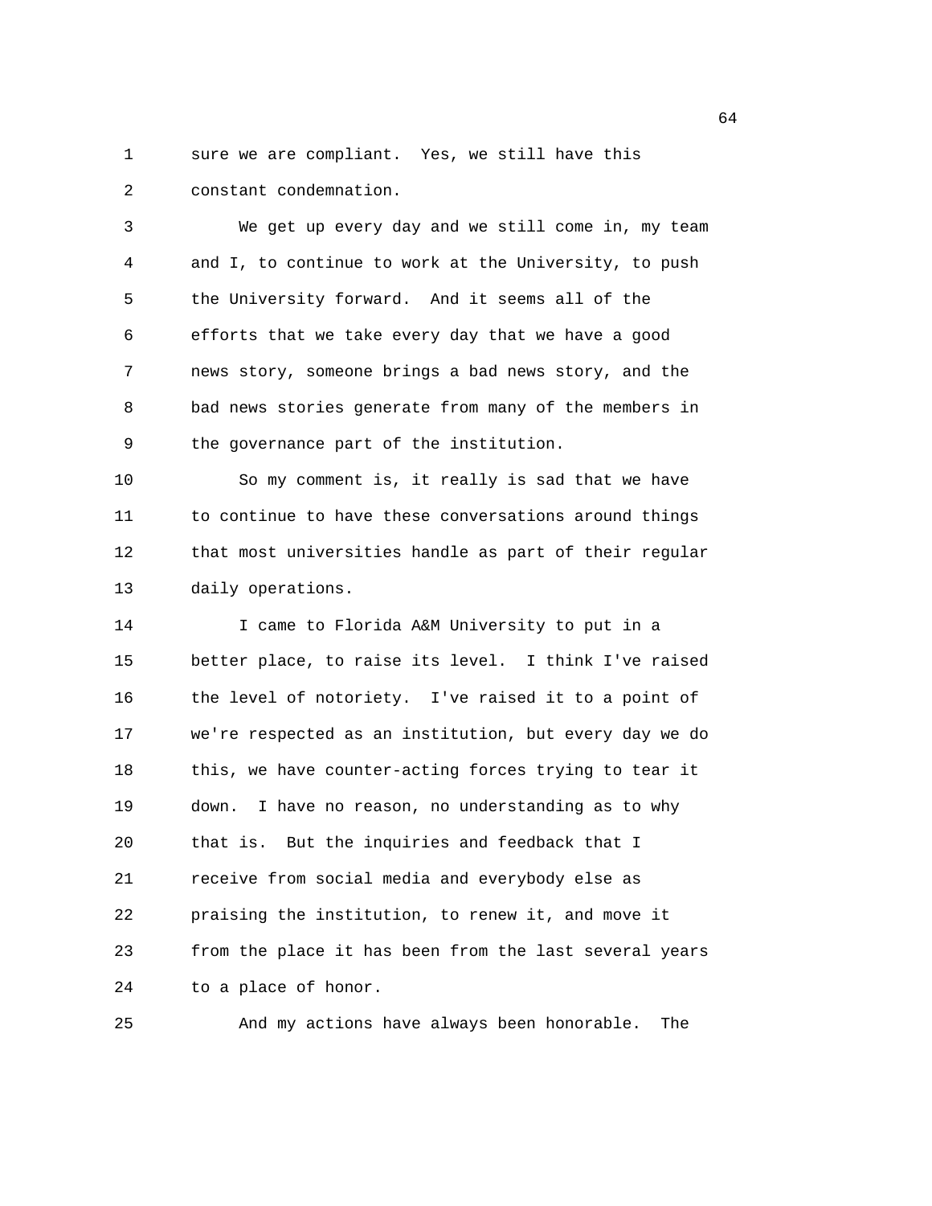sure we are compliant. Yes, we still have this constant condemnation.

We get up every day and we still come in, my team and I, to continue to work at the University, to push the University forward. And it seems all of the efforts that we take every day that we have a good news story, someone brings a bad news story, and the bad news stories generate from many of the members in the governance part of the institution.

So my comment is, it really is sad that we have to continue to have these conversations around things that most universities handle as part of their regular daily operations.

I came to Florida A&M University to put in a better place, to raise its level. I think I've raised the level of notoriety. I've raised it to a point of we're respected as an institution, but every day we do this, we have counter-acting forces trying to tear it down. I have no reason, no understanding as to why that is. But the inquiries and feedback that I receive from social media and everybody else as praising the institution, to renew it, and move it from the place it has been from the last several years to a place of honor.

And my actions have always been honorable. The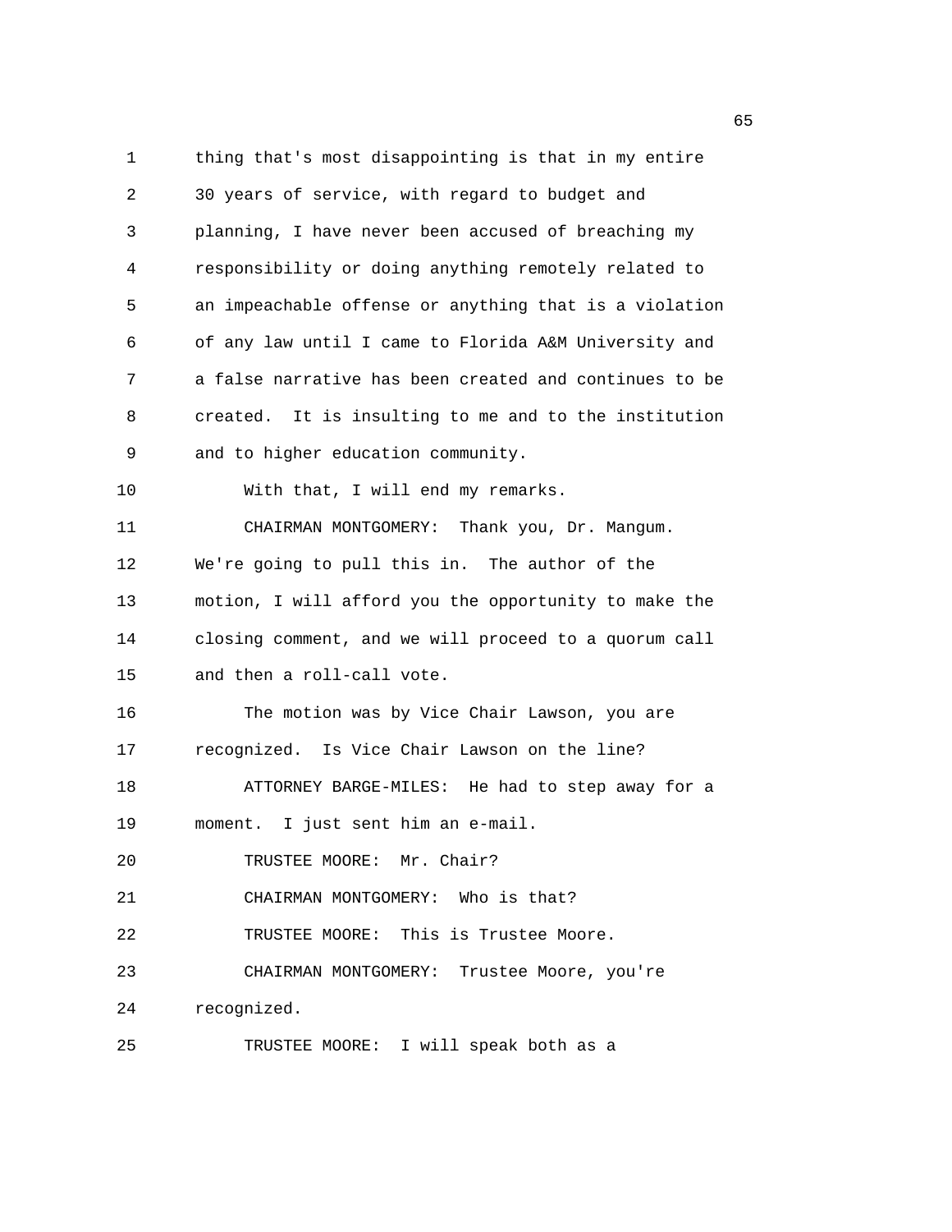thing that's most disappointing is that in my entire 30 years of service, with regard to budget and planning, I have never been accused of breaching my responsibility or doing anything remotely related to an impeachable offense or anything that is a violation of any law until I came to Florida A&M University and a false narrative has been created and continues to be created. It is insulting to me and to the institution and to higher education community.

With that, I will end my remarks.

CHAIRMAN MONTGOMERY: Thank you, Dr. Mangum. We're going to pull this in. The author of the motion, I will afford you the opportunity to make the closing comment, and we will proceed to a quorum call and then a roll-call vote.

The motion was by Vice Chair Lawson, you are recognized. Is Vice Chair Lawson on the line?

ATTORNEY BARGE-MILES: He had to step away for a moment. I just sent him an e-mail.

TRUSTEE MOORE: Mr. Chair?

CHAIRMAN MONTGOMERY: Who is that?

TRUSTEE MOORE: This is Trustee Moore.

CHAIRMAN MONTGOMERY: Trustee Moore, you're recognized.

TRUSTEE MOORE: I will speak both as a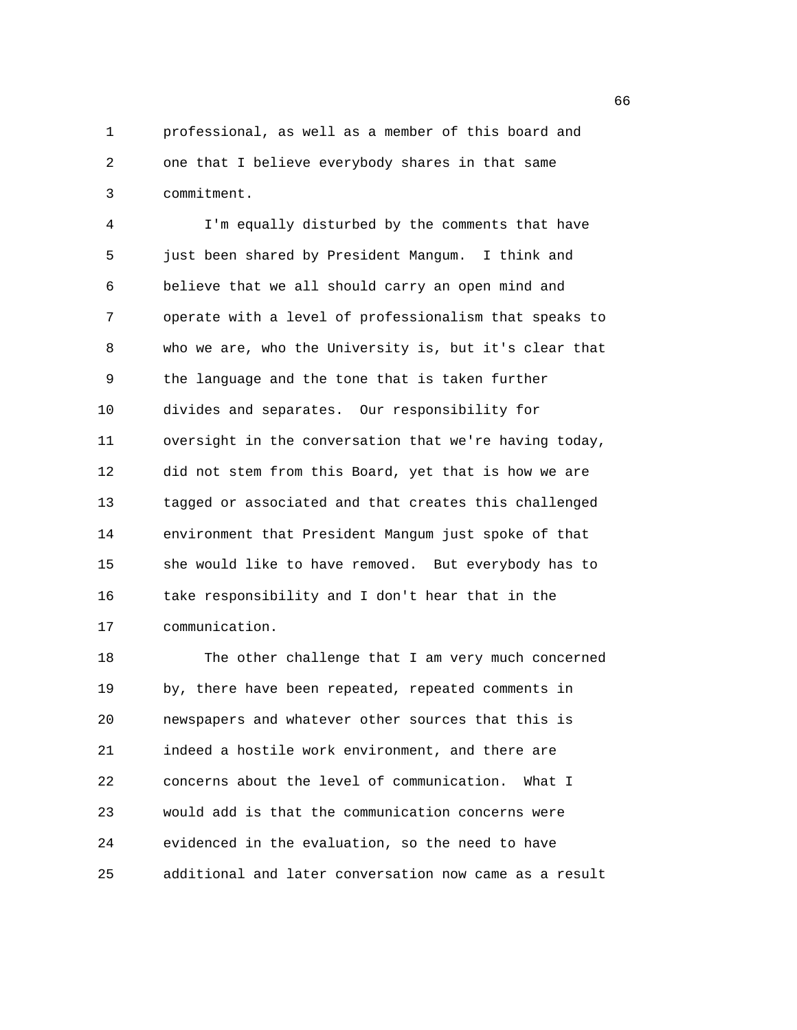professional, as well as a member of this board and one that I believe everybody shares in that same commitment.

I'm equally disturbed by the comments that have just been shared by President Mangum. I think and believe that we all should carry an open mind and operate with a level of professionalism that speaks to who we are, who the University is, but it's clear that the language and the tone that is taken further divides and separates. Our responsibility for oversight in the conversation that we're having today, did not stem from this Board, yet that is how we are tagged or associated and that creates this challenged environment that President Mangum just spoke of that she would like to have removed. But everybody has to take responsibility and I don't hear that in the communication.

The other challenge that I am very much concerned by, there have been repeated, repeated comments in newspapers and whatever other sources that this is indeed a hostile work environment, and there are concerns about the level of communication. What I would add is that the communication concerns were evidenced in the evaluation, so the need to have additional and later conversation now came as a result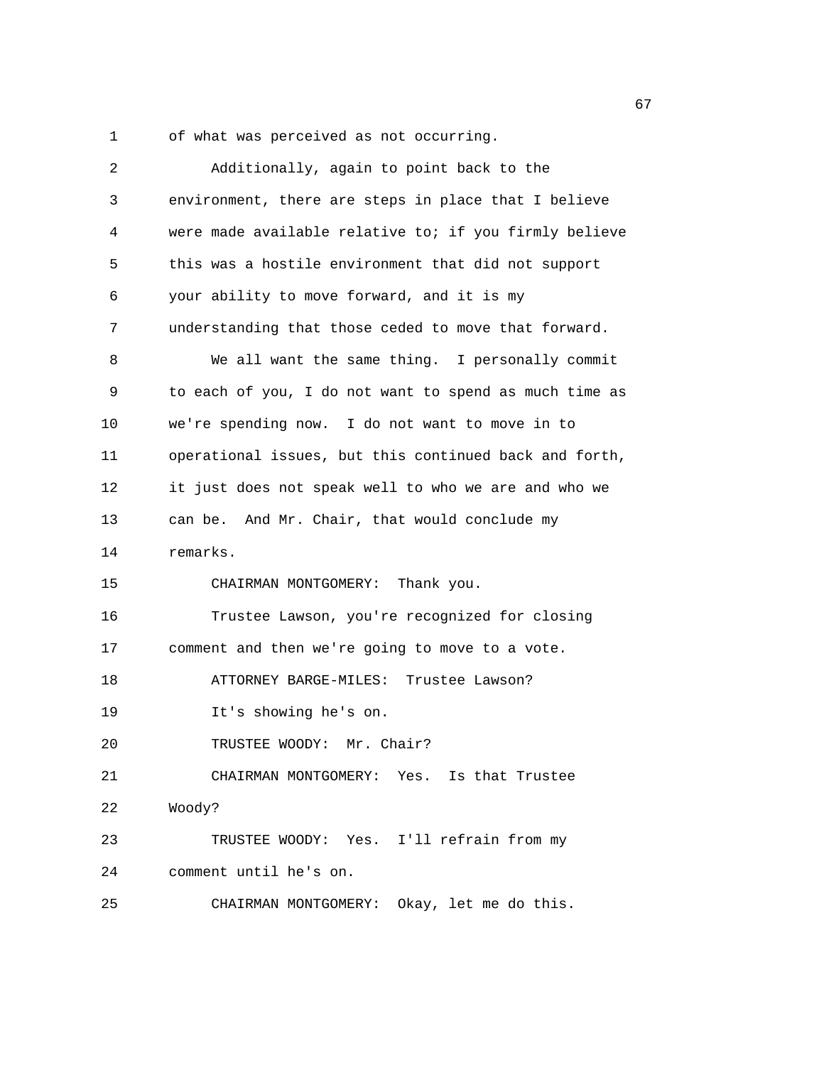of what was perceived as not occurring.

Additionally, again to point back to the environment, there are steps in place that I believe were made available relative to; if you firmly believe this was a hostile environment that did not support your ability to move forward, and it is my understanding that those ceded to move that forward.

We all want the same thing. I personally commit to each of you, I do not want to spend as much time as we're spending now. I do not want to move in to operational issues, but this continued back and forth, it just does not speak well to who we are and who we can be. And Mr. Chair, that would conclude my remarks.

CHAIRMAN MONTGOMERY: Thank you.

Trustee Lawson, you're recognized for closing comment and then we're going to move to a vote.

ATTORNEY BARGE-MILES: Trustee Lawson?

It's showing he's on.

TRUSTEE WOODY: Mr. Chair?

CHAIRMAN MONTGOMERY: Yes. Is that Trustee Woody?

TRUSTEE WOODY: Yes. I'll refrain from my comment until he's on.

CHAIRMAN MONTGOMERY: Okay, let me do this.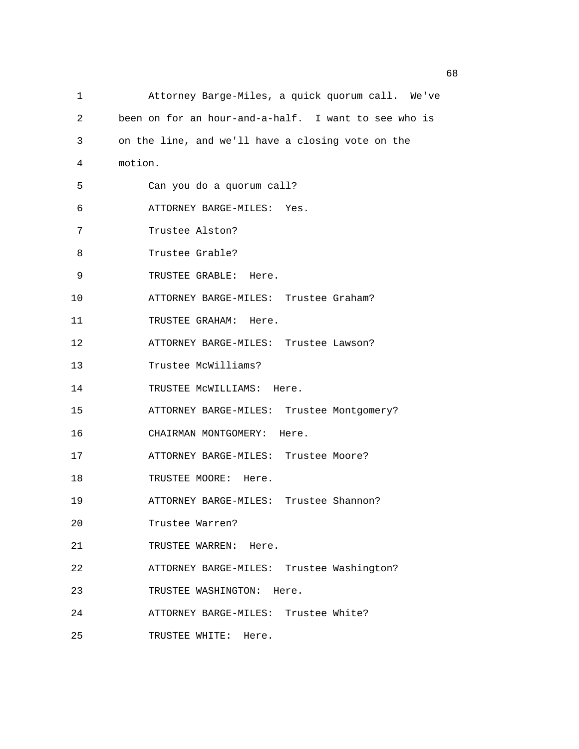Attorney Barge-Miles, a quick quorum call. We've been on for an hour-and-a-half. I want to see who is on the line, and we'll have a closing vote on the motion.

Can you do a quorum call?

ATTORNEY BARGE-MILES: Yes.

Trustee Alston?

Trustee Grable?

TRUSTEE GRABLE: Here.

ATTORNEY BARGE-MILES: Trustee Graham?

TRUSTEE GRAHAM: Here.

ATTORNEY BARGE-MILES: Trustee Lawson?

Trustee McWilliams?

TRUSTEE McWILLIAMS: Here.

ATTORNEY BARGE-MILES: Trustee Montgomery?

CHAIRMAN MONTGOMERY: Here.

ATTORNEY BARGE-MILES: Trustee Moore?

TRUSTEE MOORE: Here.

ATTORNEY BARGE-MILES: Trustee Shannon?

Trustee Warren?

TRUSTEE WARREN: Here.

ATTORNEY BARGE-MILES: Trustee Washington?

TRUSTEE WASHINGTON: Here.

ATTORNEY BARGE-MILES: Trustee White?

TRUSTEE WHITE: Here.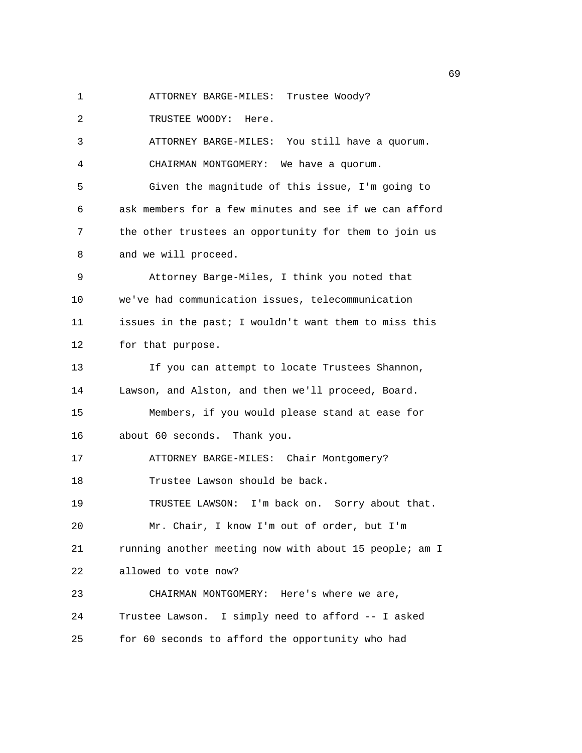1 ATTORNEY BARGE-MILES: Trustee Woody?

2 TRUSTEE WOODY: Here.

3 ATTORNEY BARGE-MILES: You still have a quorum.

4 CHAIRMAN MONTGOMERY: We have a quorum.

5 Given the magnitude of this issue, I'm going to

6 ask members for a few minutes and see if we can afford

7 the other trustees an opportunity for them to join us

8 and we will proceed.

9 Attorney Barge-Miles, I think you noted that

10 we've had communication issues, telecommunication

11 issues in the past; I wouldn't want them to miss this

12 for that purpose.

13 If you can attempt to locate Trustees Shannon,

14 Lawson, and Alston, and then we'll proceed, Board.

15 Members, if you would please stand at ease for

16 about 60 seconds. Thank you.

17 ATTORNEY BARGE-MILES: Chair Montgomery?

18 Trustee Lawson should be back.

19 TRUSTEE LAWSON: I'm back on. Sorry about that.

20 Mr. Chair, I know I'm out of order, but I'm

21 running another meeting now with about 15 people; am I

22 allowed to vote now?

23 CHAIRMAN MONTGOMERY: Here's where we are,

24 Trustee Lawson. I simply need to afford -- I asked

25 for 60 seconds to afford the opportunity who had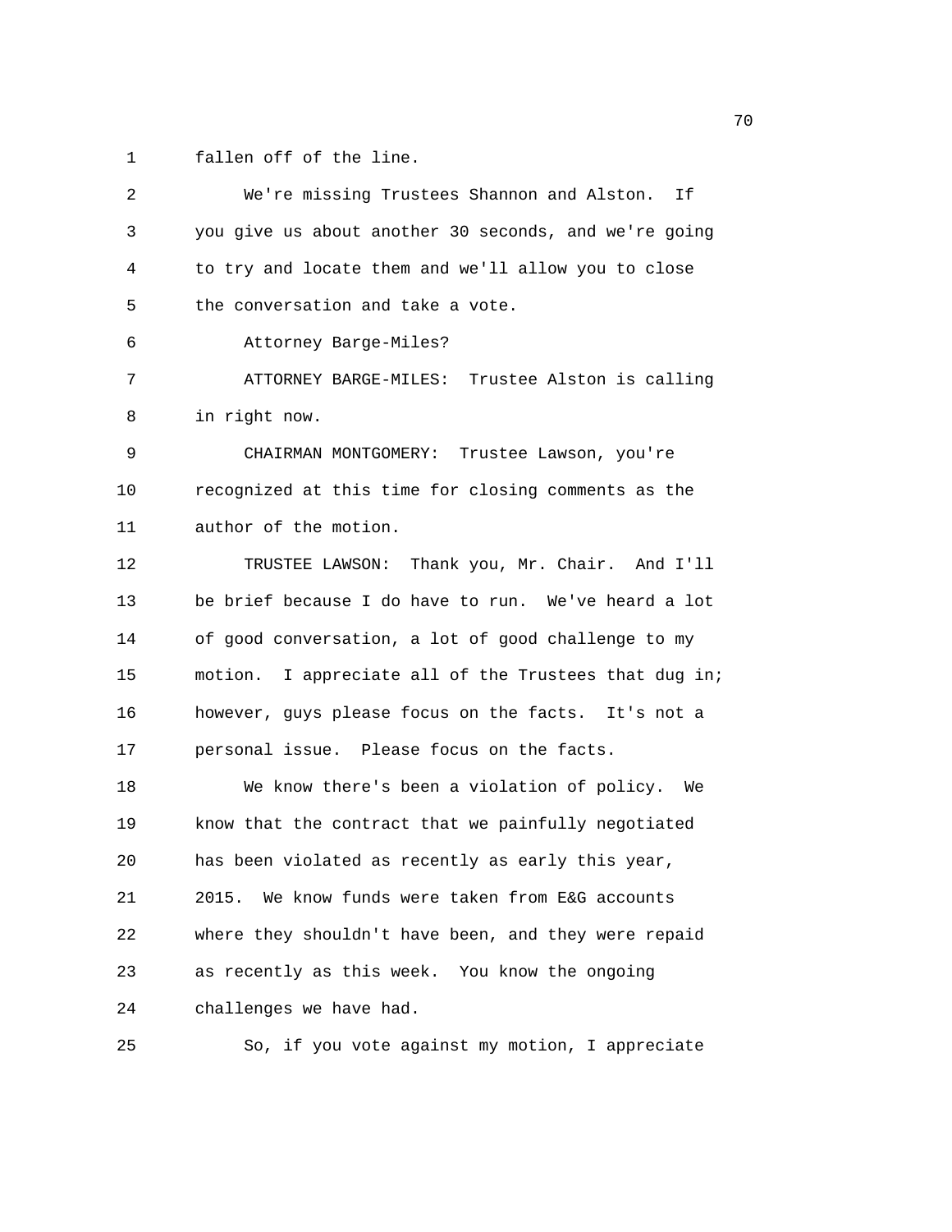fallen off of the line.

We're missing Trustees Shannon and Alston. If you give us about another 30 seconds, and we're going to try and locate them and we'll allow you to close the conversation and take a vote.

Attorney Barge-Miles?

ATTORNEY BARGE-MILES: Trustee Alston is calling in right now.

CHAIRMAN MONTGOMERY: Trustee Lawson, you're recognized at this time for closing comments as the author of the motion.

TRUSTEE LAWSON: Thank you, Mr. Chair. And I'll be brief because I do have to run. We've heard a lot of good conversation, a lot of good challenge to my motion. I appreciate all of the Trustees that dug in; however, guys please focus on the facts. It's not a personal issue. Please focus on the facts.

We know there's been a violation of policy. We know that the contract that we painfully negotiated has been violated as recently as early this year, 2015. We know funds were taken from E&G accounts where they shouldn't have been, and they were repaid as recently as this week. You know the ongoing challenges we have had.

So, if you vote against my motion, I appreciate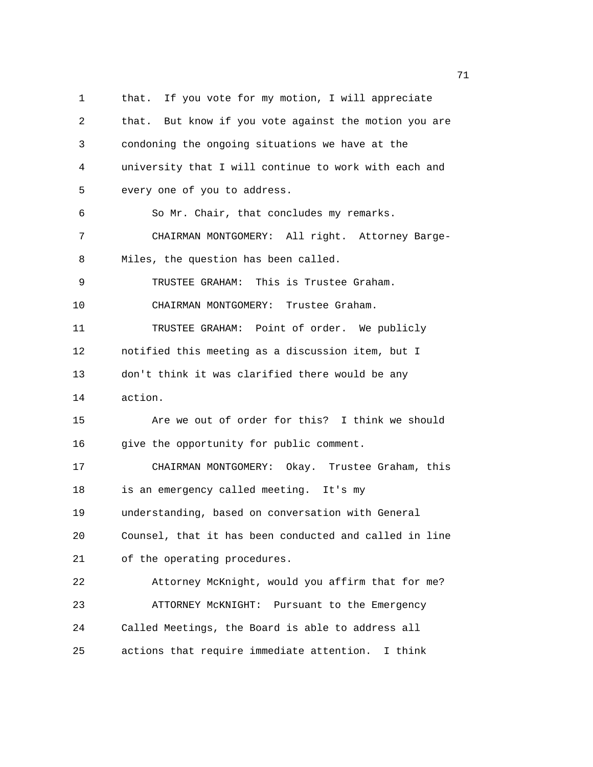that. If you vote for my motion, I will appreciate that. But know if you vote against the motion you are condoning the ongoing situations we have at the university that I will continue to work with each and every one of you to address.

So Mr. Chair, that concludes my remarks.

CHAIRMAN MONTGOMERY: All right. Attorney Barge-Miles, the question has been called.

TRUSTEE GRAHAM: This is Trustee Graham.

CHAIRMAN MONTGOMERY: Trustee Graham.

TRUSTEE GRAHAM: Point of order. We publicly notified this meeting as a discussion item, but I don't think it was clarified there would be any action.

Are we out of order for this? I think we should give the opportunity for public comment.

CHAIRMAN MONTGOMERY: Okay. Trustee Graham, this is an emergency called meeting. It's my understanding, based on conversation with General Counsel, that it has been conducted and called in line of the operating procedures.

Attorney McKnight, would you affirm that for me?

ATTORNEY McKNIGHT: Pursuant to the Emergency Called Meetings, the Board is able to address all actions that require immediate attention. I think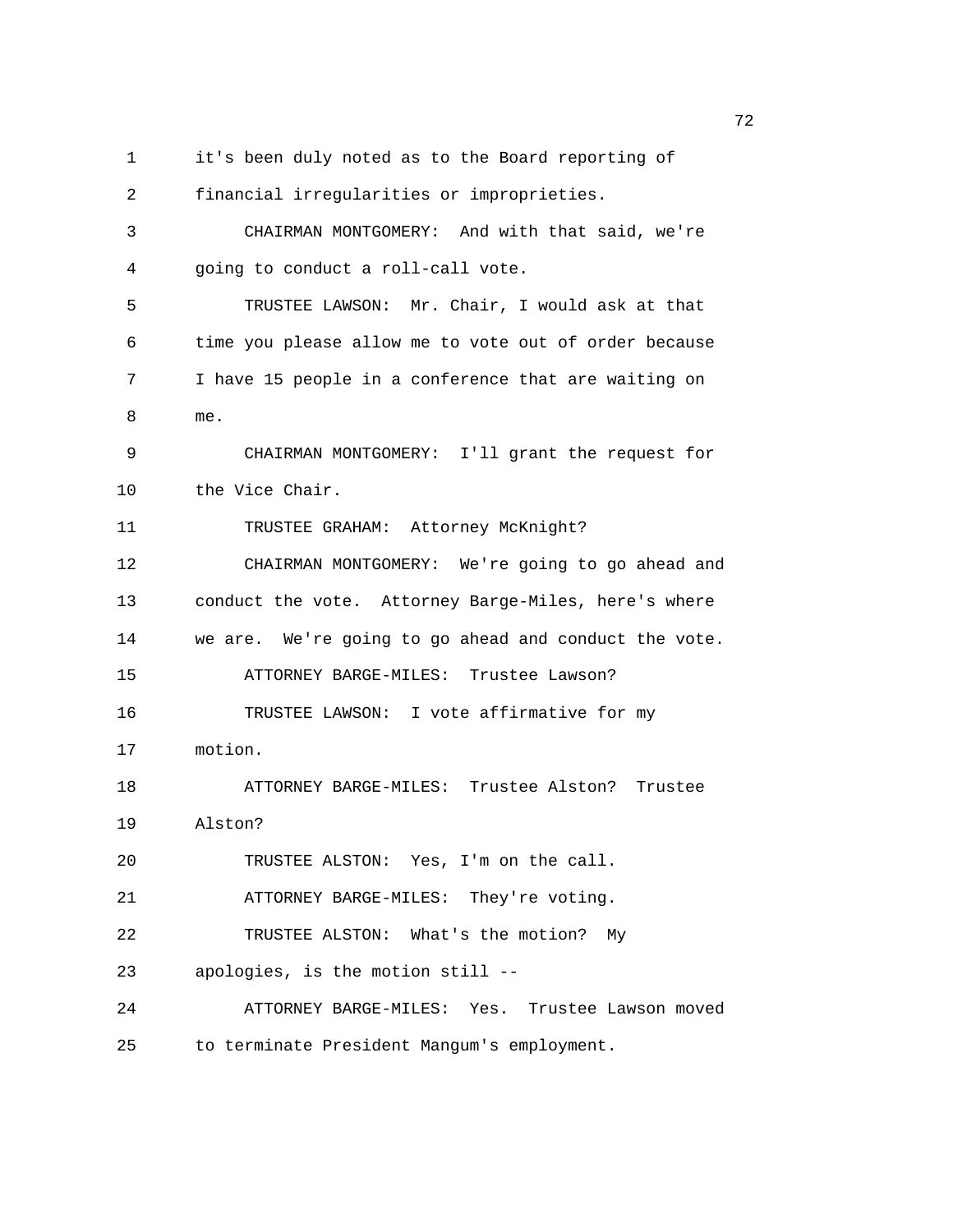1 it's been duly noted as to the Board reporting of
2 financial irregularities or improprieties.
3 CHAIRMAN MONTGOMERY: And with that said, we're
4 going to conduct a roll-call vote.
5 TRUSTEE LAWSON: Mr. Chair, I would ask at that
6 time you please allow me to vote out of order because
7 I have 15 people in a conference that are waiting on
8 me.
9 CHAIRMAN MONTGOMERY: I'll grant the request for
10 the Vice Chair.
11 TRUSTEE GRAHAM: Attorney McKnight?
12 CHAIRMAN MONTGOMERY: We're going to go ahead and
13 conduct the vote. Attorney Barge-Miles, here's where
14 we are. We're going to go ahead and conduct the vote.
15 ATTORNEY BARGE-MILES: Trustee Lawson?
16 TRUSTEE LAWSON: I vote affirmative for my
17 motion.
18 ATTORNEY BARGE-MILES: Trustee Alston? Trustee
19 Alston?
20 TRUSTEE ALSTON: Yes, I'm on the call.
21 ATTORNEY BARGE-MILES: They're voting.
22 TRUSTEE ALSTON: What's the motion? My
23 apologies, is the motion still --
24 ATTORNEY BARGE-MILES: Yes. Trustee Lawson moved
25 to terminate President Mangum's employment.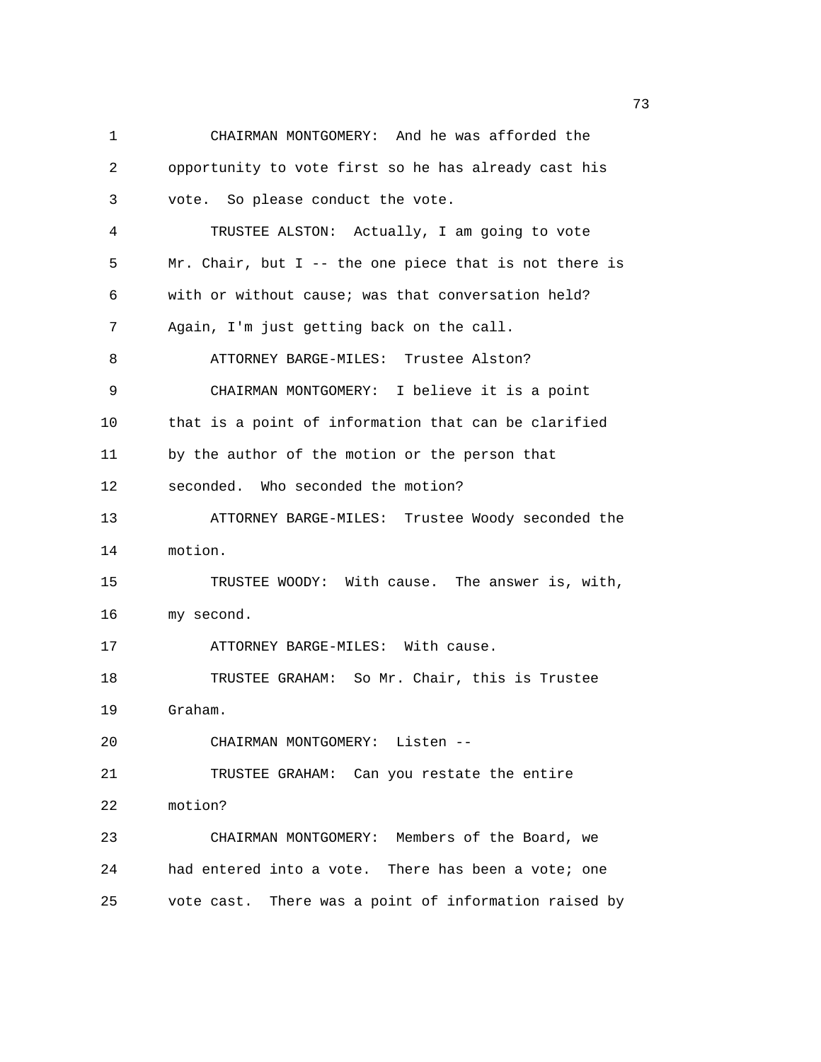1 CHAIRMAN MONTGOMERY: And he was afforded the
2 opportunity to vote first so he has already cast his
3 vote. So please conduct the vote.
4 TRUSTEE ALSTON: Actually, I am going to vote
5 Mr. Chair, but I -- the one piece that is not there is
6 with or without cause; was that conversation held?
7 Again, I'm just getting back on the call.
8 ATTORNEY BARGE-MILES: Trustee Alston?
9 CHAIRMAN MONTGOMERY: I believe it is a point
10 that is a point of information that can be clarified
11 by the author of the motion or the person that
12 seconded. Who seconded the motion?
13 ATTORNEY BARGE-MILES: Trustee Woody seconded the
14 motion.
15 TRUSTEE WOODY: With cause. The answer is, with,
16 my second.
17 ATTORNEY BARGE-MILES: With cause.
18 TRUSTEE GRAHAM: So Mr. Chair, this is Trustee
19 Graham.
20 CHAIRMAN MONTGOMERY: Listen --
21 TRUSTEE GRAHAM: Can you restate the entire
22 motion?
23 CHAIRMAN MONTGOMERY: Members of the Board, we
24 had entered into a vote. There has been a vote; one
25 vote cast. There was a point of information raised by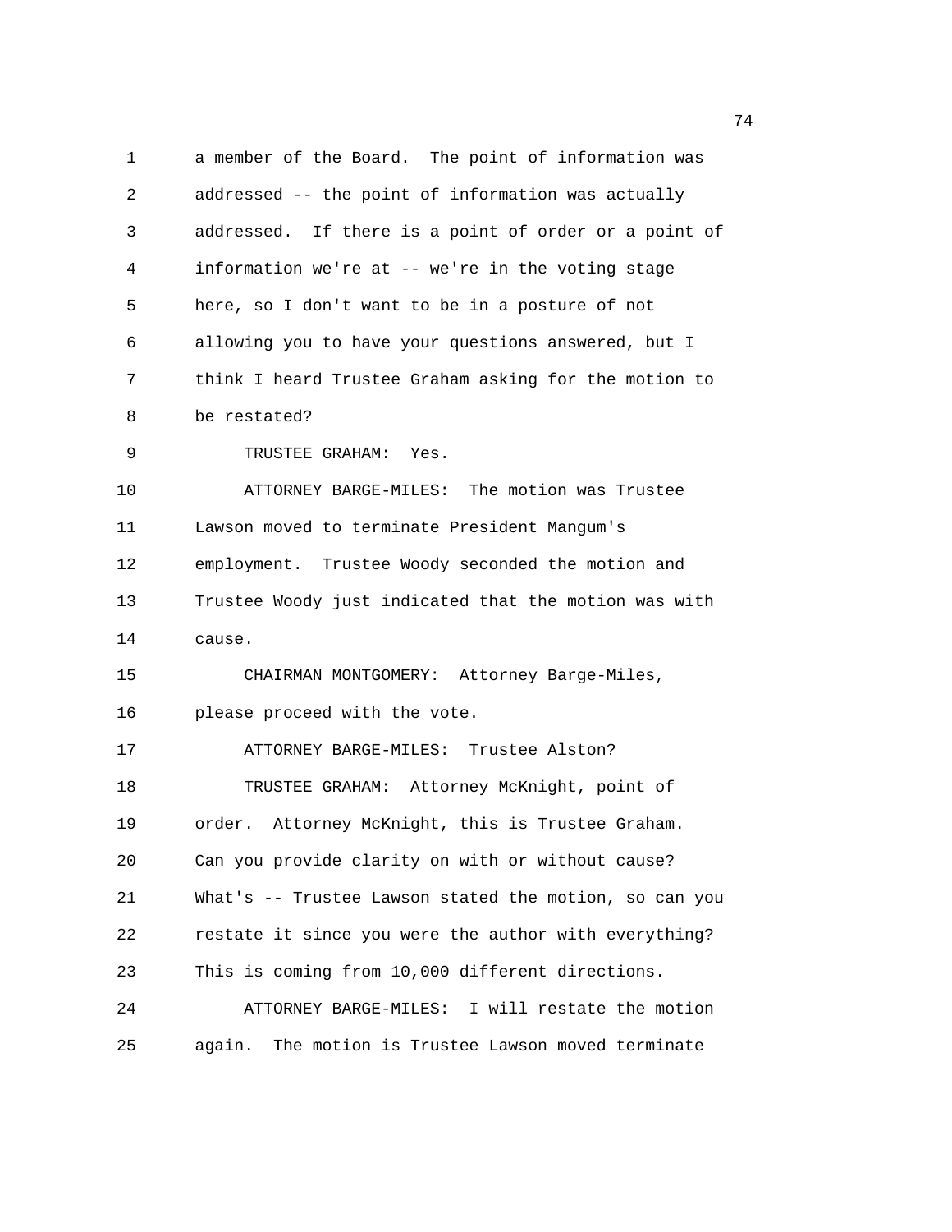1 a member of the Board. The point of information was
2 addressed -- the point of information was actually
3 addressed. If there is a point of order or a point of
4 information we're at -- we're in the voting stage
5 here, so I don't want to be in a posture of not
6 allowing you to have your questions answered, but I
7 think I heard Trustee Graham asking for the motion to
8 be restated?

9 TRUSTEE GRAHAM: Yes.

10 ATTORNEY BARGE-MILES: The motion was Trustee
11 Lawson moved to terminate President Mangum's
12 employment. Trustee Woody seconded the motion and
13 Trustee Woody just indicated that the motion was with
14 cause.

15 CHAIRMAN MONTGOMERY: Attorney Barge-Miles,
16 please proceed with the vote.

17 ATTORNEY BARGE-MILES: Trustee Alston?

18 TRUSTEE GRAHAM: Attorney McKnight, point of
19 order. Attorney McKnight, this is Trustee Graham.
20 Can you provide clarity on with or without cause?
21 What's -- Trustee Lawson stated the motion, so can you
22 restate it since you were the author with everything?
23 This is coming from 10,000 different directions.

24 ATTORNEY BARGE-MILES: I will restate the motion
25 again. The motion is Trustee Lawson moved terminate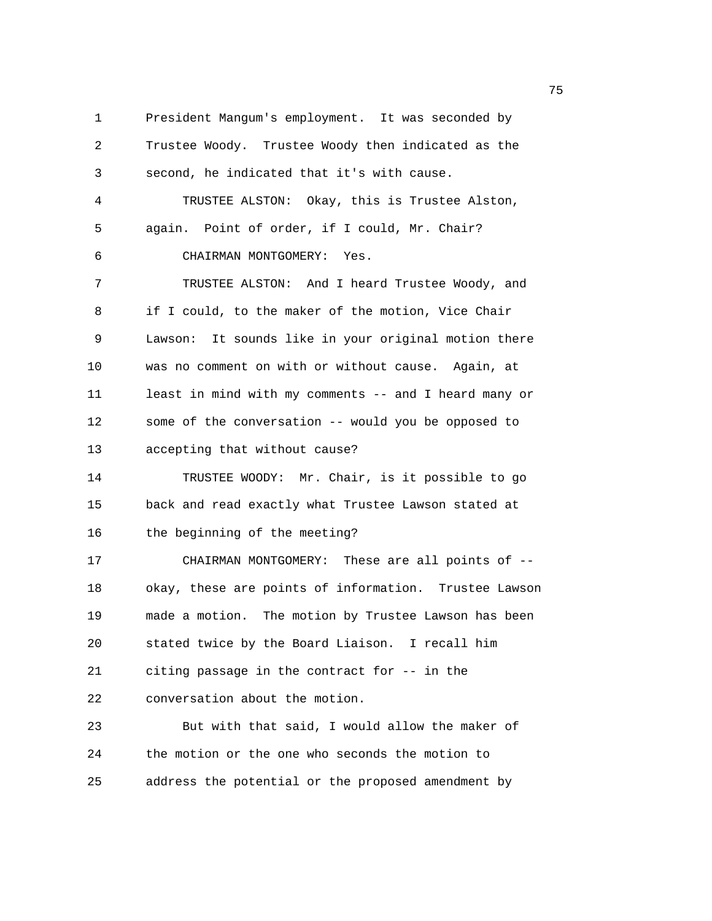President Mangum's employment. It was seconded by Trustee Woody. Trustee Woody then indicated as the second, he indicated that it's with cause.

TRUSTEE ALSTON: Okay, this is Trustee Alston, again. Point of order, if I could, Mr. Chair?

CHAIRMAN MONTGOMERY: Yes.

TRUSTEE ALSTON: And I heard Trustee Woody, and if I could, to the maker of the motion, Vice Chair Lawson: It sounds like in your original motion there was no comment on with or without cause. Again, at least in mind with my comments -- and I heard many or some of the conversation -- would you be opposed to accepting that without cause?

TRUSTEE WOODY: Mr. Chair, is it possible to go back and read exactly what Trustee Lawson stated at the beginning of the meeting?

CHAIRMAN MONTGOMERY: These are all points of -- okay, these are points of information. Trustee Lawson made a motion. The motion by Trustee Lawson has been stated twice by the Board Liaison. I recall him citing passage in the contract for -- in the conversation about the motion.

But with that said, I would allow the maker of the motion or the one who seconds the motion to address the potential or the proposed amendment by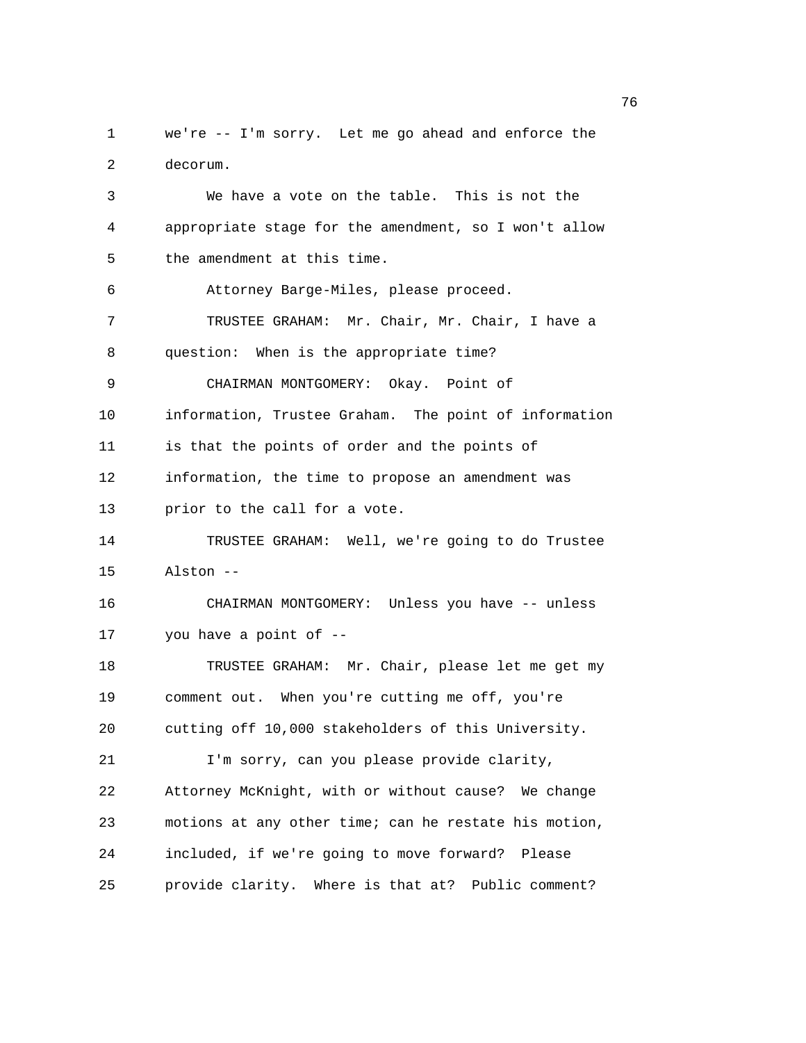1 we're -- I'm sorry. Let me go ahead and enforce the
2 decorum.
3 We have a vote on the table. This is not the
4 appropriate stage for the amendment, so I won't allow
5 the amendment at this time.
6 Attorney Barge-Miles, please proceed.
7 TRUSTEE GRAHAM: Mr. Chair, Mr. Chair, I have a
8 question: When is the appropriate time?
9 CHAIRMAN MONTGOMERY: Okay. Point of
10 information, Trustee Graham. The point of information
11 is that the points of order and the points of
12 information, the time to propose an amendment was
13 prior to the call for a vote.
14 TRUSTEE GRAHAM: Well, we're going to do Trustee
15 Alston --
16 CHAIRMAN MONTGOMERY: Unless you have -- unless
17 you have a point of --
18 TRUSTEE GRAHAM: Mr. Chair, please let me get my
19 comment out. When you're cutting me off, you're
20 cutting off 10,000 stakeholders of this University.
21 I'm sorry, can you please provide clarity,
22 Attorney McKnight, with or without cause? We change
23 motions at any other time; can he restate his motion,
24 included, if we're going to move forward? Please
25 provide clarity. Where is that at? Public comment?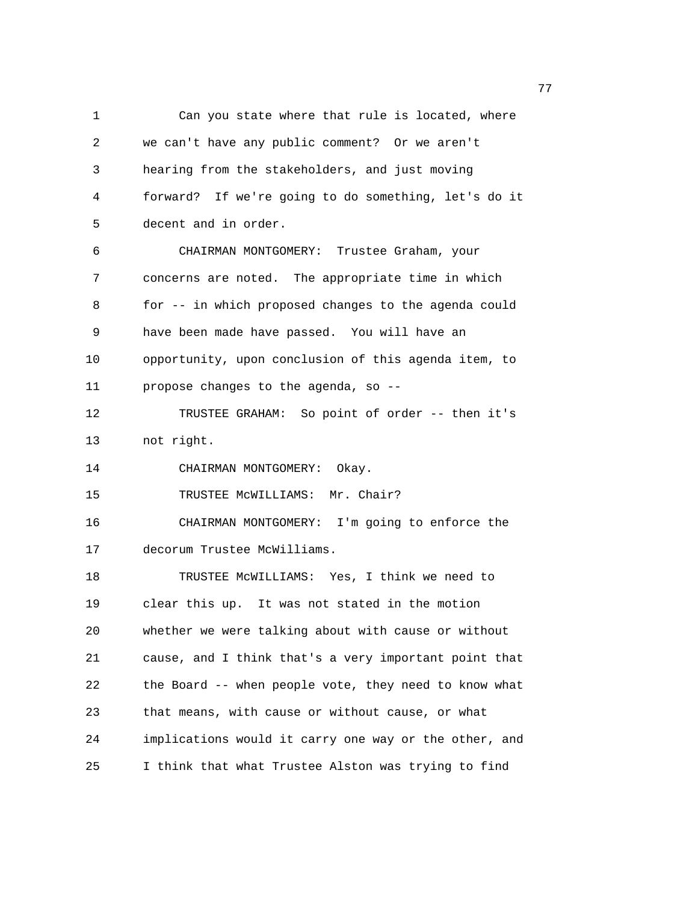Can you state where that rule is located, where we can't have any public comment? Or we aren't hearing from the stakeholders, and just moving forward? If we're going to do something, let's do it decent and in order.

CHAIRMAN MONTGOMERY: Trustee Graham, your concerns are noted. The appropriate time in which for -- in which proposed changes to the agenda could have been made have passed. You will have an opportunity, upon conclusion of this agenda item, to propose changes to the agenda, so --

TRUSTEE GRAHAM: So point of order -- then it's not right.

CHAIRMAN MONTGOMERY: Okay.

TRUSTEE McWILLIAMS: Mr. Chair?

CHAIRMAN MONTGOMERY: I'm going to enforce the decorum Trustee McWilliams.

TRUSTEE McWILLIAMS: Yes, I think we need to clear this up. It was not stated in the motion whether we were talking about with cause or without cause, and I think that's a very important point that the Board -- when people vote, they need to know what that means, with cause or without cause, or what implications would it carry one way or the other, and I think that what Trustee Alston was trying to find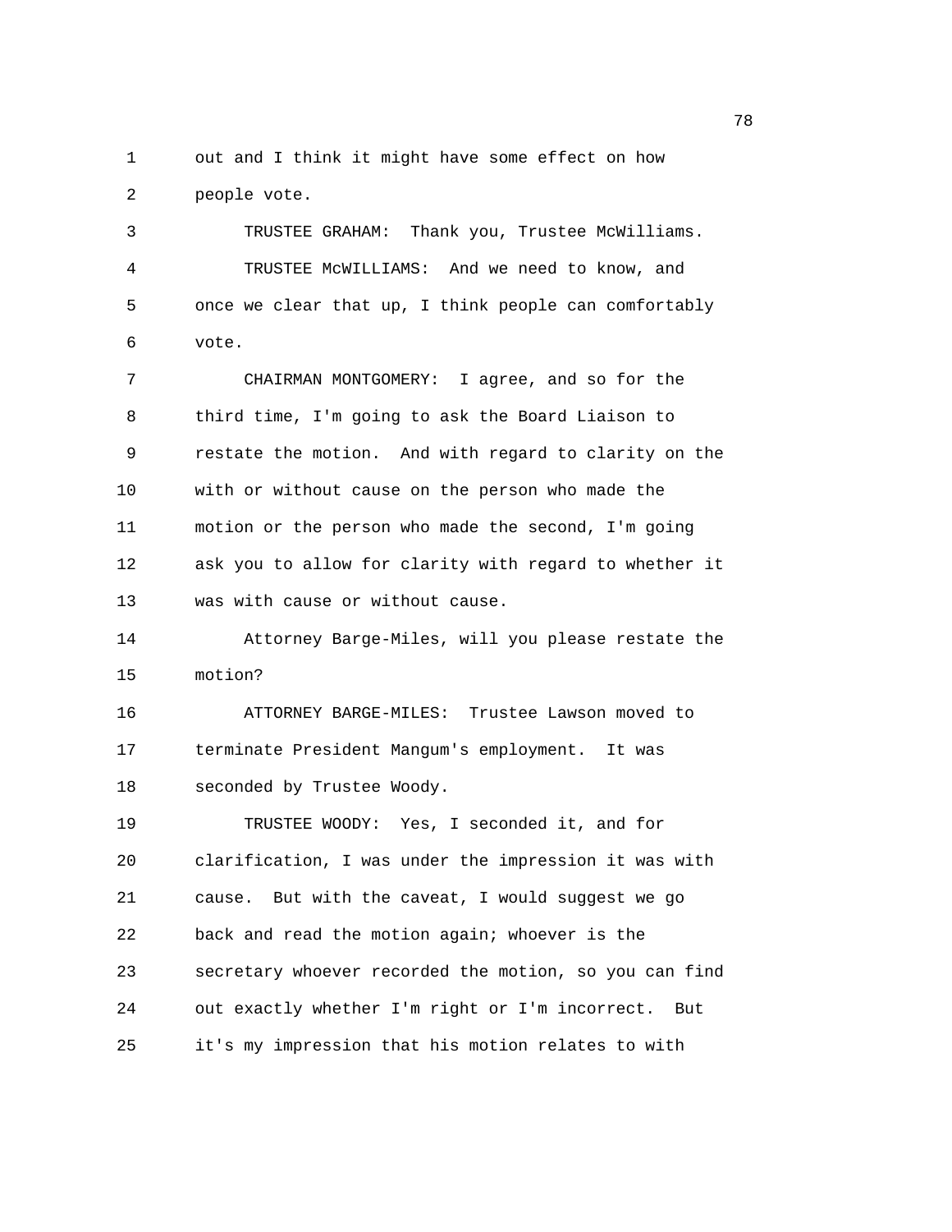out and I think it might have some effect on how people vote.

TRUSTEE GRAHAM: Thank you, Trustee McWilliams.

TRUSTEE McWILLIAMS: And we need to know, and once we clear that up, I think people can comfortably vote.

CHAIRMAN MONTGOMERY: I agree, and so for the third time, I'm going to ask the Board Liaison to restate the motion. And with regard to clarity on the with or without cause on the person who made the motion or the person who made the second, I'm going ask you to allow for clarity with regard to whether it was with cause or without cause.

Attorney Barge-Miles, will you please restate the motion?

ATTORNEY BARGE-MILES: Trustee Lawson moved to terminate President Mangum's employment. It was seconded by Trustee Woody.

TRUSTEE WOODY: Yes, I seconded it, and for clarification, I was under the impression it was with cause. But with the caveat, I would suggest we go back and read the motion again; whoever is the secretary whoever recorded the motion, so you can find out exactly whether I'm right or I'm incorrect. But it's my impression that his motion relates to with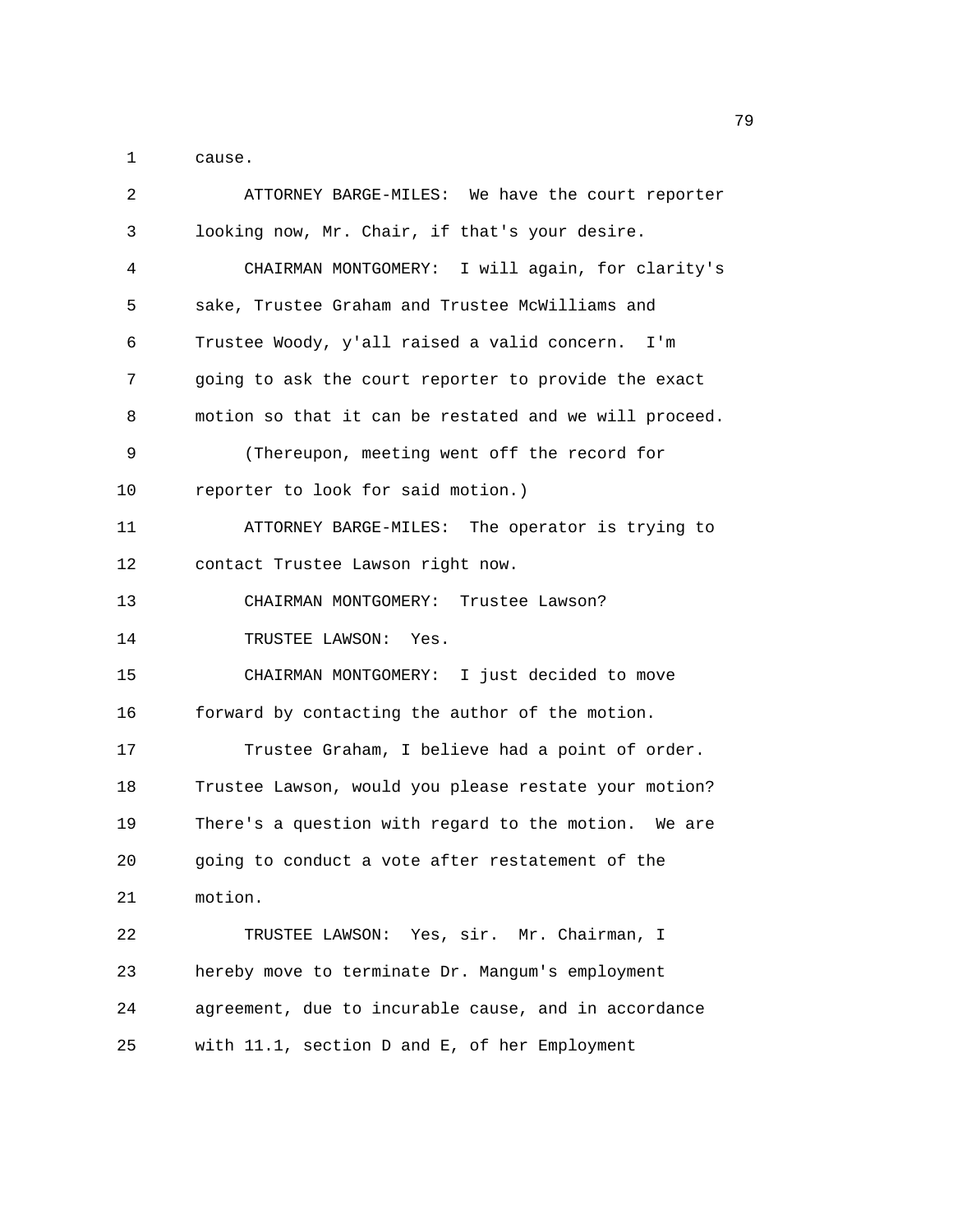cause.

ATTORNEY BARGE-MILES: We have the court reporter looking now, Mr. Chair, if that's your desire.

CHAIRMAN MONTGOMERY: I will again, for clarity's sake, Trustee Graham and Trustee McWilliams and Trustee Woody, y'all raised a valid concern. I'm going to ask the court reporter to provide the exact motion so that it can be restated and we will proceed.

(Thereupon, meeting went off the record for reporter to look for said motion.)

ATTORNEY BARGE-MILES: The operator is trying to contact Trustee Lawson right now.

CHAIRMAN MONTGOMERY: Trustee Lawson?

TRUSTEE LAWSON: Yes.

CHAIRMAN MONTGOMERY: I just decided to move forward by contacting the author of the motion.

Trustee Graham, I believe had a point of order. Trustee Lawson, would you please restate your motion? There's a question with regard to the motion. We are going to conduct a vote after restatement of the motion.

TRUSTEE LAWSON: Yes, sir. Mr. Chairman, I hereby move to terminate Dr. Mangum's employment agreement, due to incurable cause, and in accordance with 11.1, section D and E, of her Employment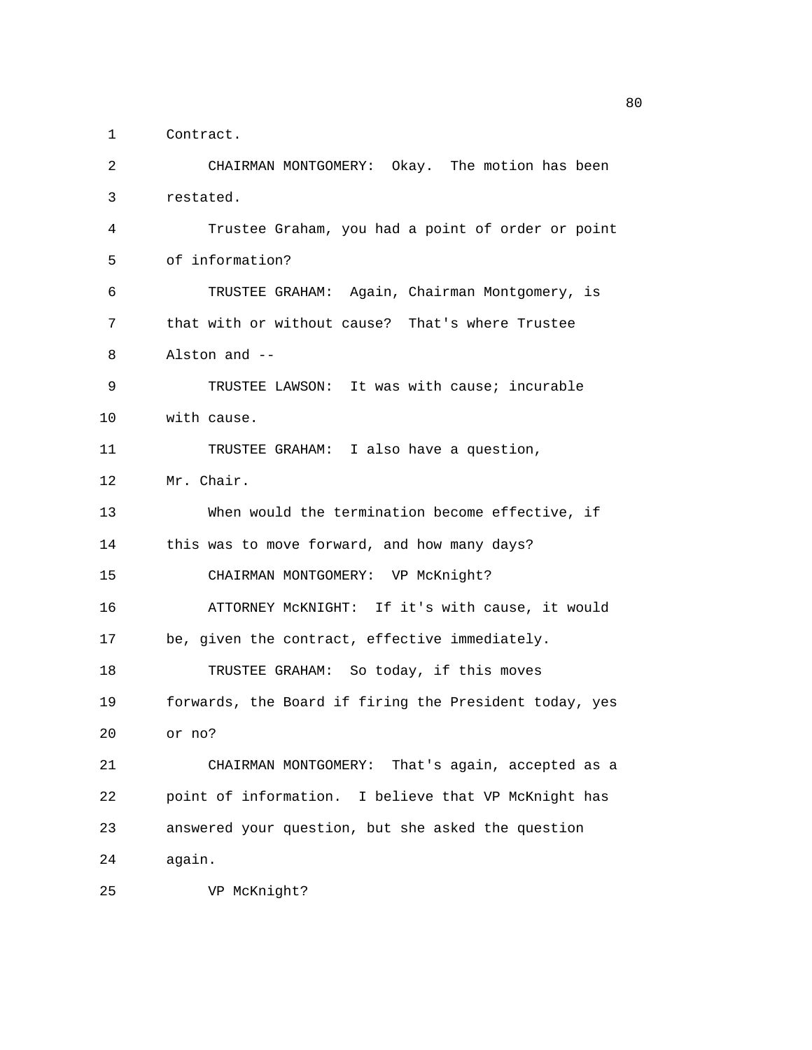Contract.

CHAIRMAN MONTGOMERY: Okay. The motion has been restated.

Trustee Graham, you had a point of order or point of information?

TRUSTEE GRAHAM: Again, Chairman Montgomery, is that with or without cause? That's where Trustee Alston and --

TRUSTEE LAWSON: It was with cause; incurable with cause.

TRUSTEE GRAHAM: I also have a question, Mr. Chair.

When would the termination become effective, if this was to move forward, and how many days?

CHAIRMAN MONTGOMERY: VP McKnight?

ATTORNEY McKNIGHT: If it's with cause, it would be, given the contract, effective immediately.

TRUSTEE GRAHAM: So today, if this moves forwards, the Board if firing the President today, yes or no?

CHAIRMAN MONTGOMERY: That's again, accepted as a point of information. I believe that VP McKnight has answered your question, but she asked the question again.

VP McKnight?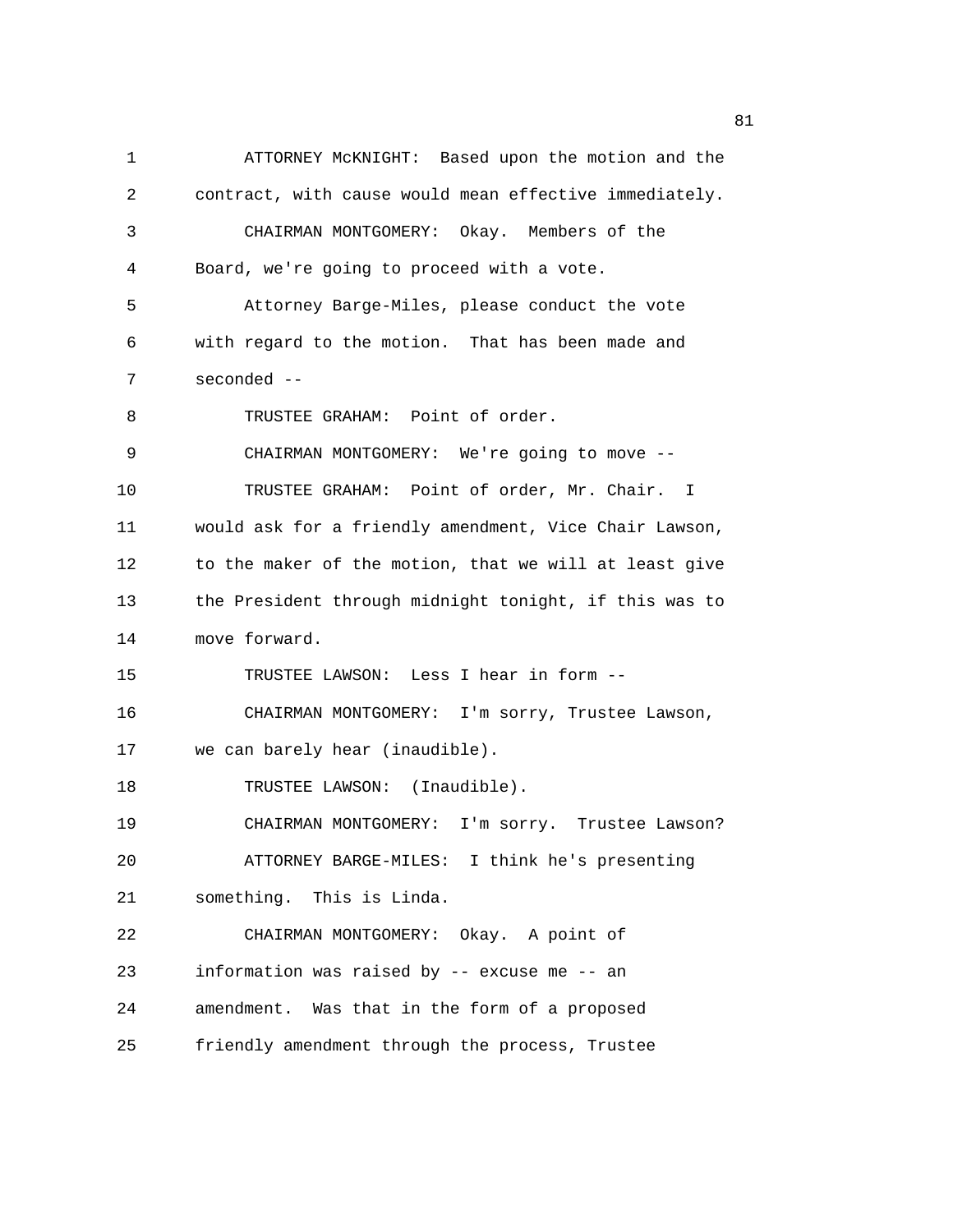1 ATTORNEY McKNIGHT: Based upon the motion and the
2 contract, with cause would mean effective immediately.
3 CHAIRMAN MONTGOMERY: Okay. Members of the
4 Board, we're going to proceed with a vote.
5 Attorney Barge-Miles, please conduct the vote
6 with regard to the motion. That has been made and
7 seconded --
8 TRUSTEE GRAHAM: Point of order.
9 CHAIRMAN MONTGOMERY: We're going to move --
10 TRUSTEE GRAHAM: Point of order, Mr. Chair. I
11 would ask for a friendly amendment, Vice Chair Lawson,
12 to the maker of the motion, that we will at least give
13 the President through midnight tonight, if this was to
14 move forward.
15 TRUSTEE LAWSON: Less I hear in form --
16 CHAIRMAN MONTGOMERY: I'm sorry, Trustee Lawson,
17 we can barely hear (inaudible).
18 TRUSTEE LAWSON: (Inaudible).
19 CHAIRMAN MONTGOMERY: I'm sorry. Trustee Lawson?
20 ATTORNEY BARGE-MILES: I think he's presenting
21 something. This is Linda.
22 CHAIRMAN MONTGOMERY: Okay. A point of
23 information was raised by -- excuse me -- an
24 amendment. Was that in the form of a proposed
25 friendly amendment through the process, Trustee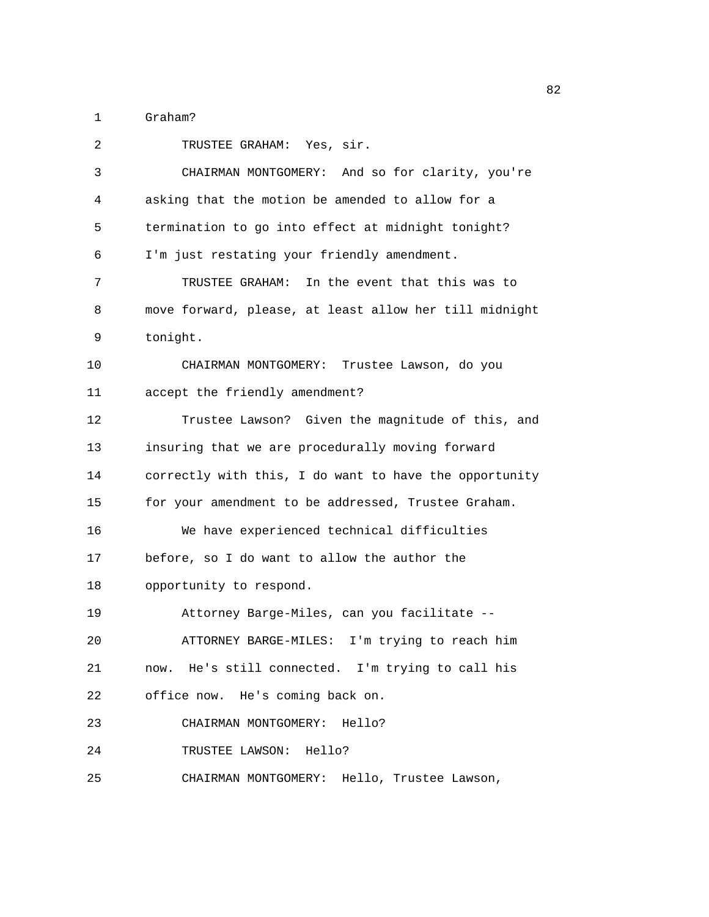Graham?

TRUSTEE GRAHAM: Yes, sir.

CHAIRMAN MONTGOMERY: And so for clarity, you're asking that the motion be amended to allow for a termination to go into effect at midnight tonight? I'm just restating your friendly amendment.

TRUSTEE GRAHAM: In the event that this was to move forward, please, at least allow her till midnight tonight.

CHAIRMAN MONTGOMERY: Trustee Lawson, do you accept the friendly amendment?

Trustee Lawson? Given the magnitude of this, and insuring that we are procedurally moving forward correctly with this, I do want to have the opportunity for your amendment to be addressed, Trustee Graham.

We have experienced technical difficulties before, so I do want to allow the author the opportunity to respond.

Attorney Barge-Miles, can you facilitate --

ATTORNEY BARGE-MILES: I'm trying to reach him now. He's still connected. I'm trying to call his office now. He's coming back on.

CHAIRMAN MONTGOMERY: Hello?

TRUSTEE LAWSON: Hello?

CHAIRMAN MONTGOMERY: Hello, Trustee Lawson,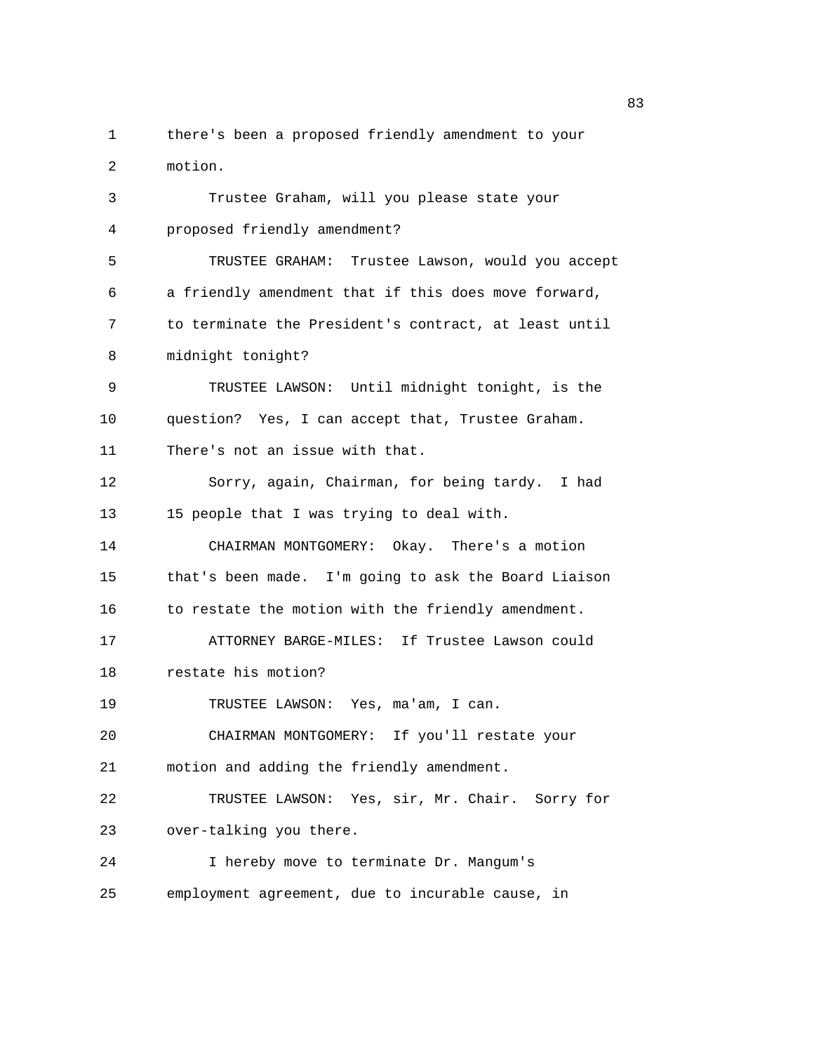1 there's been a proposed friendly amendment to your
2 motion.
3 Trustee Graham, will you please state your
4 proposed friendly amendment?
5 TRUSTEE GRAHAM: Trustee Lawson, would you accept
6 a friendly amendment that if this does move forward,
7 to terminate the President's contract, at least until
8 midnight tonight?
9 TRUSTEE LAWSON: Until midnight tonight, is the
10 question? Yes, I can accept that, Trustee Graham.
11 There's not an issue with that.
12 Sorry, again, Chairman, for being tardy. I had
13 15 people that I was trying to deal with.
14 CHAIRMAN MONTGOMERY: Okay. There's a motion
15 that's been made. I'm going to ask the Board Liaison
16 to restate the motion with the friendly amendment.
17 ATTORNEY BARGE-MILES: If Trustee Lawson could
18 restate his motion?
19 TRUSTEE LAWSON: Yes, ma'am, I can.
20 CHAIRMAN MONTGOMERY: If you'll restate your
21 motion and adding the friendly amendment.
22 TRUSTEE LAWSON: Yes, sir, Mr. Chair. Sorry for
23 over-talking you there.
24 I hereby move to terminate Dr. Mangum's
25 employment agreement, due to incurable cause, in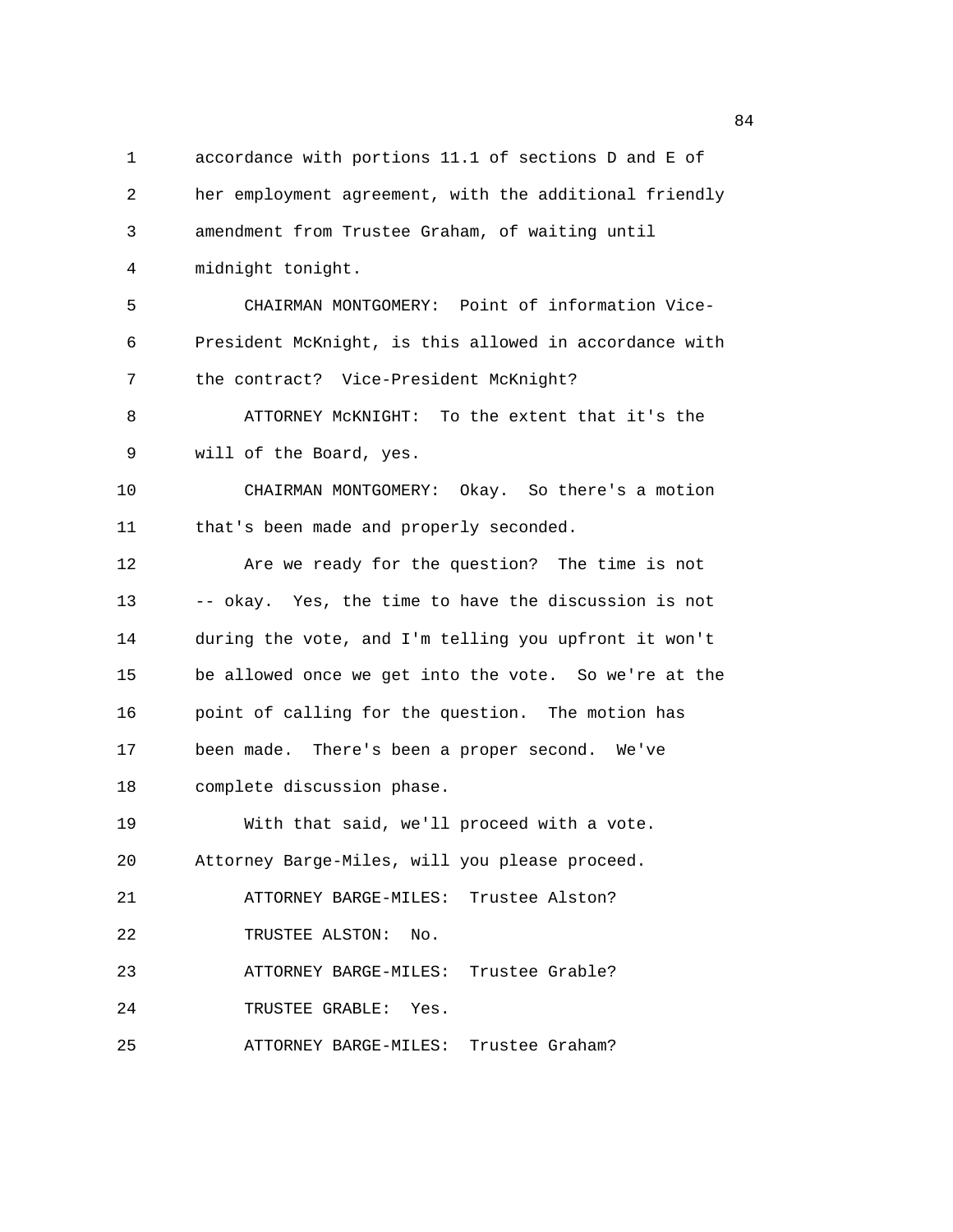accordance with portions 11.1 of sections D and E of her employment agreement, with the additional friendly amendment from Trustee Graham, of waiting until midnight tonight.

CHAIRMAN MONTGOMERY: Point of information Vice-President McKnight, is this allowed in accordance with the contract? Vice-President McKnight?

ATTORNEY McKNIGHT: To the extent that it's the will of the Board, yes.

CHAIRMAN MONTGOMERY: Okay. So there's a motion that's been made and properly seconded.

Are we ready for the question? The time is not -- okay. Yes, the time to have the discussion is not during the vote, and I'm telling you upfront it won't be allowed once we get into the vote. So we're at the point of calling for the question. The motion has been made. There's been a proper second. We've complete discussion phase.

With that said, we'll proceed with a vote. Attorney Barge-Miles, will you please proceed.

ATTORNEY BARGE-MILES: Trustee Alston?

TRUSTEE ALSTON: No.

ATTORNEY BARGE-MILES: Trustee Grable?

TRUSTEE GRABLE: Yes.

ATTORNEY BARGE-MILES: Trustee Graham?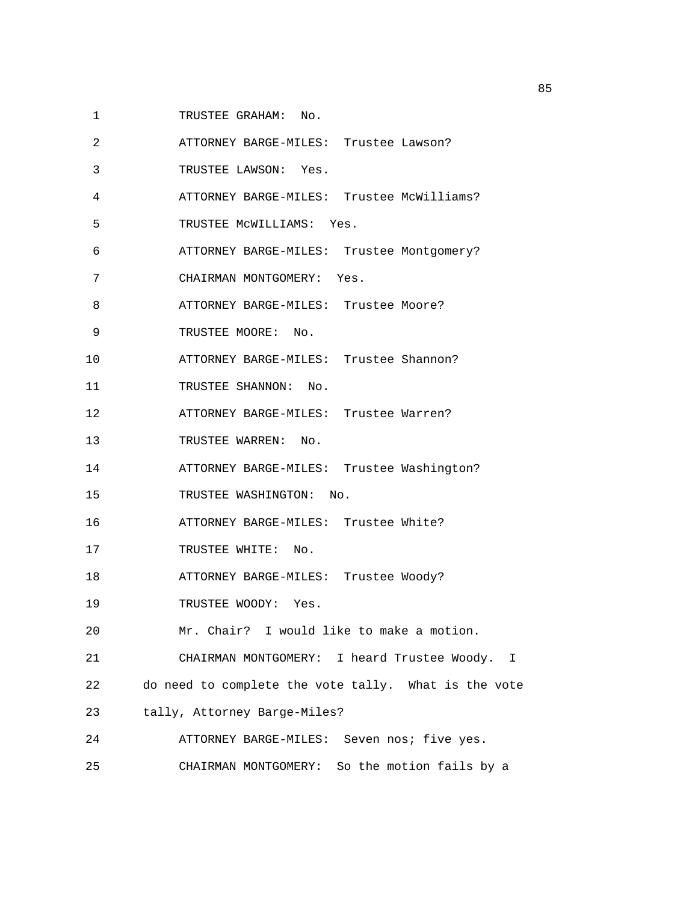1 TRUSTEE GRAHAM: No.

2 ATTORNEY BARGE-MILES: Trustee Lawson?

3 TRUSTEE LAWSON: Yes.

4 ATTORNEY BARGE-MILES: Trustee McWilliams?

5 TRUSTEE McWILLIAMS: Yes.

6 ATTORNEY BARGE-MILES: Trustee Montgomery?

7 CHAIRMAN MONTGOMERY: Yes.

8 ATTORNEY BARGE-MILES: Trustee Moore?

9 TRUSTEE MOORE: No.

10 ATTORNEY BARGE-MILES: Trustee Shannon?

11 TRUSTEE SHANNON: No.

12 ATTORNEY BARGE-MILES: Trustee Warren?

13 TRUSTEE WARREN: No.

14 ATTORNEY BARGE-MILES: Trustee Washington?

15 TRUSTEE WASHINGTON: No.

16 ATTORNEY BARGE-MILES: Trustee White?

17 TRUSTEE WHITE: No.

18 ATTORNEY BARGE-MILES: Trustee Woody?

19 TRUSTEE WOODY: Yes.

20 Mr. Chair? I would like to make a motion.

21 CHAIRMAN MONTGOMERY: I heard Trustee Woody. I

22 do need to complete the vote tally. What is the vote

23 tally, Attorney Barge-Miles?

24 ATTORNEY BARGE-MILES: Seven nos; five yes.

25 CHAIRMAN MONTGOMERY: So the motion fails by a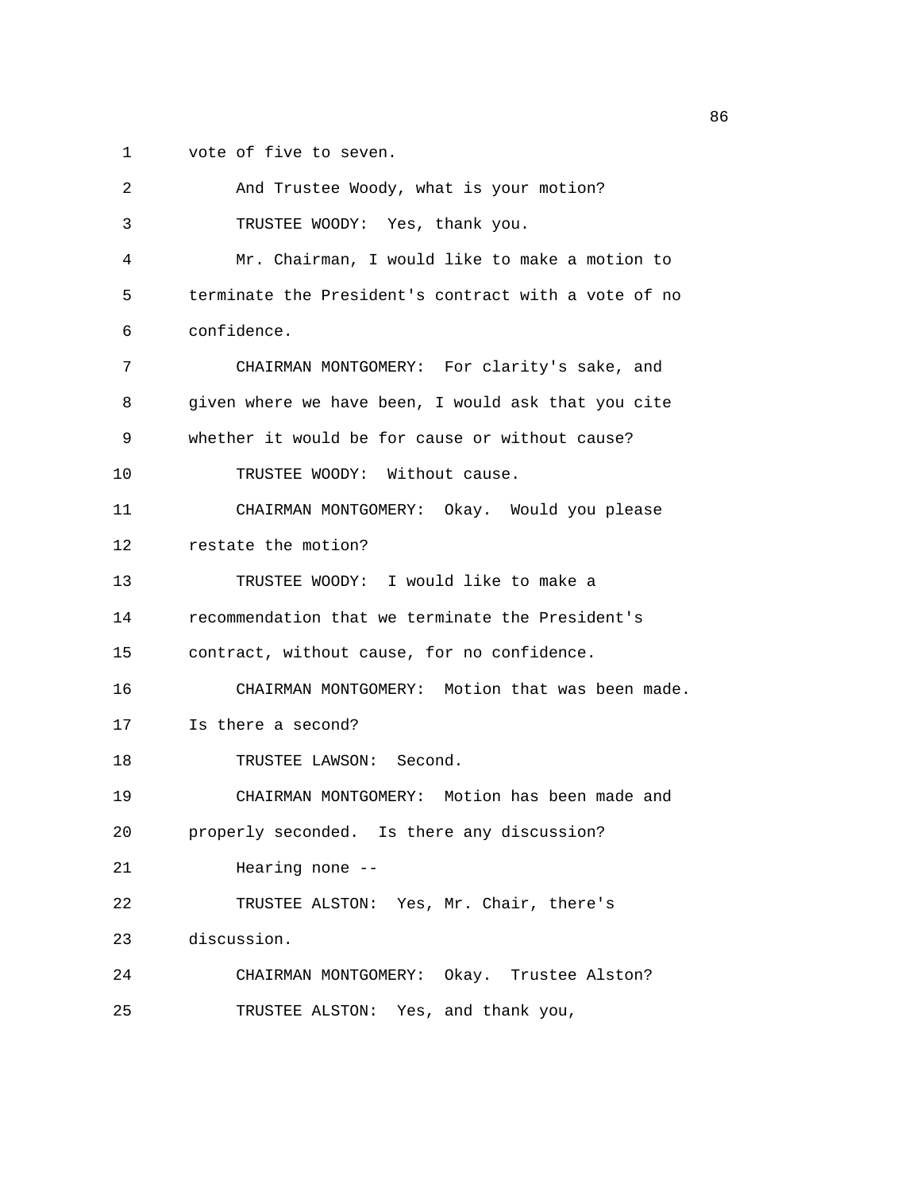vote of five to seven.

And Trustee Woody, what is your motion?

TRUSTEE WOODY: Yes, thank you.

Mr. Chairman, I would like to make a motion to terminate the President's contract with a vote of no confidence.

CHAIRMAN MONTGOMERY: For clarity's sake, and given where we have been, I would ask that you cite whether it would be for cause or without cause?

TRUSTEE WOODY: Without cause.

CHAIRMAN MONTGOMERY: Okay. Would you please restate the motion?

TRUSTEE WOODY: I would like to make a recommendation that we terminate the President's contract, without cause, for no confidence.

CHAIRMAN MONTGOMERY: Motion that was been made. Is there a second?

TRUSTEE LAWSON: Second.

CHAIRMAN MONTGOMERY: Motion has been made and properly seconded. Is there any discussion?

Hearing none --

TRUSTEE ALSTON: Yes, Mr. Chair, there's discussion.

CHAIRMAN MONTGOMERY: Okay. Trustee Alston?

TRUSTEE ALSTON: Yes, and thank you,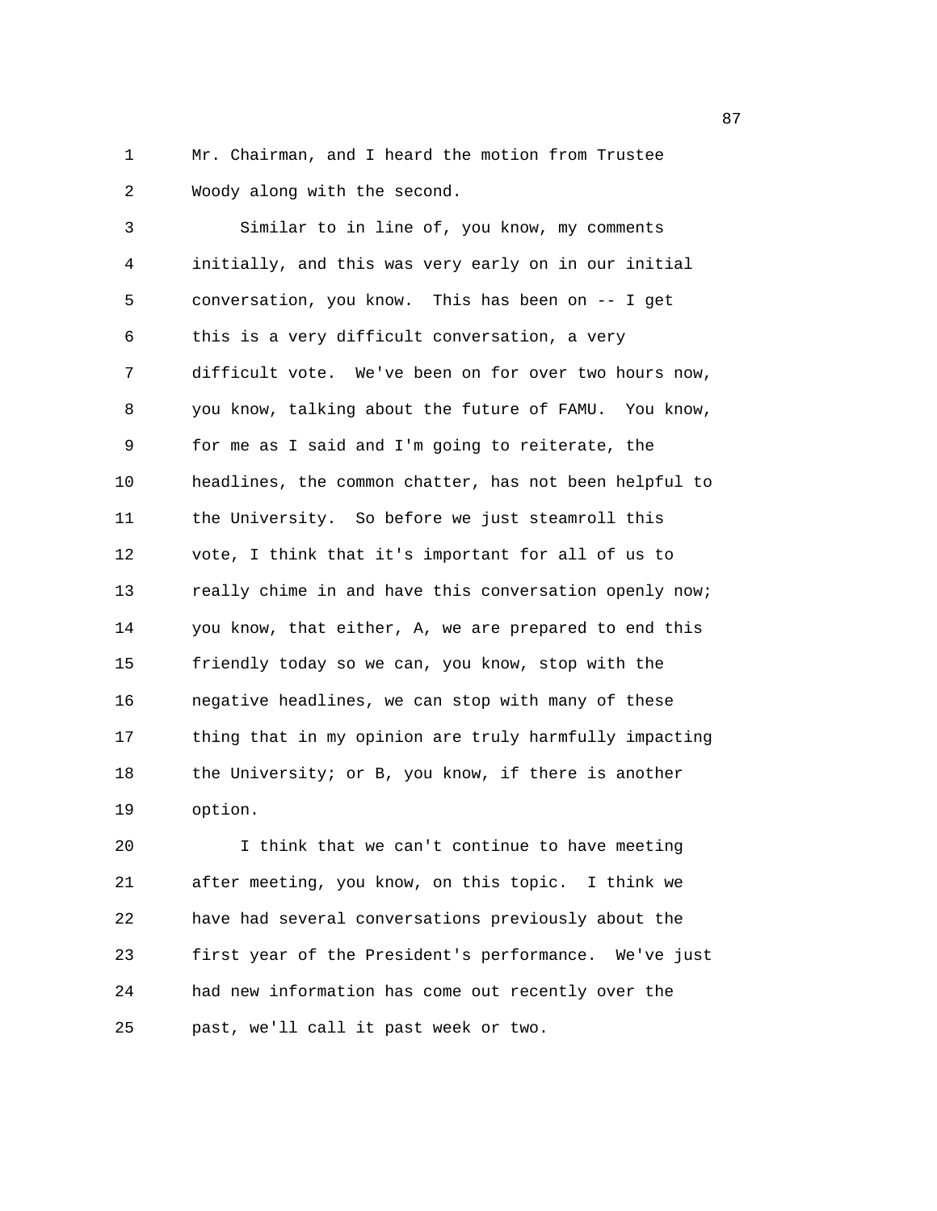Mr. Chairman, and I heard the motion from Trustee Woody along with the second.

Similar to in line of, you know, my comments initially, and this was very early on in our initial conversation, you know. This has been on -- I get this is a very difficult conversation, a very difficult vote. We've been on for over two hours now, you know, talking about the future of FAMU. You know, for me as I said and I'm going to reiterate, the headlines, the common chatter, has not been helpful to the University. So before we just steamroll this vote, I think that it's important for all of us to really chime in and have this conversation openly now; you know, that either, A, we are prepared to end this friendly today so we can, you know, stop with the negative headlines, we can stop with many of these thing that in my opinion are truly harmfully impacting the University; or B, you know, if there is another option.

I think that we can't continue to have meeting after meeting, you know, on this topic. I think we have had several conversations previously about the first year of the President's performance. We've just had new information has come out recently over the past, we'll call it past week or two.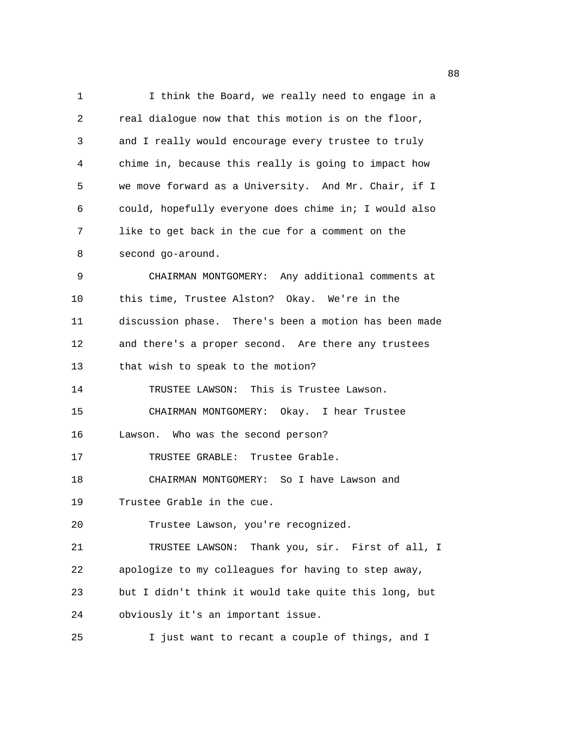I think the Board, we really need to engage in a real dialogue now that this motion is on the floor, and I really would encourage every trustee to truly chime in, because this really is going to impact how we move forward as a University. And Mr. Chair, if I could, hopefully everyone does chime in; I would also like to get back in the cue for a comment on the second go-around.

CHAIRMAN MONTGOMERY: Any additional comments at this time, Trustee Alston? Okay. We're in the discussion phase. There's been a motion has been made and there's a proper second. Are there any trustees that wish to speak to the motion?

TRUSTEE LAWSON: This is Trustee Lawson.

CHAIRMAN MONTGOMERY: Okay. I hear Trustee Lawson. Who was the second person?

TRUSTEE GRABLE: Trustee Grable.

CHAIRMAN MONTGOMERY: So I have Lawson and Trustee Grable in the cue.

Trustee Lawson, you're recognized.

TRUSTEE LAWSON: Thank you, sir. First of all, I apologize to my colleagues for having to step away, but I didn't think it would take quite this long, but obviously it's an important issue.

I just want to recant a couple of things, and I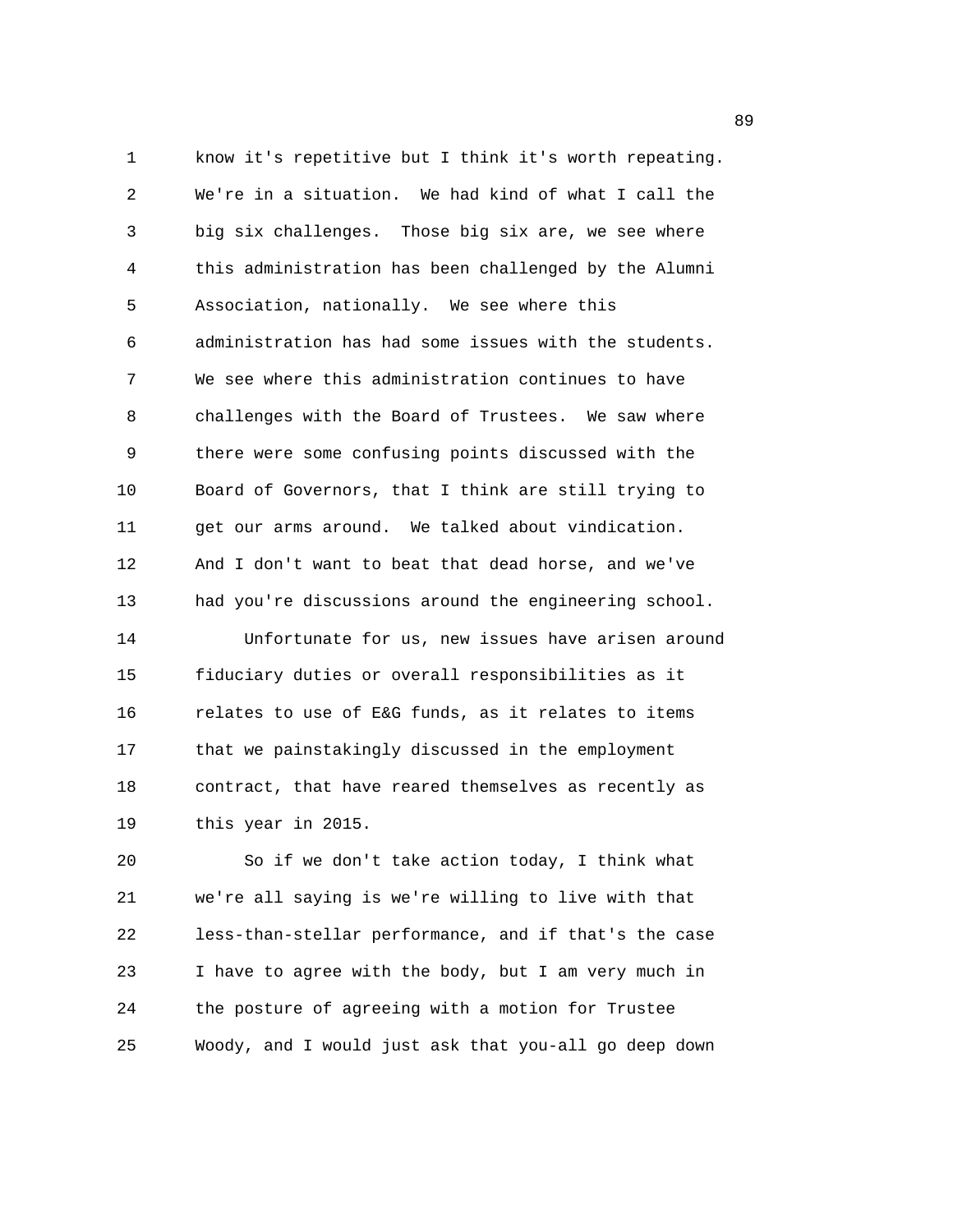know it's repetitive but I think it's worth repeating. We're in a situation. We had kind of what I call the big six challenges. Those big six are, we see where this administration has been challenged by the Alumni Association, nationally. We see where this administration has had some issues with the students. We see where this administration continues to have challenges with the Board of Trustees. We saw where there were some confusing points discussed with the Board of Governors, that I think are still trying to get our arms around. We talked about vindication. And I don't want to beat that dead horse, and we've had you're discussions around the engineering school.

Unfortunate for us, new issues have arisen around fiduciary duties or overall responsibilities as it relates to use of E&G funds, as it relates to items that we painstakingly discussed in the employment contract, that have reared themselves as recently as this year in 2015.

So if we don't take action today, I think what we're all saying is we're willing to live with that less-than-stellar performance, and if that's the case I have to agree with the body, but I am very much in the posture of agreeing with a motion for Trustee Woody, and I would just ask that you-all go deep down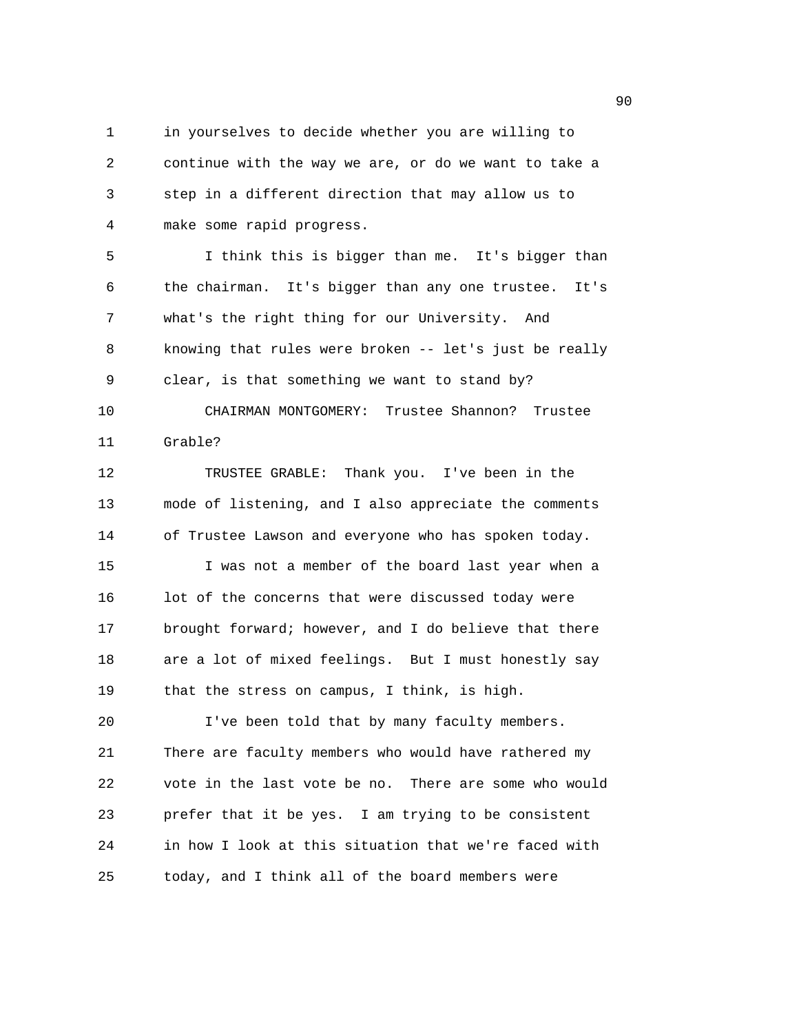in yourselves to decide whether you are willing to continue with the way we are, or do we want to take a step in a different direction that may allow us to make some rapid progress.

I think this is bigger than me. It's bigger than the chairman. It's bigger than any one trustee. It's what's the right thing for our University. And knowing that rules were broken -- let's just be really clear, is that something we want to stand by?

CHAIRMAN MONTGOMERY: Trustee Shannon? Trustee Grable?

TRUSTEE GRABLE: Thank you. I've been in the mode of listening, and I also appreciate the comments of Trustee Lawson and everyone who has spoken today.

I was not a member of the board last year when a lot of the concerns that were discussed today were brought forward; however, and I do believe that there are a lot of mixed feelings. But I must honestly say that the stress on campus, I think, is high.

I've been told that by many faculty members. There are faculty members who would have rathered my vote in the last vote be no. There are some who would prefer that it be yes. I am trying to be consistent in how I look at this situation that we're faced with today, and I think all of the board members were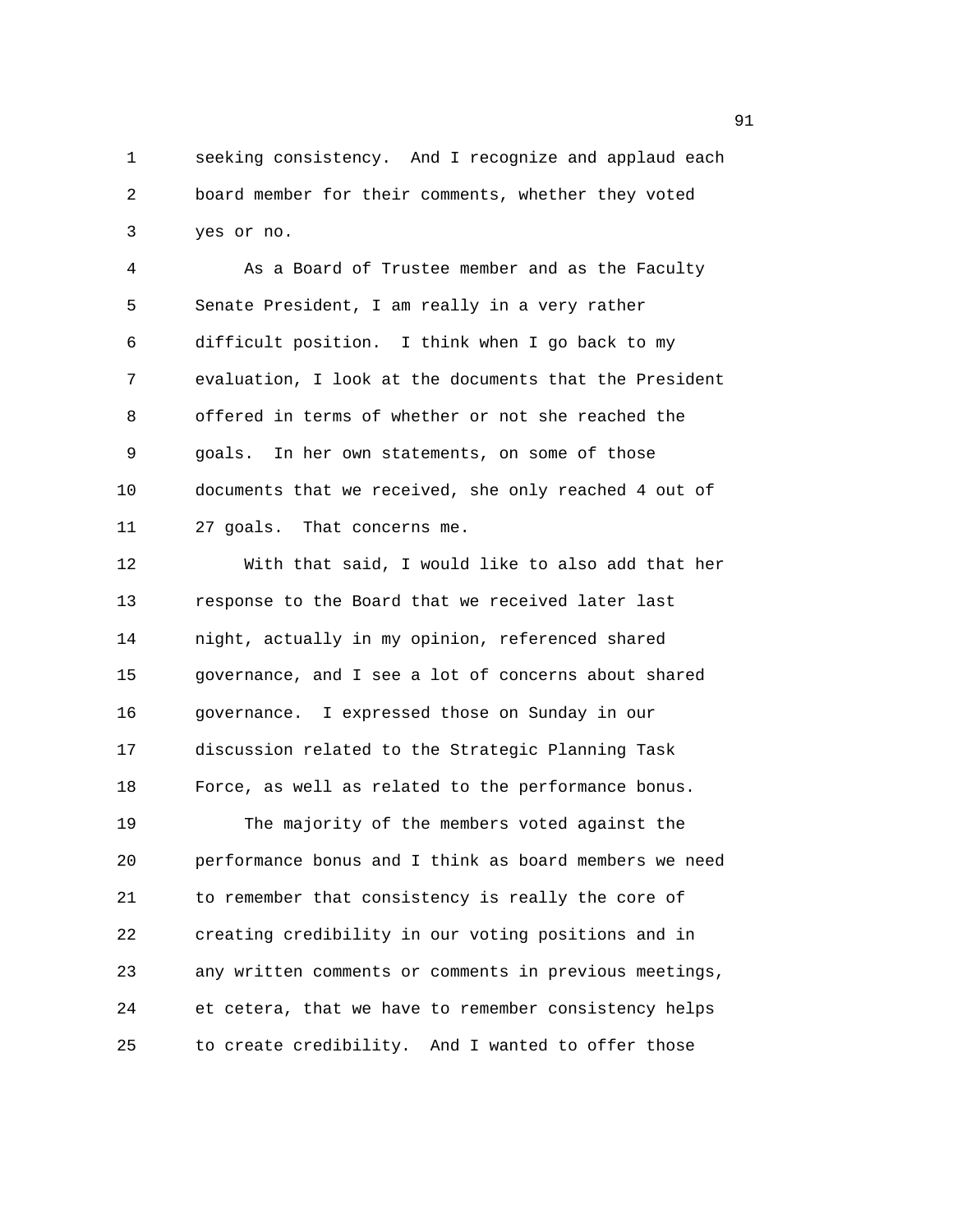seeking consistency. And I recognize and applaud each board member for their comments, whether they voted yes or no.

As a Board of Trustee member and as the Faculty Senate President, I am really in a very rather difficult position. I think when I go back to my evaluation, I look at the documents that the President offered in terms of whether or not she reached the goals. In her own statements, on some of those documents that we received, she only reached 4 out of 27 goals. That concerns me.

With that said, I would like to also add that her response to the Board that we received later last night, actually in my opinion, referenced shared governance, and I see a lot of concerns about shared governance. I expressed those on Sunday in our discussion related to the Strategic Planning Task Force, as well as related to the performance bonus.

The majority of the members voted against the performance bonus and I think as board members we need to remember that consistency is really the core of creating credibility in our voting positions and in any written comments or comments in previous meetings, et cetera, that we have to remember consistency helps to create credibility. And I wanted to offer those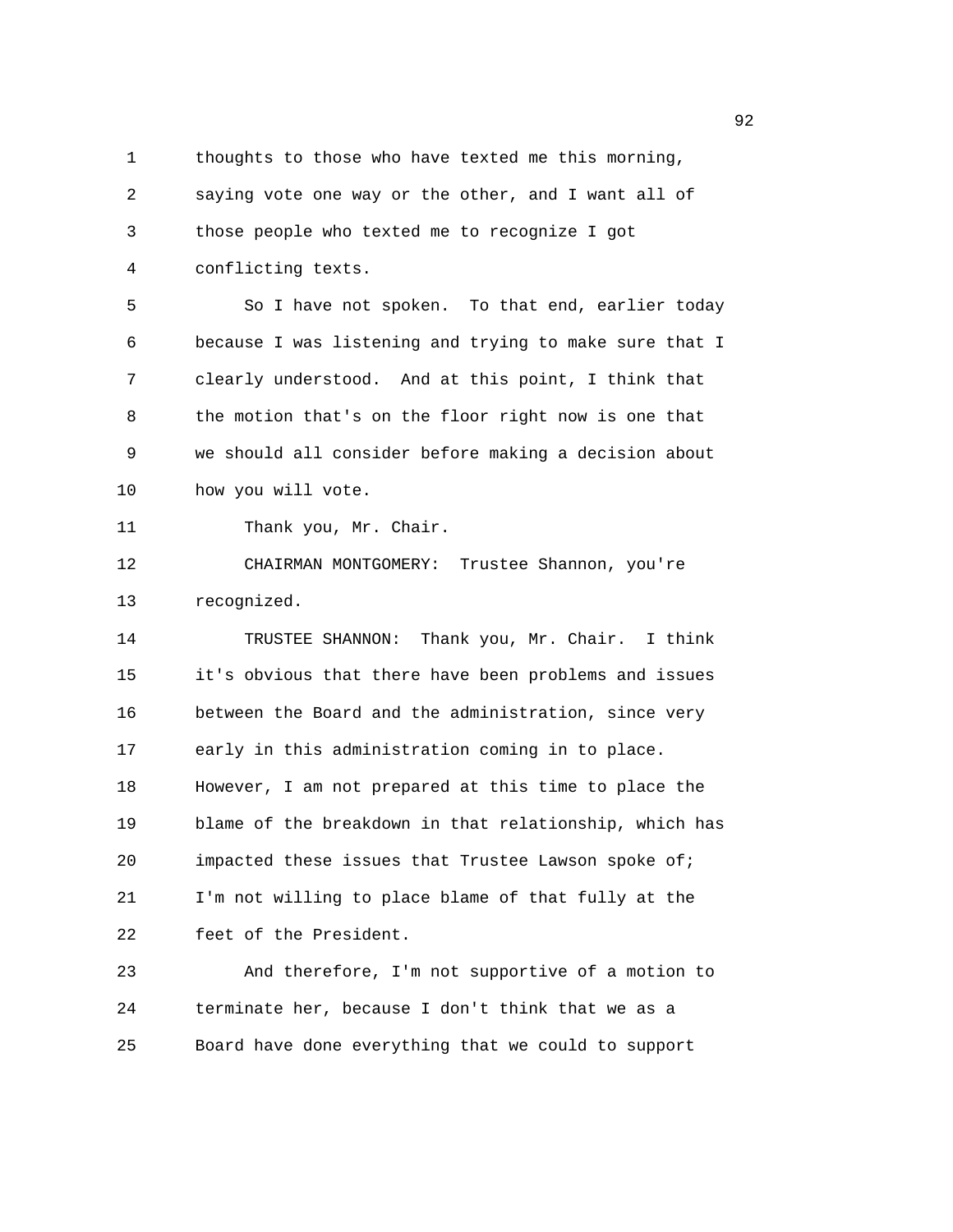thoughts to those who have texted me this morning, saying vote one way or the other, and I want all of those people who texted me to recognize I got conflicting texts.

So I have not spoken. To that end, earlier today because I was listening and trying to make sure that I clearly understood. And at this point, I think that the motion that's on the floor right now is one that we should all consider before making a decision about how you will vote.

Thank you, Mr. Chair.

CHAIRMAN MONTGOMERY: Trustee Shannon, you're recognized.

TRUSTEE SHANNON: Thank you, Mr. Chair. I think it's obvious that there have been problems and issues between the Board and the administration, since very early in this administration coming in to place. However, I am not prepared at this time to place the blame of the breakdown in that relationship, which has impacted these issues that Trustee Lawson spoke of; I'm not willing to place blame of that fully at the feet of the President.

And therefore, I'm not supportive of a motion to terminate her, because I don't think that we as a Board have done everything that we could to support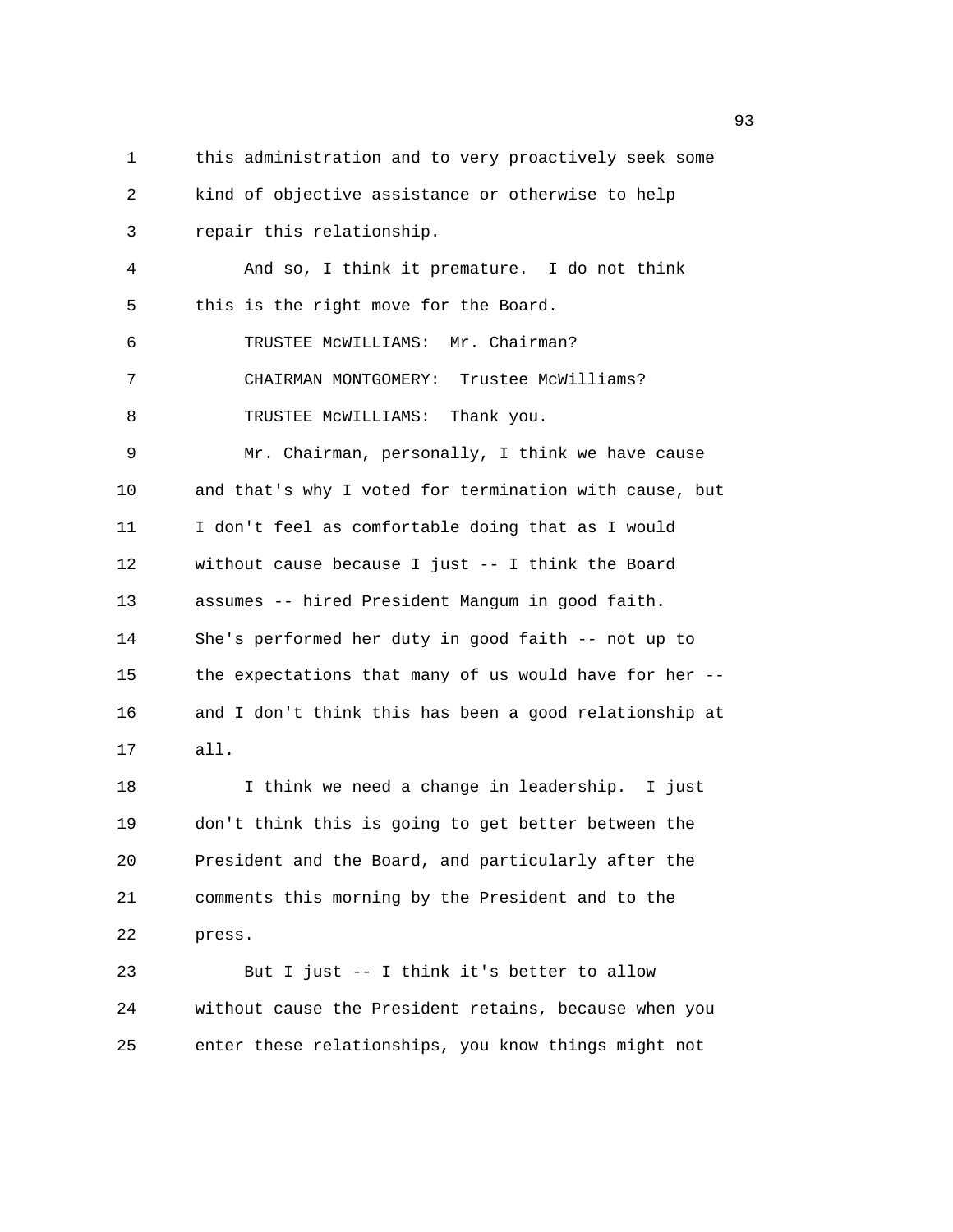this administration and to very proactively seek some kind of objective assistance or otherwise to help repair this relationship.

And so, I think it premature. I do not think this is the right move for the Board.

TRUSTEE McWILLIAMS: Mr. Chairman?

CHAIRMAN MONTGOMERY: Trustee McWilliams?

TRUSTEE McWILLIAMS: Thank you.

Mr. Chairman, personally, I think we have cause and that's why I voted for termination with cause, but I don't feel as comfortable doing that as I would without cause because I just -- I think the Board assumes -- hired President Mangum in good faith. She's performed her duty in good faith -- not up to the expectations that many of us would have for her -- and I don't think this has been a good relationship at all.

I think we need a change in leadership. I just don't think this is going to get better between the President and the Board, and particularly after the comments this morning by the President and to the press.

But I just -- I think it's better to allow without cause the President retains, because when you enter these relationships, you know things might not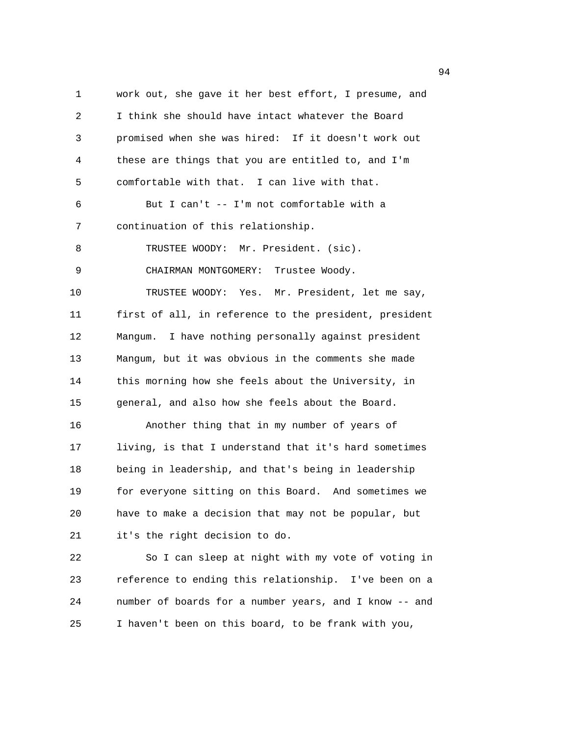work out, she gave it her best effort, I presume, and I think she should have intact whatever the Board promised when she was hired: If it doesn't work out these are things that you are entitled to, and I'm comfortable with that. I can live with that.

But I can't -- I'm not comfortable with a continuation of this relationship.

TRUSTEE WOODY: Mr. President. (sic).

CHAIRMAN MONTGOMERY: Trustee Woody.

TRUSTEE WOODY: Yes. Mr. President, let me say, first of all, in reference to the president, president Mangum. I have nothing personally against president Mangum, but it was obvious in the comments she made this morning how she feels about the University, in general, and also how she feels about the Board.

Another thing that in my number of years of living, is that I understand that it's hard sometimes being in leadership, and that's being in leadership for everyone sitting on this Board. And sometimes we have to make a decision that may not be popular, but it's the right decision to do.

So I can sleep at night with my vote of voting in reference to ending this relationship. I've been on a number of boards for a number years, and I know -- and I haven't been on this board, to be frank with you,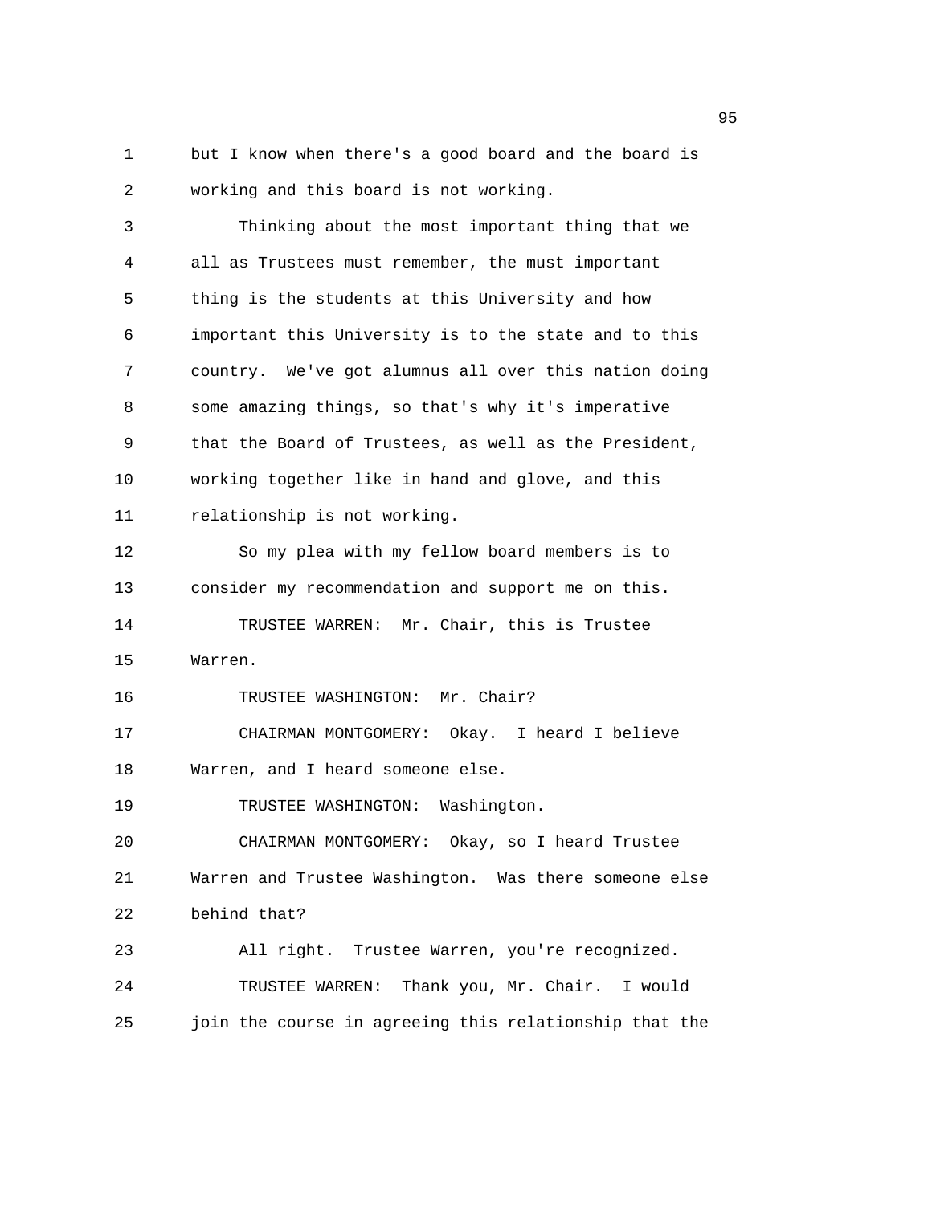but I know when there's a good board and the board is working and this board is not working.

Thinking about the most important thing that we all as Trustees must remember, the must important thing is the students at this University and how important this University is to the state and to this country. We've got alumnus all over this nation doing some amazing things, so that's why it's imperative that the Board of Trustees, as well as the President, working together like in hand and glove, and this relationship is not working.

So my plea with my fellow board members is to consider my recommendation and support me on this.

TRUSTEE WARREN: Mr. Chair, this is Trustee Warren.

TRUSTEE WASHINGTON: Mr. Chair?

CHAIRMAN MONTGOMERY: Okay. I heard I believe Warren, and I heard someone else.

TRUSTEE WASHINGTON: Washington.

CHAIRMAN MONTGOMERY: Okay, so I heard Trustee Warren and Trustee Washington. Was there someone else behind that?

All right. Trustee Warren, you're recognized.

TRUSTEE WARREN: Thank you, Mr. Chair. I would join the course in agreeing this relationship that the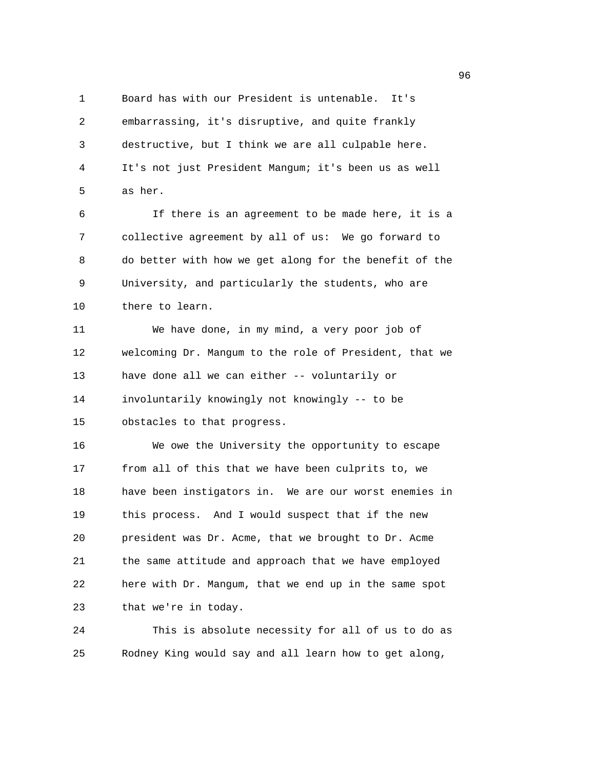Board has with our President is untenable. It's embarrassing, it's disruptive, and quite frankly destructive, but I think we are all culpable here. It's not just President Mangum; it's been us as well as her.

If there is an agreement to be made here, it is a collective agreement by all of us: We go forward to do better with how we get along for the benefit of the University, and particularly the students, who are there to learn.

We have done, in my mind, a very poor job of welcoming Dr. Mangum to the role of President, that we have done all we can either -- voluntarily or involuntarily knowingly not knowingly -- to be obstacles to that progress.

We owe the University the opportunity to escape from all of this that we have been culprits to, we have been instigators in. We are our worst enemies in this process. And I would suspect that if the new president was Dr. Acme, that we brought to Dr. Acme the same attitude and approach that we have employed here with Dr. Mangum, that we end up in the same spot that we're in today.

This is absolute necessity for all of us to do as Rodney King would say and all learn how to get along,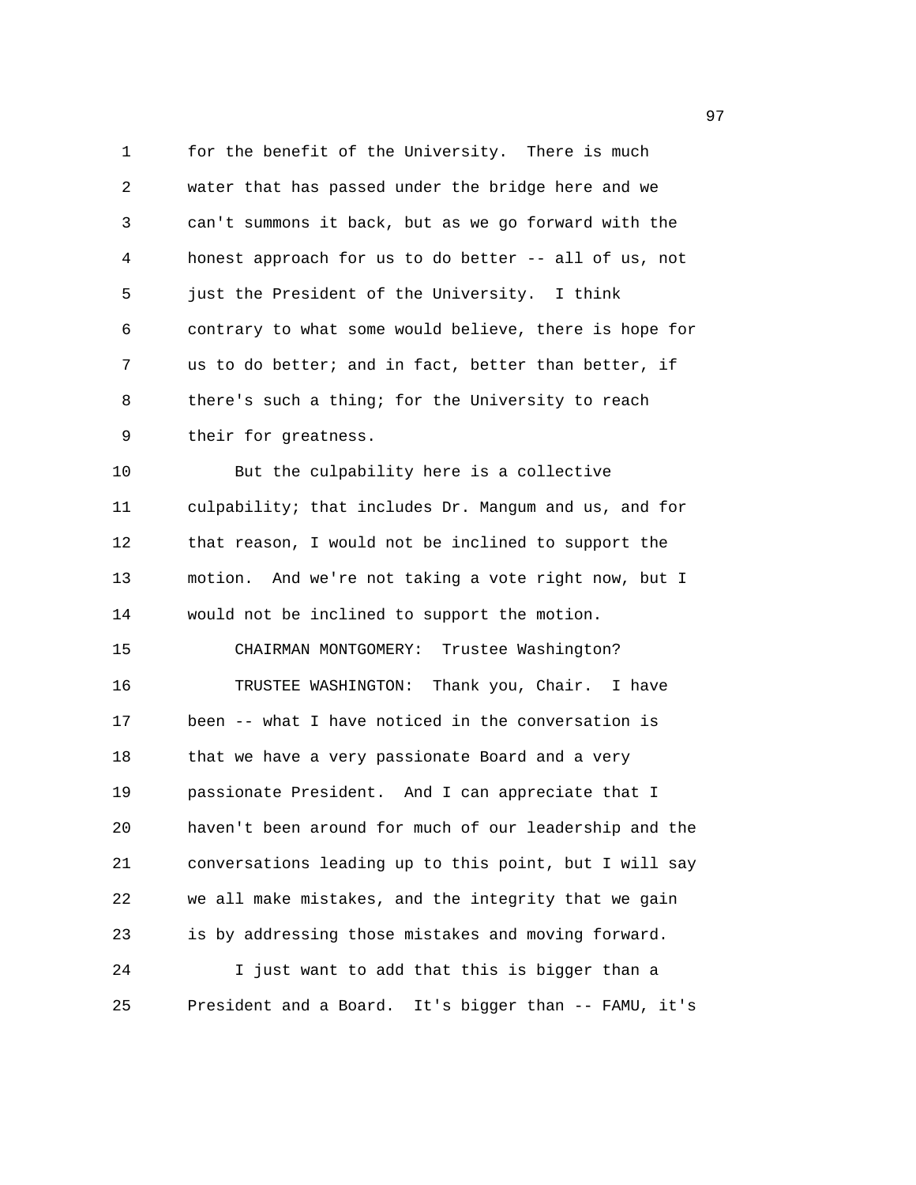for the benefit of the University. There is much water that has passed under the bridge here and we can't summons it back, but as we go forward with the honest approach for us to do better -- all of us, not just the President of the University. I think contrary to what some would believe, there is hope for us to do better; and in fact, better than better, if there's such a thing; for the University to reach their for greatness.

But the culpability here is a collective culpability; that includes Dr. Mangum and us, and for that reason, I would not be inclined to support the motion. And we're not taking a vote right now, but I would not be inclined to support the motion.

CHAIRMAN MONTGOMERY: Trustee Washington?

TRUSTEE WASHINGTON: Thank you, Chair. I have been -- what I have noticed in the conversation is that we have a very passionate Board and a very passionate President. And I can appreciate that I haven't been around for much of our leadership and the conversations leading up to this point, but I will say we all make mistakes, and the integrity that we gain is by addressing those mistakes and moving forward.

I just want to add that this is bigger than a President and a Board. It's bigger than -- FAMU, it's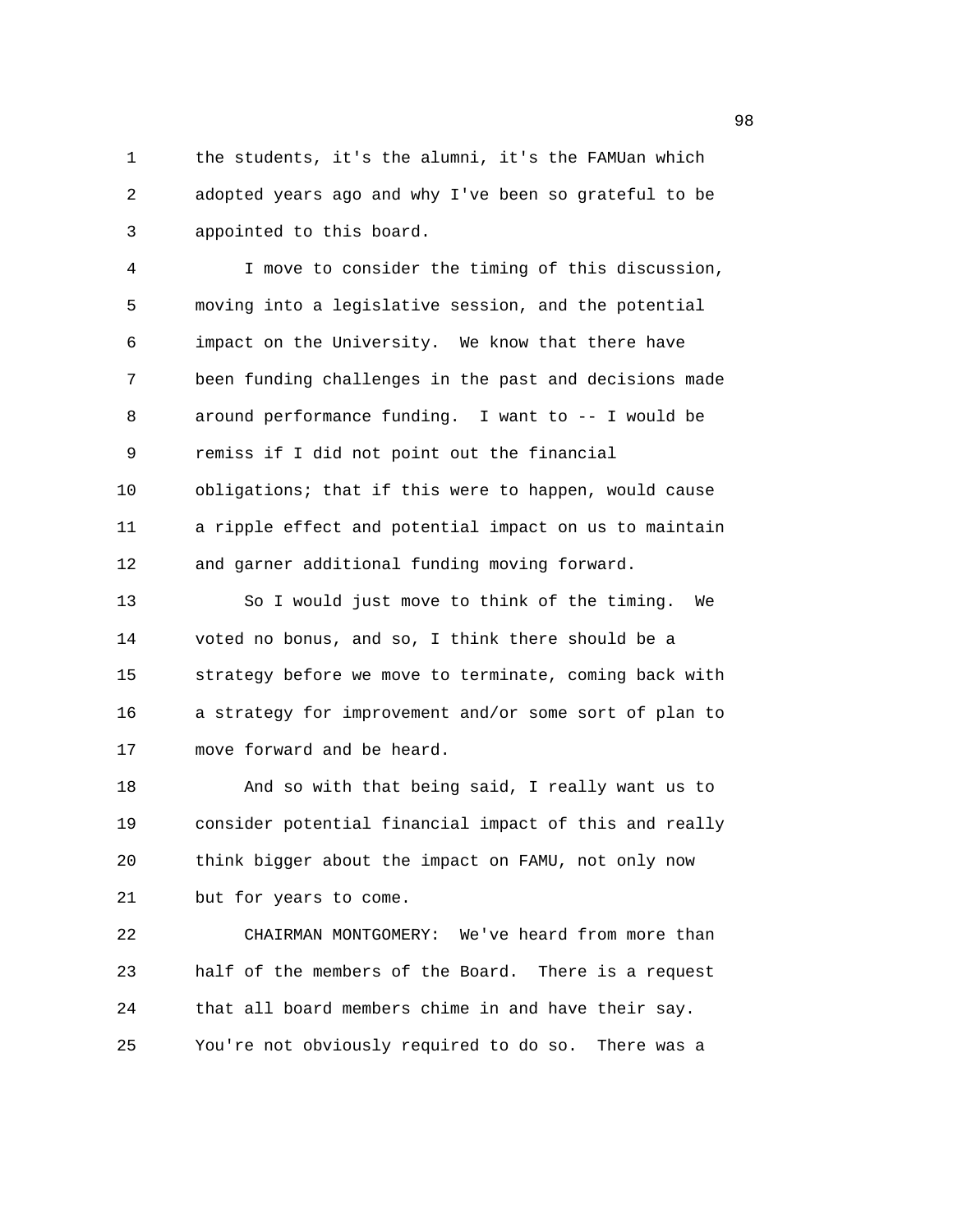the students, it's the alumni, it's the FAMUan which adopted years ago and why I've been so grateful to be appointed to this board.

I move to consider the timing of this discussion, moving into a legislative session, and the potential impact on the University. We know that there have been funding challenges in the past and decisions made around performance funding. I want to -- I would be remiss if I did not point out the financial obligations; that if this were to happen, would cause a ripple effect and potential impact on us to maintain and garner additional funding moving forward.

So I would just move to think of the timing. We voted no bonus, and so, I think there should be a strategy before we move to terminate, coming back with a strategy for improvement and/or some sort of plan to move forward and be heard.

And so with that being said, I really want us to consider potential financial impact of this and really think bigger about the impact on FAMU, not only now but for years to come.

CHAIRMAN MONTGOMERY: We've heard from more than half of the members of the Board. There is a request that all board members chime in and have their say. You're not obviously required to do so. There was a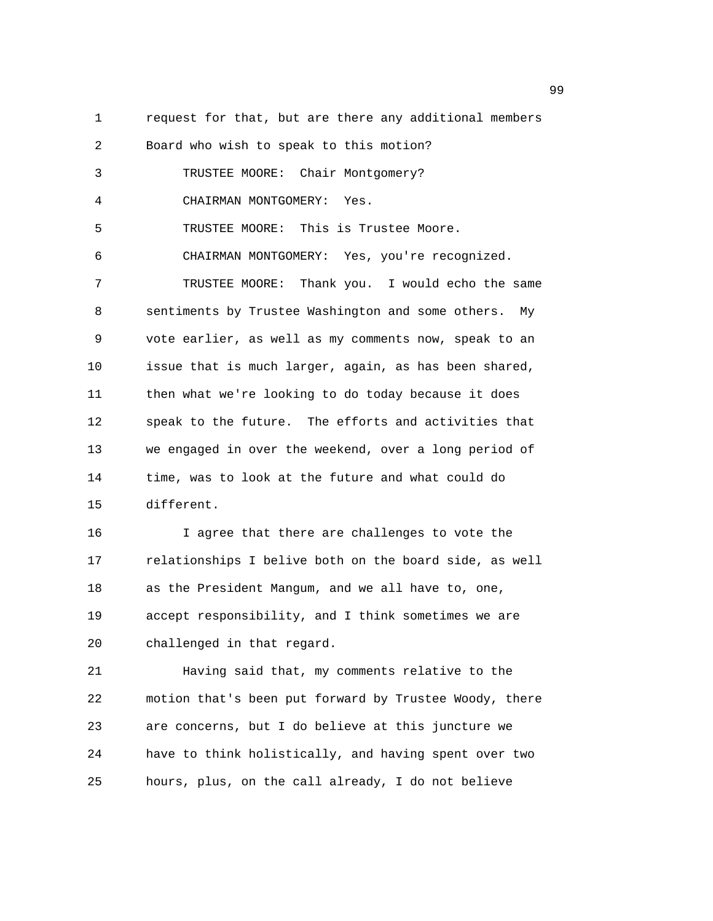request for that, but are there any additional members Board who wish to speak to this motion?

TRUSTEE MOORE: Chair Montgomery?

CHAIRMAN MONTGOMERY: Yes.

TRUSTEE MOORE: This is Trustee Moore.

CHAIRMAN MONTGOMERY: Yes, you're recognized.

TRUSTEE MOORE: Thank you. I would echo the same sentiments by Trustee Washington and some others. My vote earlier, as well as my comments now, speak to an issue that is much larger, again, as has been shared, then what we're looking to do today because it does speak to the future. The efforts and activities that we engaged in over the weekend, over a long period of time, was to look at the future and what could do different.

I agree that there are challenges to vote the relationships I belive both on the board side, as well as the President Mangum, and we all have to, one, accept responsibility, and I think sometimes we are challenged in that regard.

Having said that, my comments relative to the motion that's been put forward by Trustee Woody, there are concerns, but I do believe at this juncture we have to think holistically, and having spent over two hours, plus, on the call already, I do not believe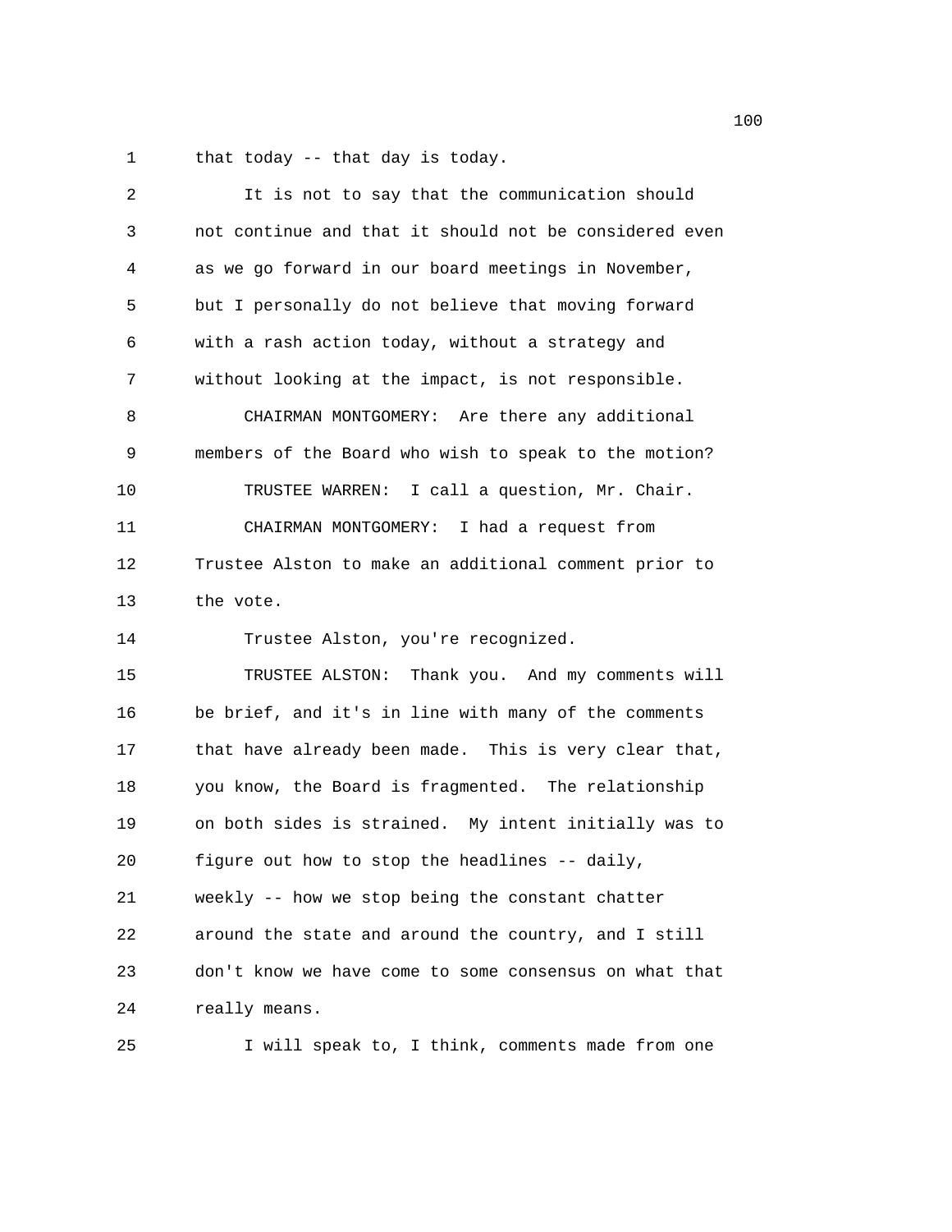that today -- that day is today.

It is not to say that the communication should not continue and that it should not be considered even as we go forward in our board meetings in November, but I personally do not believe that moving forward with a rash action today, without a strategy and without looking at the impact, is not responsible.

CHAIRMAN MONTGOMERY: Are there any additional members of the Board who wish to speak to the motion?

TRUSTEE WARREN: I call a question, Mr. Chair.

CHAIRMAN MONTGOMERY: I had a request from Trustee Alston to make an additional comment prior to the vote.

Trustee Alston, you're recognized.

TRUSTEE ALSTON: Thank you. And my comments will be brief, and it's in line with many of the comments that have already been made. This is very clear that, you know, the Board is fragmented. The relationship on both sides is strained. My intent initially was to figure out how to stop the headlines -- daily, weekly -- how we stop being the constant chatter around the state and around the country, and I still don't know we have come to some consensus on what that really means.

I will speak to, I think, comments made from one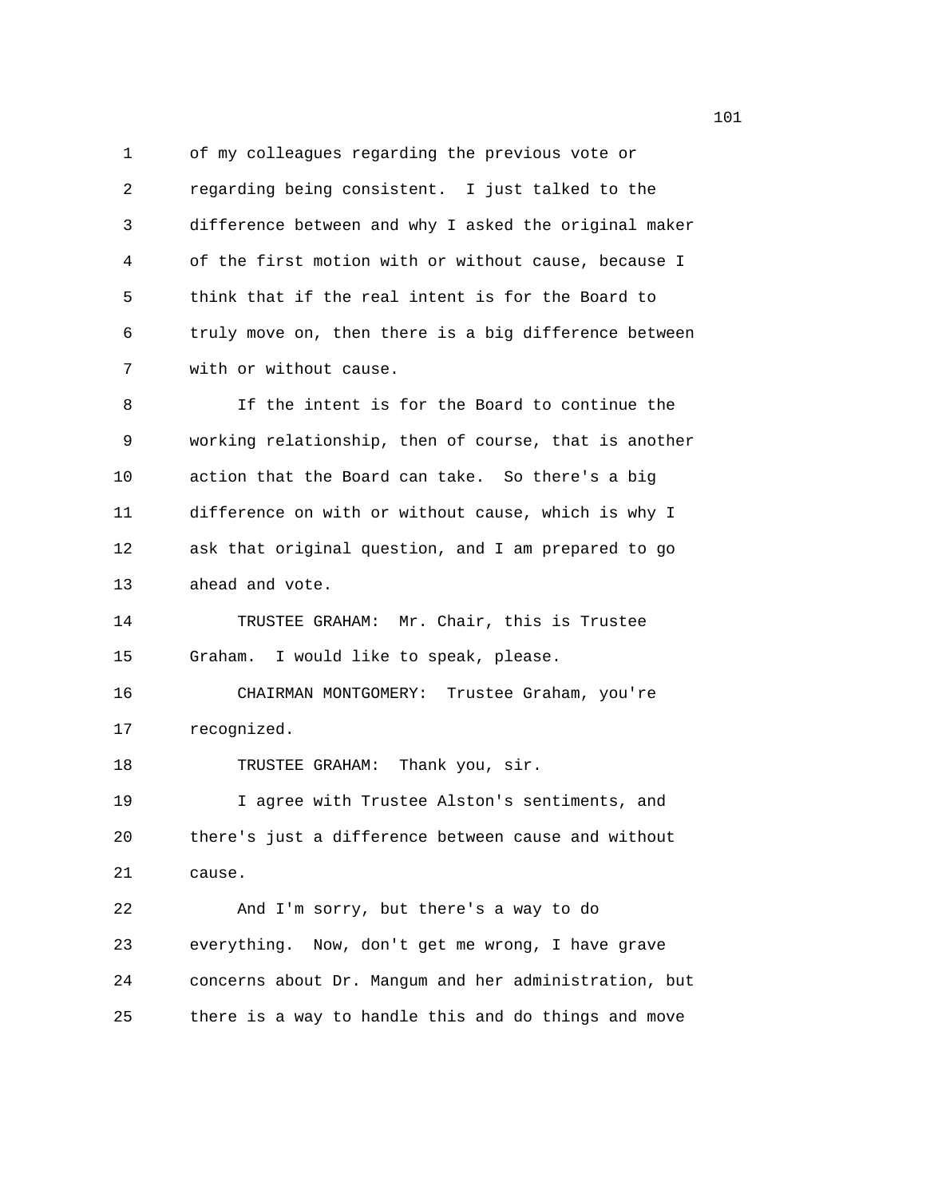of my colleagues regarding the previous vote or regarding being consistent. I just talked to the difference between and why I asked the original maker of the first motion with or without cause, because I think that if the real intent is for the Board to truly move on, then there is a big difference between with or without cause.

If the intent is for the Board to continue the working relationship, then of course, that is another action that the Board can take. So there's a big difference on with or without cause, which is why I ask that original question, and I am prepared to go ahead and vote.

TRUSTEE GRAHAM: Mr. Chair, this is Trustee Graham. I would like to speak, please.

CHAIRMAN MONTGOMERY: Trustee Graham, you're recognized.

TRUSTEE GRAHAM: Thank you, sir.

I agree with Trustee Alston's sentiments, and there's just a difference between cause and without cause.

And I'm sorry, but there's a way to do everything. Now, don't get me wrong, I have grave concerns about Dr. Mangum and her administration, but there is a way to handle this and do things and move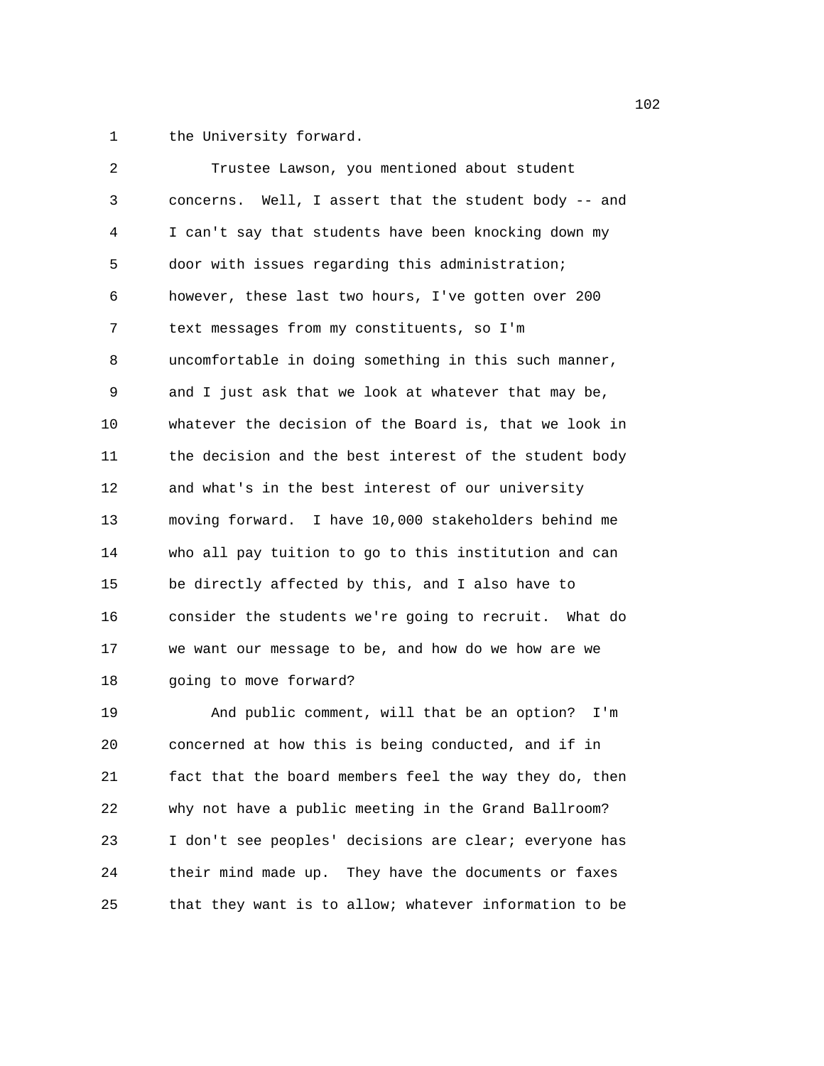the University forward.

Trustee Lawson, you mentioned about student concerns. Well, I assert that the student body -- and I can't say that students have been knocking down my door with issues regarding this administration; however, these last two hours, I've gotten over 200 text messages from my constituents, so I'm uncomfortable in doing something in this such manner, and I just ask that we look at whatever that may be, whatever the decision of the Board is, that we look in the decision and the best interest of the student body and what's in the best interest of our university moving forward. I have 10,000 stakeholders behind me who all pay tuition to go to this institution and can be directly affected by this, and I also have to consider the students we're going to recruit. What do we want our message to be, and how do we how are we going to move forward?

And public comment, will that be an option? I'm concerned at how this is being conducted, and if in fact that the board members feel the way they do, then why not have a public meeting in the Grand Ballroom? I don't see peoples' decisions are clear; everyone has their mind made up. They have the documents or faxes that they want is to allow; whatever information to be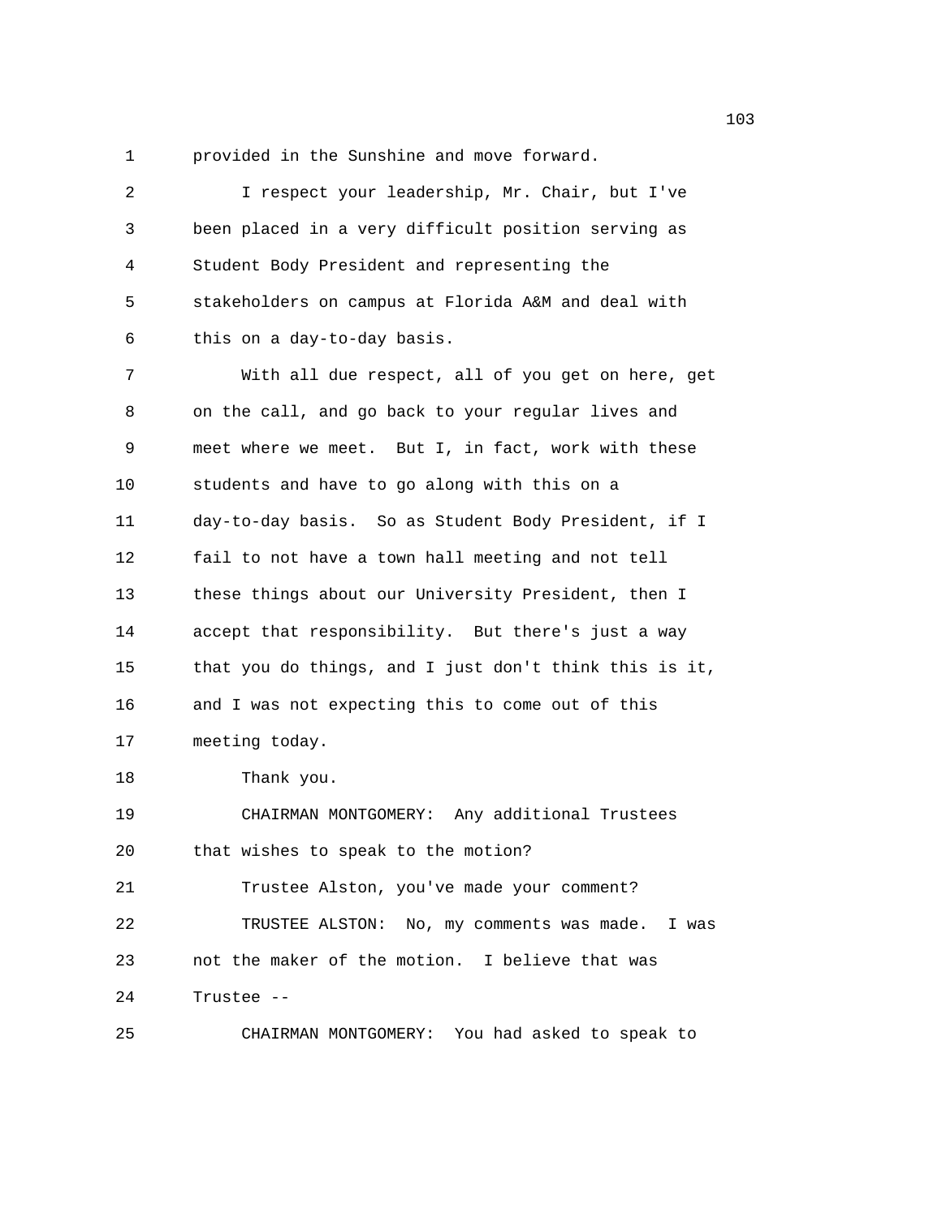provided in the Sunshine and move forward.

I respect your leadership, Mr. Chair, but I've been placed in a very difficult position serving as Student Body President and representing the stakeholders on campus at Florida A&M and deal with this on a day-to-day basis.

With all due respect, all of you get on here, get on the call, and go back to your regular lives and meet where we meet. But I, in fact, work with these students and have to go along with this on a day-to-day basis. So as Student Body President, if I fail to not have a town hall meeting and not tell these things about our University President, then I accept that responsibility. But there's just a way that you do things, and I just don't think this is it, and I was not expecting this to come out of this meeting today.

Thank you.

CHAIRMAN MONTGOMERY: Any additional Trustees that wishes to speak to the motion?

Trustee Alston, you've made your comment?

TRUSTEE ALSTON: No, my comments was made. I was not the maker of the motion. I believe that was Trustee --

CHAIRMAN MONTGOMERY: You had asked to speak to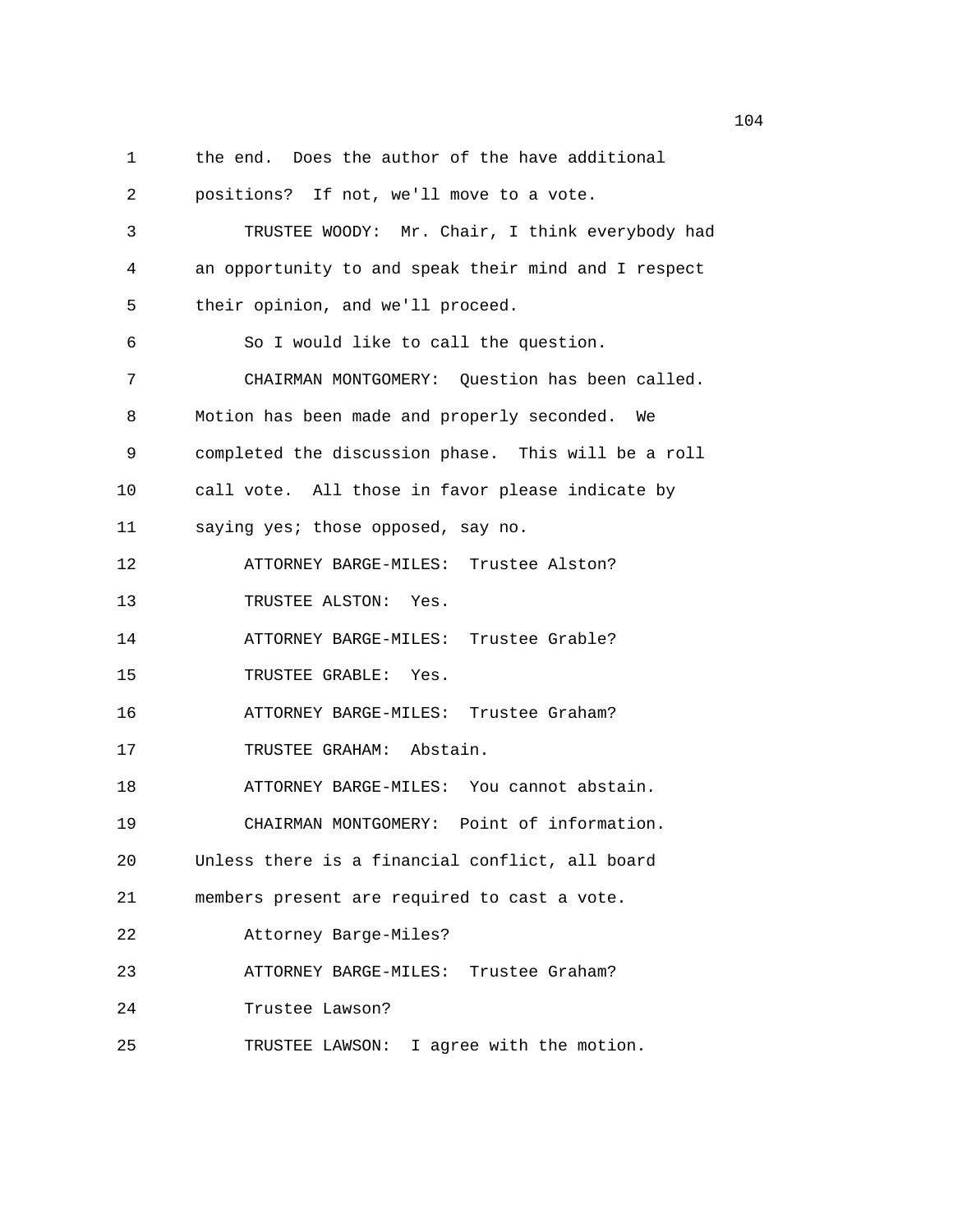the end. Does the author of the have additional positions? If not, we'll move to a vote.

TRUSTEE WOODY: Mr. Chair, I think everybody had an opportunity to and speak their mind and I respect their opinion, and we'll proceed.

So I would like to call the question.

CHAIRMAN MONTGOMERY: Question has been called. Motion has been made and properly seconded. We completed the discussion phase. This will be a roll call vote. All those in favor please indicate by saying yes; those opposed, say no.

ATTORNEY BARGE-MILES: Trustee Alston?

TRUSTEE ALSTON: Yes.

ATTORNEY BARGE-MILES: Trustee Grable?

TRUSTEE GRABLE: Yes.

ATTORNEY BARGE-MILES: Trustee Graham?

TRUSTEE GRAHAM: Abstain.

ATTORNEY BARGE-MILES: You cannot abstain.

CHAIRMAN MONTGOMERY: Point of information. Unless there is a financial conflict, all board members present are required to cast a vote.

Attorney Barge-Miles?

ATTORNEY BARGE-MILES: Trustee Graham?

Trustee Lawson?

TRUSTEE LAWSON: I agree with the motion.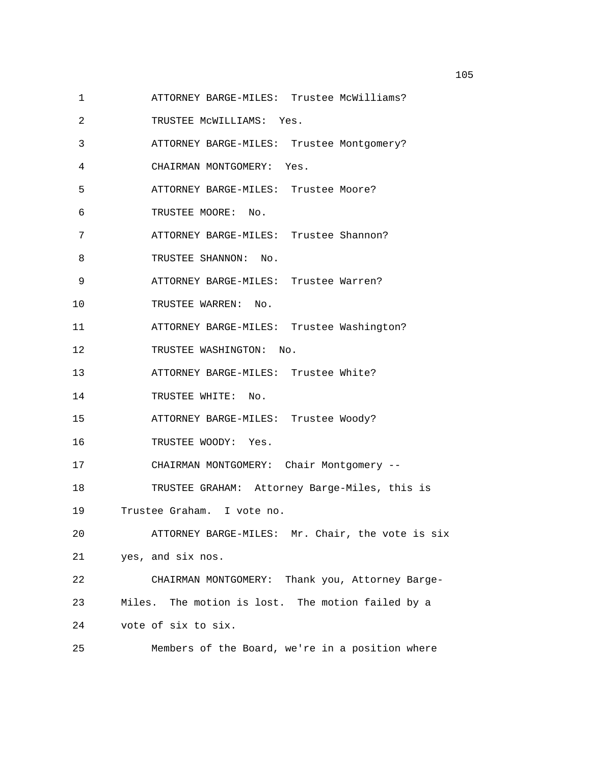ATTORNEY BARGE-MILES: Trustee McWilliams?

TRUSTEE McWILLIAMS: Yes.

ATTORNEY BARGE-MILES: Trustee Montgomery?

CHAIRMAN MONTGOMERY: Yes.

ATTORNEY BARGE-MILES: Trustee Moore?

TRUSTEE MOORE: No.

ATTORNEY BARGE-MILES: Trustee Shannon?

TRUSTEE SHANNON: No.

ATTORNEY BARGE-MILES: Trustee Warren?

TRUSTEE WARREN: No.

ATTORNEY BARGE-MILES: Trustee Washington?

TRUSTEE WASHINGTON: No.

ATTORNEY BARGE-MILES: Trustee White?

TRUSTEE WHITE: No.

ATTORNEY BARGE-MILES: Trustee Woody?

TRUSTEE WOODY: Yes.

CHAIRMAN MONTGOMERY: Chair Montgomery --

TRUSTEE GRAHAM: Attorney Barge-Miles, this is Trustee Graham. I vote no.

ATTORNEY BARGE-MILES: Mr. Chair, the vote is six yes, and six nos.

CHAIRMAN MONTGOMERY: Thank you, Attorney Barge-Miles. The motion is lost. The motion failed by a vote of six to six.

Members of the Board, we're in a position where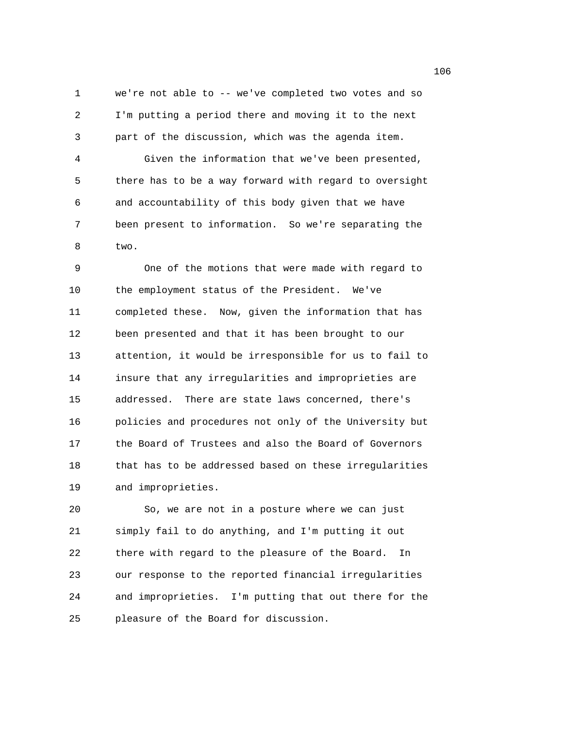we're not able to -- we've completed two votes and so I'm putting a period there and moving it to the next part of the discussion, which was the agenda item.

Given the information that we've been presented, there has to be a way forward with regard to oversight and accountability of this body given that we have been present to information. So we're separating the two.

One of the motions that were made with regard to the employment status of the President. We've completed these. Now, given the information that has been presented and that it has been brought to our attention, it would be irresponsible for us to fail to insure that any irregularities and improprieties are addressed. There are state laws concerned, there's policies and procedures not only of the University but the Board of Trustees and also the Board of Governors that has to be addressed based on these irregularities and improprieties.

So, we are not in a posture where we can just simply fail to do anything, and I'm putting it out there with regard to the pleasure of the Board. In our response to the reported financial irregularities and improprieties. I'm putting that out there for the pleasure of the Board for discussion.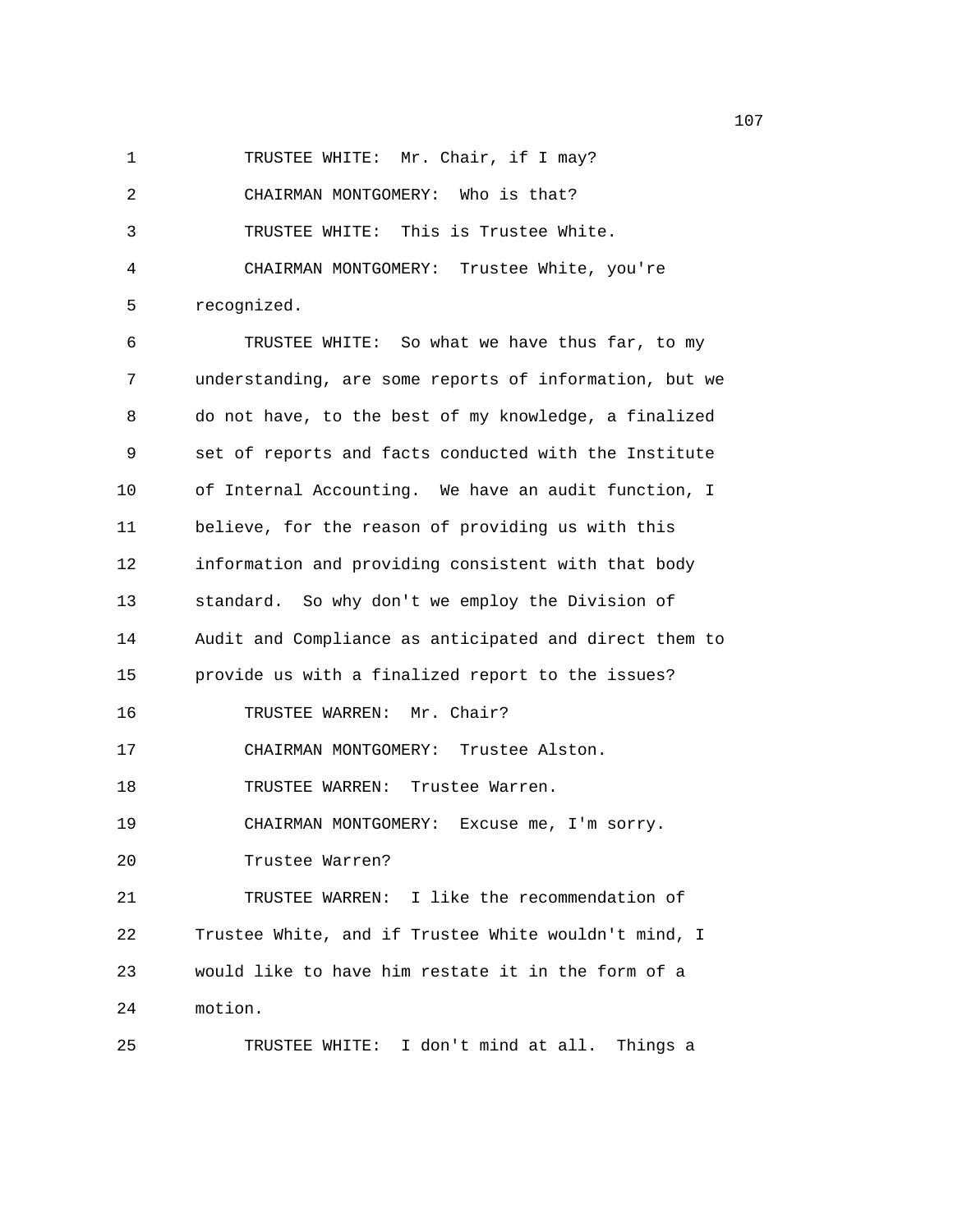TRUSTEE WHITE: Mr. Chair, if I may?

CHAIRMAN MONTGOMERY: Who is that?

TRUSTEE WHITE: This is Trustee White.

CHAIRMAN MONTGOMERY: Trustee White, you're recognized.

TRUSTEE WHITE: So what we have thus far, to my understanding, are some reports of information, but we do not have, to the best of my knowledge, a finalized set of reports and facts conducted with the Institute of Internal Accounting. We have an audit function, I believe, for the reason of providing us with this information and providing consistent with that body standard. So why don't we employ the Division of Audit and Compliance as anticipated and direct them to provide us with a finalized report to the issues?

TRUSTEE WARREN: Mr. Chair?

CHAIRMAN MONTGOMERY: Trustee Alston.

TRUSTEE WARREN: Trustee Warren.

CHAIRMAN MONTGOMERY: Excuse me, I'm sorry. Trustee Warren?

TRUSTEE WARREN: I like the recommendation of Trustee White, and if Trustee White wouldn't mind, I would like to have him restate it in the form of a motion.

TRUSTEE WHITE: I don't mind at all. Things a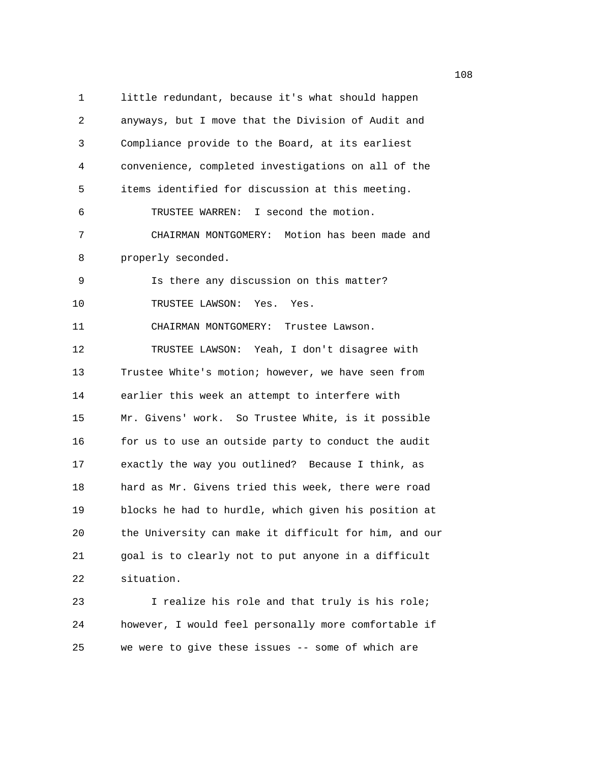little redundant, because it's what should happen anyways, but I move that the Division of Audit and Compliance provide to the Board, at its earliest convenience, completed investigations on all of the items identified for discussion at this meeting.

TRUSTEE WARREN: I second the motion.

CHAIRMAN MONTGOMERY: Motion has been made and properly seconded.

Is there any discussion on this matter?

TRUSTEE LAWSON: Yes. Yes.

CHAIRMAN MONTGOMERY: Trustee Lawson.

TRUSTEE LAWSON: Yeah, I don't disagree with Trustee White's motion; however, we have seen from earlier this week an attempt to interfere with Mr. Givens' work. So Trustee White, is it possible for us to use an outside party to conduct the audit exactly the way you outlined? Because I think, as hard as Mr. Givens tried this week, there were road blocks he had to hurdle, which given his position at the University can make it difficult for him, and our goal is to clearly not to put anyone in a difficult situation.

I realize his role and that truly is his role; however, I would feel personally more comfortable if we were to give these issues -- some of which are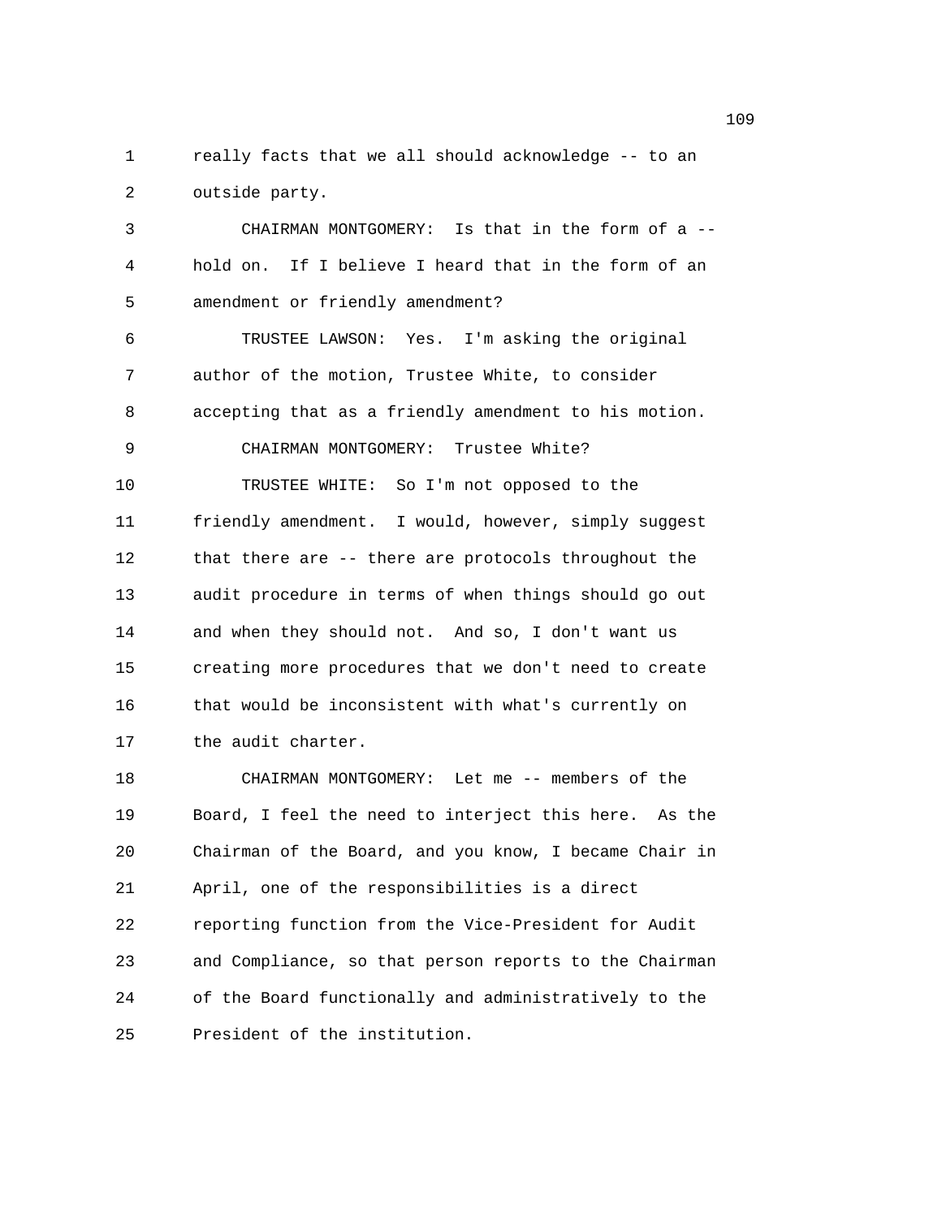really facts that we all should acknowledge -- to an outside party.

CHAIRMAN MONTGOMERY: Is that in the form of a -- hold on. If I believe I heard that in the form of an amendment or friendly amendment?

TRUSTEE LAWSON: Yes. I'm asking the original author of the motion, Trustee White, to consider accepting that as a friendly amendment to his motion.

CHAIRMAN MONTGOMERY: Trustee White?

TRUSTEE WHITE: So I'm not opposed to the friendly amendment. I would, however, simply suggest that there are -- there are protocols throughout the audit procedure in terms of when things should go out and when they should not. And so, I don't want us creating more procedures that we don't need to create that would be inconsistent with what's currently on the audit charter.

CHAIRMAN MONTGOMERY: Let me -- members of the Board, I feel the need to interject this here. As the Chairman of the Board, and you know, I became Chair in April, one of the responsibilities is a direct reporting function from the Vice-President for Audit and Compliance, so that person reports to the Chairman of the Board functionally and administratively to the President of the institution.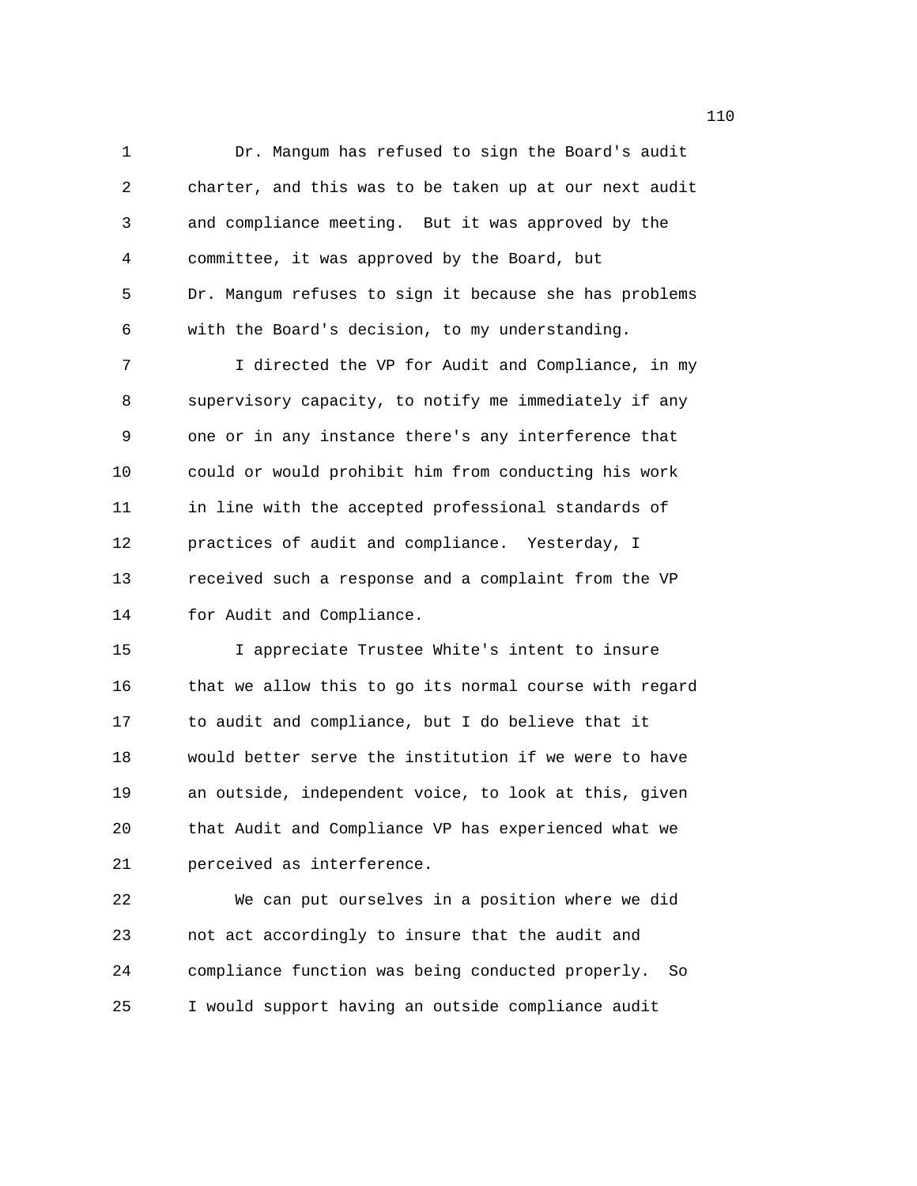Dr. Mangum has refused to sign the Board's audit charter, and this was to be taken up at our next audit and compliance meeting. But it was approved by the committee, it was approved by the Board, but Dr. Mangum refuses to sign it because she has problems with the Board's decision, to my understanding.

I directed the VP for Audit and Compliance, in my supervisory capacity, to notify me immediately if any one or in any instance there's any interference that could or would prohibit him from conducting his work in line with the accepted professional standards of practices of audit and compliance. Yesterday, I received such a response and a complaint from the VP for Audit and Compliance.

I appreciate Trustee White's intent to insure that we allow this to go its normal course with regard to audit and compliance, but I do believe that it would better serve the institution if we were to have an outside, independent voice, to look at this, given that Audit and Compliance VP has experienced what we perceived as interference.

We can put ourselves in a position where we did not act accordingly to insure that the audit and compliance function was being conducted properly. So I would support having an outside compliance audit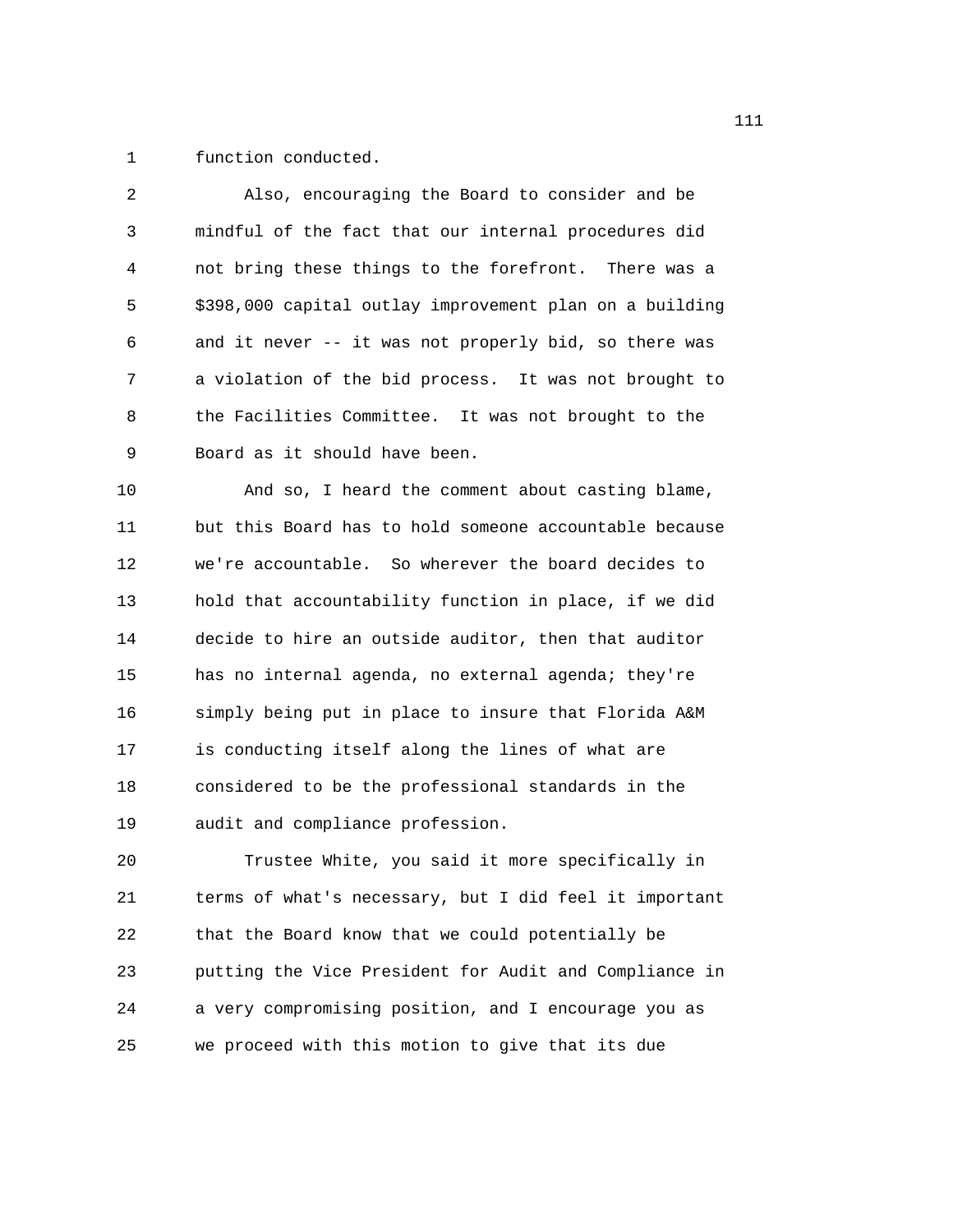function conducted.

Also, encouraging the Board to consider and be mindful of the fact that our internal procedures did not bring these things to the forefront. There was a $398,000 capital outlay improvement plan on a building and it never -- it was not properly bid, so there was a violation of the bid process. It was not brought to the Facilities Committee. It was not brought to the Board as it should have been.

And so, I heard the comment about casting blame, but this Board has to hold someone accountable because we're accountable. So wherever the board decides to hold that accountability function in place, if we did decide to hire an outside auditor, then that auditor has no internal agenda, no external agenda; they're simply being put in place to insure that Florida A&M is conducting itself along the lines of what are considered to be the professional standards in the audit and compliance profession.

Trustee White, you said it more specifically in terms of what's necessary, but I did feel it important that the Board know that we could potentially be putting the Vice President for Audit and Compliance in a very compromising position, and I encourage you as we proceed with this motion to give that its due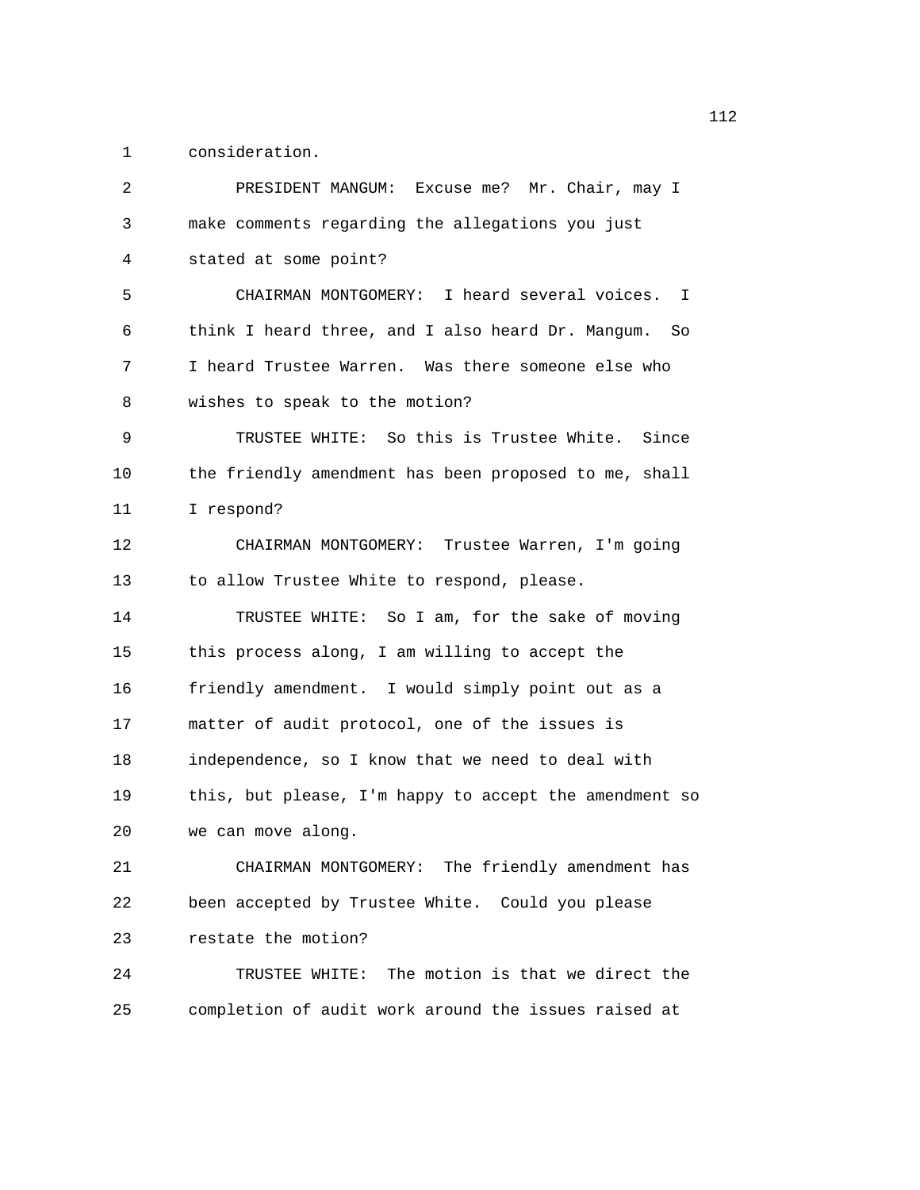1 consideration.

2 PRESIDENT MANGUM: Excuse me? Mr. Chair, may I
3 make comments regarding the allegations you just
4 stated at some point?

5 CHAIRMAN MONTGOMERY: I heard several voices. I
6 think I heard three, and I also heard Dr. Mangum. So
7 I heard Trustee Warren. Was there someone else who
8 wishes to speak to the motion?

9 TRUSTEE WHITE: So this is Trustee White. Since
10 the friendly amendment has been proposed to me, shall
11 I respond?

12 CHAIRMAN MONTGOMERY: Trustee Warren, I'm going
13 to allow Trustee White to respond, please.

14 TRUSTEE WHITE: So I am, for the sake of moving
15 this process along, I am willing to accept the
16 friendly amendment. I would simply point out as a
17 matter of audit protocol, one of the issues is
18 independence, so I know that we need to deal with
19 this, but please, I'm happy to accept the amendment so
20 we can move along.

21 CHAIRMAN MONTGOMERY: The friendly amendment has
22 been accepted by Trustee White. Could you please
23 restate the motion?

24 TRUSTEE WHITE: The motion is that we direct the
25 completion of audit work around the issues raised at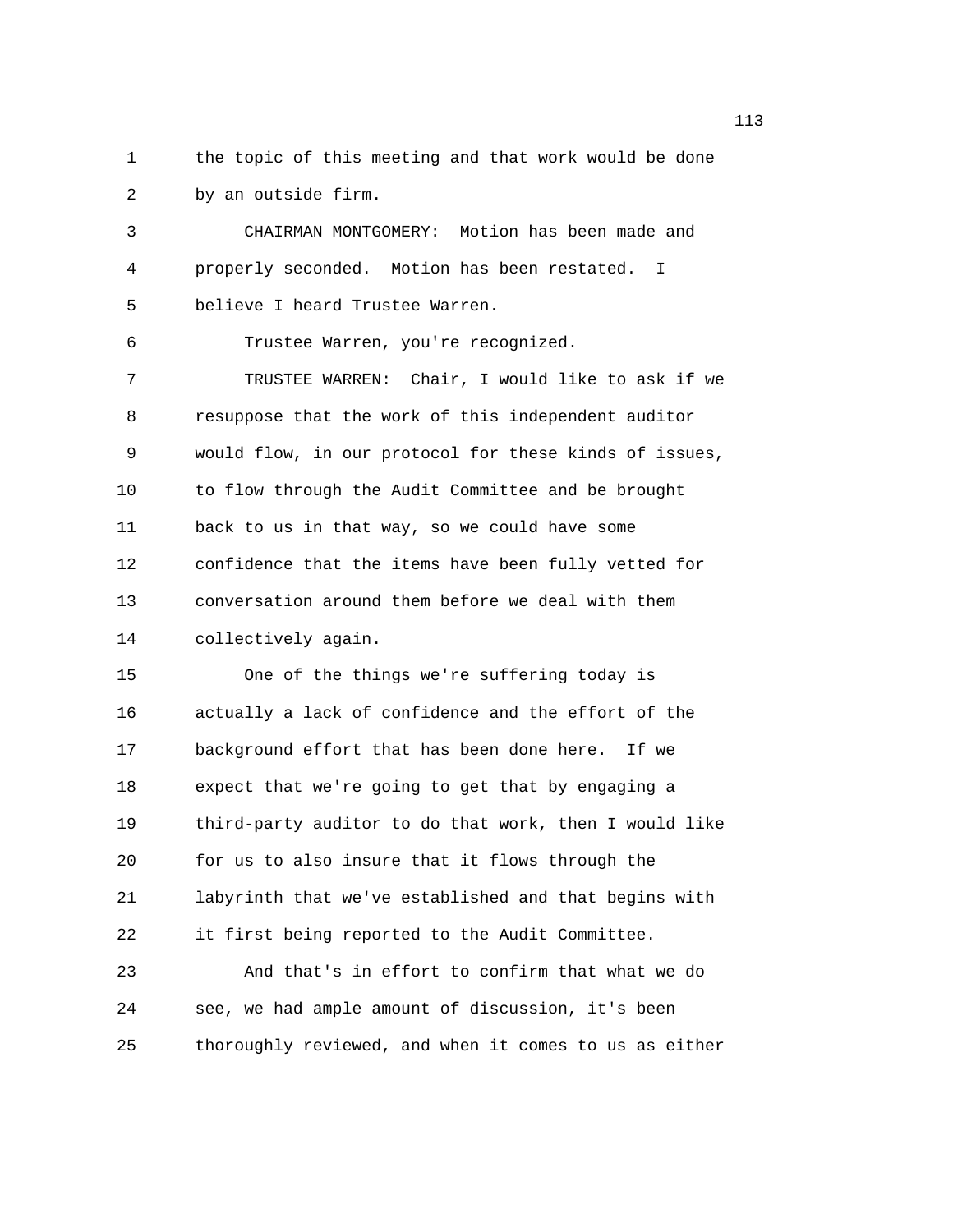the topic of this meeting and that work would be done by an outside firm.

CHAIRMAN MONTGOMERY: Motion has been made and properly seconded. Motion has been restated. I believe I heard Trustee Warren.

Trustee Warren, you're recognized.

TRUSTEE WARREN: Chair, I would like to ask if we resuppose that the work of this independent auditor would flow, in our protocol for these kinds of issues, to flow through the Audit Committee and be brought back to us in that way, so we could have some confidence that the items have been fully vetted for conversation around them before we deal with them collectively again.

One of the things we're suffering today is actually a lack of confidence and the effort of the background effort that has been done here. If we expect that we're going to get that by engaging a third-party auditor to do that work, then I would like for us to also insure that it flows through the labyrinth that we've established and that begins with it first being reported to the Audit Committee.

And that's in effort to confirm that what we do see, we had ample amount of discussion, it's been thoroughly reviewed, and when it comes to us as either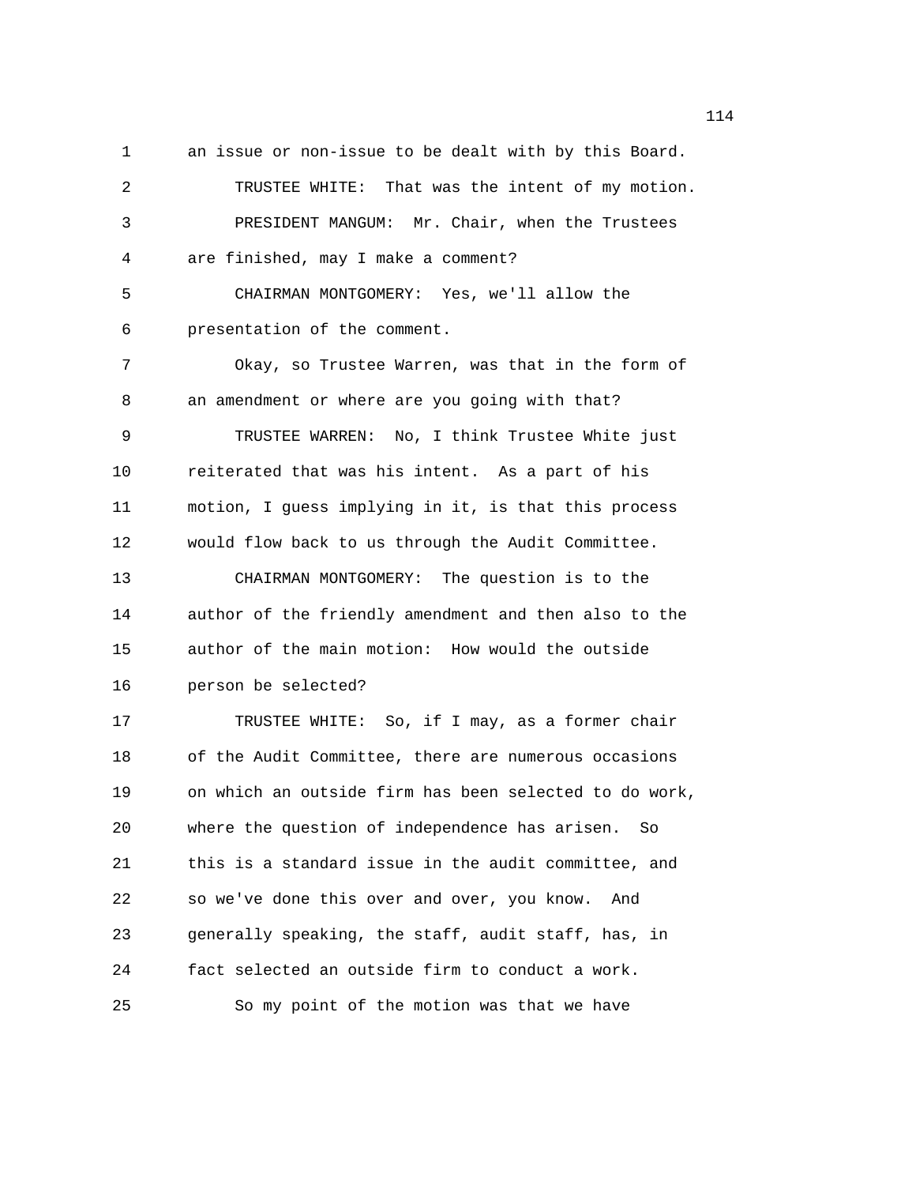an issue or non-issue to be dealt with by this Board.

TRUSTEE WHITE: That was the intent of my motion.

PRESIDENT MANGUM: Mr. Chair, when the Trustees are finished, may I make a comment?

CHAIRMAN MONTGOMERY: Yes, we'll allow the presentation of the comment.

Okay, so Trustee Warren, was that in the form of an amendment or where are you going with that?

TRUSTEE WARREN: No, I think Trustee White just reiterated that was his intent. As a part of his motion, I guess implying in it, is that this process would flow back to us through the Audit Committee.

CHAIRMAN MONTGOMERY: The question is to the author of the friendly amendment and then also to the author of the main motion: How would the outside person be selected?

TRUSTEE WHITE: So, if I may, as a former chair of the Audit Committee, there are numerous occasions on which an outside firm has been selected to do work, where the question of independence has arisen. So this is a standard issue in the audit committee, and so we've done this over and over, you know. And generally speaking, the staff, audit staff, has, in fact selected an outside firm to conduct a work.

So my point of the motion was that we have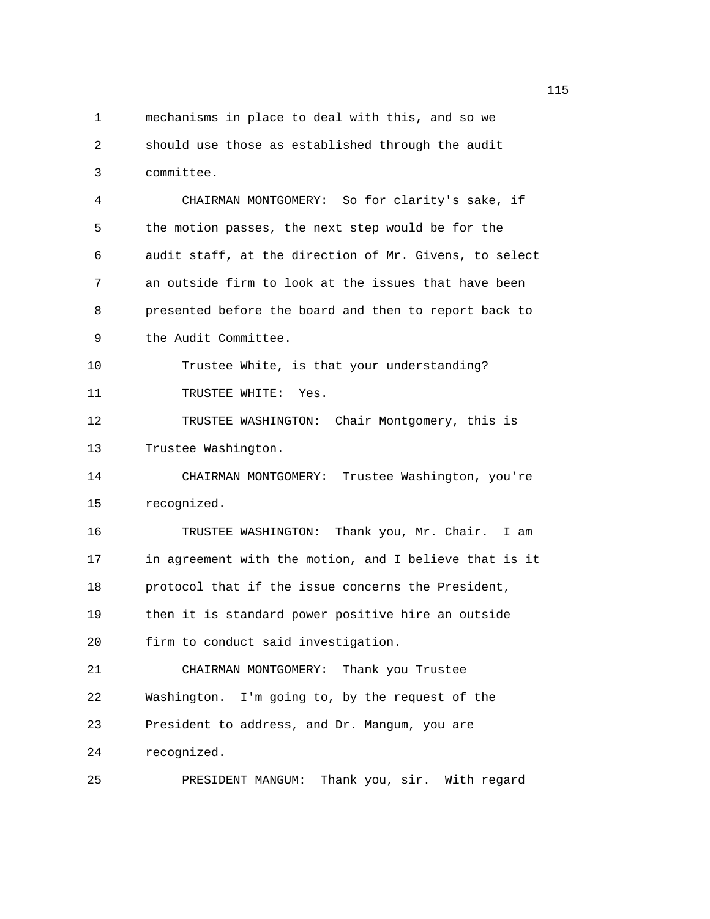mechanisms in place to deal with this, and so we should use those as established through the audit committee.

CHAIRMAN MONTGOMERY: So for clarity's sake, if the motion passes, the next step would be for the audit staff, at the direction of Mr. Givens, to select an outside firm to look at the issues that have been presented before the board and then to report back to the Audit Committee.

Trustee White, is that your understanding?

TRUSTEE WHITE: Yes.

TRUSTEE WASHINGTON: Chair Montgomery, this is Trustee Washington.

CHAIRMAN MONTGOMERY: Trustee Washington, you're recognized.

TRUSTEE WASHINGTON: Thank you, Mr. Chair. I am in agreement with the motion, and I believe that is it protocol that if the issue concerns the President, then it is standard power positive hire an outside firm to conduct said investigation.

CHAIRMAN MONTGOMERY: Thank you Trustee Washington. I'm going to, by the request of the President to address, and Dr. Mangum, you are recognized.

PRESIDENT MANGUM: Thank you, sir. With regard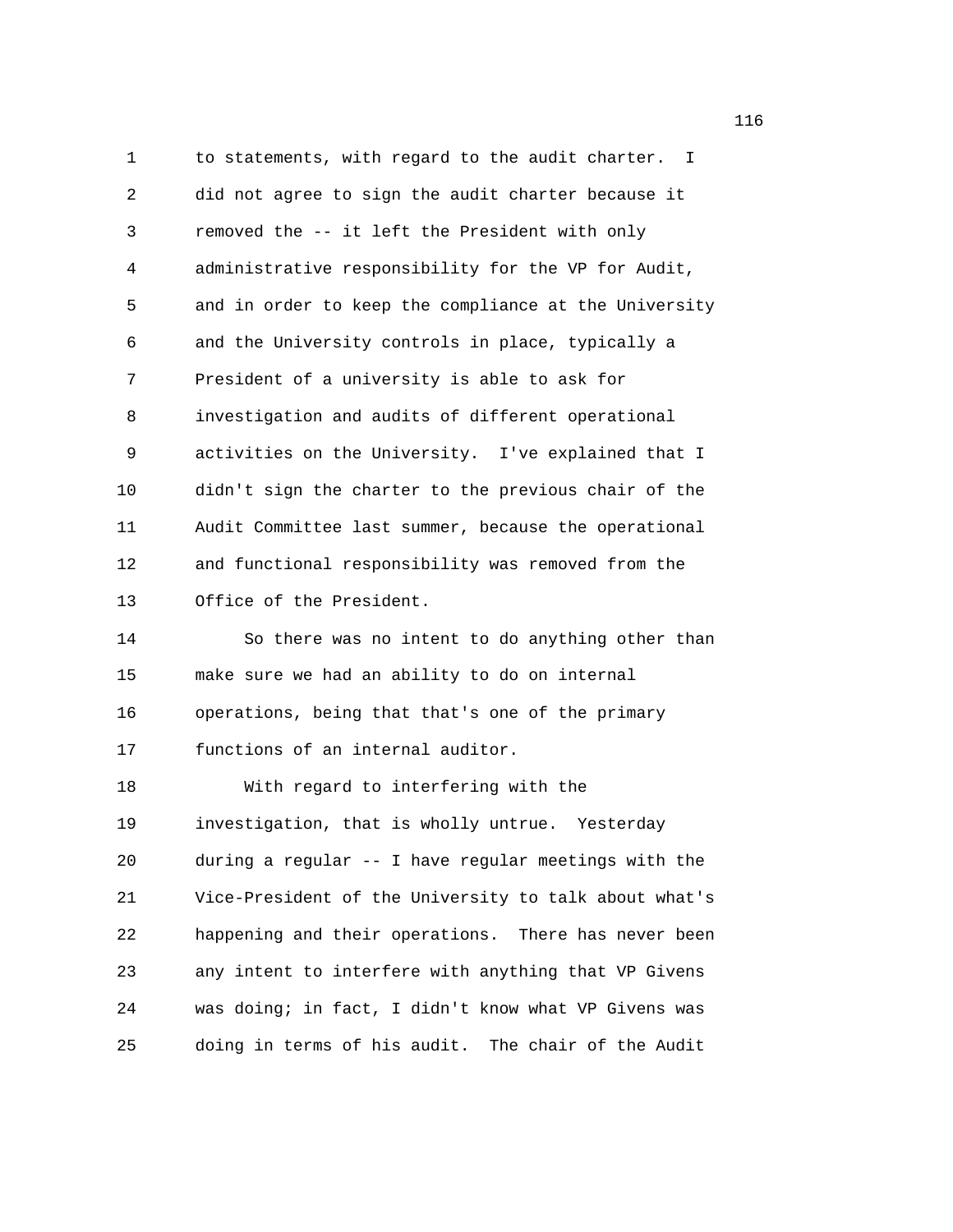to statements, with regard to the audit charter. I did not agree to sign the audit charter because it removed the -- it left the President with only administrative responsibility for the VP for Audit, and in order to keep the compliance at the University and the University controls in place, typically a President of a university is able to ask for investigation and audits of different operational activities on the University. I've explained that I didn't sign the charter to the previous chair of the Audit Committee last summer, because the operational and functional responsibility was removed from the Office of the President.

So there was no intent to do anything other than make sure we had an ability to do on internal operations, being that that's one of the primary functions of an internal auditor.

With regard to interfering with the investigation, that is wholly untrue. Yesterday during a regular -- I have regular meetings with the Vice-President of the University to talk about what's happening and their operations. There has never been any intent to interfere with anything that VP Givens was doing; in fact, I didn't know what VP Givens was doing in terms of his audit. The chair of the Audit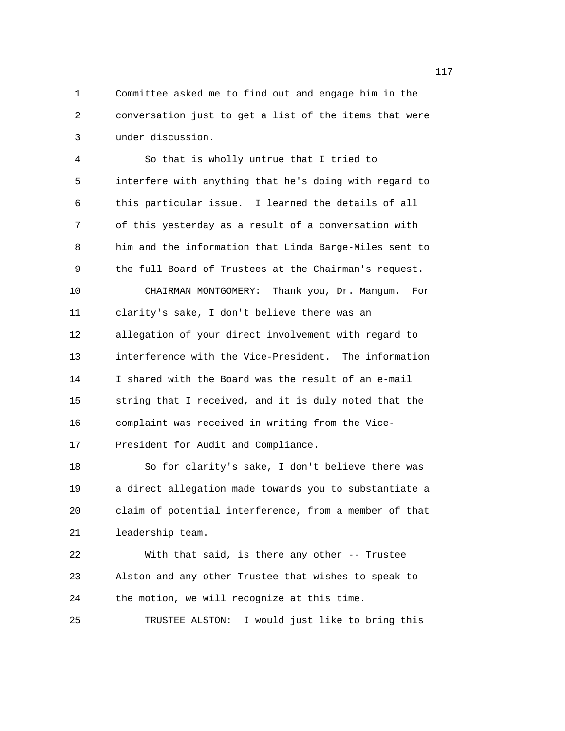Committee asked me to find out and engage him in the conversation just to get a list of the items that were under discussion.

So that is wholly untrue that I tried to interfere with anything that he's doing with regard to this particular issue. I learned the details of all of this yesterday as a result of a conversation with him and the information that Linda Barge-Miles sent to the full Board of Trustees at the Chairman's request.

CHAIRMAN MONTGOMERY: Thank you, Dr. Mangum. For clarity's sake, I don't believe there was an allegation of your direct involvement with regard to interference with the Vice-President. The information I shared with the Board was the result of an e-mail string that I received, and it is duly noted that the complaint was received in writing from the Vice-President for Audit and Compliance.

So for clarity's sake, I don't believe there was a direct allegation made towards you to substantiate a claim of potential interference, from a member of that leadership team.

With that said, is there any other -- Trustee Alston and any other Trustee that wishes to speak to the motion, we will recognize at this time.

TRUSTEE ALSTON: I would just like to bring this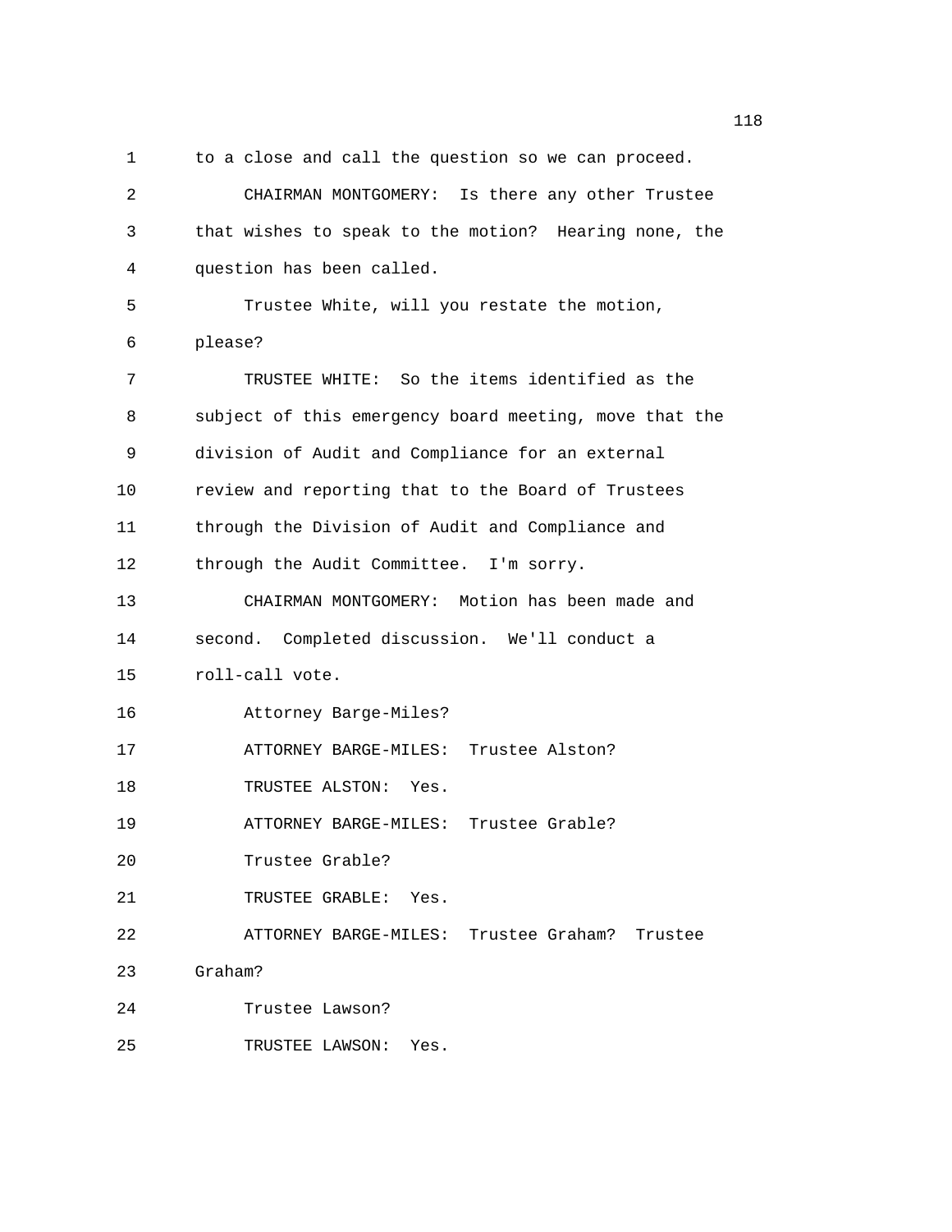to a close and call the question so we can proceed.

CHAIRMAN MONTGOMERY: Is there any other Trustee that wishes to speak to the motion? Hearing none, the question has been called.

Trustee White, will you restate the motion, please?

TRUSTEE WHITE: So the items identified as the subject of this emergency board meeting, move that the division of Audit and Compliance for an external review and reporting that to the Board of Trustees through the Division of Audit and Compliance and through the Audit Committee. I'm sorry.

CHAIRMAN MONTGOMERY: Motion has been made and second. Completed discussion. We'll conduct a roll-call vote.

Attorney Barge-Miles?

ATTORNEY BARGE-MILES: Trustee Alston?

TRUSTEE ALSTON: Yes.

ATTORNEY BARGE-MILES: Trustee Grable?

Trustee Grable?

TRUSTEE GRABLE: Yes.

ATTORNEY BARGE-MILES: Trustee Graham? Trustee Graham?

Trustee Lawson?

TRUSTEE LAWSON: Yes.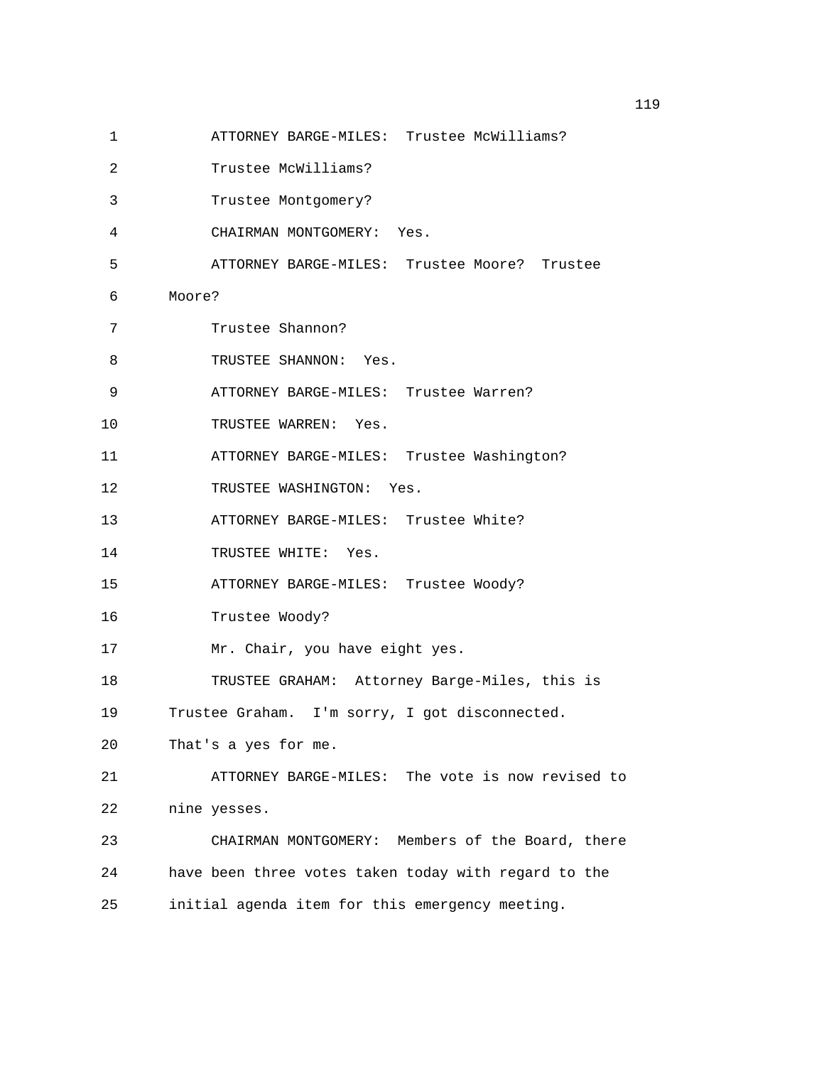1 ATTORNEY BARGE-MILES: Trustee McWilliams?

2 Trustee McWilliams?

3 Trustee Montgomery?

4 CHAIRMAN MONTGOMERY: Yes.

5 ATTORNEY BARGE-MILES: Trustee Moore? Trustee

6 Moore?

7 Trustee Shannon?

8 TRUSTEE SHANNON: Yes.

9 ATTORNEY BARGE-MILES: Trustee Warren?

10 TRUSTEE WARREN: Yes.

11 ATTORNEY BARGE-MILES: Trustee Washington?

12 TRUSTEE WASHINGTON: Yes.

13 ATTORNEY BARGE-MILES: Trustee White?

14 TRUSTEE WHITE: Yes.

15 ATTORNEY BARGE-MILES: Trustee Woody?

16 Trustee Woody?

17 Mr. Chair, you have eight yes.

18 TRUSTEE GRAHAM: Attorney Barge-Miles, this is

19 Trustee Graham. I'm sorry, I got disconnected.

20 That's a yes for me.

21 ATTORNEY BARGE-MILES: The vote is now revised to

22 nine yesses.

23 CHAIRMAN MONTGOMERY: Members of the Board, there

24 have been three votes taken today with regard to the

25 initial agenda item for this emergency meeting.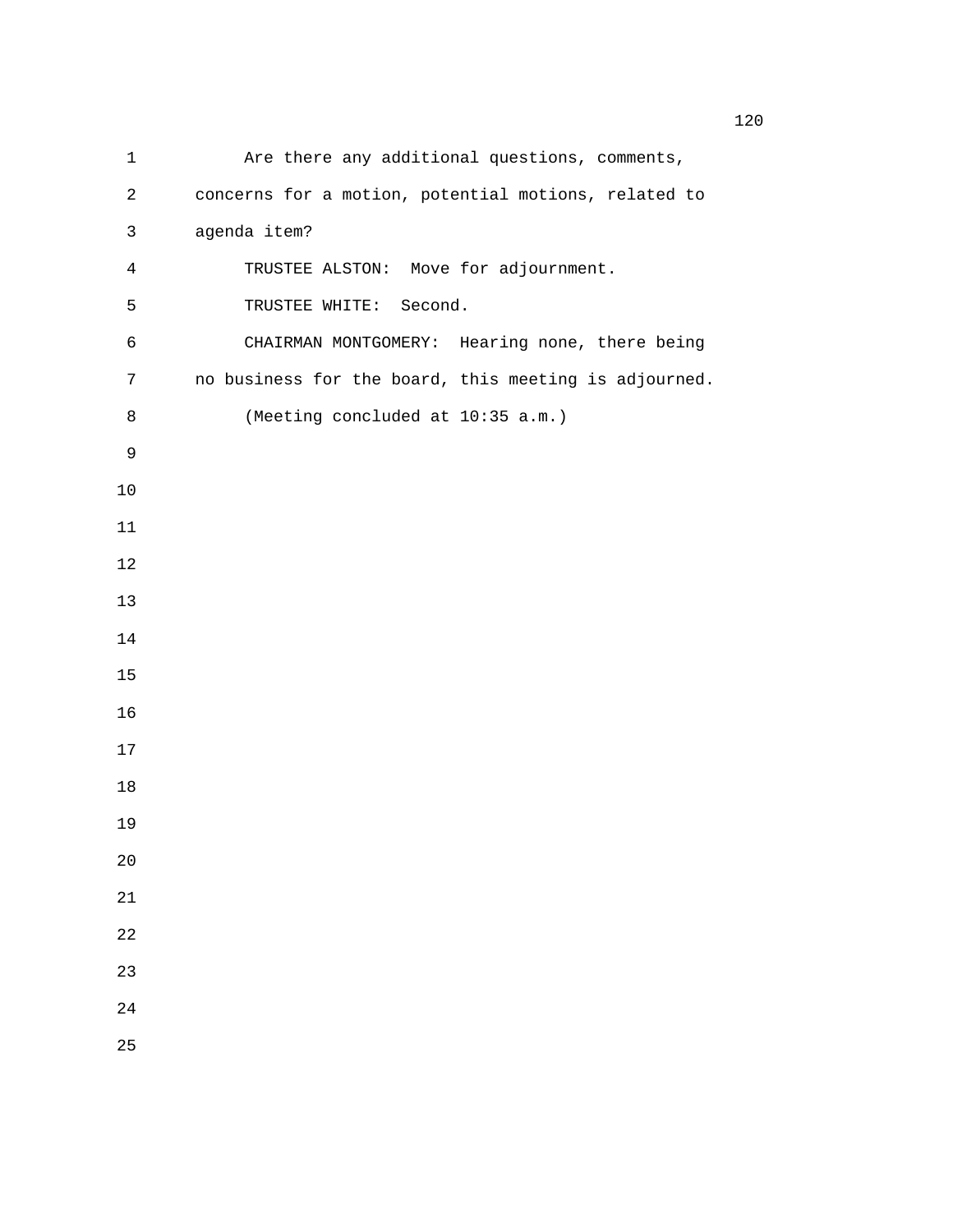Are there any additional questions, comments, concerns for a motion, potential motions, related to agenda item?

TRUSTEE ALSTON: Move for adjournment.

TRUSTEE WHITE: Second.

CHAIRMAN MONTGOMERY: Hearing none, there being no business for the board, this meeting is adjourned.

(Meeting concluded at 10:35 a.m.)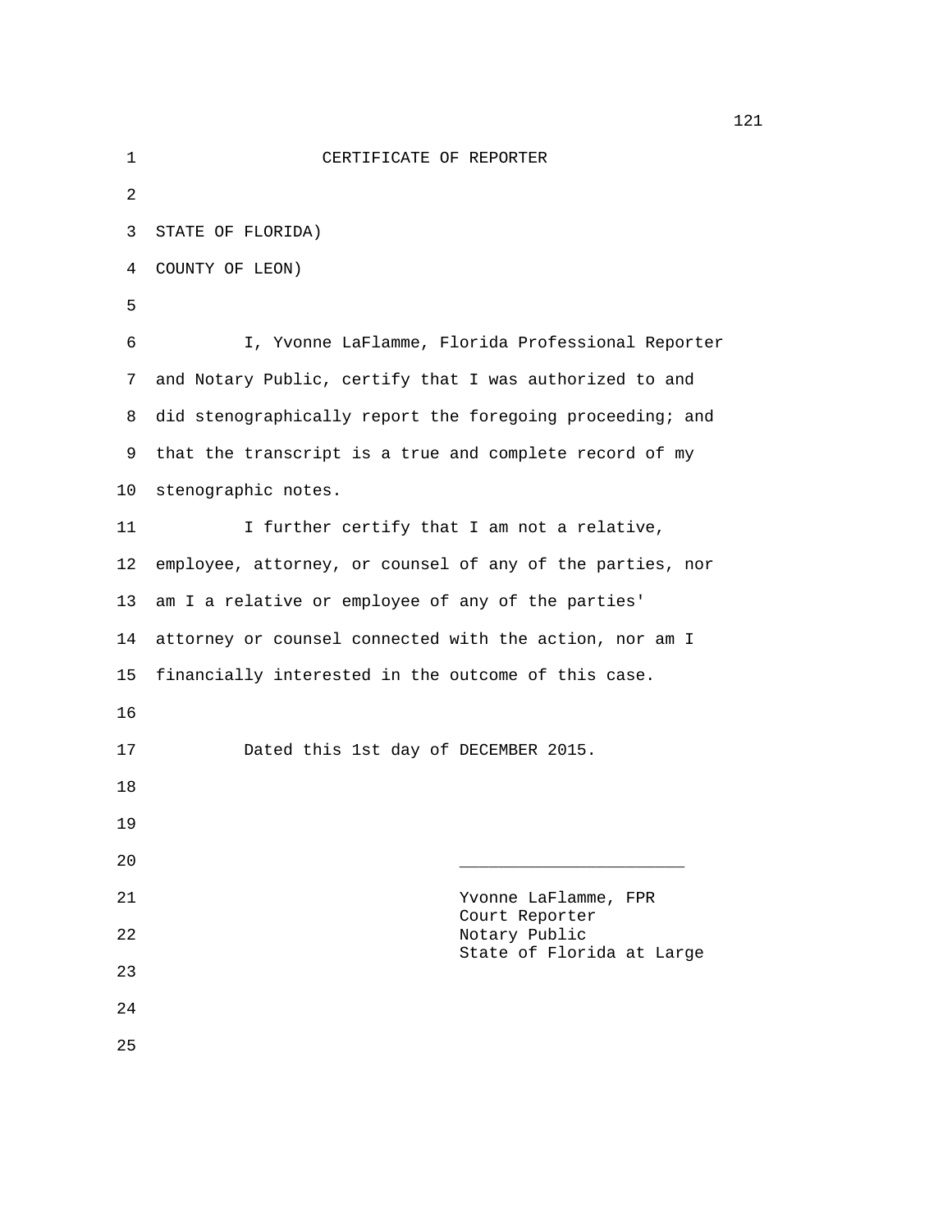# CERTIFICATE OF REPORTER

STATE OF FLORIDA)
COUNTY OF LEON)

I, Yvonne LaFlamme, Florida Professional Reporter and Notary Public, certify that I was authorized to and did stenographically report the foregoing proceeding; and that the transcript is a true and complete record of my stenographic notes.

I further certify that I am not a relative, employee, attorney, or counsel of any of the parties, nor am I a relative or employee of any of the parties' attorney or counsel connected with the action, nor am I financially interested in the outcome of this case.

Dated this 1st day of DECEMBER 2015.

______________________

Yvonne LaFlamme, FPR
Court Reporter
Notary Public
State of Florida at Large